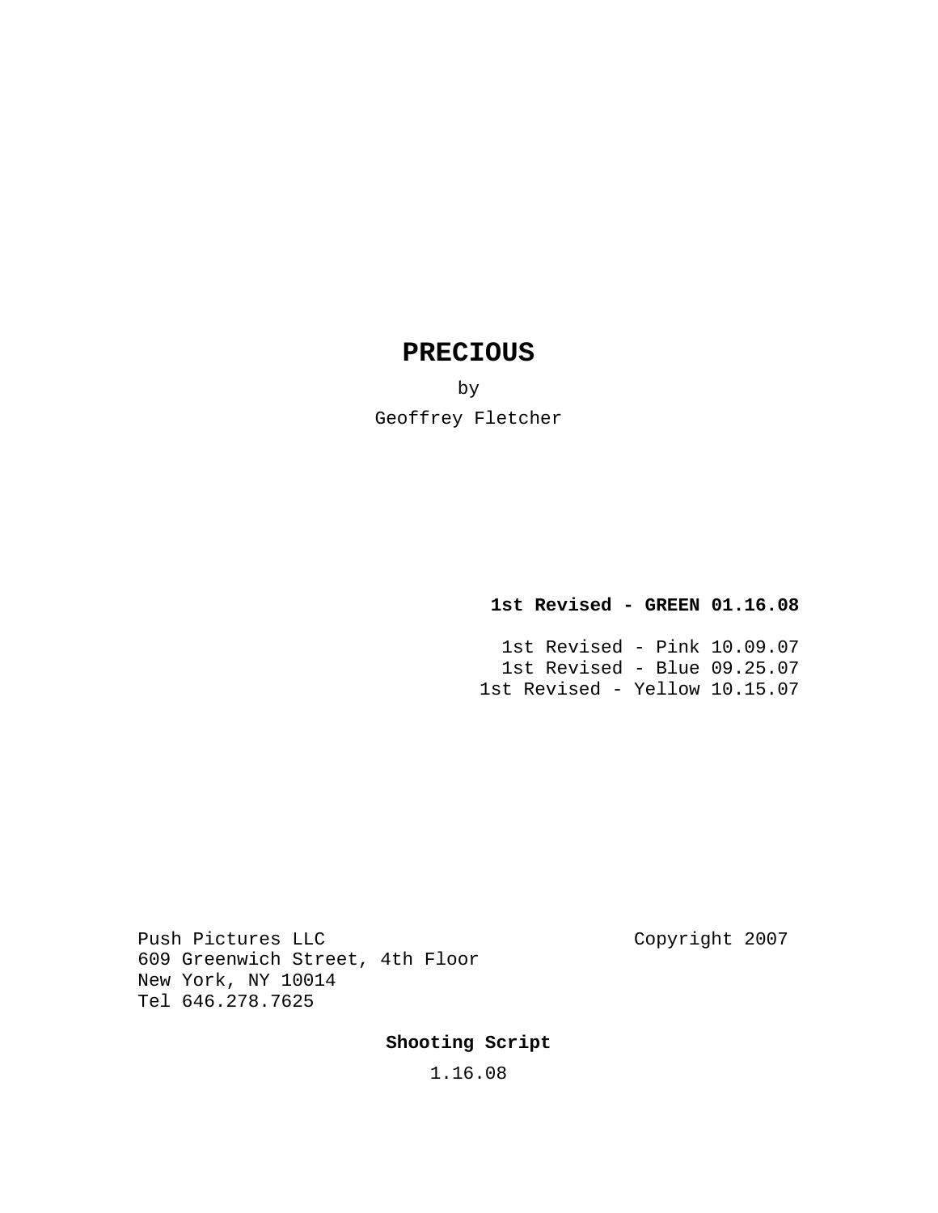# PRECIOUS

by

Geoffrey Fletcher

**1st Revised - GREEN 01.16.08**

1st Revised - Pink 10.09.07
1st Revised - Blue 09.25.07
1st Revised - Yellow 10.15.07

Push Pictures LLC
609 Greenwich Street, 4th Floor
New York, NY 10014
Tel 646.278.7625

Copyright 2007

**Shooting Script**

1.16.08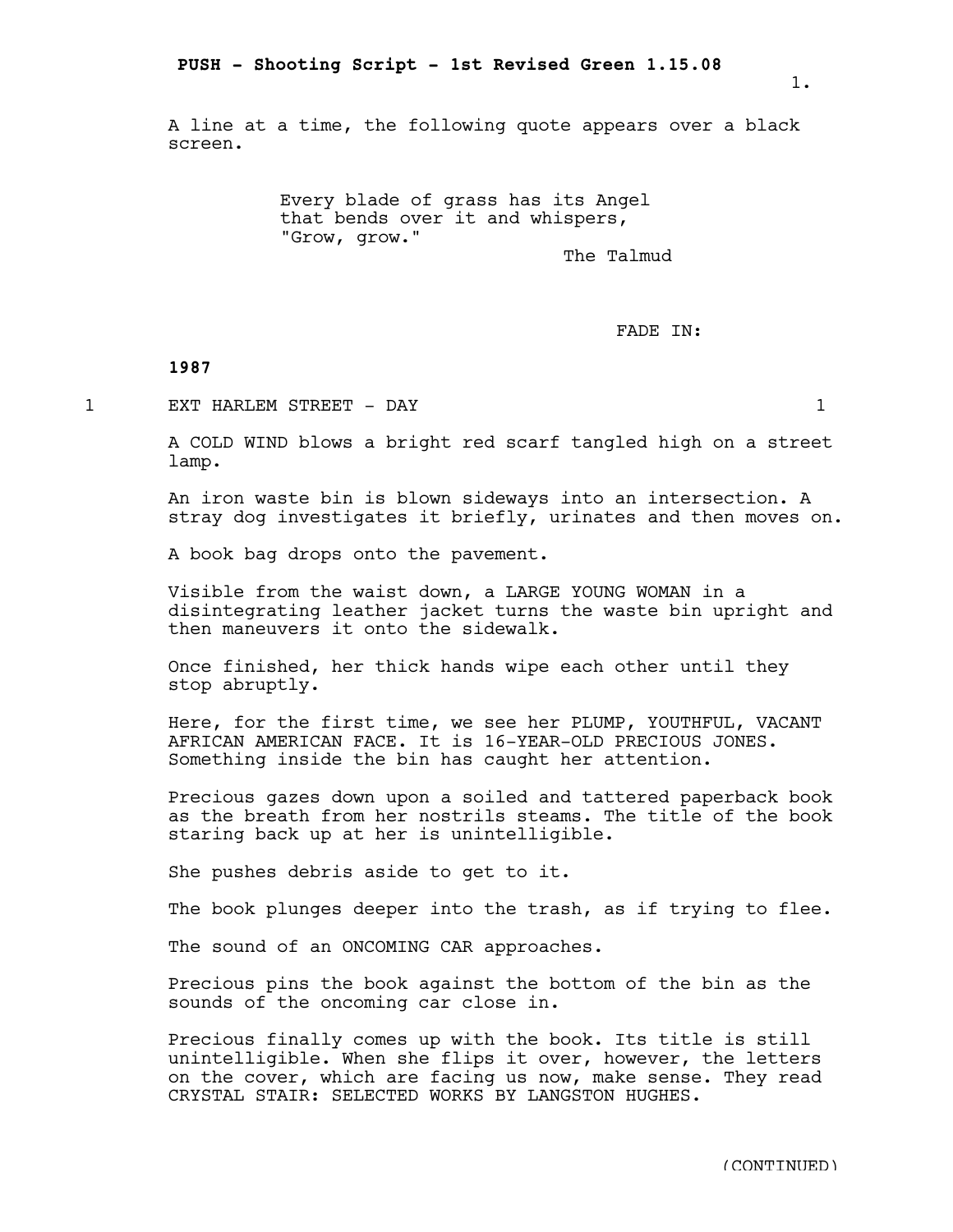A line at a time, the following quote appears over a black screen.

> Every blade of grass has its Angel
> that bends over it and whispers,
> "Grow, grow."
>
> The Talmud

FADE IN:

**1987**

1 EXT HARLEM STREET - DAY 1

A COLD WIND blows a bright red scarf tangled high on a street lamp.

An iron waste bin is blown sideways into an intersection. A stray dog investigates it briefly, urinates and then moves on.

A book bag drops onto the pavement.

Visible from the waist down, a LARGE YOUNG WOMAN in a disintegrating leather jacket turns the waste bin upright and then maneuvers it onto the sidewalk.

Once finished, her thick hands wipe each other until they stop abruptly.

Here, for the first time, we see her PLUMP, YOUTHFUL, VACANT AFRICAN AMERICAN FACE. It is 16-YEAR-OLD PRECIOUS JONES. Something inside the bin has caught her attention.

Precious gazes down upon a soiled and tattered paperback book as the breath from her nostrils steams. The title of the book staring back up at her is unintelligible.

She pushes debris aside to get to it.

The book plunges deeper into the trash, as if trying to flee.

The sound of an ONCOMING CAR approaches.

Precious pins the book against the bottom of the bin as the sounds of the oncoming car close in.

Precious finally comes up with the book. Its title is still unintelligible. When she flips it over, however, the letters on the cover, which are facing us now, make sense. They read CRYSTAL STAIR: SELECTED WORKS BY LANGSTON HUGHES.

(CONTINUED)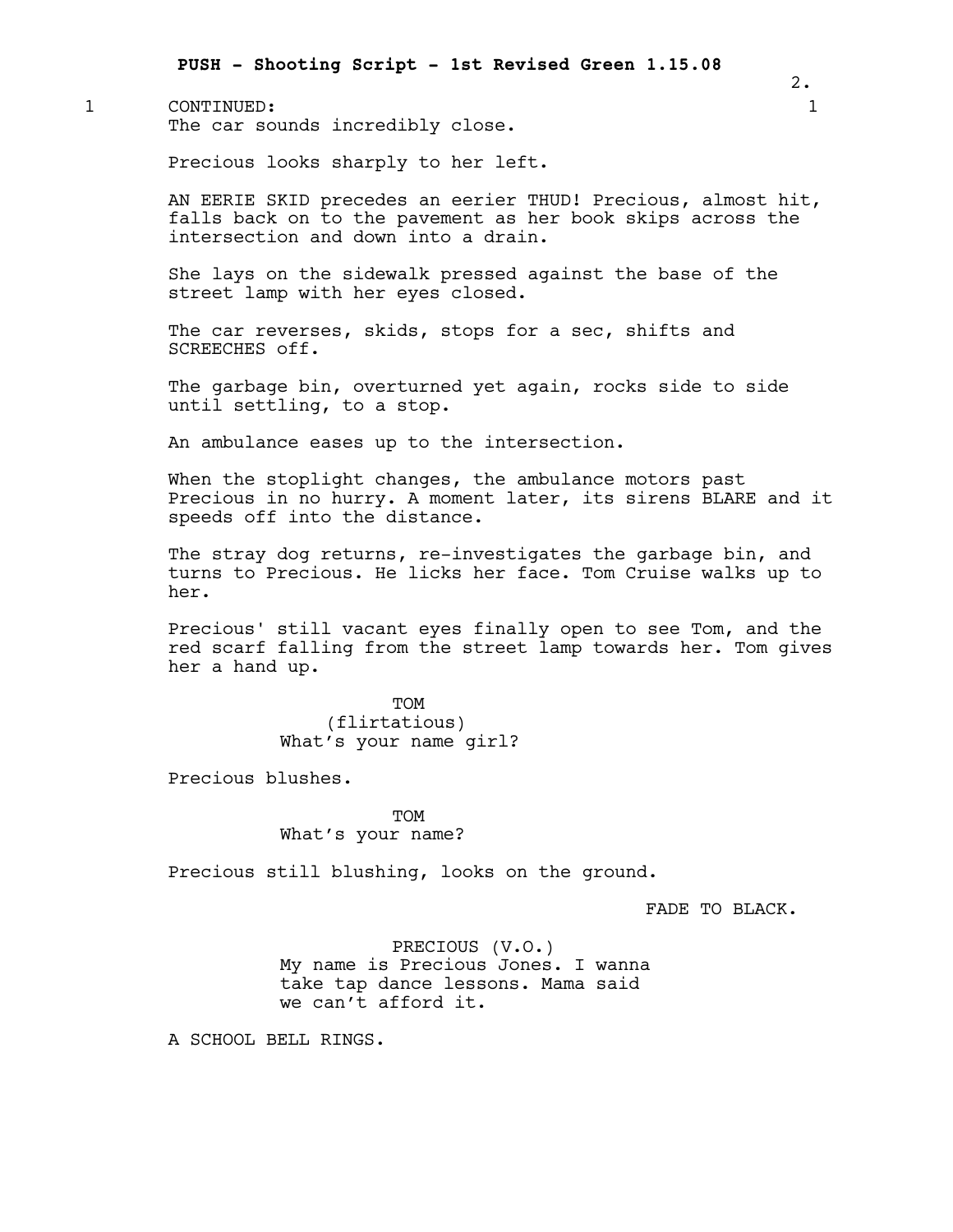CONTINUED:

The car sounds incredibly close.

Precious looks sharply to her left.

AN EERIE SKID precedes an eerier THUD! Precious, almost hit, falls back on to the pavement as her book skips across the intersection and down into a drain.

She lays on the sidewalk pressed against the base of the street lamp with her eyes closed.

The car reverses, skids, stops for a sec, shifts and SCREECHES off.

The garbage bin, overturned yet again, rocks side to side until settling, to a stop.

An ambulance eases up to the intersection.

When the stoplight changes, the ambulance motors past Precious in no hurry. A moment later, its sirens BLARE and it speeds off into the distance.

The stray dog returns, re-investigates the garbage bin, and turns to Precious. He licks her face. Tom Cruise walks up to her.

Precious' still vacant eyes finally open to see Tom, and the red scarf falling from the street lamp towards her. Tom gives her a hand up.

TOM
(flirtatious)
What's your name girl?

Precious blushes.

TOM
What's your name?

Precious still blushing, looks on the ground.

FADE TO BLACK.

PRECIOUS (V.O.)
My name is Precious Jones. I wanna take tap dance lessons. Mama said we can't afford it.

A SCHOOL BELL RINGS.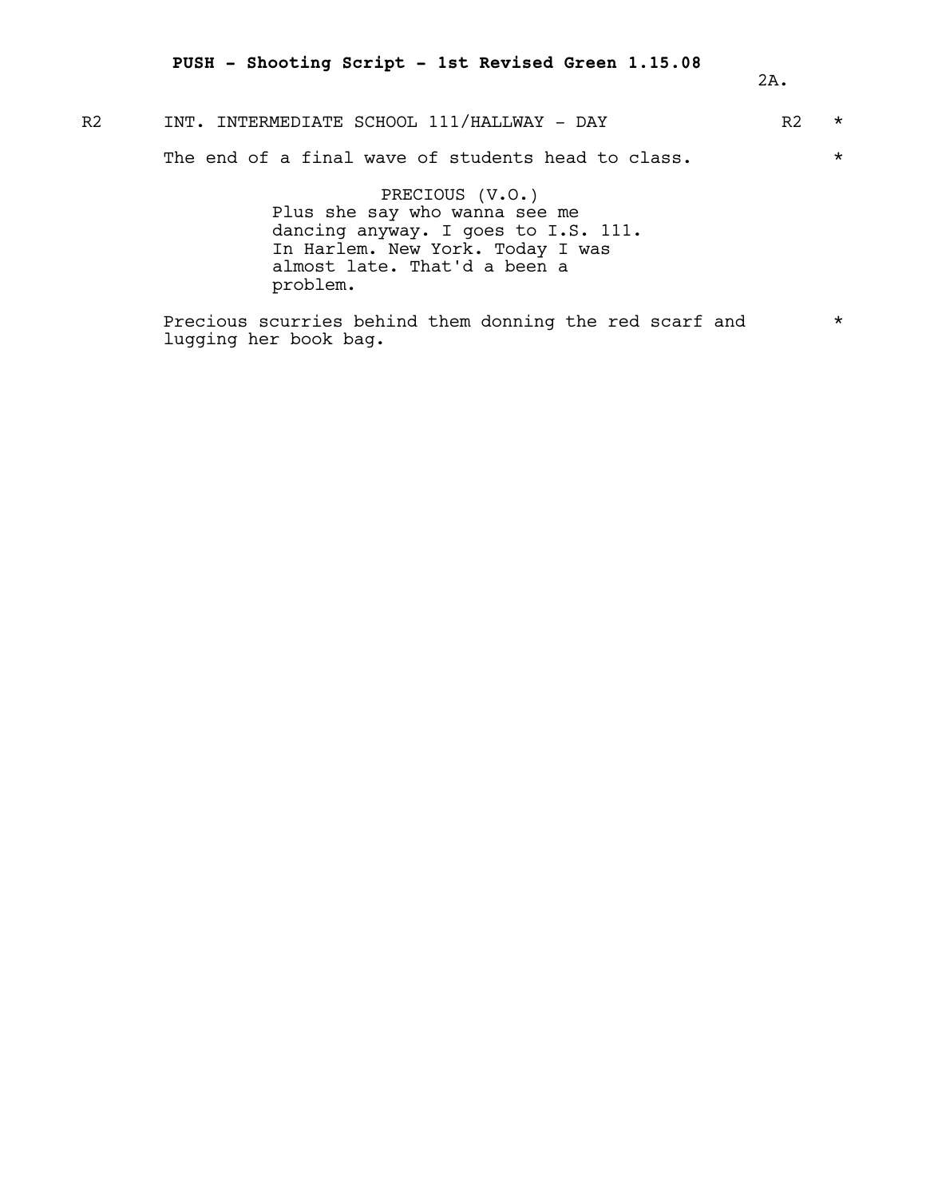R2 INT. INTERMEDIATE SCHOOL 111/HALLWAY - DAY R2 *

The end of a final wave of students head to class. *

PRECIOUS (V.O.)
Plus she say who wanna see me dancing anyway. I goes to I.S. 111. In Harlem. New York. Today I was almost late. That'd a been a problem.

Precious scurries behind them donning the red scarf and lugging her book bag. *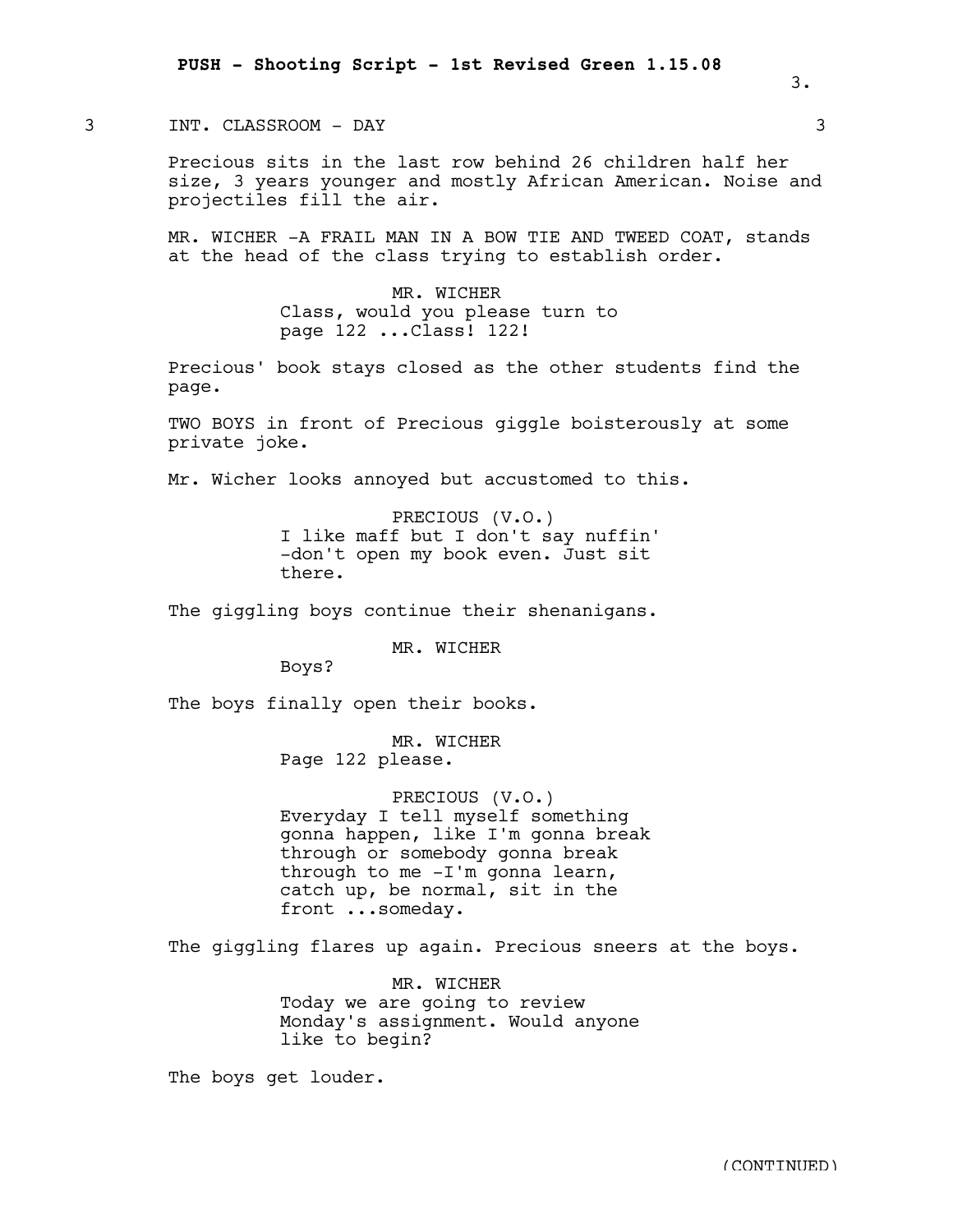## 3 INT. CLASSROOM - DAY 3

Precious sits in the last row behind 26 children half her size, 3 years younger and mostly African American. Noise and projectiles fill the air.

MR. WICHER -A FRAIL MAN IN A BOW TIE AND TWEED COAT, stands at the head of the class trying to establish order.

MR. WICHER
Class, would you please turn to page 122 ...Class! 122!

Precious' book stays closed as the other students find the page.

TWO BOYS in front of Precious giggle boisterously at some private joke.

Mr. Wicher looks annoyed but accustomed to this.

PRECIOUS (V.O.)
I like maff but I don't say nuffin' -don't open my book even. Just sit there.

The giggling boys continue their shenanigans.

MR. WICHER
Boys?

The boys finally open their books.

MR. WICHER
Page 122 please.

PRECIOUS (V.O.)
Everyday I tell myself something gonna happen, like I'm gonna break through or somebody gonna break through to me -I'm gonna learn, catch up, be normal, sit in the front ...someday.

The giggling flares up again. Precious sneers at the boys.

MR. WICHER
Today we are going to review Monday's assignment. Would anyone like to begin?

The boys get louder.

(CONTINUED)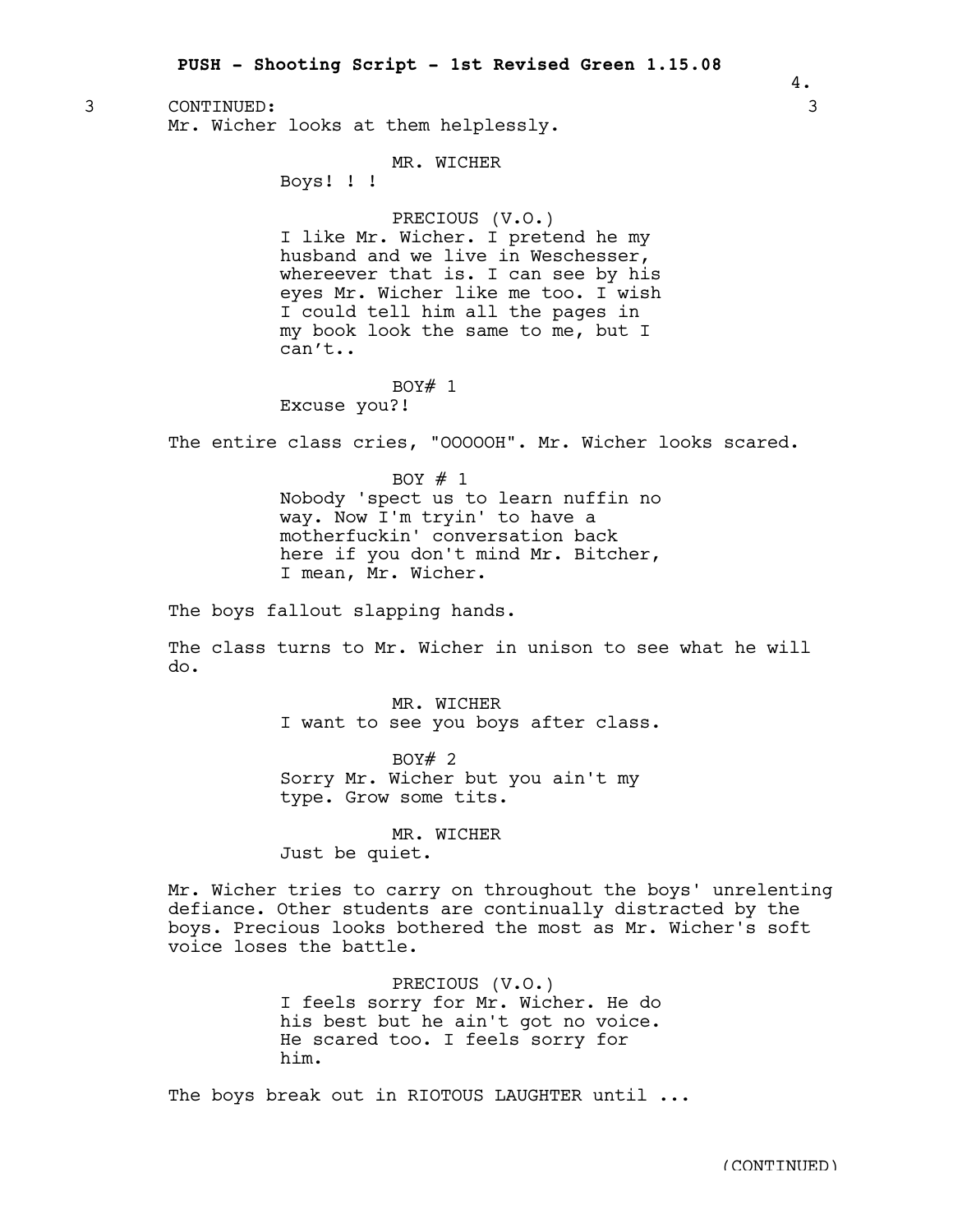3 CONTINUED: 3

Mr. Wicher looks at them helplessly.

MR. WICHER
Boys! ! !

PRECIOUS (V.O.)
I like Mr. Wicher. I pretend he my husband and we live in Weschesser, whereever that is. I can see by his eyes Mr. Wicher like me too. I wish I could tell him all the pages in my book look the same to me, but I can't..

BOY# 1
Excuse you?!

The entire class cries, "OOOOOH". Mr. Wicher looks scared.

BOY # 1
Nobody 'spect us to learn nuffin no way. Now I'm tryin' to have a motherfuckin' conversation back here if you don't mind Mr. Bitcher, I mean, Mr. Wicher.

The boys fallout slapping hands.

The class turns to Mr. Wicher in unison to see what he will do.

MR. WICHER
I want to see you boys after class.

BOY# 2
Sorry Mr. Wicher but you ain't my type. Grow some tits.

MR. WICHER
Just be quiet.

Mr. Wicher tries to carry on throughout the boys' unrelenting defiance. Other students are continually distracted by the boys. Precious looks bothered the most as Mr. Wicher's soft voice loses the battle.

PRECIOUS (V.O.)
I feels sorry for Mr. Wicher. He do his best but he ain't got no voice. He scared too. I feels sorry for him.

The boys break out in RIOTOUS LAUGHTER until ...

(CONTINUED)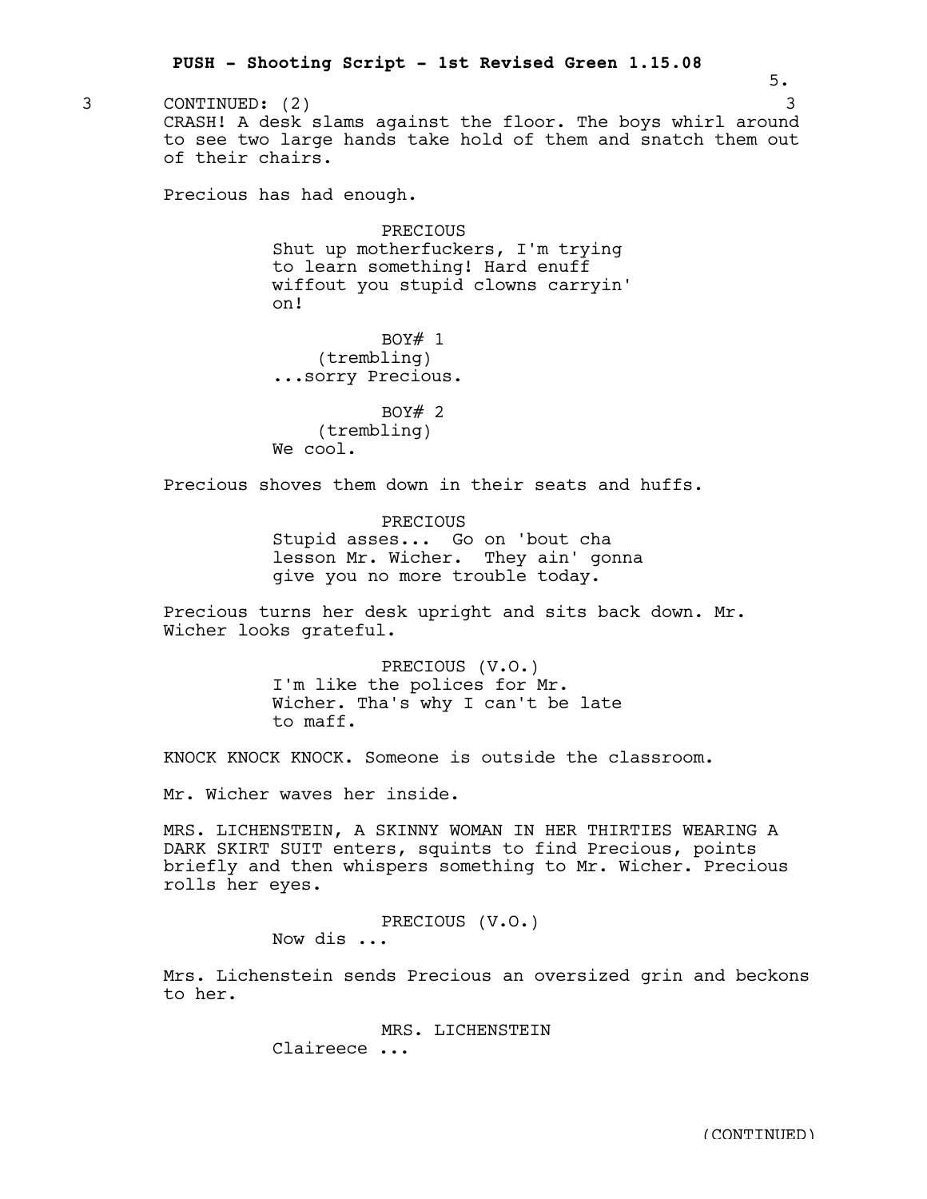3 CONTINUED: (2) 3

CRASH! A desk slams against the floor. The boys whirl around to see two large hands take hold of them and snatch them out of their chairs.

Precious has had enough.

PRECIOUS
Shut up motherfuckers, I'm trying to learn something! Hard enuff wiffout you stupid clowns carryin' on!

BOY# 1
(trembling)
...sorry Precious.

BOY# 2
(trembling)
We cool.

Precious shoves them down in their seats and huffs.

PRECIOUS
Stupid asses... Go on 'bout cha lesson Mr. Wicher. They ain' gonna give you no more trouble today.

Precious turns her desk upright and sits back down. Mr. Wicher looks grateful.

PRECIOUS (V.O.)
I'm like the polices for Mr. Wicher. Tha's why I can't be late to maff.

KNOCK KNOCK KNOCK. Someone is outside the classroom.

Mr. Wicher waves her inside.

MRS. LICHENSTEIN, A SKINNY WOMAN IN HER THIRTIES WEARING A DARK SKIRT SUIT enters, squints to find Precious, points briefly and then whispers something to Mr. Wicher. Precious rolls her eyes.

PRECIOUS (V.O.)
Now dis ...

Mrs. Lichenstein sends Precious an oversized grin and beckons to her.

MRS. LICHENSTEIN
Claireece ...

(CONTINUED)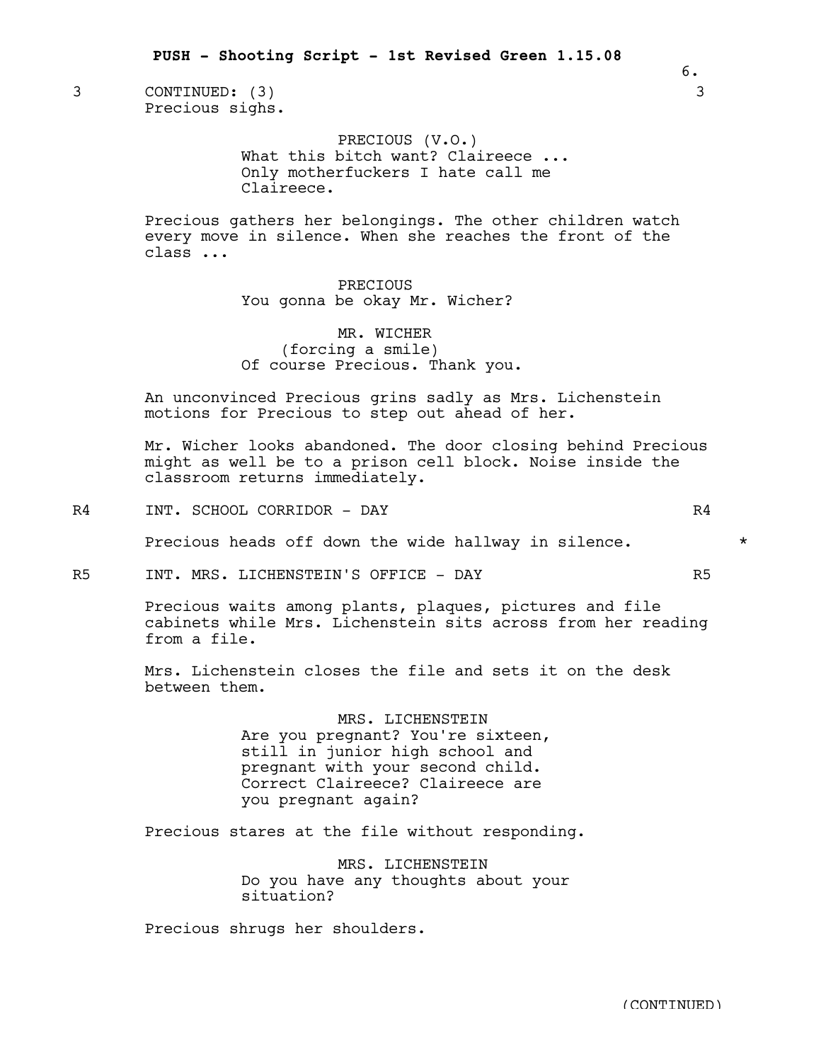3 CONTINUED: (3) 3

Precious sighs.

PRECIOUS (V.O.)
What this bitch want? Claireece ...
Only motherfuckers I hate call me
Claireece.

Precious gathers her belongings. The other children watch every move in silence. When she reaches the front of the class ...

PRECIOUS
You gonna be okay Mr. Wicher?

MR. WICHER
(forcing a smile)
Of course Precious. Thank you.

An unconvinced Precious grins sadly as Mrs. Lichenstein motions for Precious to step out ahead of her.

Mr. Wicher looks abandoned. The door closing behind Precious might as well be to a prison cell block. Noise inside the classroom returns immediately.

R4 INT. SCHOOL CORRIDOR - DAY R4

Precious heads off down the wide hallway in silence. *

R5 INT. MRS. LICHENSTEIN'S OFFICE - DAY R5

Precious waits among plants, plaques, pictures and file cabinets while Mrs. Lichenstein sits across from her reading from a file.

Mrs. Lichenstein closes the file and sets it on the desk between them.

MRS. LICHENSTEIN
Are you pregnant? You're sixteen,
still in junior high school and
pregnant with your second child.
Correct Claireece? Claireece are
you pregnant again?

Precious stares at the file without responding.

MRS. LICHENSTEIN
Do you have any thoughts about your
situation?

Precious shrugs her shoulders.

(CONTINUED)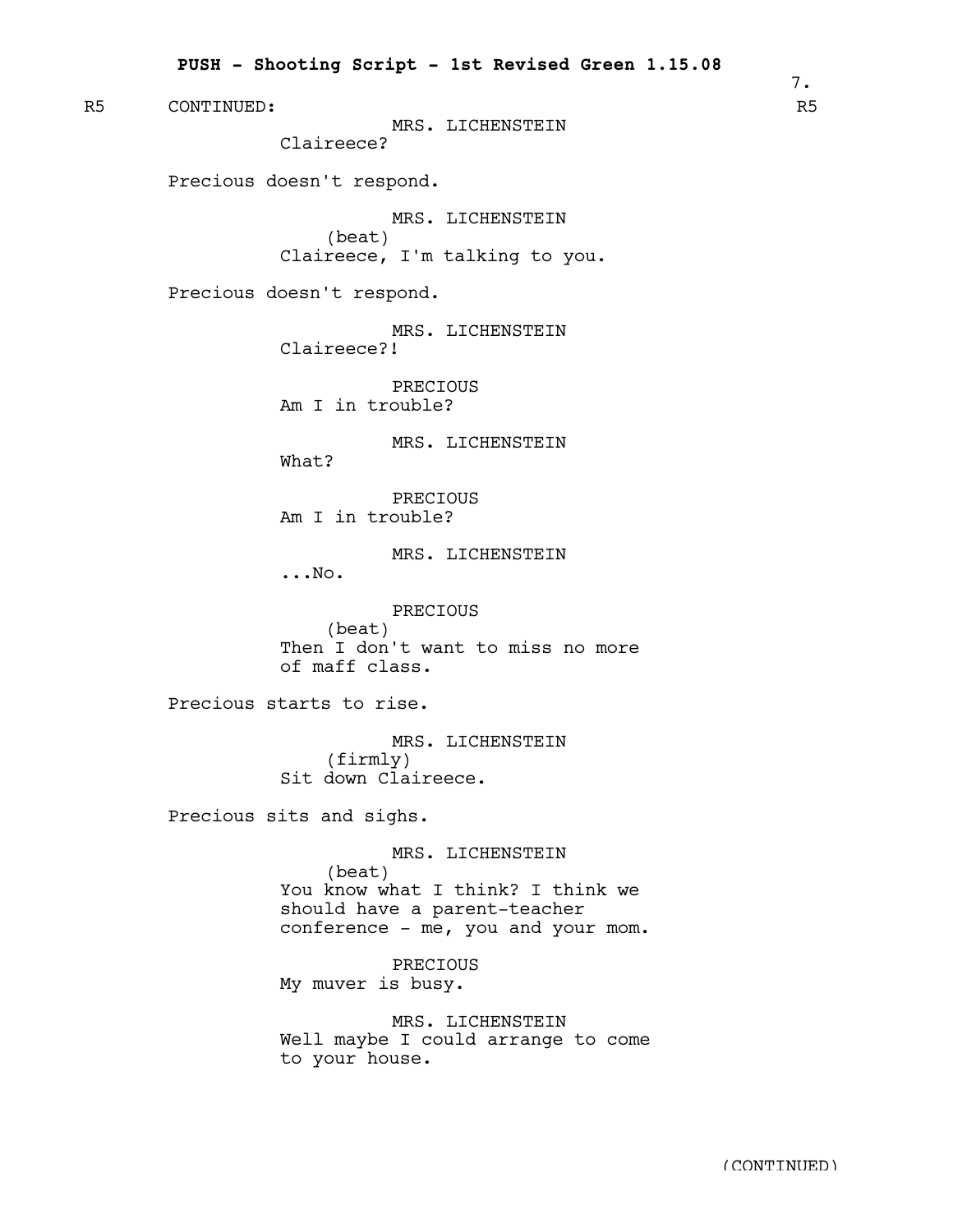R5 CONTINUED: R5

MRS. LICHENSTEIN
Claireece?

Precious doesn't respond.

MRS. LICHENSTEIN
(beat)
Claireece, I'm talking to you.

Precious doesn't respond.

MRS. LICHENSTEIN
Claireece?!

PRECIOUS
Am I in trouble?

MRS. LICHENSTEIN
What?

PRECIOUS
Am I in trouble?

MRS. LICHENSTEIN
...No.

PRECIOUS
(beat)
Then I don't want to miss no more of maff class.

Precious starts to rise.

MRS. LICHENSTEIN
(firmly)
Sit down Claireece.

Precious sits and sighs.

MRS. LICHENSTEIN
(beat)
You know what I think? I think we should have a parent-teacher conference - me, you and your mom.

PRECIOUS
My muver is busy.

MRS. LICHENSTEIN
Well maybe I could arrange to come to your house.

(CONTINUED)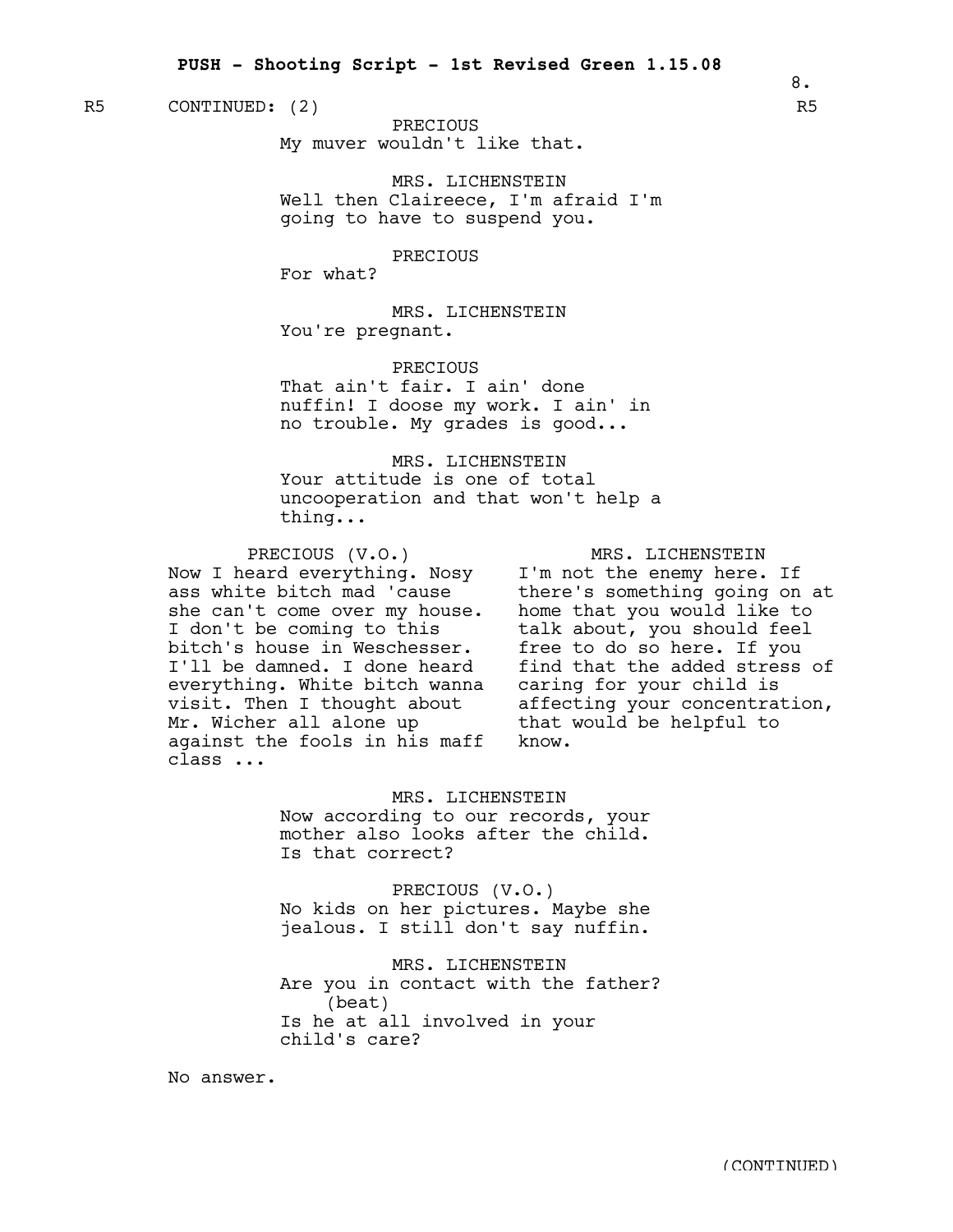CONTINUED: (2)

PRECIOUS
My muver wouldn't like that.

MRS. LICHENSTEIN
Well then Claireece, I'm afraid I'm going to have to suspend you.

PRECIOUS
For what?

MRS. LICHENSTEIN
You're pregnant.

PRECIOUS
That ain't fair. I ain' done nuffin! I doose my work. I ain' in no trouble. My grades is good...

MRS. LICHENSTEIN
Your attitude is one of total uncooperation and that won't help a thing...

PRECIOUS (V.O.)
Now I heard everything. Nosy ass white bitch mad 'cause she can't come over my house. I don't be coming to this bitch's house in Weschesser. I'll be damned. I done heard everything. White bitch wanna visit. Then I thought about Mr. Wicher all alone up against the fools in his maff class ...

MRS. LICHENSTEIN
I'm not the enemy here. If there's something going on at home that you would like to talk about, you should feel free to do so here. If you find that the added stress of caring for your child is affecting your concentration, that would be helpful to know.

MRS. LICHENSTEIN
Now according to our records, your mother also looks after the child. Is that correct?

PRECIOUS (V.O.)
No kids on her pictures. Maybe she jealous. I still don't say nuffin.

MRS. LICHENSTEIN
Are you in contact with the father?
(beat)
Is he at all involved in your child's care?

No answer.

(CONTINUED)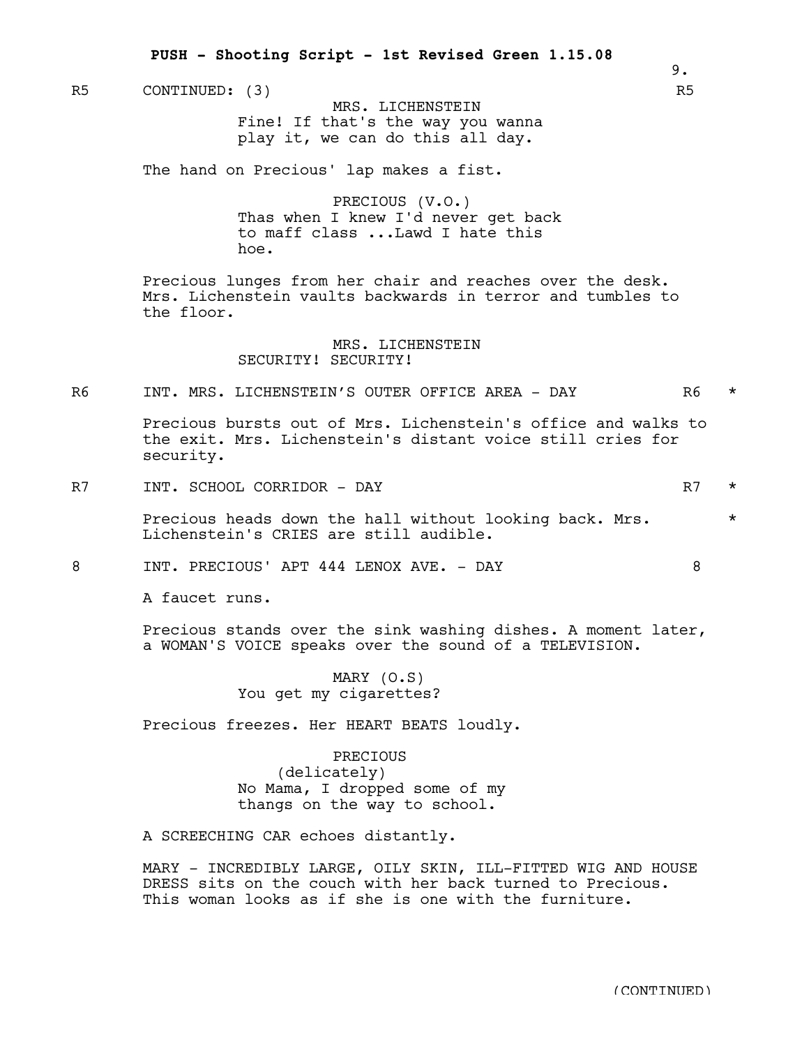R5 CONTINUED: (3) R5

MRS. LICHENSTEIN
Fine! If that's the way you wanna play it, we can do this all day.

The hand on Precious' lap makes a fist.

PRECIOUS (V.O.)
Thas when I knew I'd never get back to maff class ...Lawd I hate this hoe.

Precious lunges from her chair and reaches over the desk. Mrs. Lichenstein vaults backwards in terror and tumbles to the floor.

MRS. LICHENSTEIN
SECURITY! SECURITY!

R6 INT. MRS. LICHENSTEIN'S OUTER OFFICE AREA - DAY R6 *

Precious bursts out of Mrs. Lichenstein's office and walks to the exit. Mrs. Lichenstein's distant voice still cries for security.

R7 INT. SCHOOL CORRIDOR - DAY R7 *

Precious heads down the hall without looking back. Mrs. Lichenstein's CRIES are still audible. *

8 INT. PRECIOUS' APT 444 LENOX AVE. - DAY 8

A faucet runs.

Precious stands over the sink washing dishes. A moment later, a WOMAN'S VOICE speaks over the sound of a TELEVISION.

MARY (O.S)
You get my cigarettes?

Precious freezes. Her HEART BEATS loudly.

PRECIOUS
(delicately)
No Mama, I dropped some of my thangs on the way to school.

A SCREECHING CAR echoes distantly.

MARY - INCREDIBLY LARGE, OILY SKIN, ILL-FITTED WIG AND HOUSE DRESS sits on the couch with her back turned to Precious. This woman looks as if she is one with the furniture.

(CONTINUED)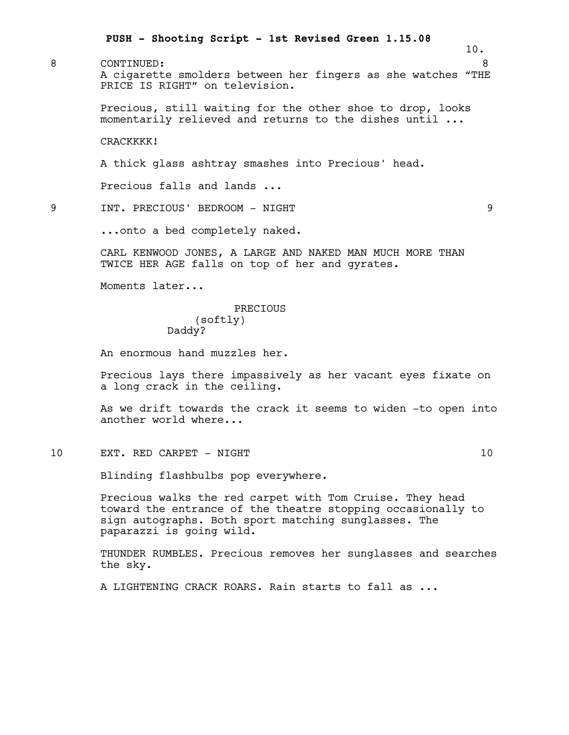8 CONTINUED: 8

A cigarette smolders between her fingers as she watches "THE PRICE IS RIGHT" on television.

Precious, still waiting for the other shoe to drop, looks momentarily relieved and returns to the dishes until ...

CRACKKKK!

A thick glass ashtray smashes into Precious' head.

Precious falls and lands ...

9 INT. PRECIOUS' BEDROOM - NIGHT 9

...onto a bed completely naked.

CARL KENWOOD JONES, A LARGE AND NAKED MAN MUCH MORE THAN TWICE HER AGE falls on top of her and gyrates.

Moments later...

PRECIOUS
(softly)
Daddy?

An enormous hand muzzles her.

Precious lays there impassively as her vacant eyes fixate on a long crack in the ceiling.

As we drift towards the crack it seems to widen -to open into another world where...

10 EXT. RED CARPET - NIGHT 10

Blinding flashbulbs pop everywhere.

Precious walks the red carpet with Tom Cruise. They head toward the entrance of the theatre stopping occasionally to sign autographs. Both sport matching sunglasses. The paparazzi is going wild.

THUNDER RUMBLES. Precious removes her sunglasses and searches the sky.

A LIGHTENING CRACK ROARS. Rain starts to fall as ...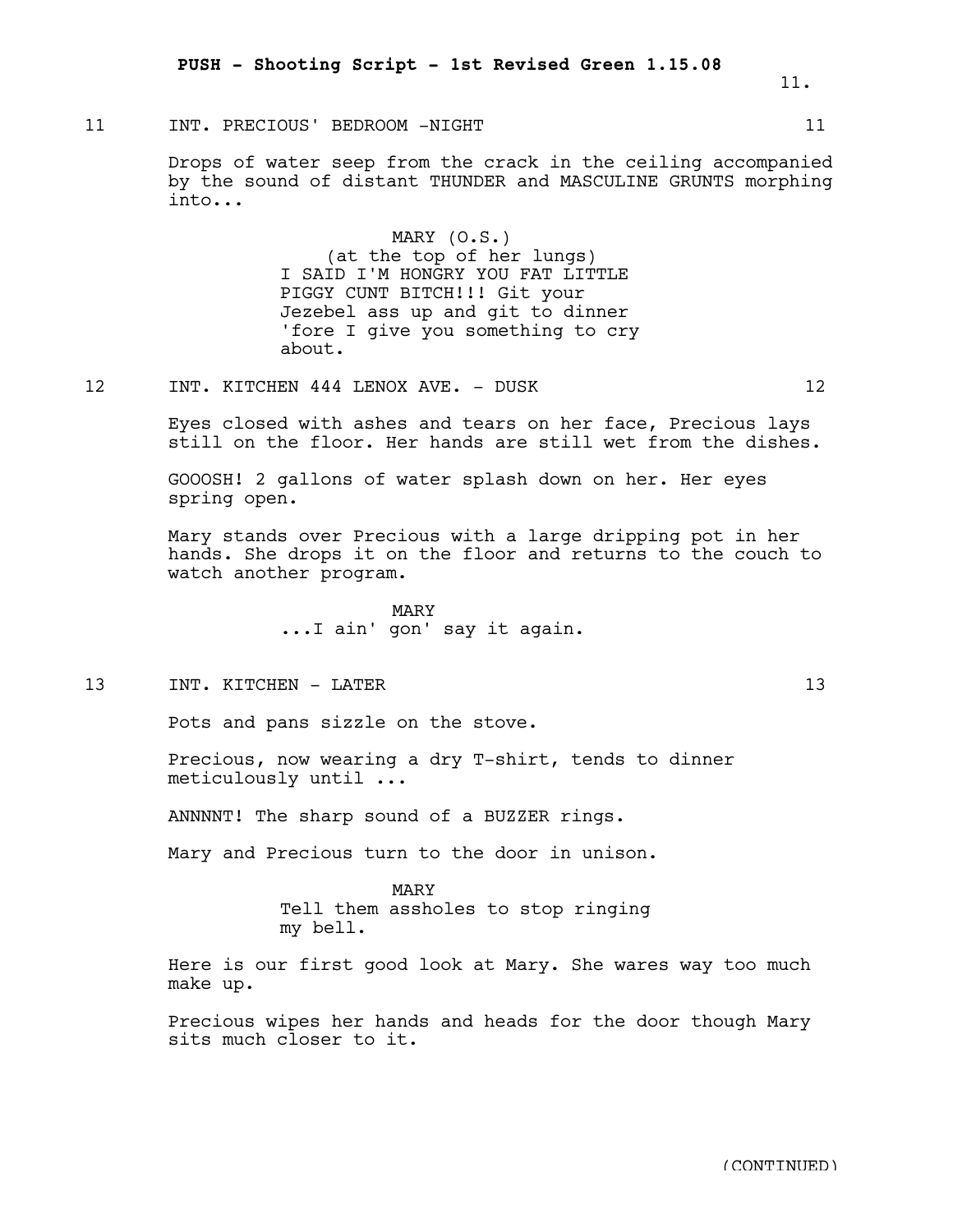11 INT. PRECIOUS' BEDROOM -NIGHT 11

Drops of water seep from the crack in the ceiling accompanied by the sound of distant THUNDER and MASCULINE GRUNTS morphing into...

MARY (O.S.)
(at the top of her lungs)
I SAID I'M HONGRY YOU FAT LITTLE PIGGY CUNT BITCH!!! Git your Jezebel ass up and git to dinner 'fore I give you something to cry about.

12 INT. KITCHEN 444 LENOX AVE. - DUSK 12

Eyes closed with ashes and tears on her face, Precious lays still on the floor. Her hands are still wet from the dishes.

GOOOSH! 2 gallons of water splash down on her. Her eyes spring open.

Mary stands over Precious with a large dripping pot in her hands. She drops it on the floor and returns to the couch to watch another program.

MARY
...I ain' gon' say it again.

13 INT. KITCHEN - LATER 13

Pots and pans sizzle on the stove.

Precious, now wearing a dry T-shirt, tends to dinner meticulously until ...

ANNNNT! The sharp sound of a BUZZER rings.

Mary and Precious turn to the door in unison.

MARY
Tell them assholes to stop ringing my bell.

Here is our first good look at Mary. She wares way too much make up.

Precious wipes her hands and heads for the door though Mary sits much closer to it.

(CONTINUED)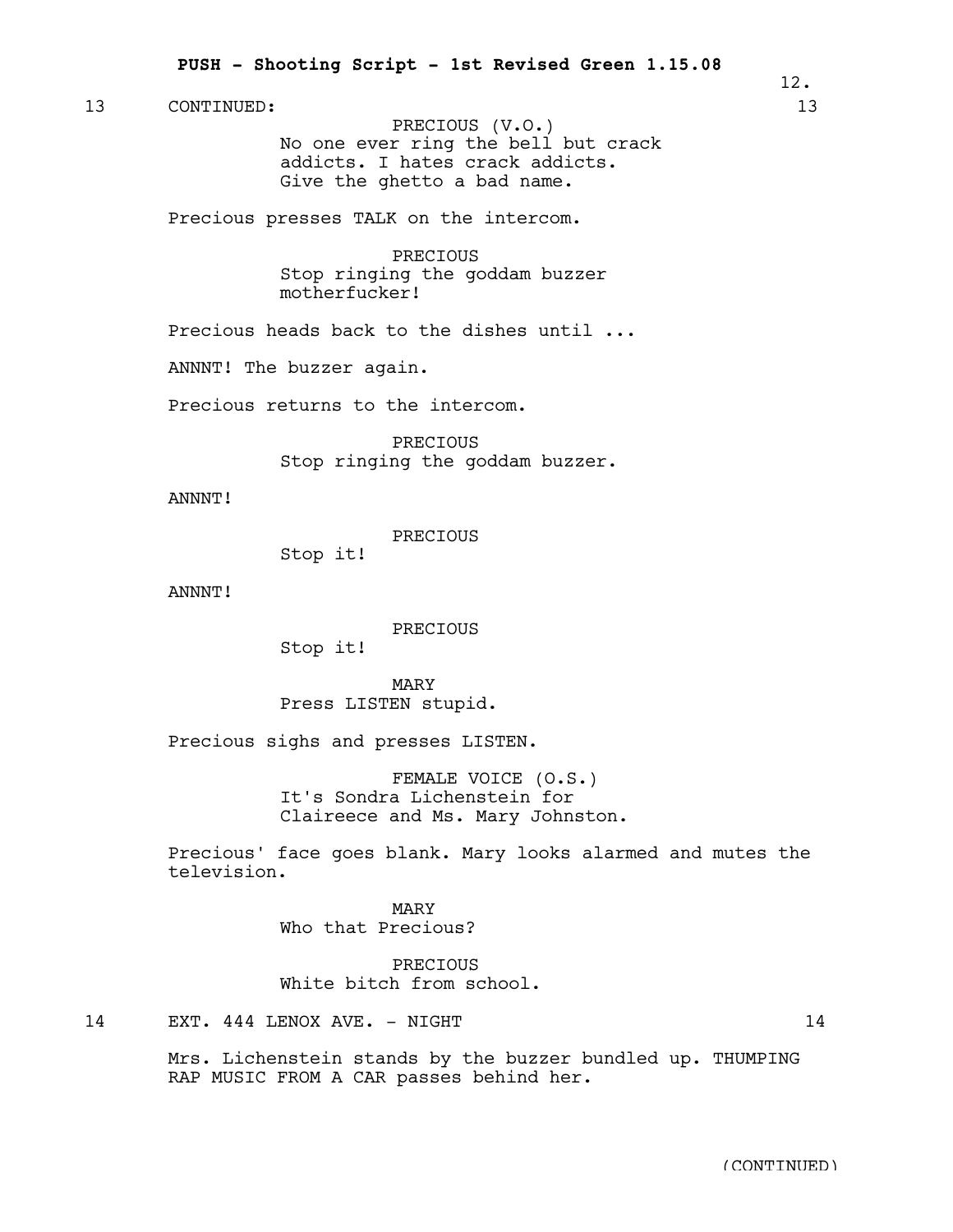13 CONTINUED: 13

PRECIOUS (V.O.)
No one ever ring the bell but crack addicts. I hates crack addicts. Give the ghetto a bad name.

Precious presses TALK on the intercom.

PRECIOUS
Stop ringing the goddam buzzer motherfucker!

Precious heads back to the dishes until ...

ANNNT! The buzzer again.

Precious returns to the intercom.

PRECIOUS
Stop ringing the goddam buzzer.

ANNNT!

PRECIOUS
Stop it!

ANNNT!

PRECIOUS
Stop it!

MARY
Press LISTEN stupid.

Precious sighs and presses LISTEN.

FEMALE VOICE (O.S.)
It's Sondra Lichenstein for Claireece and Ms. Mary Johnston.

Precious' face goes blank. Mary looks alarmed and mutes the television.

MARY
Who that Precious?

PRECIOUS
White bitch from school.

14 EXT. 444 LENOX AVE. - NIGHT 14

Mrs. Lichenstein stands by the buzzer bundled up. THUMPING RAP MUSIC FROM A CAR passes behind her.

(CONTINUED)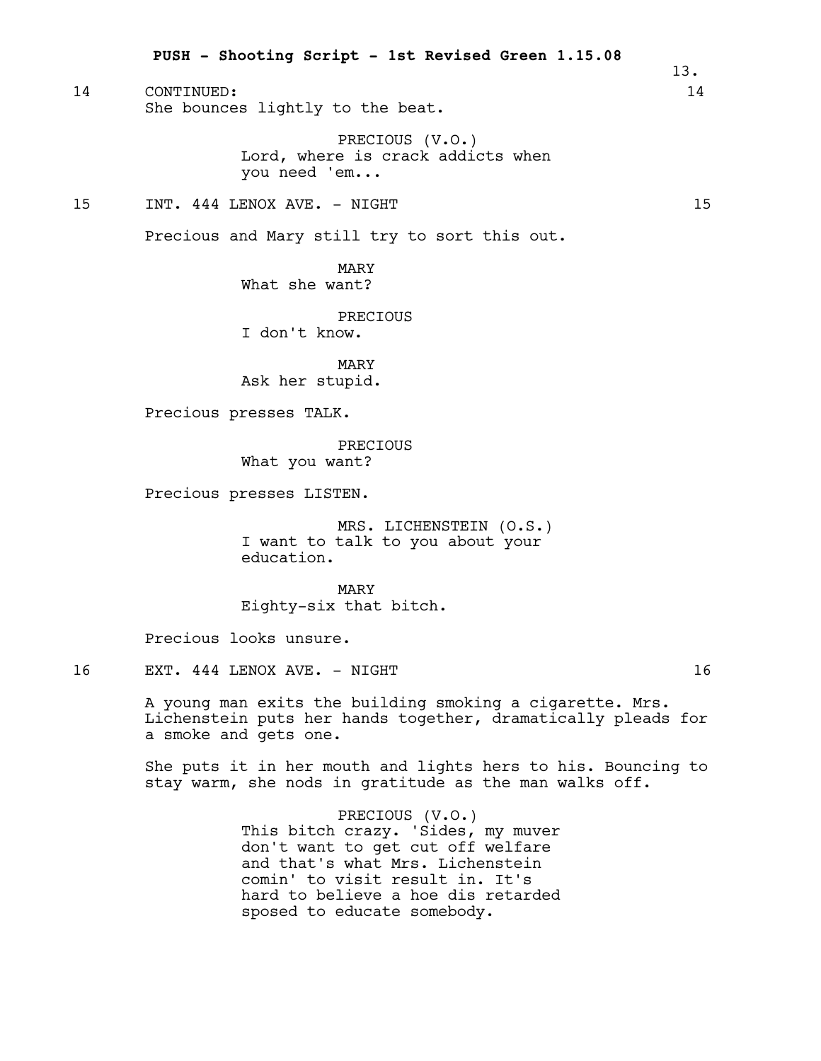14 CONTINUED: 14

She bounces lightly to the beat.

PRECIOUS (V.O.)
Lord, where is crack addicts when you need 'em...

15 INT. 444 LENOX AVE. - NIGHT 15

Precious and Mary still try to sort this out.

MARY
What she want?

PRECIOUS
I don't know.

MARY
Ask her stupid.

Precious presses TALK.

PRECIOUS
What you want?

Precious presses LISTEN.

MRS. LICHENSTEIN (O.S.)
I want to talk to you about your education.

MARY
Eighty-six that bitch.

Precious looks unsure.

16 EXT. 444 LENOX AVE. - NIGHT 16

A young man exits the building smoking a cigarette. Mrs. Lichenstein puts her hands together, dramatically pleads for a smoke and gets one.

She puts it in her mouth and lights hers to his. Bouncing to stay warm, she nods in gratitude as the man walks off.

PRECIOUS (V.O.)
This bitch crazy. 'Sides, my muver don't want to get cut off welfare and that's what Mrs. Lichenstein comin' to visit result in. It's hard to believe a hoe dis retarded sposed to educate somebody.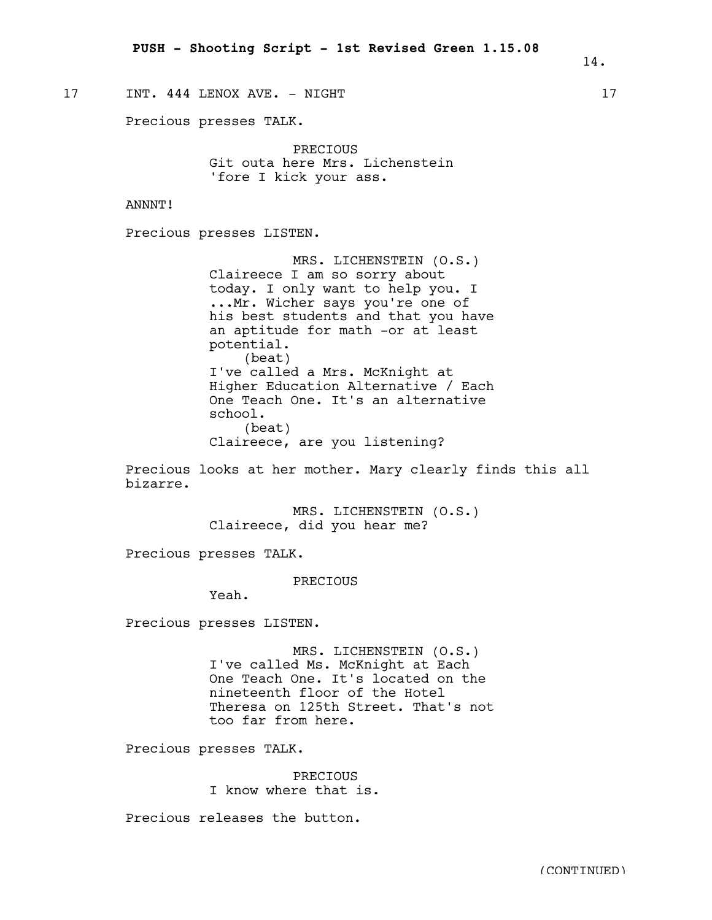17 INT. 444 LENOX AVE. - NIGHT 17

Precious presses TALK.

PRECIOUS
Git outa here Mrs. Lichenstein 'fore I kick your ass.

ANNNT!

Precious presses LISTEN.

MRS. LICHENSTEIN (O.S.)
Claireece I am so sorry about today. I only want to help you. I ...Mr. Wicher says you're one of his best students and that you have an aptitude for math -or at least potential.
(beat)
I've called a Mrs. McKnight at Higher Education Alternative / Each One Teach One. It's an alternative school.
(beat)
Claireece, are you listening?

Precious looks at her mother. Mary clearly finds this all bizarre.

MRS. LICHENSTEIN (O.S.)
Claireece, did you hear me?

Precious presses TALK.

PRECIOUS
Yeah.

Precious presses LISTEN.

MRS. LICHENSTEIN (O.S.)
I've called Ms. McKnight at Each One Teach One. It's located on the nineteenth floor of the Hotel Theresa on 125th Street. That's not too far from here.

Precious presses TALK.

PRECIOUS
I know where that is.

Precious releases the button.

(CONTINUED)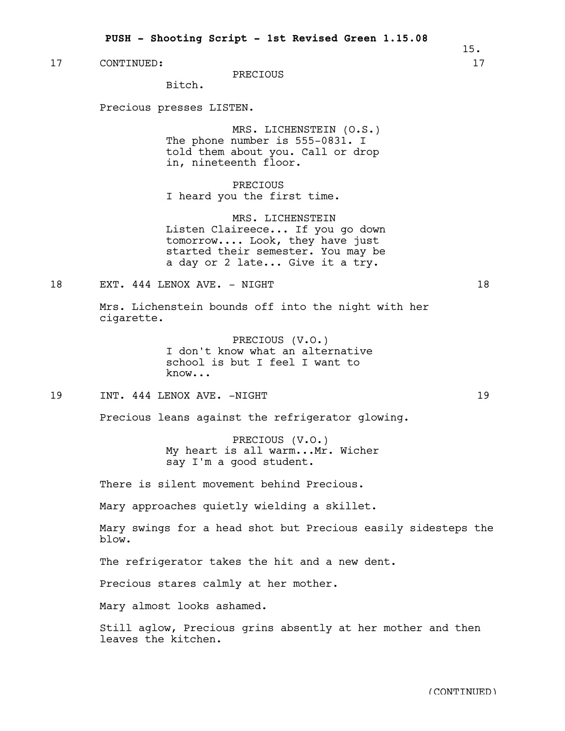17 CONTINUED: 17

PRECIOUS
Bitch.

Precious presses LISTEN.

MRS. LICHENSTEIN (O.S.)
The phone number is 555-0831. I told them about you. Call or drop in, nineteenth floor.

PRECIOUS
I heard you the first time.

MRS. LICHENSTEIN
Listen Claireece... If you go down tomorrow.... Look, they have just started their semester. You may be a day or 2 late... Give it a try.

18 EXT. 444 LENOX AVE. - NIGHT 18

Mrs. Lichenstein bounds off into the night with her cigarette.

PRECIOUS (V.O.)
I don't know what an alternative school is but I feel I want to know...

19 INT. 444 LENOX AVE. -NIGHT 19

Precious leans against the refrigerator glowing.

PRECIOUS (V.O.)
My heart is all warm...Mr. Wicher say I'm a good student.

There is silent movement behind Precious.

Mary approaches quietly wielding a skillet.

Mary swings for a head shot but Precious easily sidesteps the blow.

The refrigerator takes the hit and a new dent.

Precious stares calmly at her mother.

Mary almost looks ashamed.

Still aglow, Precious grins absently at her mother and then leaves the kitchen.

(CONTINUED)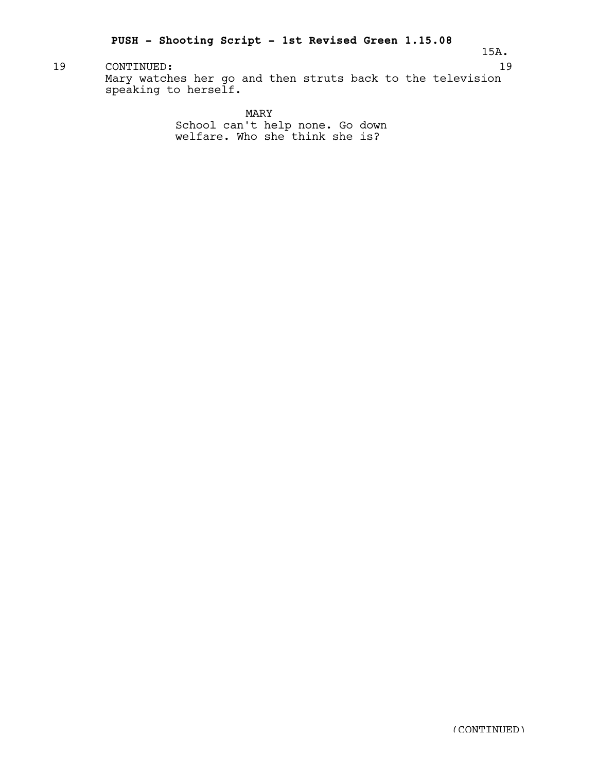19 CONTINUED: 19

Mary watches her go and then struts back to the television speaking to herself.

MARY

School can't help none. Go down welfare. Who she think she is?

(CONTINUED)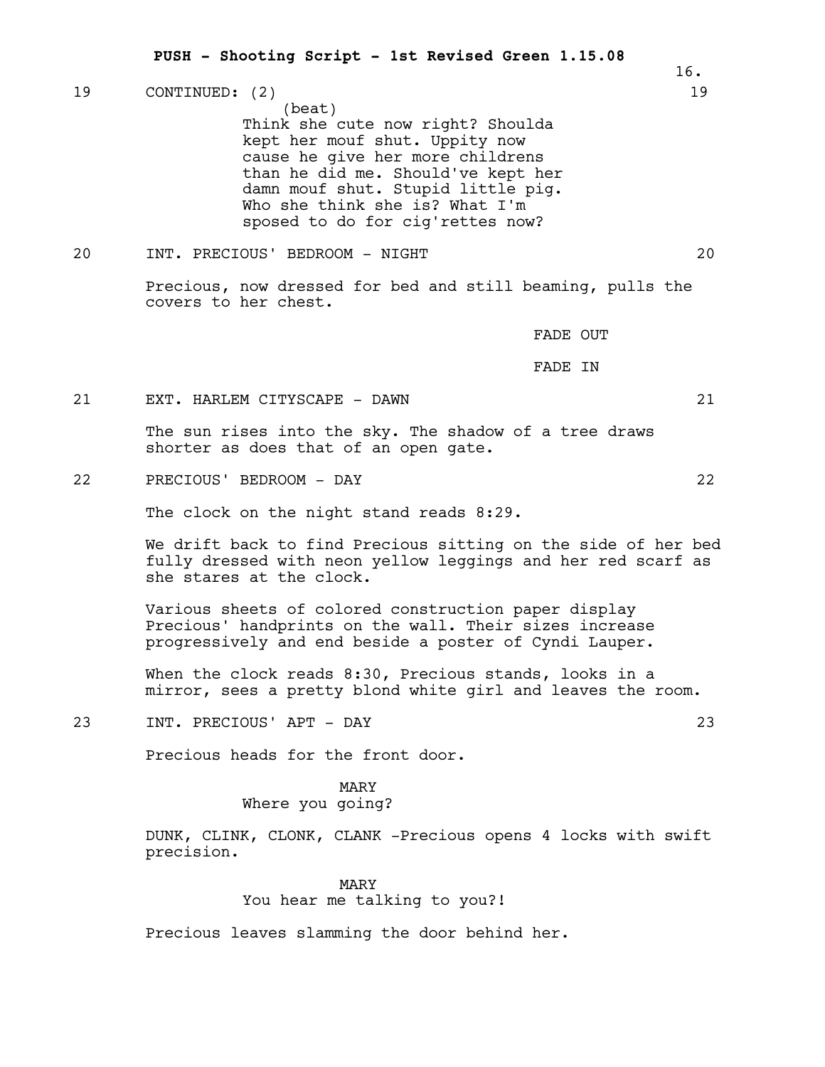19 CONTINUED: (2) 19

(beat)
Think she cute now right? Shoulda kept her mouf shut. Uppity now cause he give her more childrens than he did me. Should've kept her damn mouf shut. Stupid little pig. Who she think she is? What I'm sposed to do for cig'rettes now?

20 INT. PRECIOUS' BEDROOM - NIGHT 20

Precious, now dressed for bed and still beaming, pulls the covers to her chest.

FADE OUT

FADE IN

21 EXT. HARLEM CITYSCAPE - DAWN 21

The sun rises into the sky. The shadow of a tree draws shorter as does that of an open gate.

22 PRECIOUS' BEDROOM - DAY 22

The clock on the night stand reads 8:29.

We drift back to find Precious sitting on the side of her bed fully dressed with neon yellow leggings and her red scarf as she stares at the clock.

Various sheets of colored construction paper display Precious' handprints on the wall. Their sizes increase progressively and end beside a poster of Cyndi Lauper.

When the clock reads 8:30, Precious stands, looks in a mirror, sees a pretty blond white girl and leaves the room.

23 INT. PRECIOUS' APT - DAY 23

Precious heads for the front door.

MARY
Where you going?

DUNK, CLINK, CLONK, CLANK -Precious opens 4 locks with swift precision.

MARY
You hear me talking to you?!

Precious leaves slamming the door behind her.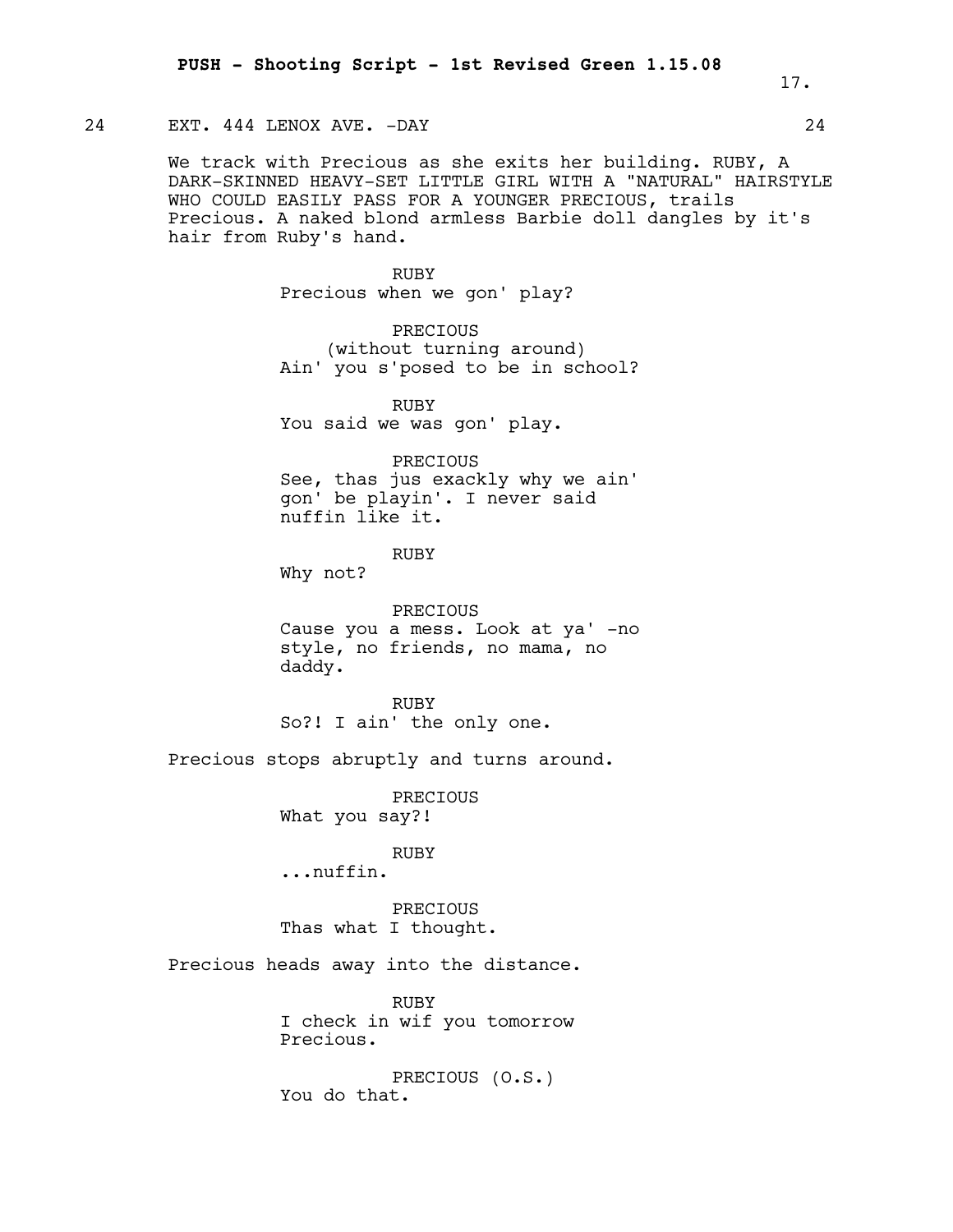24 EXT. 444 LENOX AVE. -DAY 24

We track with Precious as she exits her building. RUBY, A DARK-SKINNED HEAVY-SET LITTLE GIRL WITH A "NATURAL" HAIRSTYLE WHO COULD EASILY PASS FOR A YOUNGER PRECIOUS, trails Precious. A naked blond armless Barbie doll dangles by it's hair from Ruby's hand.

RUBY
Precious when we gon' play?

PRECIOUS
(without turning around)
Ain' you s'posed to be in school?

RUBY
You said we was gon' play.

PRECIOUS
See, thas jus exackly why we ain' gon' be playin'. I never said nuffin like it.

RUBY
Why not?

PRECIOUS
Cause you a mess. Look at ya' -no style, no friends, no mama, no daddy.

RUBY
So?! I ain' the only one.

Precious stops abruptly and turns around.

PRECIOUS
What you say?!

RUBY
...nuffin.

PRECIOUS
Thas what I thought.

Precious heads away into the distance.

RUBY
I check in wif you tomorrow Precious.

PRECIOUS (O.S.)
You do that.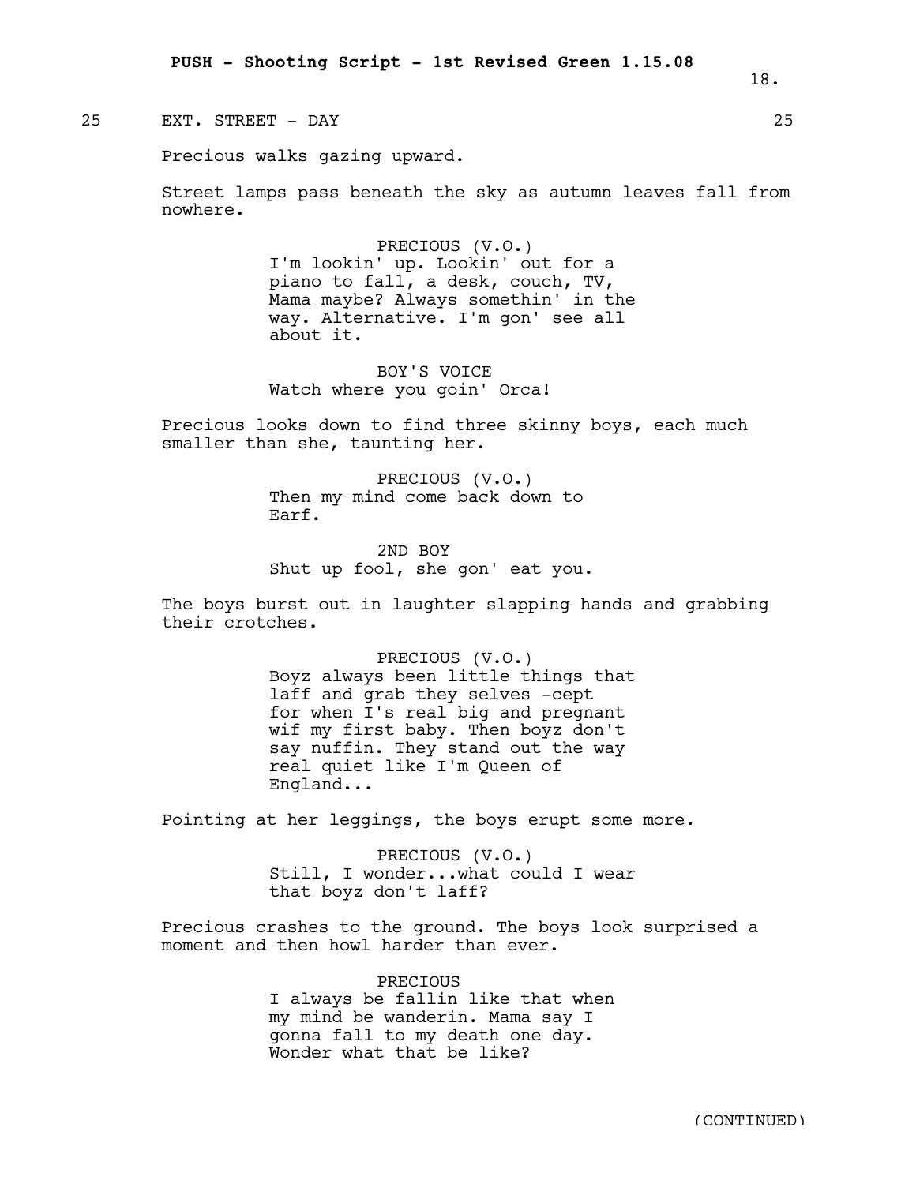25 EXT. STREET - DAY 25

Precious walks gazing upward.

Street lamps pass beneath the sky as autumn leaves fall from nowhere.

PRECIOUS (V.O.)
I'm lookin' up. Lookin' out for a piano to fall, a desk, couch, TV, Mama maybe? Always somethin' in the way. Alternative. I'm gon' see all about it.

BOY'S VOICE
Watch where you goin' Orca!

Precious looks down to find three skinny boys, each much smaller than she, taunting her.

PRECIOUS (V.O.)
Then my mind come back down to Earf.

2ND BOY
Shut up fool, she gon' eat you.

The boys burst out in laughter slapping hands and grabbing their crotches.

PRECIOUS (V.O.)
Boyz always been little things that laff and grab they selves -cept for when I's real big and pregnant wif my first baby. Then boyz don't say nuffin. They stand out the way real quiet like I'm Queen of England...

Pointing at her leggings, the boys erupt some more.

PRECIOUS (V.O.)
Still, I wonder...what could I wear that boyz don't laff?

Precious crashes to the ground. The boys look surprised a moment and then howl harder than ever.

PRECIOUS
I always be fallin like that when my mind be wanderin. Mama say I gonna fall to my death one day. Wonder what that be like?

(CONTINUED)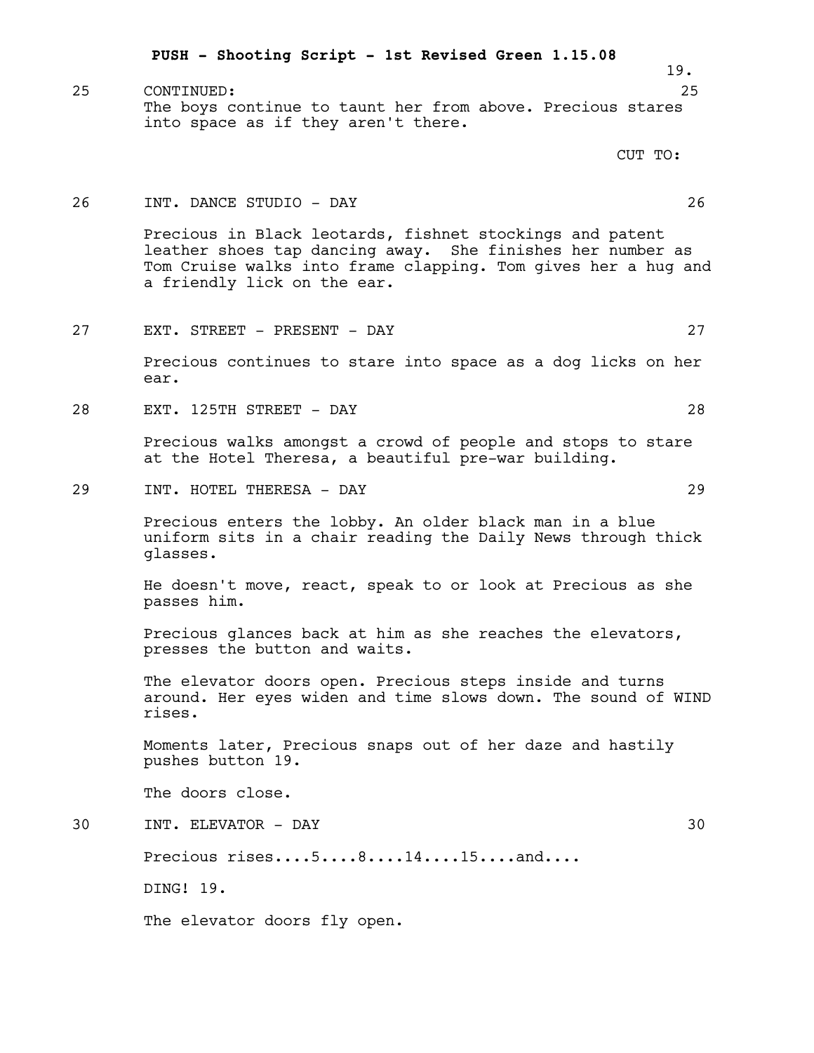25 CONTINUED: 25

The boys continue to taunt her from above. Precious stares into space as if they aren't there.

CUT TO:

26 INT. DANCE STUDIO - DAY 26

Precious in Black leotards, fishnet stockings and patent leather shoes tap dancing away. She finishes her number as Tom Cruise walks into frame clapping. Tom gives her a hug and a friendly lick on the ear.

27 EXT. STREET - PRESENT - DAY 27

Precious continues to stare into space as a dog licks on her ear.

28 EXT. 125TH STREET - DAY 28

Precious walks amongst a crowd of people and stops to stare at the Hotel Theresa, a beautiful pre-war building.

29 INT. HOTEL THERESA - DAY 29

Precious enters the lobby. An older black man in a blue uniform sits in a chair reading the Daily News through thick glasses.

He doesn't move, react, speak to or look at Precious as she passes him.

Precious glances back at him as she reaches the elevators, presses the button and waits.

The elevator doors open. Precious steps inside and turns around. Her eyes widen and time slows down. The sound of WIND rises.

Moments later, Precious snaps out of her daze and hastily pushes button 19.

The doors close.

30 INT. ELEVATOR - DAY 30

Precious rises....5....8....14....15....and....

DING! 19.

The elevator doors fly open.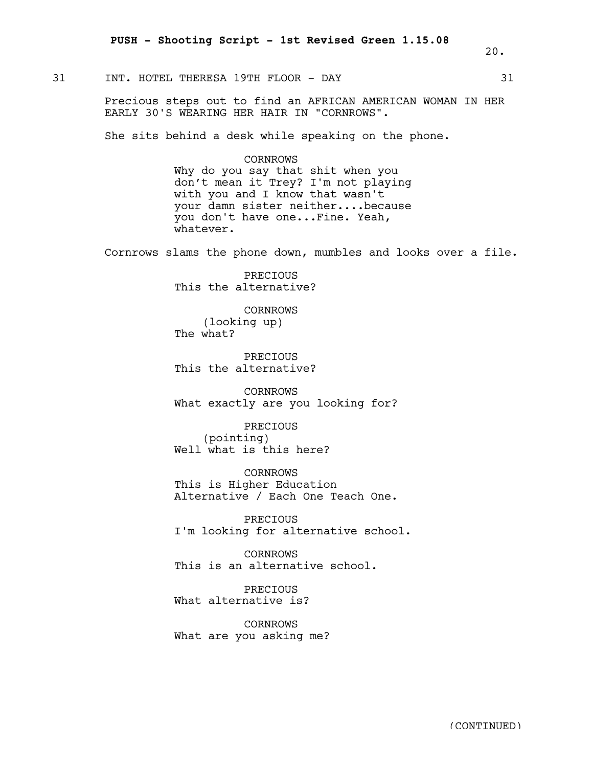31 INT. HOTEL THERESA 19TH FLOOR - DAY 31

Precious steps out to find an AFRICAN AMERICAN WOMAN IN HER EARLY 30'S WEARING HER HAIR IN "CORNROWS".

She sits behind a desk while speaking on the phone.

CORNROWS
Why do you say that shit when you don't mean it Trey? I'm not playing with you and I know that wasn't your damn sister neither....because you don't have one...Fine. Yeah, whatever.

Cornrows slams the phone down, mumbles and looks over a file.

PRECIOUS
This the alternative?

CORNROWS
(looking up)
The what?

PRECIOUS
This the alternative?

CORNROWS
What exactly are you looking for?

PRECIOUS
(pointing)
Well what is this here?

CORNROWS
This is Higher Education Alternative / Each One Teach One.

PRECIOUS
I'm looking for alternative school.

CORNROWS
This is an alternative school.

PRECIOUS
What alternative is?

CORNROWS
What are you asking me?

(CONTINUED)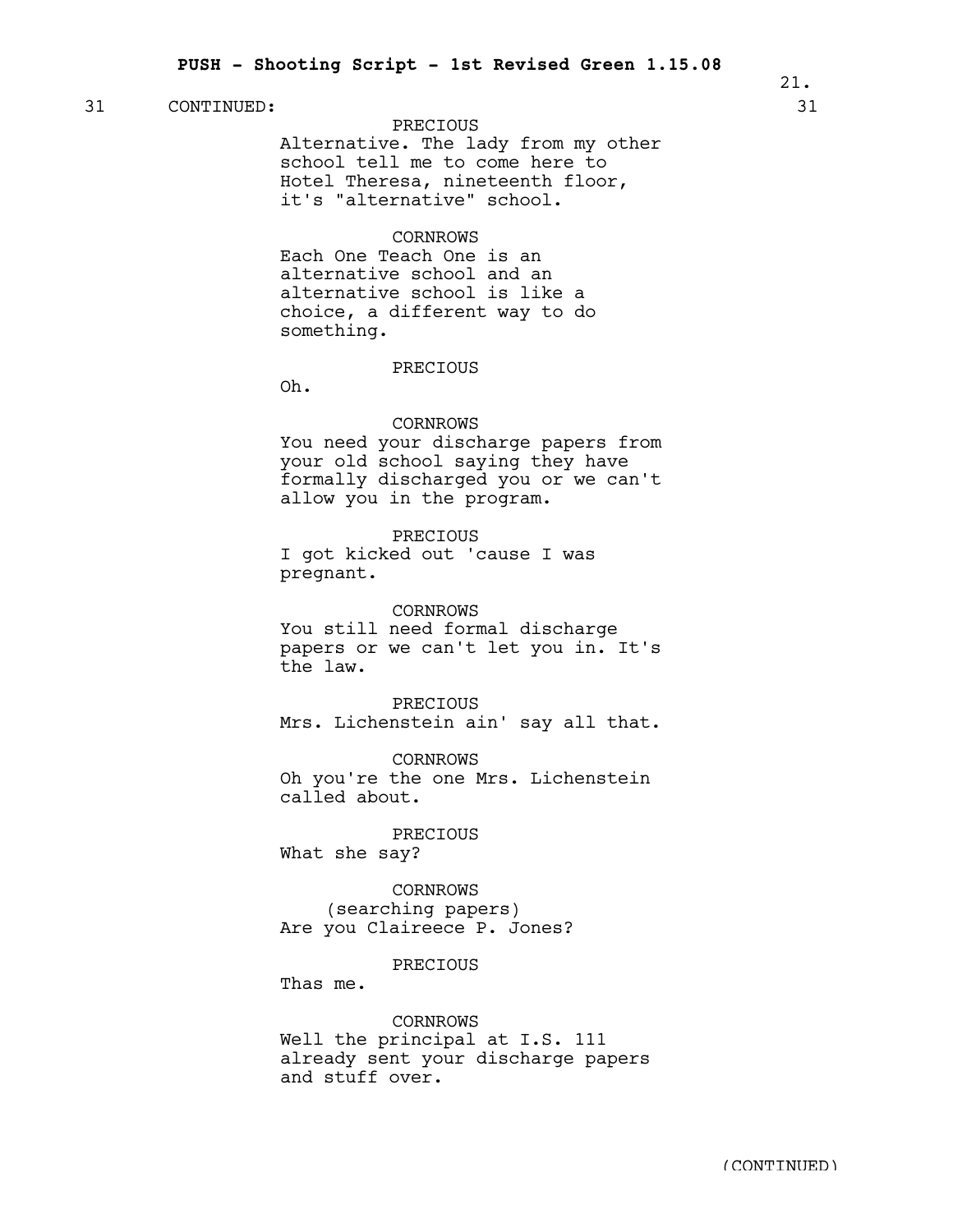31 CONTINUED: 31

PRECIOUS
Alternative. The lady from my other school tell me to come here to Hotel Theresa, nineteenth floor, it's "alternative" school.

CORNROWS
Each One Teach One is an alternative school and an alternative school is like a choice, a different way to do something.

PRECIOUS
Oh.

CORNROWS
You need your discharge papers from your old school saying they have formally discharged you or we can't allow you in the program.

PRECIOUS
I got kicked out 'cause I was pregnant.

CORNROWS
You still need formal discharge papers or we can't let you in. It's the law.

PRECIOUS
Mrs. Lichenstein ain' say all that.

CORNROWS
Oh you're the one Mrs. Lichenstein called about.

PRECIOUS
What she say?

CORNROWS
(searching papers)
Are you Claireece P. Jones?

PRECIOUS
Thas me.

CORNROWS
Well the principal at I.S. 111 already sent your discharge papers and stuff over.

(CONTINUED)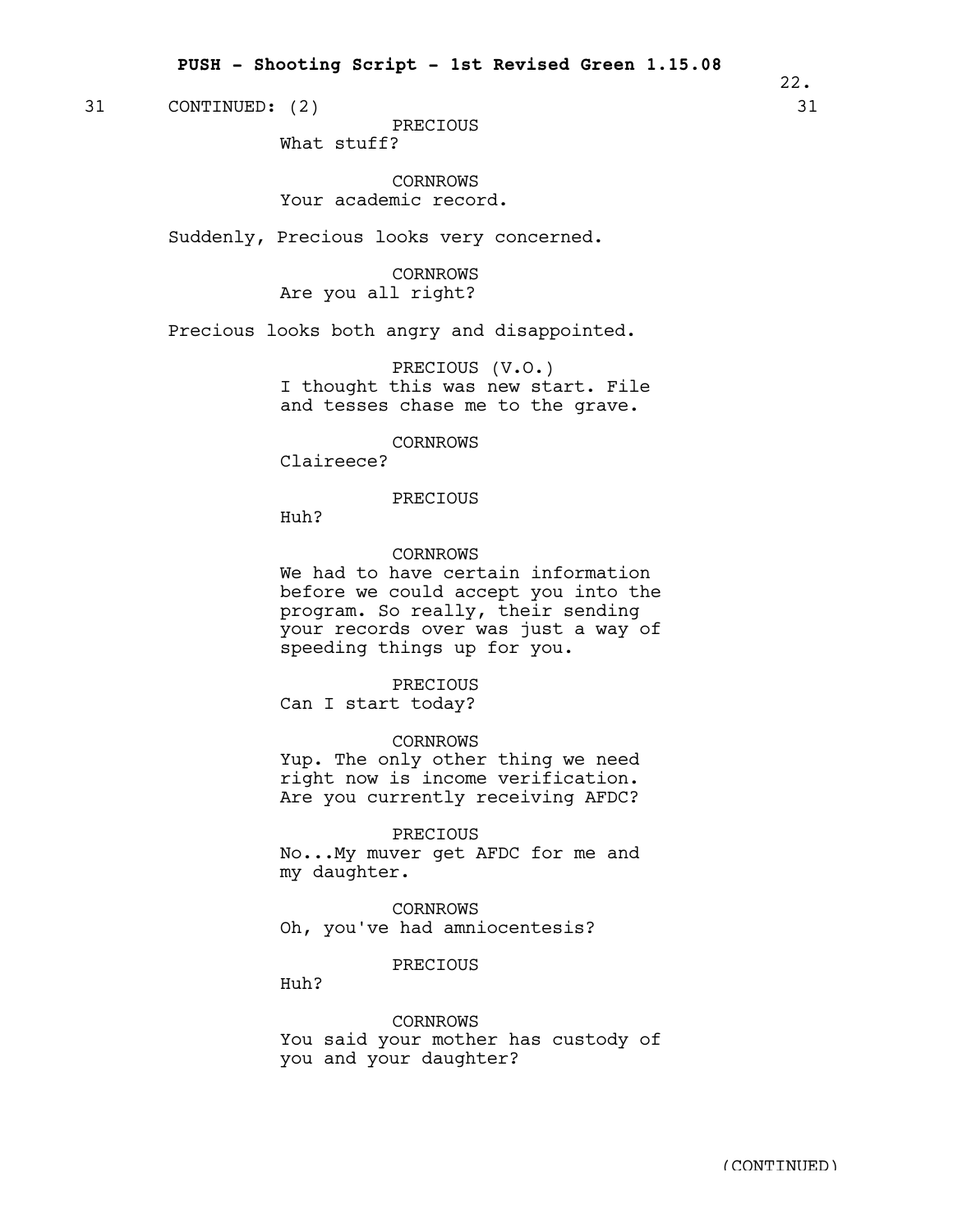31 CONTINUED: (2) 31

PRECIOUS
What stuff?

CORNROWS
Your academic record.

Suddenly, Precious looks very concerned.

CORNROWS
Are you all right?

Precious looks both angry and disappointed.

PRECIOUS (V.O.)
I thought this was new start. File and tesses chase me to the grave.

CORNROWS
Claireece?

PRECIOUS
Huh?

CORNROWS
We had to have certain information before we could accept you into the program. So really, their sending your records over was just a way of speeding things up for you.

PRECIOUS
Can I start today?

CORNROWS
Yup. The only other thing we need right now is income verification. Are you currently receiving AFDC?

PRECIOUS
No...My muver get AFDC for me and my daughter.

CORNROWS
Oh, you've had amniocentesis?

PRECIOUS
Huh?

CORNROWS
You said your mother has custody of you and your daughter?

(CONTINUED)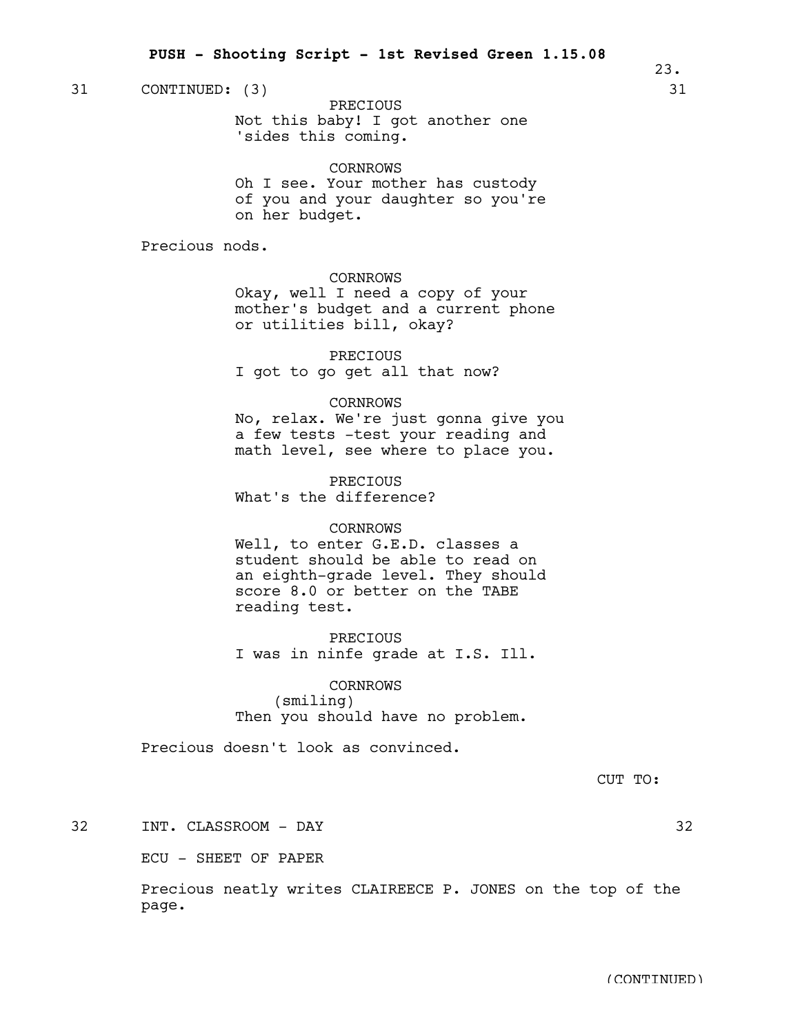31 CONTINUED: (3) 31

PRECIOUS
Not this baby! I got another one 'sides this coming.

CORNROWS
Oh I see. Your mother has custody of you and your daughter so you're on her budget.

Precious nods.

CORNROWS
Okay, well I need a copy of your mother's budget and a current phone or utilities bill, okay?

PRECIOUS
I got to go get all that now?

CORNROWS
No, relax. We're just gonna give you a few tests -test your reading and math level, see where to place you.

PRECIOUS
What's the difference?

CORNROWS
Well, to enter G.E.D. classes a student should be able to read on an eighth-grade level. They should score 8.0 or better on the TABE reading test.

PRECIOUS
I was in ninfe grade at I.S. Ill.

CORNROWS
(smiling)
Then you should have no problem.

Precious doesn't look as convinced.

CUT TO:

32 INT. CLASSROOM - DAY 32

ECU - SHEET OF PAPER

Precious neatly writes CLAIREECE P. JONES on the top of the page.

(CONTINUED)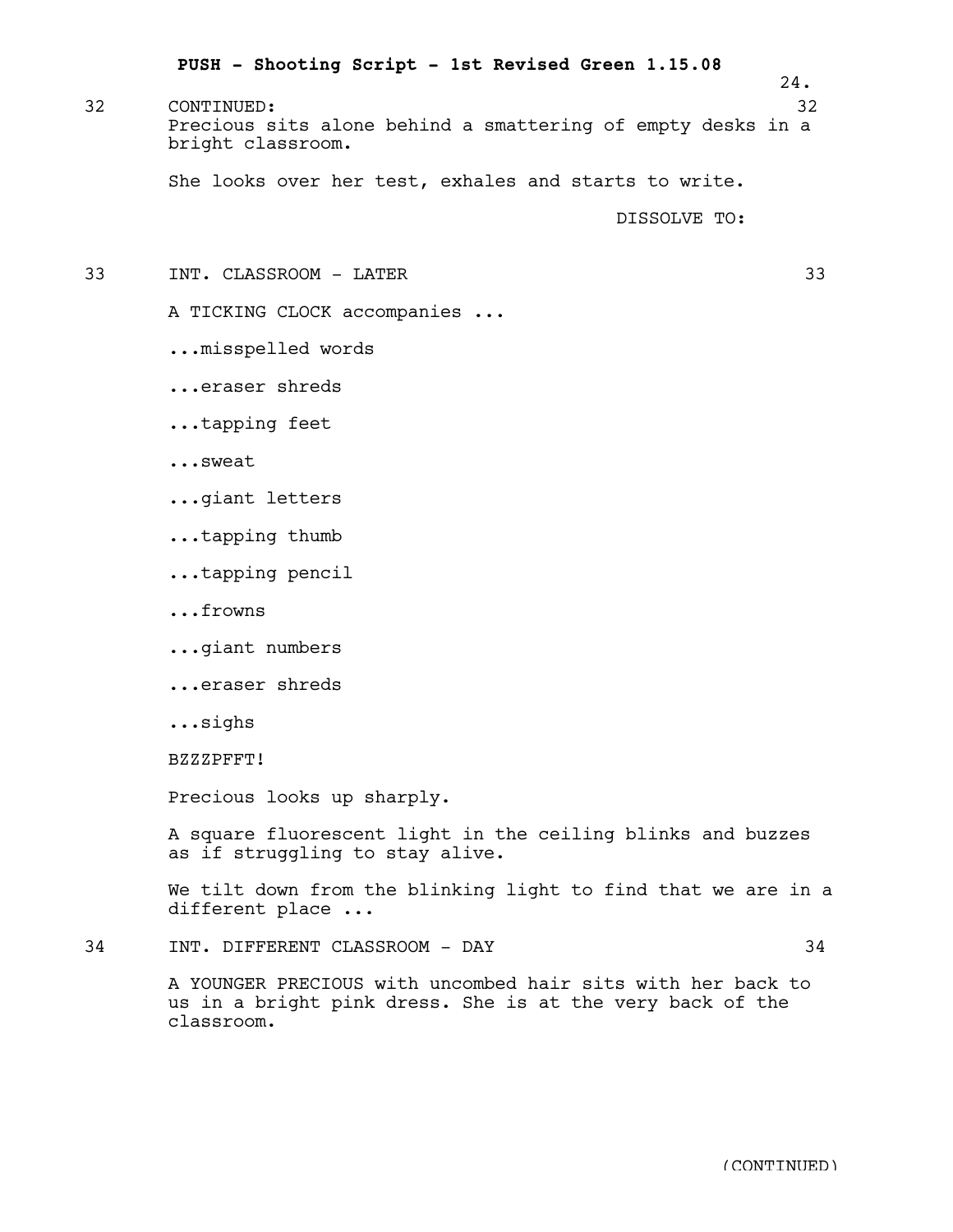32 CONTINUED: 32

Precious sits alone behind a smattering of empty desks in a bright classroom.

She looks over her test, exhales and starts to write.

DISSOLVE TO:

33 INT. CLASSROOM - LATER 33

A TICKING CLOCK accompanies ...

...misspelled words

...eraser shreds

...tapping feet

...sweat

...giant letters

...tapping thumb

...tapping pencil

...frowns

...giant numbers

...eraser shreds

...sighs

BZZZPFFT!

Precious looks up sharply.

A square fluorescent light in the ceiling blinks and buzzes as if struggling to stay alive.

We tilt down from the blinking light to find that we are in a different place ...

34 INT. DIFFERENT CLASSROOM - DAY 34

A YOUNGER PRECIOUS with uncombed hair sits with her back to us in a bright pink dress. She is at the very back of the classroom.

(CONTINUED)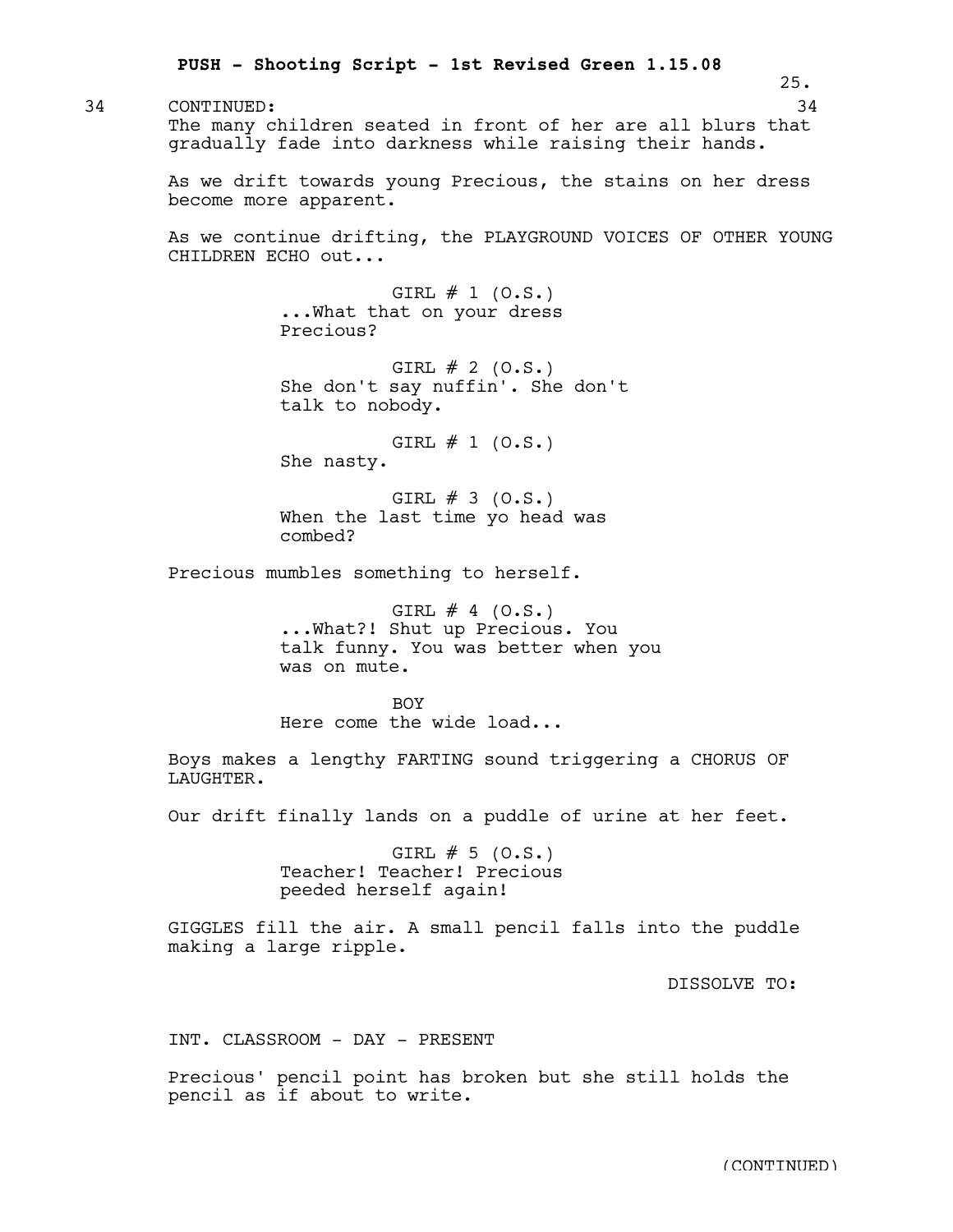34 CONTINUED: 34

The many children seated in front of her are all blurs that gradually fade into darkness while raising their hands.

As we drift towards young Precious, the stains on her dress become more apparent.

As we continue drifting, the PLAYGROUND VOICES OF OTHER YOUNG CHILDREN ECHO out...

GIRL # 1 (O.S.)
...What that on your dress Precious?

GIRL # 2 (O.S.)
She don't say nuffin'. She don't talk to nobody.

GIRL # 1 (O.S.)
She nasty.

GIRL # 3 (O.S.)
When the last time yo head was combed?

Precious mumbles something to herself.

GIRL # 4 (O.S.)
...What?! Shut up Precious. You talk funny. You was better when you was on mute.

BOY
Here come the wide load...

Boys makes a lengthy FARTING sound triggering a CHORUS OF LAUGHTER.

Our drift finally lands on a puddle of urine at her feet.

GIRL # 5 (O.S.)
Teacher! Teacher! Precious peeded herself again!

GIGGLES fill the air. A small pencil falls into the puddle making a large ripple.

DISSOLVE TO:

INT. CLASSROOM - DAY - PRESENT

Precious' pencil point has broken but she still holds the pencil as if about to write.

(CONTINUED)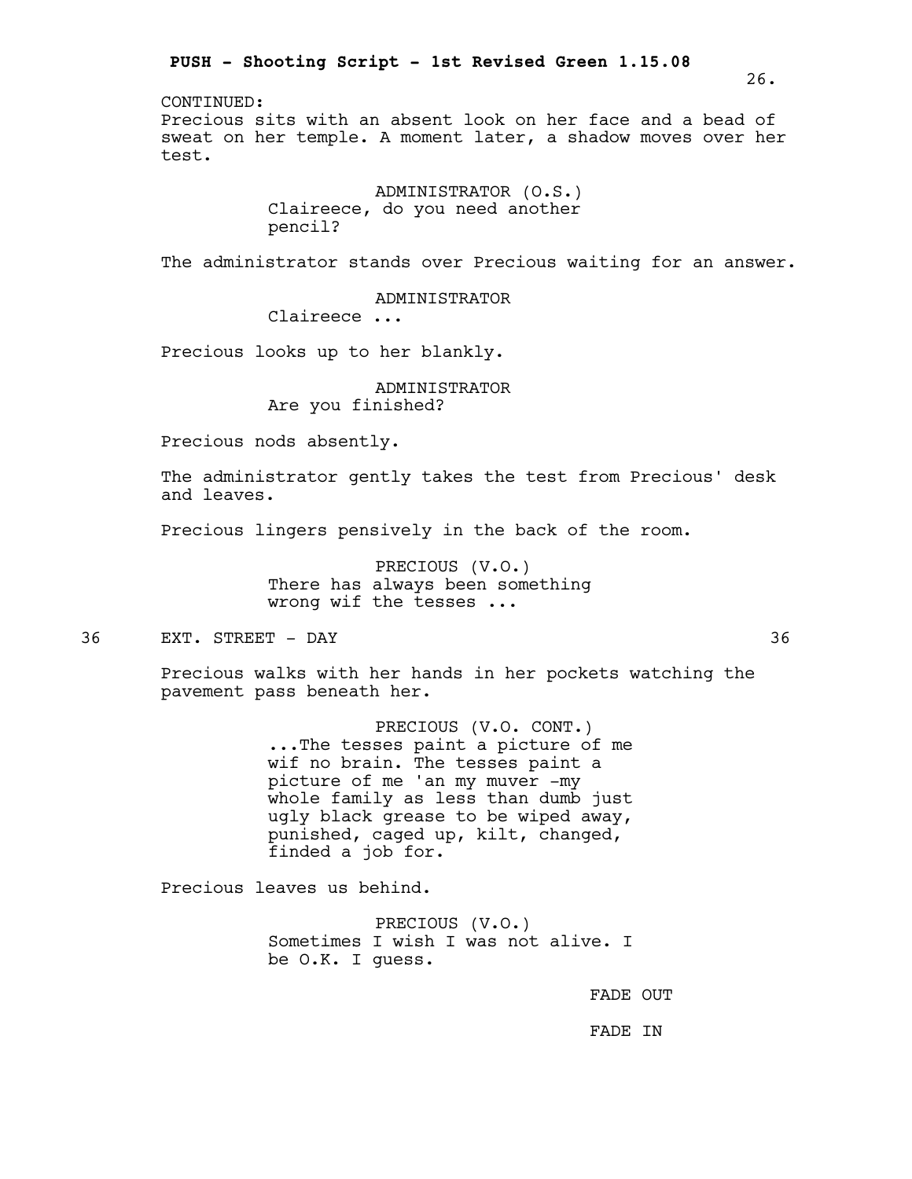CONTINUED:

Precious sits with an absent look on her face and a bead of sweat on her temple. A moment later, a shadow moves over her test.

ADMINISTRATOR (O.S.)
Claireece, do you need another pencil?

The administrator stands over Precious waiting for an answer.

ADMINISTRATOR
Claireece ...

Precious looks up to her blankly.

ADMINISTRATOR
Are you finished?

Precious nods absently.

The administrator gently takes the test from Precious' desk and leaves.

Precious lingers pensively in the back of the room.

PRECIOUS (V.O.)
There has always been something wrong wif the tesses ...

36 EXT. STREET - DAY 36

Precious walks with her hands in her pockets watching the pavement pass beneath her.

PRECIOUS (V.O. CONT.)
...The tesses paint a picture of me wif no brain. The tesses paint a picture of me 'an my muver -my whole family as less than dumb just ugly black grease to be wiped away, punished, caged up, kilt, changed, finded a job for.

Precious leaves us behind.

PRECIOUS (V.O.)
Sometimes I wish I was not alive. I be O.K. I guess.

FADE OUT

FADE IN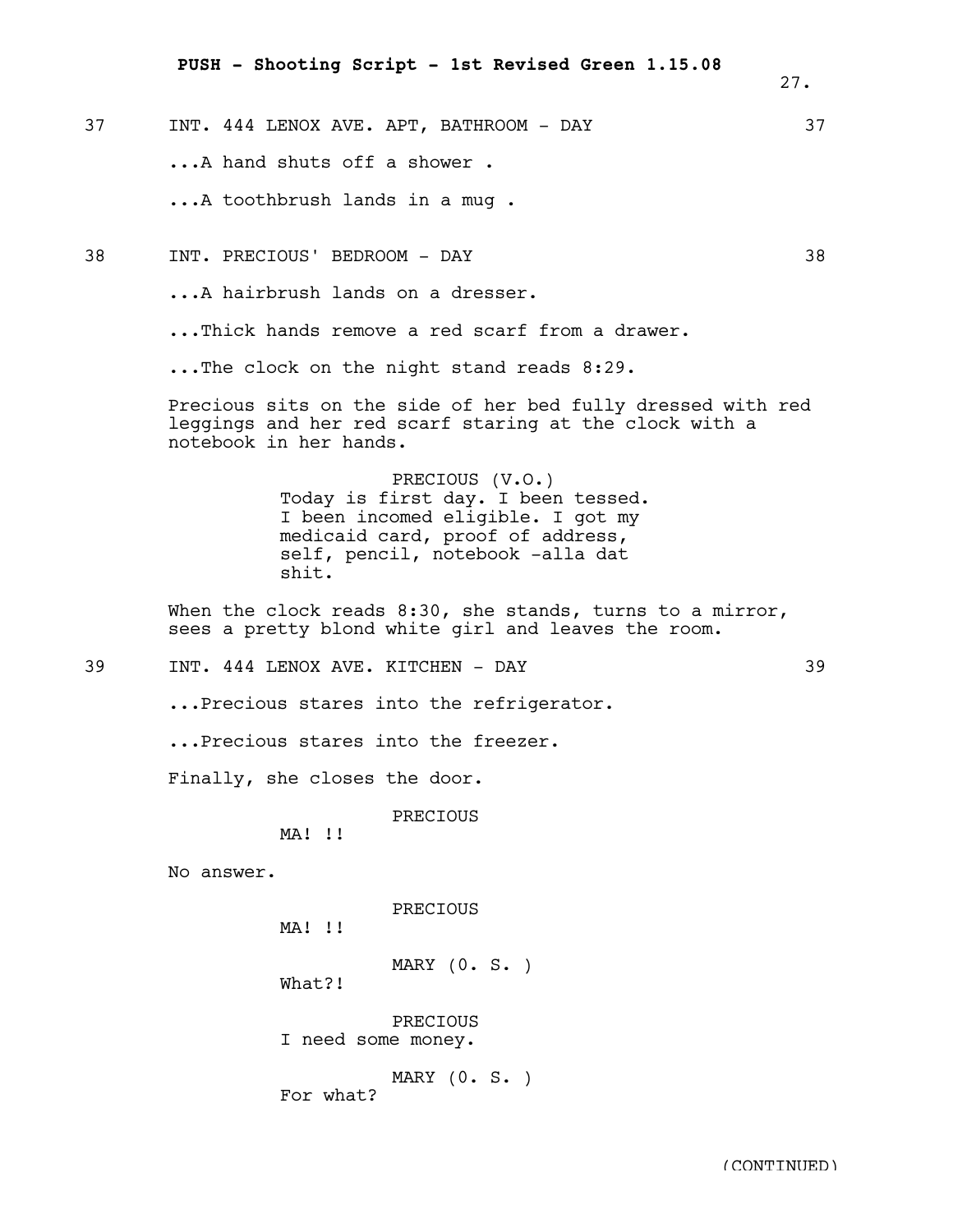37 INT. 444 LENOX AVE. APT, BATHROOM - DAY 37

...A hand shuts off a shower .

...A toothbrush lands in a mug .

38 INT. PRECIOUS' BEDROOM - DAY 38

...A hairbrush lands on a dresser.

...Thick hands remove a red scarf from a drawer.

...The clock on the night stand reads 8:29.

Precious sits on the side of her bed fully dressed with red leggings and her red scarf staring at the clock with a notebook in her hands.

PRECIOUS (V.O.)
Today is first day. I been tessed. I been incomed eligible. I got my medicaid card, proof of address, self, pencil, notebook -alla dat shit.

When the clock reads 8:30, she stands, turns to a mirror, sees a pretty blond white girl and leaves the room.

39 INT. 444 LENOX AVE. KITCHEN - DAY 39

...Precious stares into the refrigerator.

...Precious stares into the freezer.

Finally, she closes the door.

PRECIOUS
MA! !!

No answer.

PRECIOUS
MA! !!

MARY (0. S. )
What?!

PRECIOUS
I need some money.

MARY (0. S. )
For what?

(CONTINUED)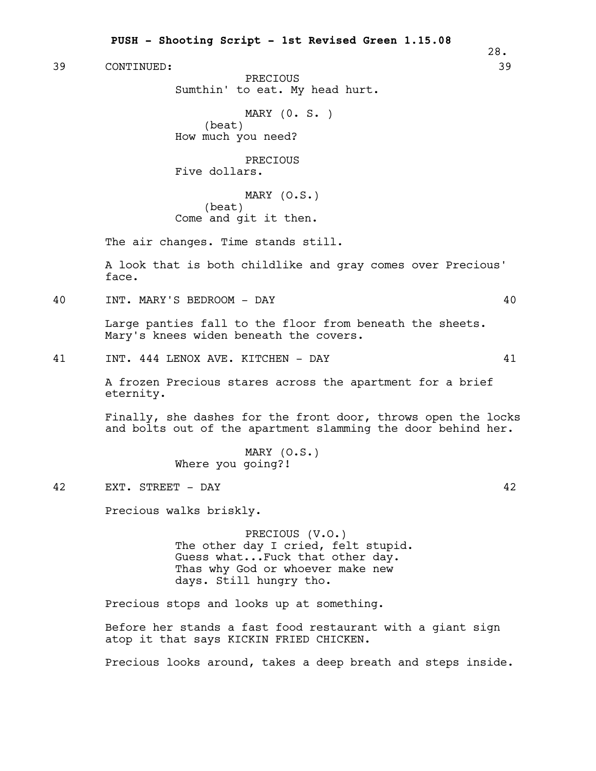39 CONTINUED: 39

PRECIOUS
Sumthin' to eat. My head hurt.

MARY (0. S. )
(beat)
How much you need?

PRECIOUS
Five dollars.

MARY (O.S.)
(beat)
Come and git it then.

The air changes. Time stands still.

A look that is both childlike and gray comes over Precious' face.

40 INT. MARY'S BEDROOM - DAY 40

Large panties fall to the floor from beneath the sheets. Mary's knees widen beneath the covers.

41 INT. 444 LENOX AVE. KITCHEN - DAY 41

A frozen Precious stares across the apartment for a brief eternity.

Finally, she dashes for the front door, throws open the locks and bolts out of the apartment slamming the door behind her.

MARY (O.S.)
Where you going?!

42 EXT. STREET - DAY 42

Precious walks briskly.

PRECIOUS (V.O.)
The other day I cried, felt stupid. Guess what...Fuck that other day. Thas why God or whoever make new days. Still hungry tho.

Precious stops and looks up at something.

Before her stands a fast food restaurant with a giant sign atop it that says KICKIN FRIED CHICKEN.

Precious looks around, takes a deep breath and steps inside.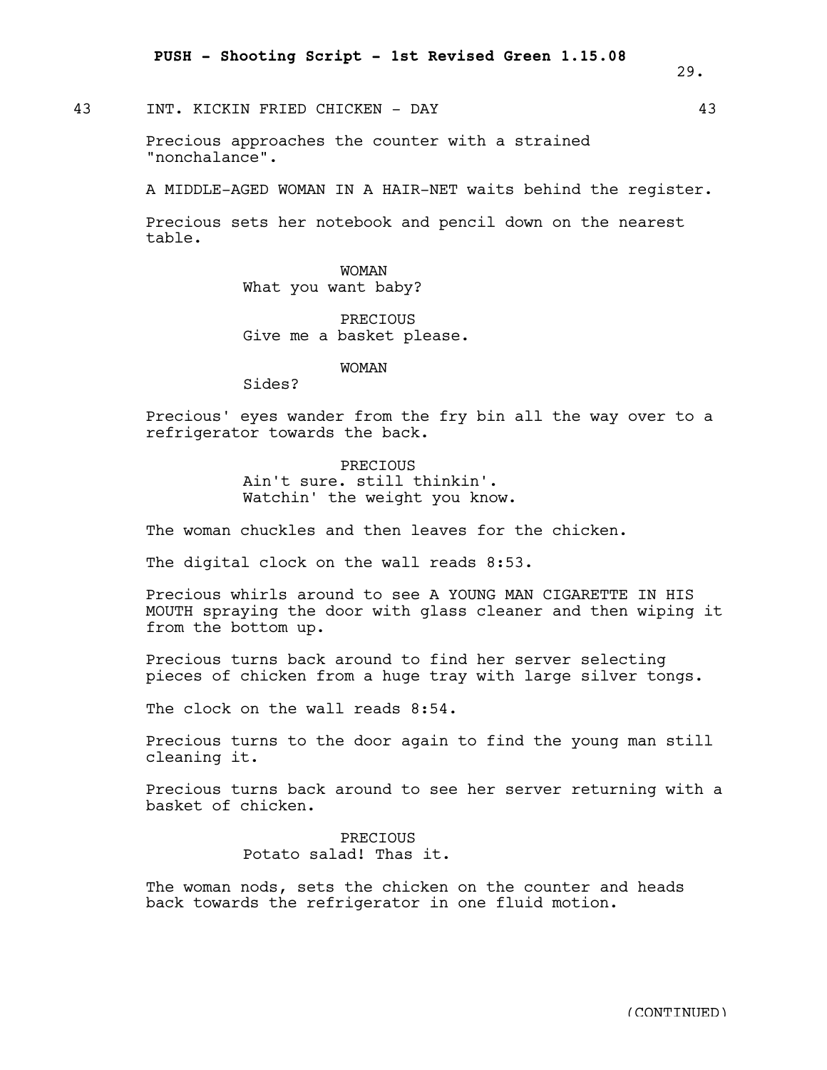43 INT. KICKIN FRIED CHICKEN - DAY 43

Precious approaches the counter with a strained "nonchalance".

A MIDDLE-AGED WOMAN IN A HAIR-NET waits behind the register.

Precious sets her notebook and pencil down on the nearest table.

WOMAN
What you want baby?

PRECIOUS
Give me a basket please.

WOMAN
Sides?

Precious' eyes wander from the fry bin all the way over to a refrigerator towards the back.

PRECIOUS
Ain't sure. still thinkin'.
Watchin' the weight you know.

The woman chuckles and then leaves for the chicken.

The digital clock on the wall reads 8:53.

Precious whirls around to see A YOUNG MAN CIGARETTE IN HIS MOUTH spraying the door with glass cleaner and then wiping it from the bottom up.

Precious turns back around to find her server selecting pieces of chicken from a huge tray with large silver tongs.

The clock on the wall reads 8:54.

Precious turns to the door again to find the young man still cleaning it.

Precious turns back around to see her server returning with a basket of chicken.

PRECIOUS
Potato salad! Thas it.

The woman nods, sets the chicken on the counter and heads back towards the refrigerator in one fluid motion.

(CONTINUED)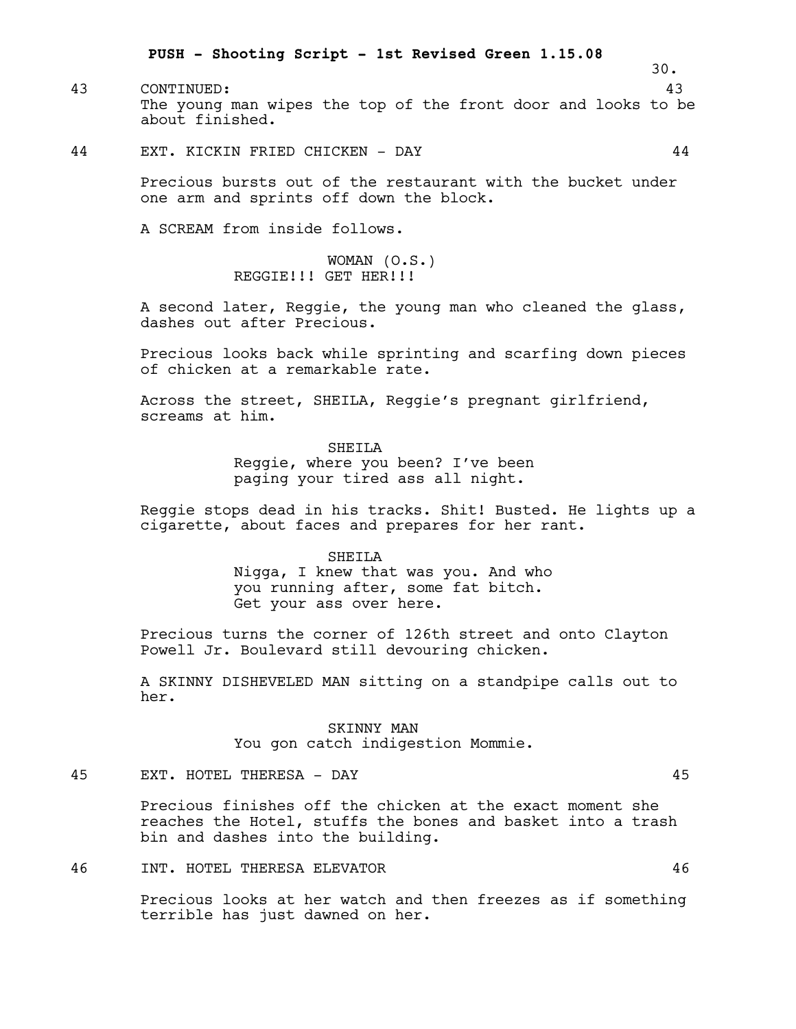43 CONTINUED: 43

The young man wipes the top of the front door and looks to be about finished.

44 EXT. KICKIN FRIED CHICKEN - DAY 44

Precious bursts out of the restaurant with the bucket under one arm and sprints off down the block.

A SCREAM from inside follows.

WOMAN (O.S.)
REGGIE!!! GET HER!!!

A second later, Reggie, the young man who cleaned the glass, dashes out after Precious.

Precious looks back while sprinting and scarfing down pieces of chicken at a remarkable rate.

Across the street, SHEILA, Reggie's pregnant girlfriend, screams at him.

SHEILA
Reggie, where you been? I've been paging your tired ass all night.

Reggie stops dead in his tracks. Shit! Busted. He lights up a cigarette, about faces and prepares for her rant.

SHEILA
Nigga, I knew that was you. And who you running after, some fat bitch. Get your ass over here.

Precious turns the corner of 126th street and onto Clayton Powell Jr. Boulevard still devouring chicken.

A SKINNY DISHEVELED MAN sitting on a standpipe calls out to her.

SKINNY MAN
You gon catch indigestion Mommie.

45 EXT. HOTEL THERESA - DAY 45

Precious finishes off the chicken at the exact moment she reaches the Hotel, stuffs the bones and basket into a trash bin and dashes into the building.

46 INT. HOTEL THERESA ELEVATOR 46

Precious looks at her watch and then freezes as if something terrible has just dawned on her.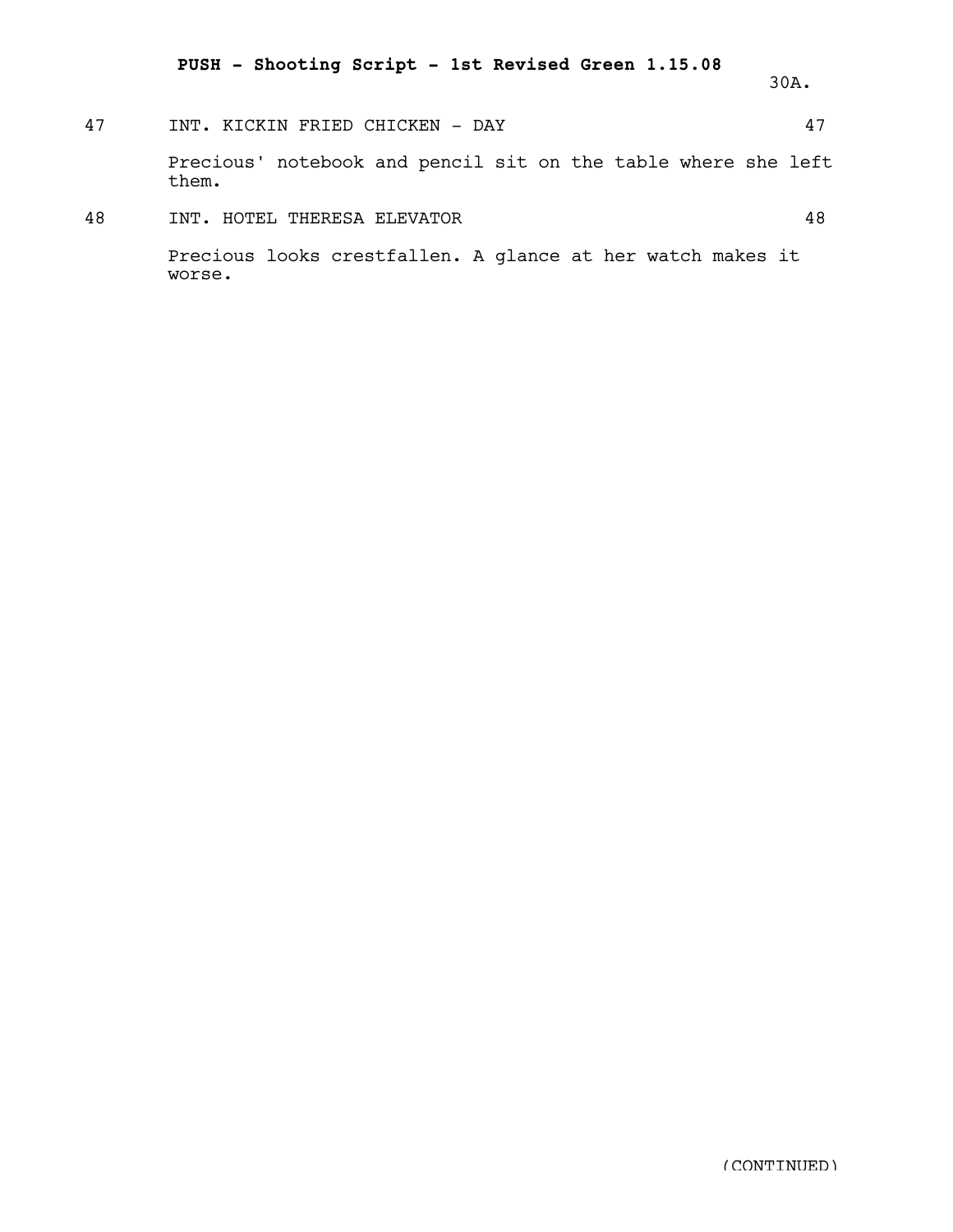47 INT. KICKIN FRIED CHICKEN - DAY 47

Precious' notebook and pencil sit on the table where she left them.

48 INT. HOTEL THERESA ELEVATOR 48

Precious looks crestfallen. A glance at her watch makes it worse.

(CONTINUED)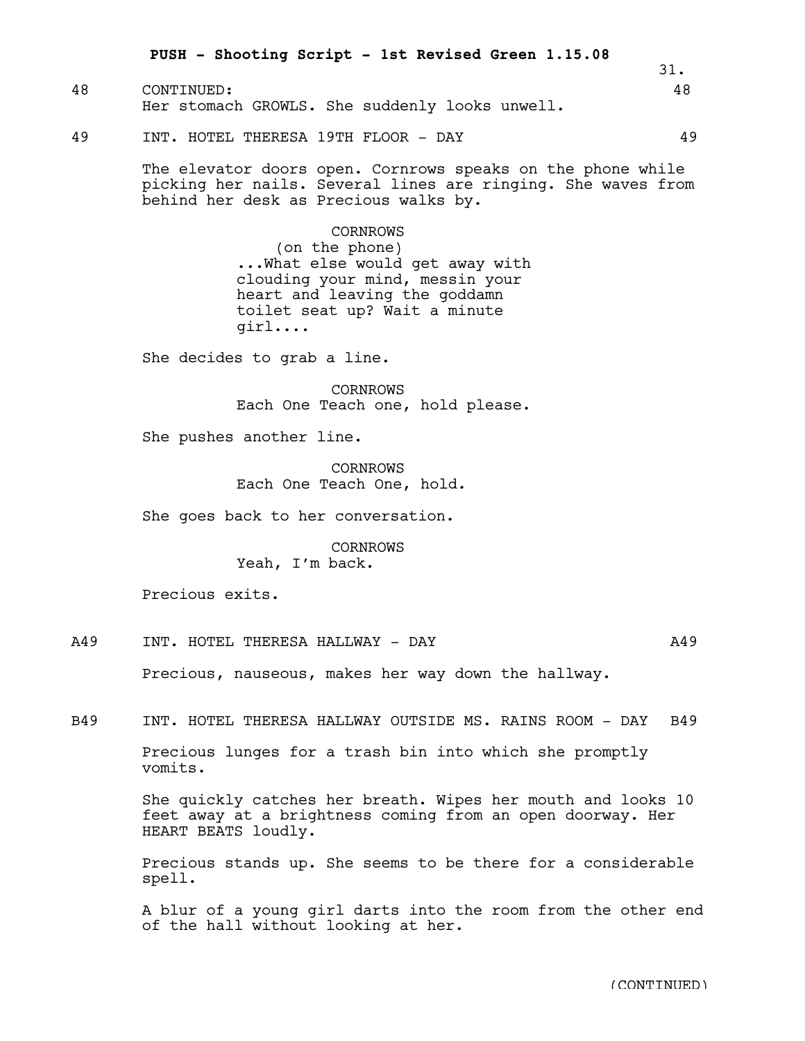48 CONTINUED: 48

Her stomach GROWLS. She suddenly looks unwell.

49 INT. HOTEL THERESA 19TH FLOOR - DAY 49

The elevator doors open. Cornrows speaks on the phone while picking her nails. Several lines are ringing. She waves from behind her desk as Precious walks by.

CORNROWS
(on the phone)
...What else would get away with clouding your mind, messin your heart and leaving the goddamn toilet seat up? Wait a minute girl....

She decides to grab a line.

CORNROWS
Each One Teach one, hold please.

She pushes another line.

CORNROWS
Each One Teach One, hold.

She goes back to her conversation.

CORNROWS
Yeah, I'm back.

Precious exits.

A49 INT. HOTEL THERESA HALLWAY - DAY A49

Precious, nauseous, makes her way down the hallway.

B49 INT. HOTEL THERESA HALLWAY OUTSIDE MS. RAINS ROOM - DAY B49

Precious lunges for a trash bin into which she promptly vomits.

She quickly catches her breath. Wipes her mouth and looks 10 feet away at a brightness coming from an open doorway. Her HEART BEATS loudly.

Precious stands up. She seems to be there for a considerable spell.

A blur of a young girl darts into the room from the other end of the hall without looking at her.

(CONTINUED)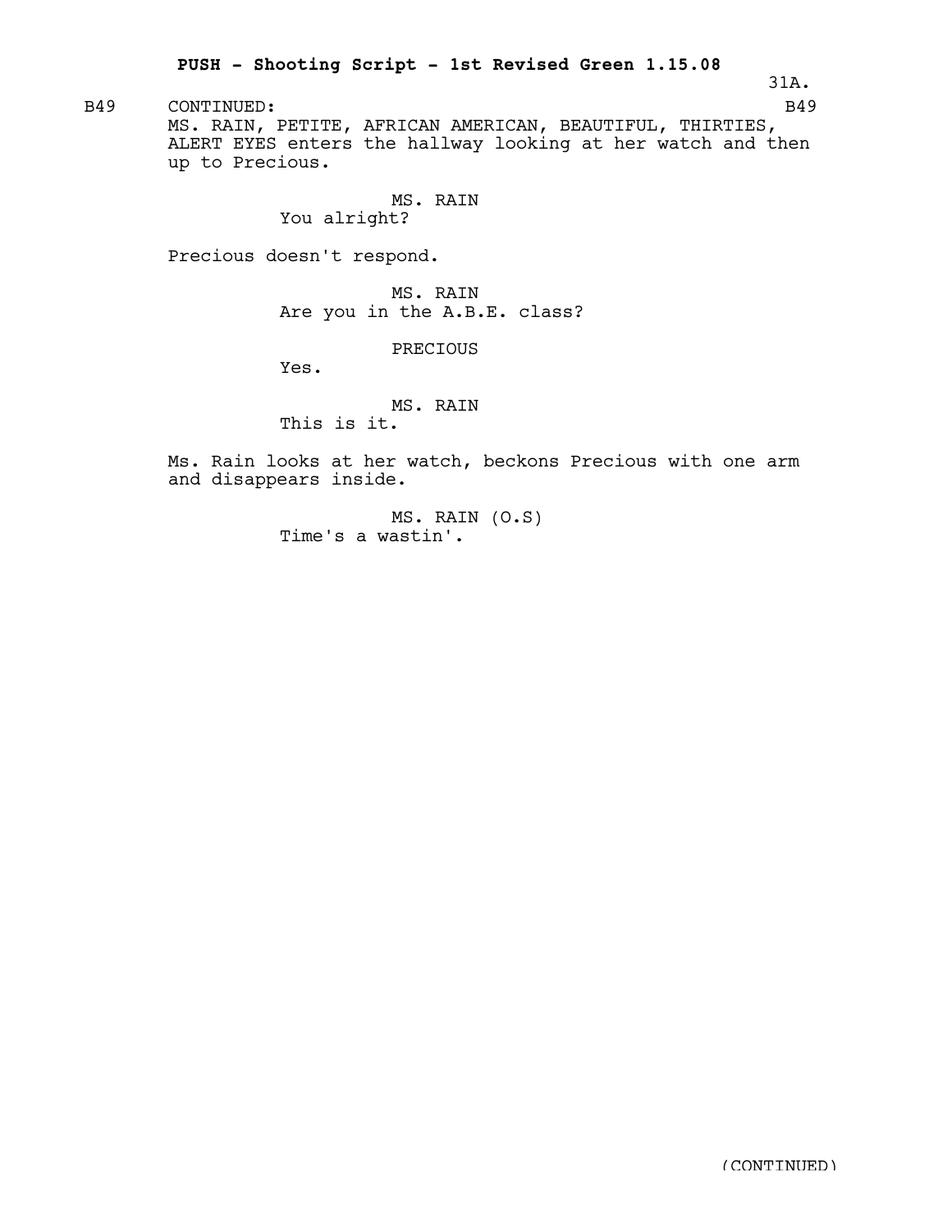B49 CONTINUED: B49

MS. RAIN, PETITE, AFRICAN AMERICAN, BEAUTIFUL, THIRTIES, ALERT EYES enters the hallway looking at her watch and then up to Precious.

MS. RAIN
You alright?

Precious doesn't respond.

MS. RAIN
Are you in the A.B.E. class?

PRECIOUS
Yes.

MS. RAIN
This is it.

Ms. Rain looks at her watch, beckons Precious with one arm and disappears inside.

MS. RAIN (O.S)
Time's a wastin'.

(CONTINUED)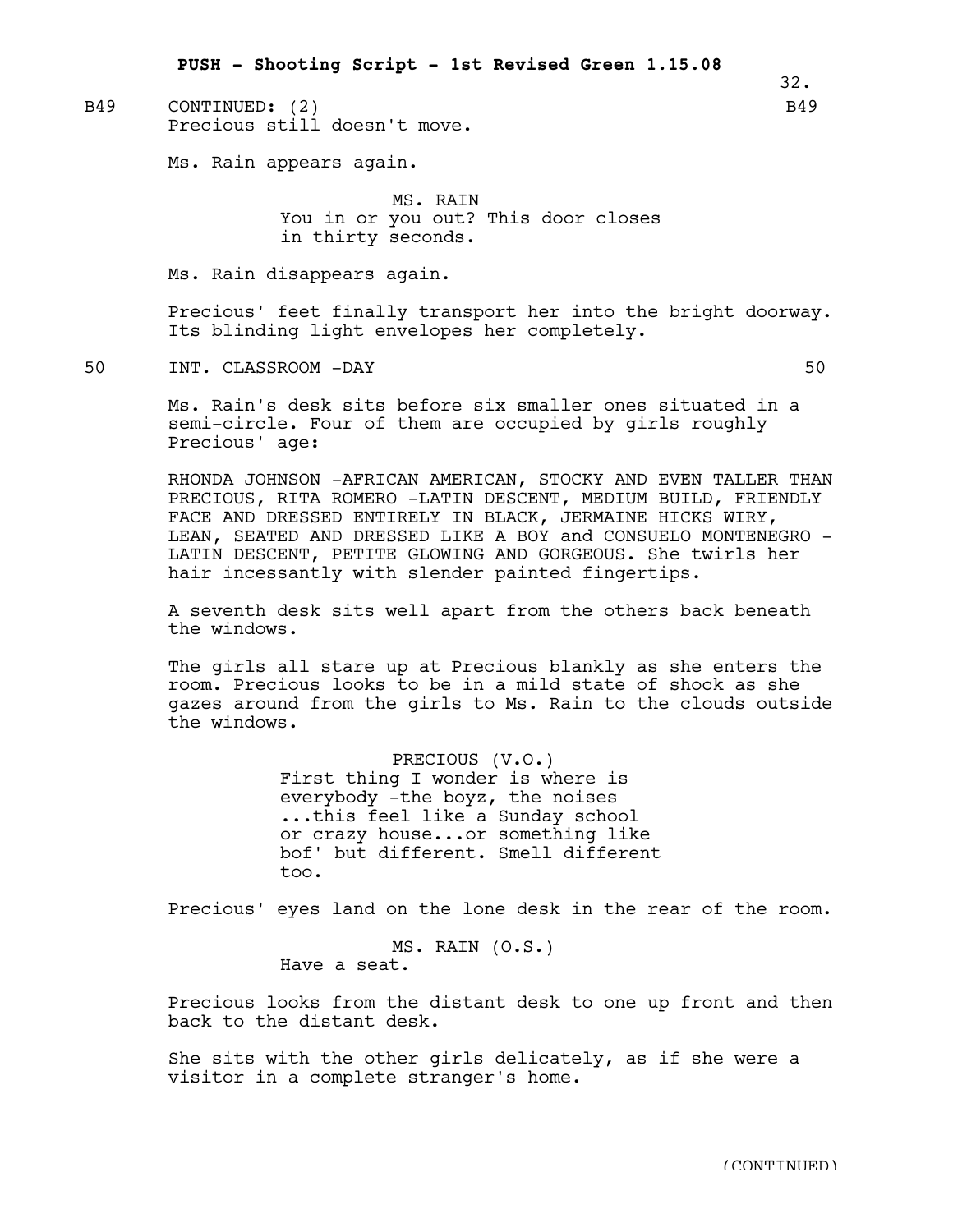B49 CONTINUED: (2) B49

Precious still doesn't move.

Ms. Rain appears again.

MS. RAIN
You in or you out? This door closes in thirty seconds.

Ms. Rain disappears again.

Precious' feet finally transport her into the bright doorway. Its blinding light envelopes her completely.

50 INT. CLASSROOM -DAY 50

Ms. Rain's desk sits before six smaller ones situated in a semi-circle. Four of them are occupied by girls roughly Precious' age:

RHONDA JOHNSON -AFRICAN AMERICAN, STOCKY AND EVEN TALLER THAN PRECIOUS, RITA ROMERO -LATIN DESCENT, MEDIUM BUILD, FRIENDLY FACE AND DRESSED ENTIRELY IN BLACK, JERMAINE HICKS WIRY, LEAN, SEATED AND DRESSED LIKE A BOY and CONSUELO MONTENEGRO - LATIN DESCENT, PETITE GLOWING AND GORGEOUS. She twirls her hair incessantly with slender painted fingertips.

A seventh desk sits well apart from the others back beneath the windows.

The girls all stare up at Precious blankly as she enters the room. Precious looks to be in a mild state of shock as she gazes around from the girls to Ms. Rain to the clouds outside the windows.

PRECIOUS (V.O.)
First thing I wonder is where is everybody -the boyz, the noises ...this feel like a Sunday school or crazy house...or something like bof' but different. Smell different too.

Precious' eyes land on the lone desk in the rear of the room.

MS. RAIN (O.S.)
Have a seat.

Precious looks from the distant desk to one up front and then back to the distant desk.

She sits with the other girls delicately, as if she were a visitor in a complete stranger's home.

(CONTINUED)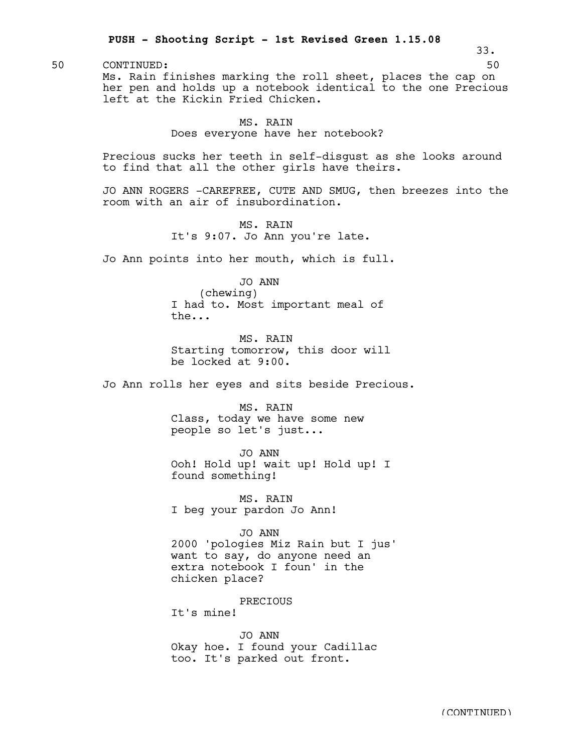50 CONTINUED: 50

Ms. Rain finishes marking the roll sheet, places the cap on her pen and holds up a notebook identical to the one Precious left at the Kickin Fried Chicken.

MS. RAIN
Does everyone have her notebook?

Precious sucks her teeth in self-disgust as she looks around to find that all the other girls have theirs.

JO ANN ROGERS -CAREFREE, CUTE AND SMUG, then breezes into the room with an air of insubordination.

MS. RAIN
It's 9:07. Jo Ann you're late.

Jo Ann points into her mouth, which is full.

JO ANN
(chewing)
I had to. Most important meal of the...

MS. RAIN
Starting tomorrow, this door will be locked at 9:00.

Jo Ann rolls her eyes and sits beside Precious.

MS. RAIN
Class, today we have some new people so let's just...

JO ANN
Ooh! Hold up! wait up! Hold up! I found something!

MS. RAIN
I beg your pardon Jo Ann!

JO ANN
2000 'pologies Miz Rain but I jus' want to say, do anyone need an extra notebook I foun' in the chicken place?

PRECIOUS
It's mine!

JO ANN
Okay hoe. I found your Cadillac too. It's parked out front.

(CONTINUED)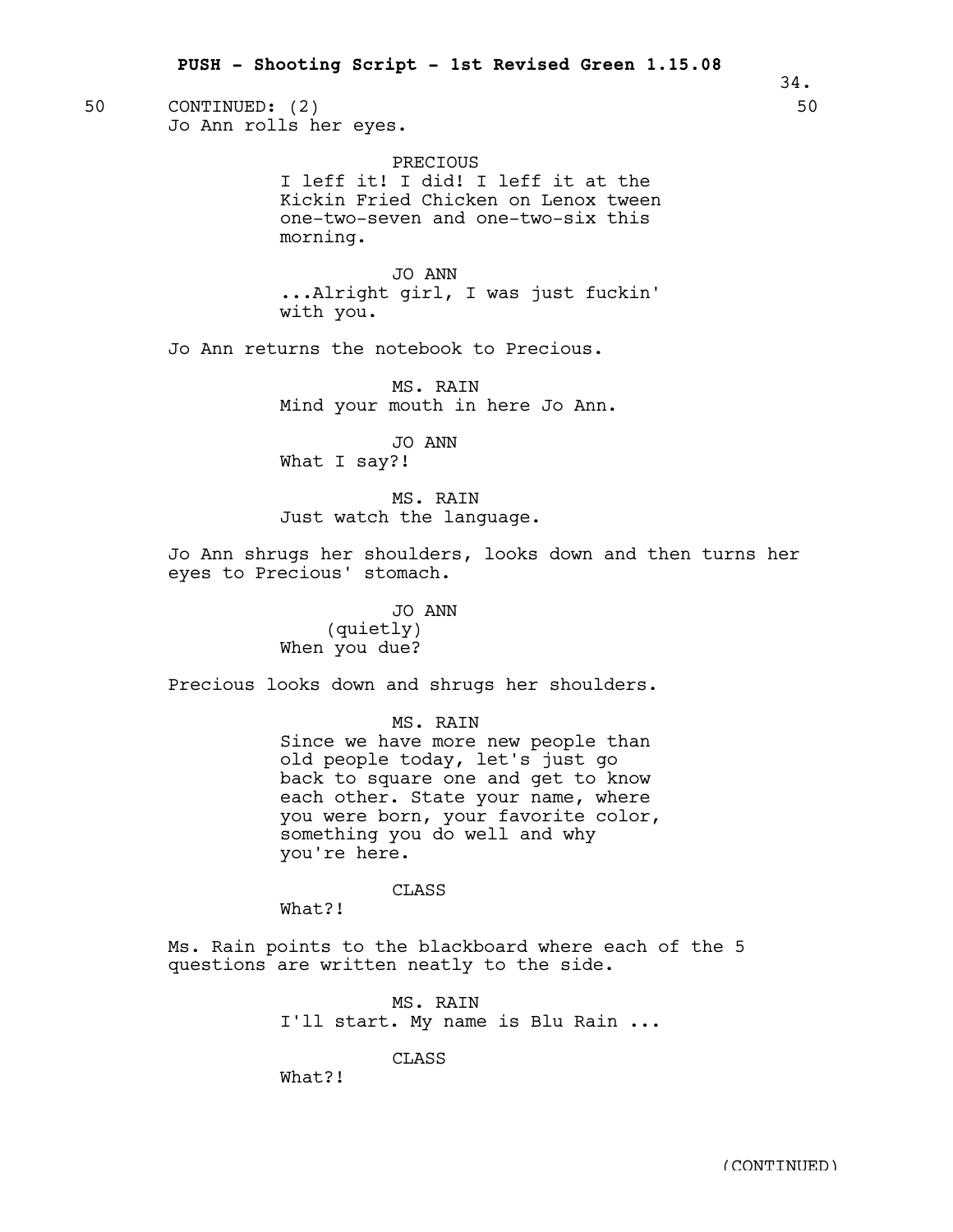50 CONTINUED: (2) 50

Jo Ann rolls her eyes.

PRECIOUS
I leff it! I did! I leff it at the Kickin Fried Chicken on Lenox tween one-two-seven and one-two-six this morning.

JO ANN
...Alright girl, I was just fuckin' with you.

Jo Ann returns the notebook to Precious.

MS. RAIN
Mind your mouth in here Jo Ann.

JO ANN
What I say?!

MS. RAIN
Just watch the language.

Jo Ann shrugs her shoulders, looks down and then turns her eyes to Precious' stomach.

JO ANN
(quietly)
When you due?

Precious looks down and shrugs her shoulders.

MS. RAIN
Since we have more new people than old people today, let's just go back to square one and get to know each other. State your name, where you were born, your favorite color, something you do well and why you're here.

CLASS
What?!

Ms. Rain points to the blackboard where each of the 5 questions are written neatly to the side.

MS. RAIN
I'll start. My name is Blu Rain ...

CLASS
What?!

(CONTINUED)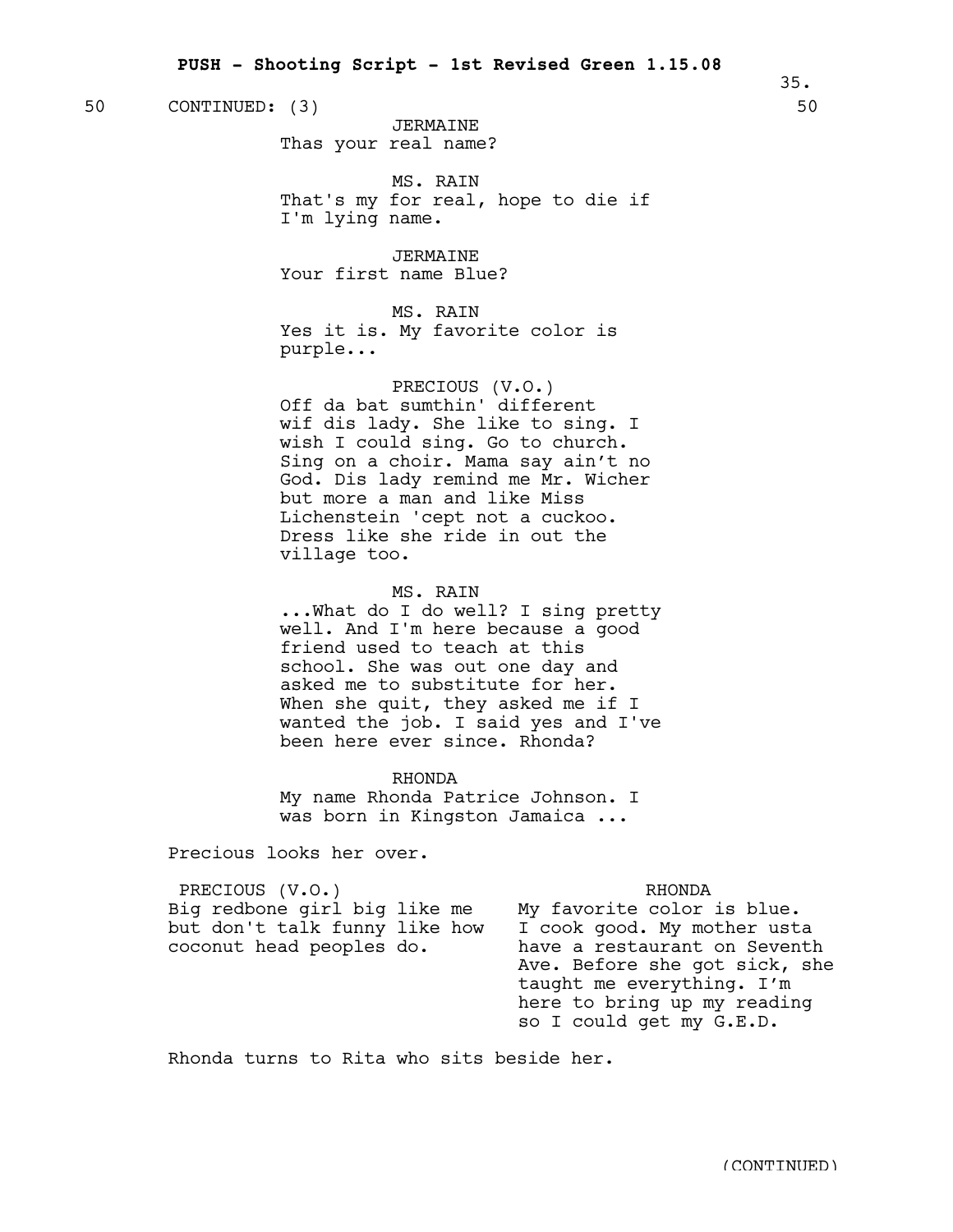50 CONTINUED: (3) 50

JERMAINE
Thas your real name?

MS. RAIN
That's my for real, hope to die if I'm lying name.

JERMAINE
Your first name Blue?

MS. RAIN
Yes it is. My favorite color is purple...

PRECIOUS (V.O.)
Off da bat sumthin' different wif dis lady. She like to sing. I wish I could sing. Go to church. Sing on a choir. Mama say ain't no God. Dis lady remind me Mr. Wicher but more a man and like Miss Lichenstein 'cept not a cuckoo. Dress like she ride in out the village too.

MS. RAIN
...What do I do well? I sing pretty well. And I'm here because a good friend used to teach at this school. She was out one day and asked me to substitute for her. When she quit, they asked me if I wanted the job. I said yes and I've been here ever since. Rhonda?

RHONDA
My name Rhonda Patrice Johnson. I was born in Kingston Jamaica ...

Precious looks her over.

PRECIOUS (V.O.)
Big redbone girl big like me but don't talk funny like how coconut head peoples do.

RHONDA
My favorite color is blue. I cook good. My mother usta have a restaurant on Seventh Ave. Before she got sick, she taught me everything. I'm here to bring up my reading so I could get my G.E.D.

Rhonda turns to Rita who sits beside her.

(CONTINUED)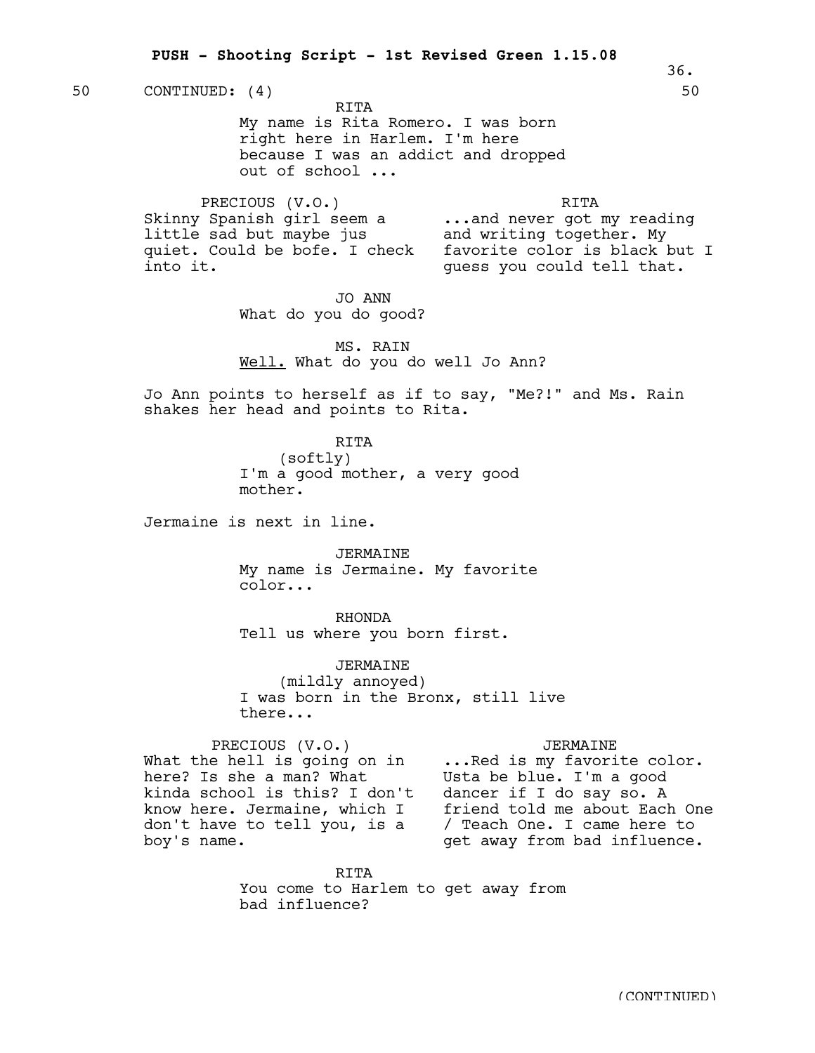50 CONTINUED: (4) 50

RITA
My name is Rita Romero. I was born right here in Harlem. I'm here because I was an addict and dropped out of school ...

PRECIOUS (V.O.)
Skinny Spanish girl seem a little sad but maybe jus quiet. Could be bofe. I check into it.

RITA
...and never got my reading and writing together. My favorite color is black but I guess you could tell that.

JO ANN
What do you do good?

MS. RAIN
Well. What do you do well Jo Ann?

Jo Ann points to herself as if to say, "Me?!" and Ms. Rain shakes her head and points to Rita.

RITA
(softly)
I'm a good mother, a very good mother.

Jermaine is next in line.

JERMAINE
My name is Jermaine. My favorite color...

RHONDA
Tell us where you born first.

JERMAINE
(mildly annoyed)
I was born in the Bronx, still live there...

PRECIOUS (V.O.)
What the hell is going on in here? Is she a man? What kinda school is this? I don't know here. Jermaine, which I don't have to tell you, is a boy's name.

JERMAINE
...Red is my favorite color. Usta be blue. I'm a good dancer if I do say so. A friend told me about Each One / Teach One. I came here to get away from bad influence.

RITA
You come to Harlem to get away from bad influence?

(CONTINUED)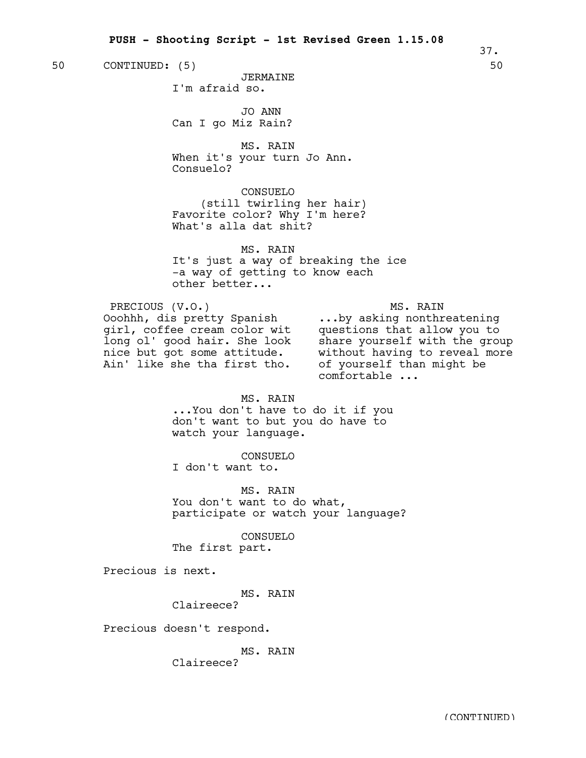50 CONTINUED: (5) 50

JERMAINE
I'm afraid so.

JO ANN
Can I go Miz Rain?

MS. RAIN
When it's your turn Jo Ann.
Consuelo?

CONSUELO
(still twirling her hair)
Favorite color? Why I'm here?
What's alla dat shit?

MS. RAIN
It's just a way of breaking the ice
-a way of getting to know each
other better...

PRECIOUS (V.O.)
Ooohhh, dis pretty Spanish girl, coffee cream color wit long ol' good hair. She look nice but got some attitude. Ain' like she tha first tho.

MS. RAIN
...by asking nonthreatening questions that allow you to share yourself with the group without having to reveal more of yourself than might be comfortable ...

MS. RAIN
...You don't have to do it if you
don't want to but you do have to
watch your language.

CONSUELO
I don't want to.

MS. RAIN
You don't want to do what,
participate or watch your language?

CONSUELO
The first part.

Precious is next.

MS. RAIN
Claireece?

Precious doesn't respond.

MS. RAIN
Claireece?

(CONTINUED)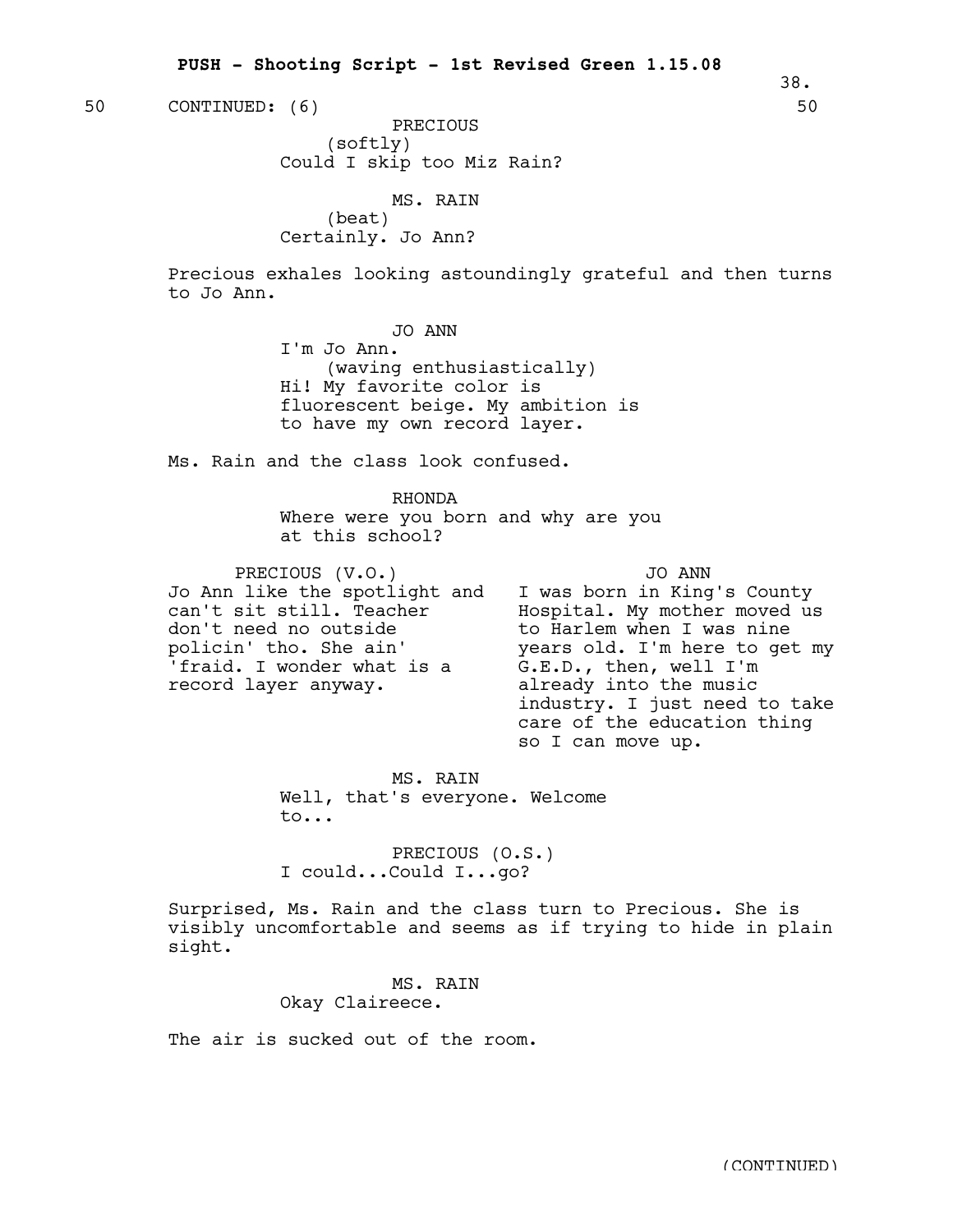50 CONTINUED: (6) 50

PRECIOUS
(softly)
Could I skip too Miz Rain?

MS. RAIN
(beat)
Certainly. Jo Ann?

Precious exhales looking astoundingly grateful and then turns to Jo Ann.

JO ANN
I'm Jo Ann.
(waving enthusiastically)
Hi! My favorite color is fluorescent beige. My ambition is to have my own record layer.

Ms. Rain and the class look confused.

RHONDA
Where were you born and why are you at this school?

PRECIOUS (V.O.)
Jo Ann like the spotlight and can't sit still. Teacher don't need no outside policin' tho. She ain' 'fraid. I wonder what is a record layer anyway.

JO ANN
I was born in King's County Hospital. My mother moved us to Harlem when I was nine years old. I'm here to get my G.E.D., then, well I'm already into the music industry. I just need to take care of the education thing so I can move up.

MS. RAIN
Well, that's everyone. Welcome to...

PRECIOUS (O.S.)
I could...Could I...go?

Surprised, Ms. Rain and the class turn to Precious. She is visibly uncomfortable and seems as if trying to hide in plain sight.

MS. RAIN
Okay Claireece.

The air is sucked out of the room.

(CONTINUED)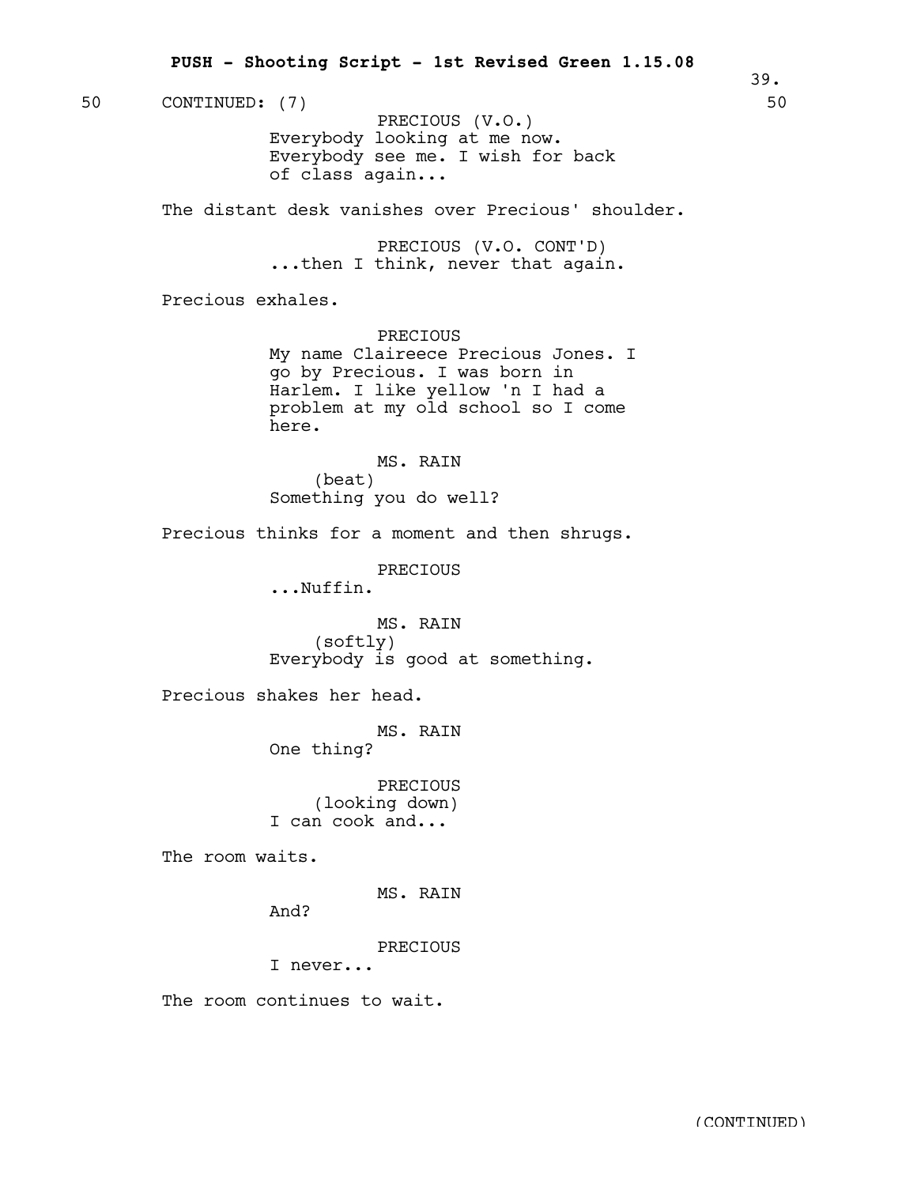50 CONTINUED: (7) 50

PRECIOUS (V.O.)
Everybody looking at me now.
Everybody see me. I wish for back
of class again...

The distant desk vanishes over Precious' shoulder.

PRECIOUS (V.O. CONT'D)
...then I think, never that again.

Precious exhales.

PRECIOUS
My name Claireece Precious Jones. I
go by Precious. I was born in
Harlem. I like yellow 'n I had a
problem at my old school so I come
here.

MS. RAIN
(beat)
Something you do well?

Precious thinks for a moment and then shrugs.

PRECIOUS
...Nuffin.

MS. RAIN
(softly)
Everybody is good at something.

Precious shakes her head.

MS. RAIN
One thing?

PRECIOUS
(looking down)
I can cook and...

The room waits.

MS. RAIN
And?

PRECIOUS
I never...

The room continues to wait.

(CONTINUED)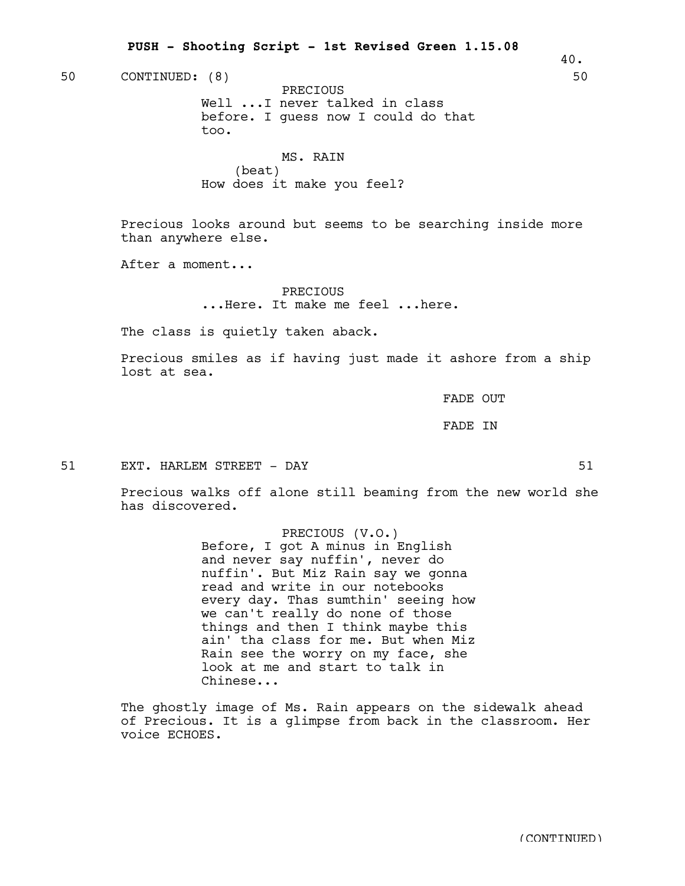50 CONTINUED: (8) 50

PRECIOUS
Well ...I never talked in class before. I guess now I could do that too.

MS. RAIN
(beat)
How does it make you feel?

Precious looks around but seems to be searching inside more than anywhere else.

After a moment...

PRECIOUS
...Here. It make me feel ...here.

The class is quietly taken aback.

Precious smiles as if having just made it ashore from a ship lost at sea.

FADE OUT

FADE IN

51 EXT. HARLEM STREET - DAY 51

Precious walks off alone still beaming from the new world she has discovered.

PRECIOUS (V.O.)
Before, I got A minus in English and never say nuffin', never do nuffin'. But Miz Rain say we gonna read and write in our notebooks every day. Thas sumthin' seeing how we can't really do none of those things and then I think maybe this ain' tha class for me. But when Miz Rain see the worry on my face, she look at me and start to talk in Chinese...

The ghostly image of Ms. Rain appears on the sidewalk ahead of Precious. It is a glimpse from back in the classroom. Her voice ECHOES.

(CONTINUED)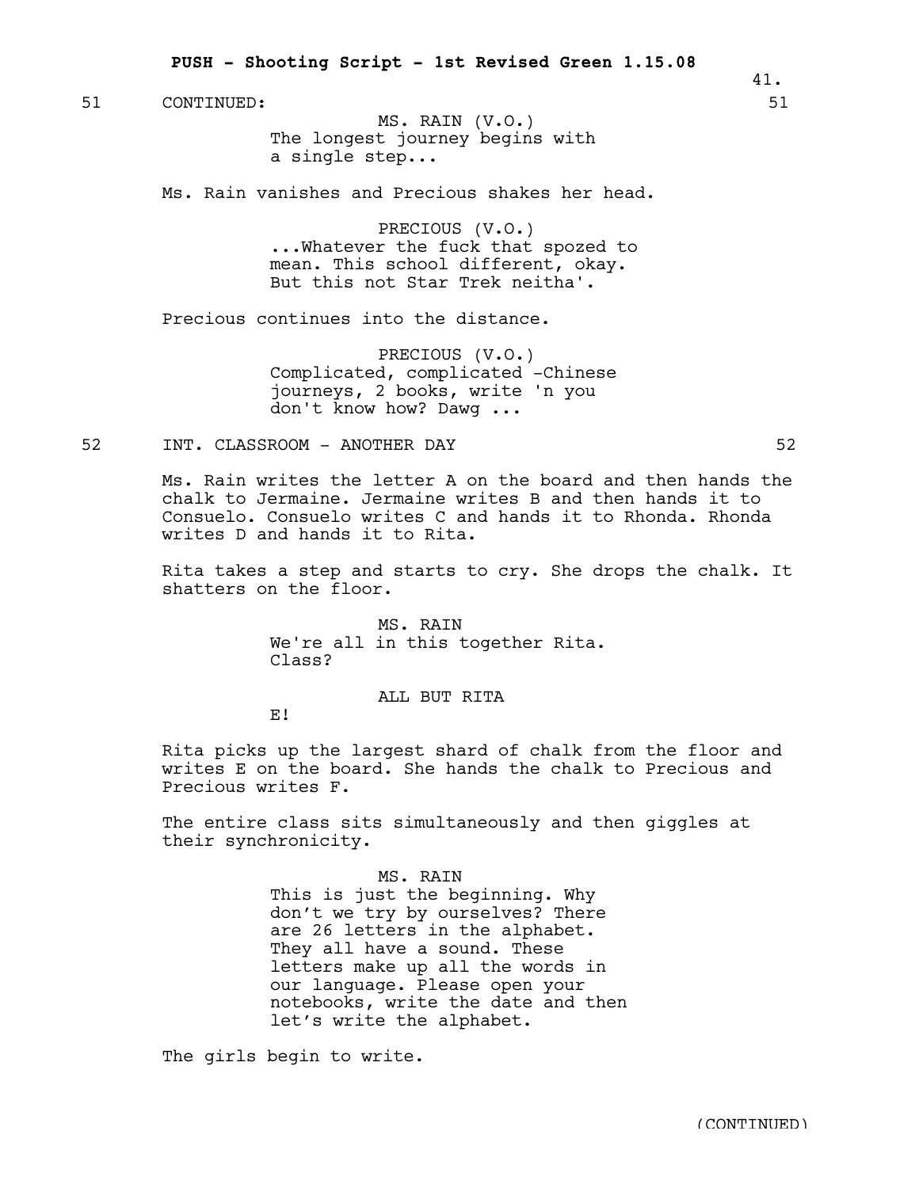51 CONTINUED: 51

MS. RAIN (V.O.)
The longest journey begins with a single step...

Ms. Rain vanishes and Precious shakes her head.

PRECIOUS (V.O.)
...Whatever the fuck that spozed to mean. This school different, okay. But this not Star Trek neitha'.

Precious continues into the distance.

PRECIOUS (V.O.)
Complicated, complicated -Chinese journeys, 2 books, write 'n you don't know how? Dawg ...

52 INT. CLASSROOM - ANOTHER DAY 52

Ms. Rain writes the letter A on the board and then hands the chalk to Jermaine. Jermaine writes B and then hands it to Consuelo. Consuelo writes C and hands it to Rhonda. Rhonda writes D and hands it to Rita.

Rita takes a step and starts to cry. She drops the chalk. It shatters on the floor.

MS. RAIN
We're all in this together Rita. Class?

ALL BUT RITA
E!

Rita picks up the largest shard of chalk from the floor and writes E on the board. She hands the chalk to Precious and Precious writes F.

The entire class sits simultaneously and then giggles at their synchronicity.

MS. RAIN
This is just the beginning. Why don't we try by ourselves? There are 26 letters in the alphabet. They all have a sound. These letters make up all the words in our language. Please open your notebooks, write the date and then let's write the alphabet.

The girls begin to write.

(CONTINUED)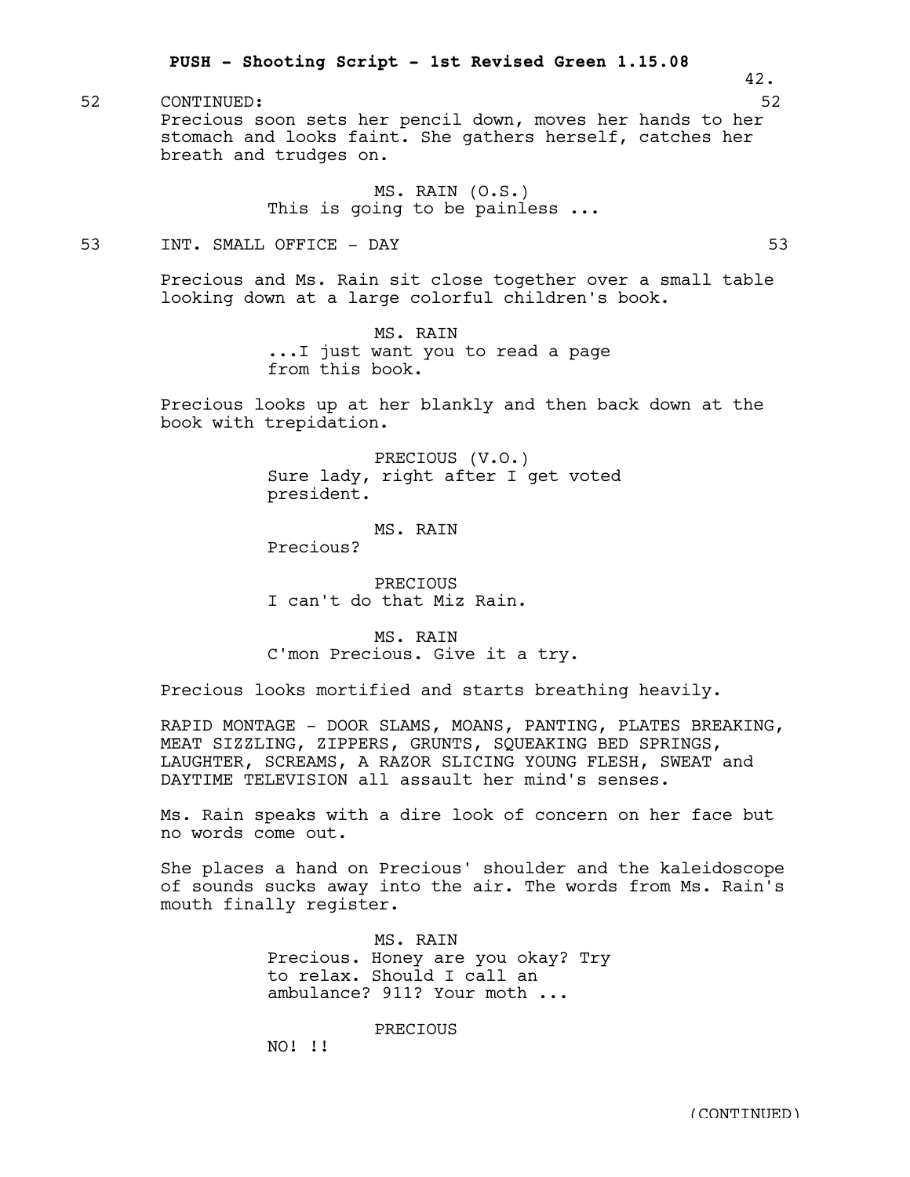52 CONTINUED: 52

Precious soon sets her pencil down, moves her hands to her stomach and looks faint. She gathers herself, catches her breath and trudges on.

MS. RAIN (O.S.)
This is going to be painless ...

53 INT. SMALL OFFICE - DAY 53

Precious and Ms. Rain sit close together over a small table looking down at a large colorful children's book.

MS. RAIN
...I just want you to read a page from this book.

Precious looks up at her blankly and then back down at the book with trepidation.

PRECIOUS (V.O.)
Sure lady, right after I get voted president.

MS. RAIN
Precious?

PRECIOUS
I can't do that Miz Rain.

MS. RAIN
C'mon Precious. Give it a try.

Precious looks mortified and starts breathing heavily.

RAPID MONTAGE - DOOR SLAMS, MOANS, PANTING, PLATES BREAKING, MEAT SIZZLING, ZIPPERS, GRUNTS, SQUEAKING BED SPRINGS, LAUGHTER, SCREAMS, A RAZOR SLICING YOUNG FLESH, SWEAT and DAYTIME TELEVISION all assault her mind's senses.

Ms. Rain speaks with a dire look of concern on her face but no words come out.

She places a hand on Precious' shoulder and the kaleidoscope of sounds sucks away into the air. The words from Ms. Rain's mouth finally register.

MS. RAIN
Precious. Honey are you okay? Try to relax. Should I call an ambulance? 911? Your moth ...

PRECIOUS
NO! !!

(CONTINUED)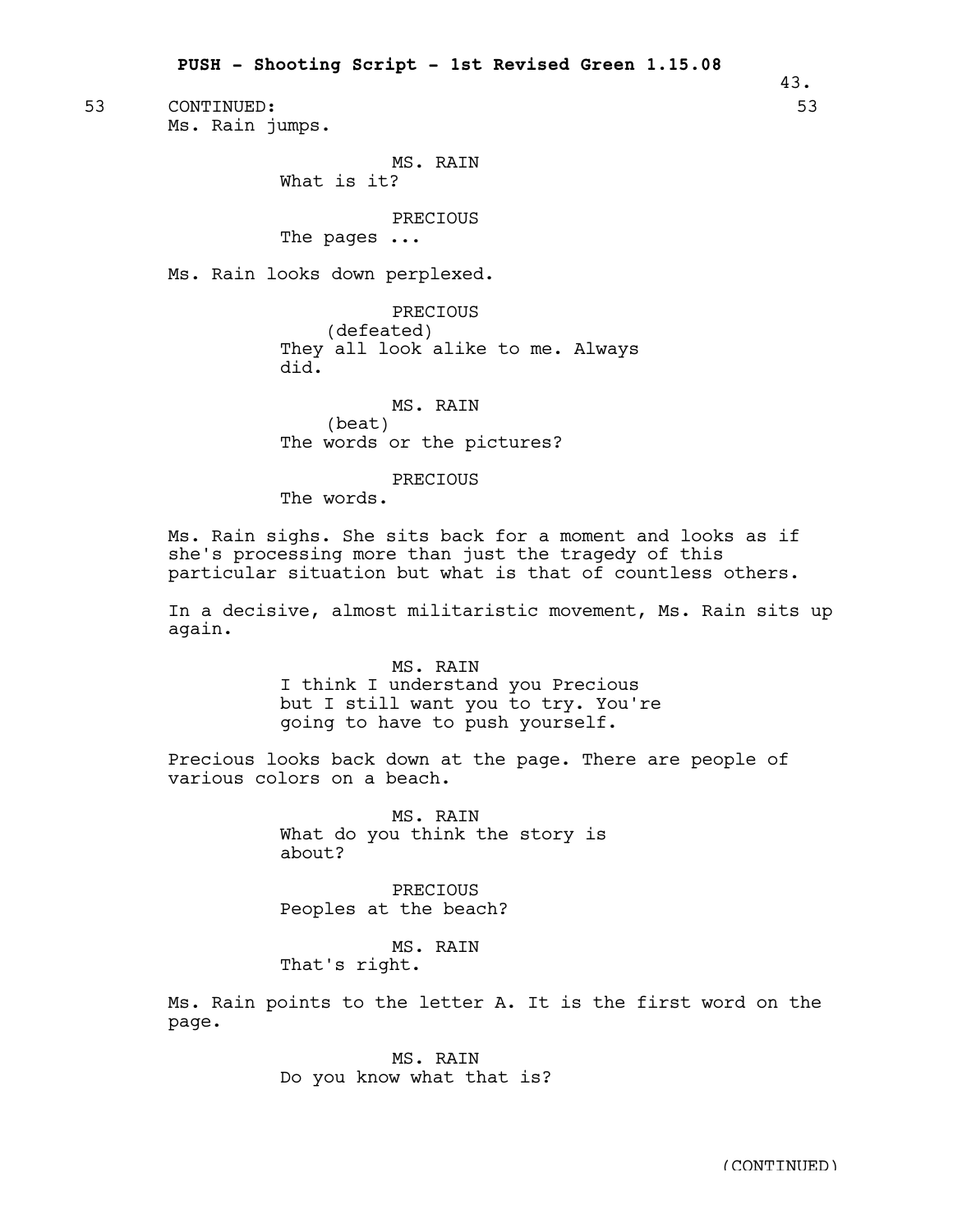53 CONTINUED: 53

Ms. Rain jumps.

MS. RAIN
What is it?

PRECIOUS
The pages ...

Ms. Rain looks down perplexed.

PRECIOUS
(defeated)
They all look alike to me. Always did.

MS. RAIN
(beat)
The words or the pictures?

PRECIOUS
The words.

Ms. Rain sighs. She sits back for a moment and looks as if she's processing more than just the tragedy of this particular situation but what is that of countless others.

In a decisive, almost militaristic movement, Ms. Rain sits up again.

MS. RAIN
I think I understand you Precious but I still want you to try. You're going to have to push yourself.

Precious looks back down at the page. There are people of various colors on a beach.

MS. RAIN
What do you think the story is about?

PRECIOUS
Peoples at the beach?

MS. RAIN
That's right.

Ms. Rain points to the letter A. It is the first word on the page.

MS. RAIN
Do you know what that is?

(CONTINUED)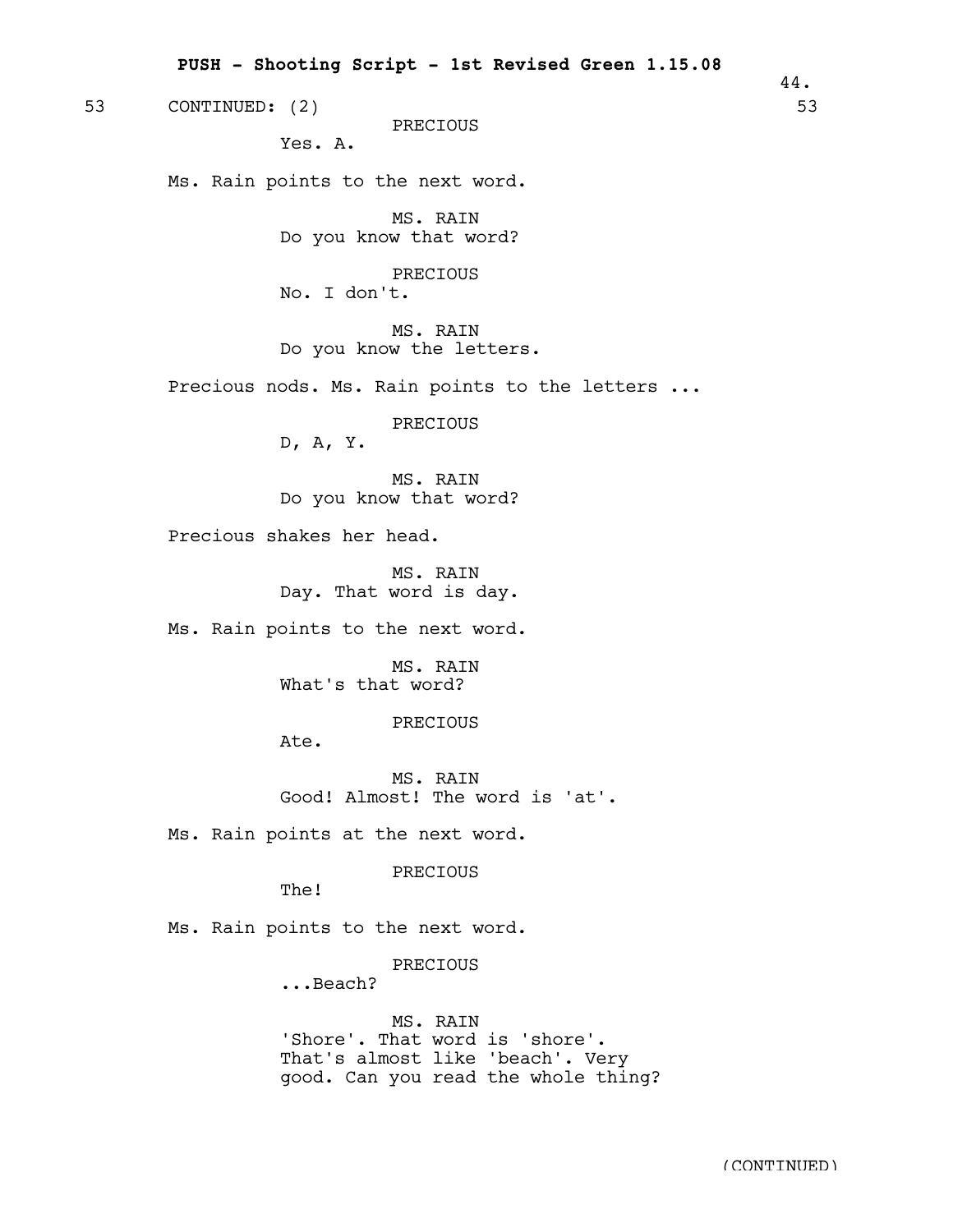53 CONTINUED: (2) 53

PRECIOUS
Yes. A.

Ms. Rain points to the next word.

MS. RAIN
Do you know that word?

PRECIOUS
No. I don't.

MS. RAIN
Do you know the letters.

Precious nods. Ms. Rain points to the letters ...

PRECIOUS
D, A, Y.

MS. RAIN
Do you know that word?

Precious shakes her head.

MS. RAIN
Day. That word is day.

Ms. Rain points to the next word.

MS. RAIN
What's that word?

PRECIOUS
Ate.

MS. RAIN
Good! Almost! The word is 'at'.

Ms. Rain points at the next word.

PRECIOUS
The!

Ms. Rain points to the next word.

PRECIOUS
...Beach?

MS. RAIN
'Shore'. That word is 'shore'.
That's almost like 'beach'. Very
good. Can you read the whole thing?

(CONTINUED)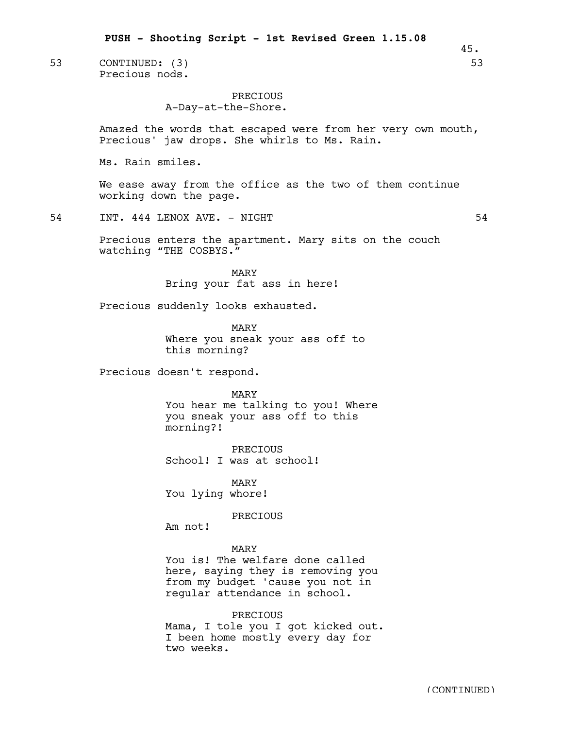53 CONTINUED: (3) 53

Precious nods.

PRECIOUS
A-Day-at-the-Shore.

Amazed the words that escaped were from her very own mouth, Precious' jaw drops. She whirls to Ms. Rain.

Ms. Rain smiles.

We ease away from the office as the two of them continue working down the page.

54 INT. 444 LENOX AVE. - NIGHT 54

Precious enters the apartment. Mary sits on the couch watching "THE COSBYS."

MARY
Bring your fat ass in here!

Precious suddenly looks exhausted.

MARY
Where you sneak your ass off to this morning?

Precious doesn't respond.

MARY
You hear me talking to you! Where you sneak your ass off to this morning?!

PRECIOUS
School! I was at school!

MARY
You lying whore!

PRECIOUS
Am not!

MARY
You is! The welfare done called here, saying they is removing you from my budget 'cause you not in regular attendance in school.

PRECIOUS
Mama, I tole you I got kicked out. I been home mostly every day for two weeks.

(CONTINUED)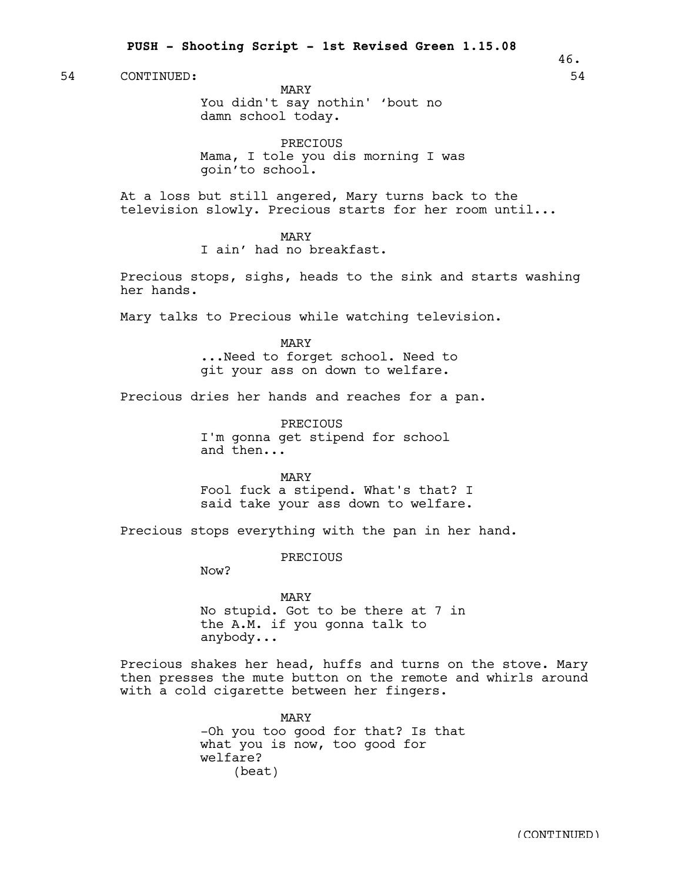54 CONTINUED: 54

MARY
You didn't say nothin' 'bout no damn school today.

PRECIOUS
Mama, I tole you dis morning I was goin'to school.

At a loss but still angered, Mary turns back to the television slowly. Precious starts for her room until...

MARY
I ain' had no breakfast.

Precious stops, sighs, heads to the sink and starts washing her hands.

Mary talks to Precious while watching television.

MARY
...Need to forget school. Need to git your ass on down to welfare.

Precious dries her hands and reaches for a pan.

PRECIOUS
I'm gonna get stipend for school and then...

MARY
Fool fuck a stipend. What's that? I said take your ass down to welfare.

Precious stops everything with the pan in her hand.

PRECIOUS
Now?

MARY
No stupid. Got to be there at 7 in the A.M. if you gonna talk to anybody...

Precious shakes her head, huffs and turns on the stove. Mary then presses the mute button on the remote and whirls around with a cold cigarette between her fingers.

MARY
-Oh you too good for that? Is that what you is now, too good for welfare?
(beat)

(CONTINUED)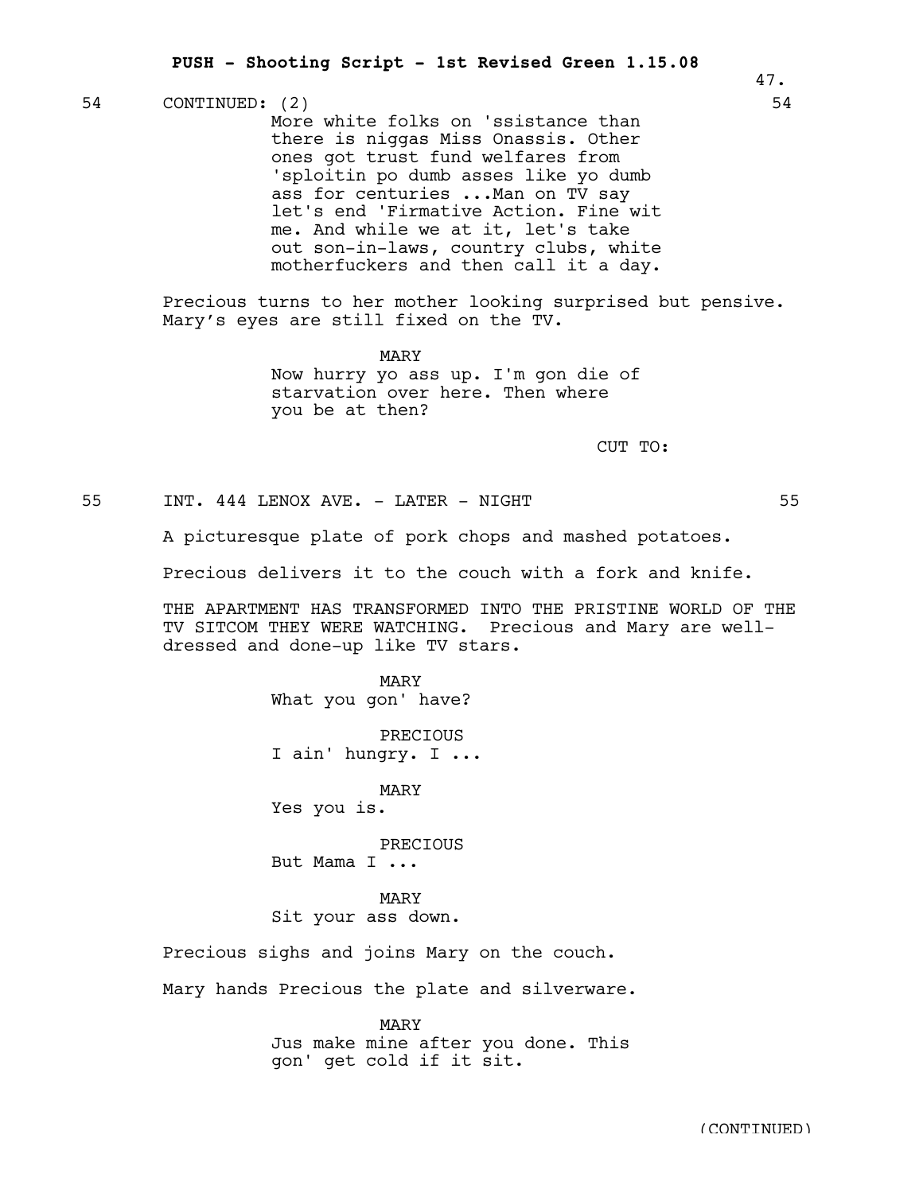54 CONTINUED: (2) 54

More white folks on 'ssistance than there is niggas Miss Onassis. Other ones got trust fund welfares from 'sploitin po dumb asses like yo dumb ass for centuries ...Man on TV say let's end 'Firmative Action. Fine wit me. And while we at it, let's take out son-in-laws, country clubs, white motherfuckers and then call it a day.

Precious turns to her mother looking surprised but pensive. Mary's eyes are still fixed on the TV.

MARY
Now hurry yo ass up. I'm gon die of starvation over here. Then where you be at then?

CUT TO:

55 INT. 444 LENOX AVE. - LATER - NIGHT 55

A picturesque plate of pork chops and mashed potatoes.

Precious delivers it to the couch with a fork and knife.

THE APARTMENT HAS TRANSFORMED INTO THE PRISTINE WORLD OF THE TV SITCOM THEY WERE WATCHING. Precious and Mary are well-dressed and done-up like TV stars.

MARY
What you gon' have?

PRECIOUS
I ain' hungry. I ...

MARY
Yes you is.

PRECIOUS
But Mama I ...

MARY
Sit your ass down.

Precious sighs and joins Mary on the couch.

Mary hands Precious the plate and silverware.

MARY
Jus make mine after you done. This gon' get cold if it sit.

(CONTINUED)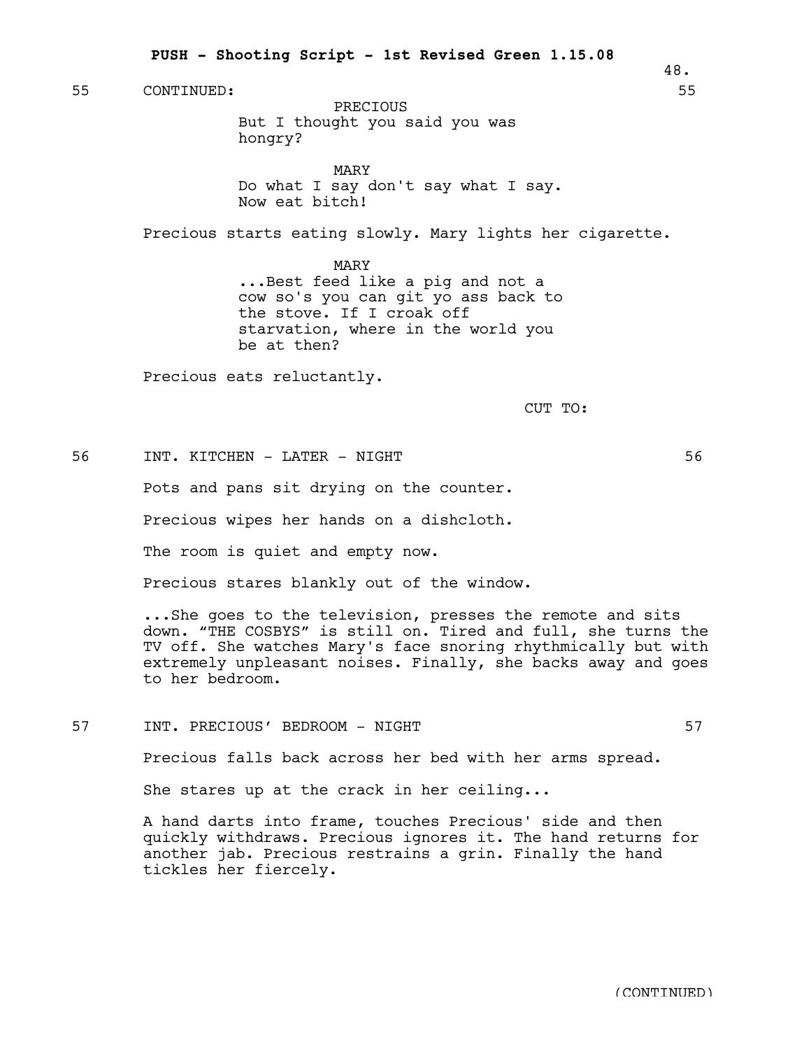55 CONTINUED: 55

PRECIOUS
But I thought you said you was hongry?

MARY
Do what I say don't say what I say. Now eat bitch!

Precious starts eating slowly. Mary lights her cigarette.

MARY
...Best feed like a pig and not a cow so's you can git yo ass back to the stove. If I croak off starvation, where in the world you be at then?

Precious eats reluctantly.

CUT TO:

56 INT. KITCHEN - LATER - NIGHT 56

Pots and pans sit drying on the counter.

Precious wipes her hands on a dishcloth.

The room is quiet and empty now.

Precious stares blankly out of the window.

...She goes to the television, presses the remote and sits down. "THE COSBYS" is still on. Tired and full, she turns the TV off. She watches Mary's face snoring rhythmically but with extremely unpleasant noises. Finally, she backs away and goes to her bedroom.

57 INT. PRECIOUS' BEDROOM - NIGHT 57

Precious falls back across her bed with her arms spread.

She stares up at the crack in her ceiling...

A hand darts into frame, touches Precious' side and then quickly withdraws. Precious ignores it. The hand returns for another jab. Precious restrains a grin. Finally the hand tickles her fiercely.

(CONTINUED)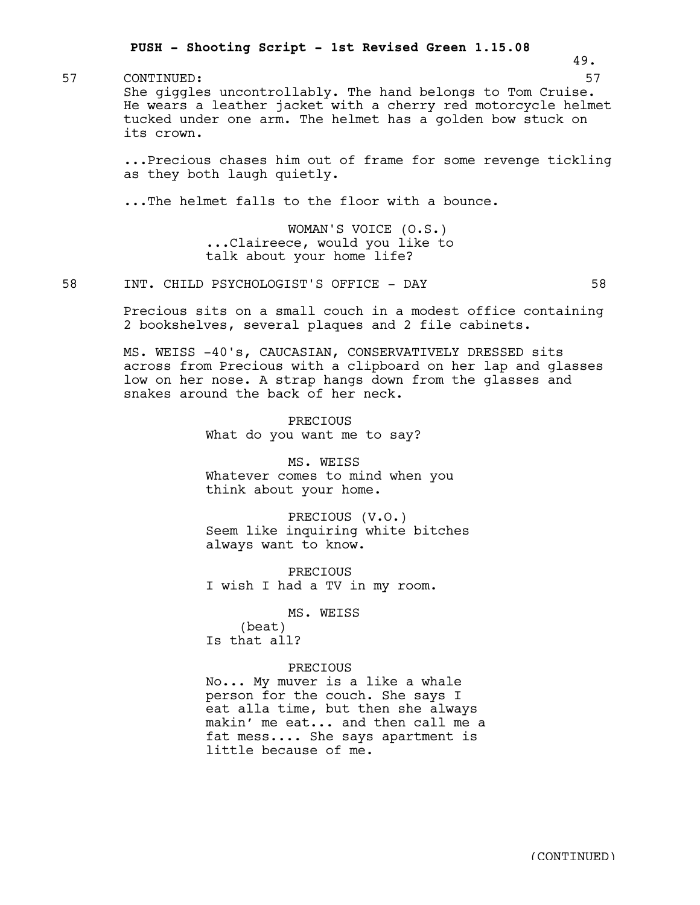57 CONTINUED: 57

She giggles uncontrollably. The hand belongs to Tom Cruise. He wears a leather jacket with a cherry red motorcycle helmet tucked under one arm. The helmet has a golden bow stuck on its crown.

...Precious chases him out of frame for some revenge tickling as they both laugh quietly.

...The helmet falls to the floor with a bounce.

WOMAN'S VOICE (O.S.)
...Claireece, would you like to talk about your home life?

58 INT. CHILD PSYCHOLOGIST'S OFFICE - DAY 58

Precious sits on a small couch in a modest office containing 2 bookshelves, several plaques and 2 file cabinets.

MS. WEISS -40's, CAUCASIAN, CONSERVATIVELY DRESSED sits across from Precious with a clipboard on her lap and glasses low on her nose. A strap hangs down from the glasses and snakes around the back of her neck.

PRECIOUS
What do you want me to say?

MS. WEISS
Whatever comes to mind when you think about your home.

PRECIOUS (V.O.)
Seem like inquiring white bitches always want to know.

PRECIOUS
I wish I had a TV in my room.

MS. WEISS
(beat)
Is that all?

PRECIOUS
No... My muver is a like a whale person for the couch. She says I eat alla time, but then she always makin' me eat... and then call me a fat mess.... She says apartment is little because of me.

(CONTINUED)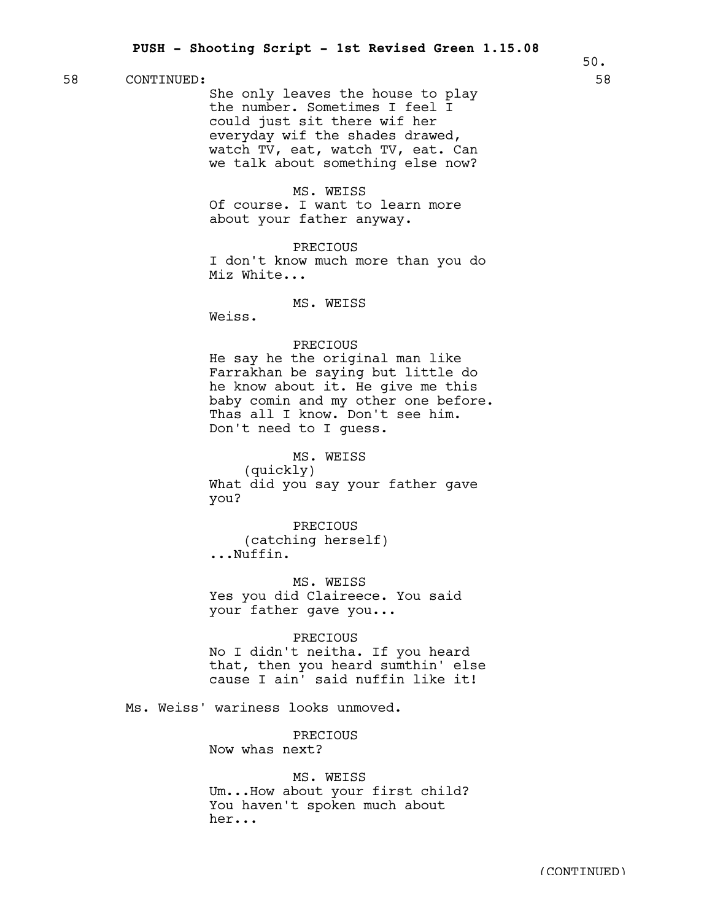58 CONTINUED: 58

She only leaves the house to play the number. Sometimes I feel I could just sit there wif her everyday wif the shades drawed, watch TV, eat, watch TV, eat. Can we talk about something else now?

MS. WEISS
Of course. I want to learn more about your father anyway.

PRECIOUS
I don't know much more than you do Miz White...

MS. WEISS
Weiss.

PRECIOUS
He say he the original man like Farrakhan be saying but little do he know about it. He give me this baby comin and my other one before. Thas all I know. Don't see him. Don't need to I guess.

MS. WEISS
(quickly)
What did you say your father gave you?

PRECIOUS
(catching herself)
...Nuffin.

MS. WEISS
Yes you did Claireece. You said your father gave you...

PRECIOUS
No I didn't neitha. If you heard that, then you heard sumthin' else cause I ain' said nuffin like it!

Ms. Weiss' wariness looks unmoved.

PRECIOUS
Now whas next?

MS. WEISS
Um...How about your first child? You haven't spoken much about her...

(CONTINUED)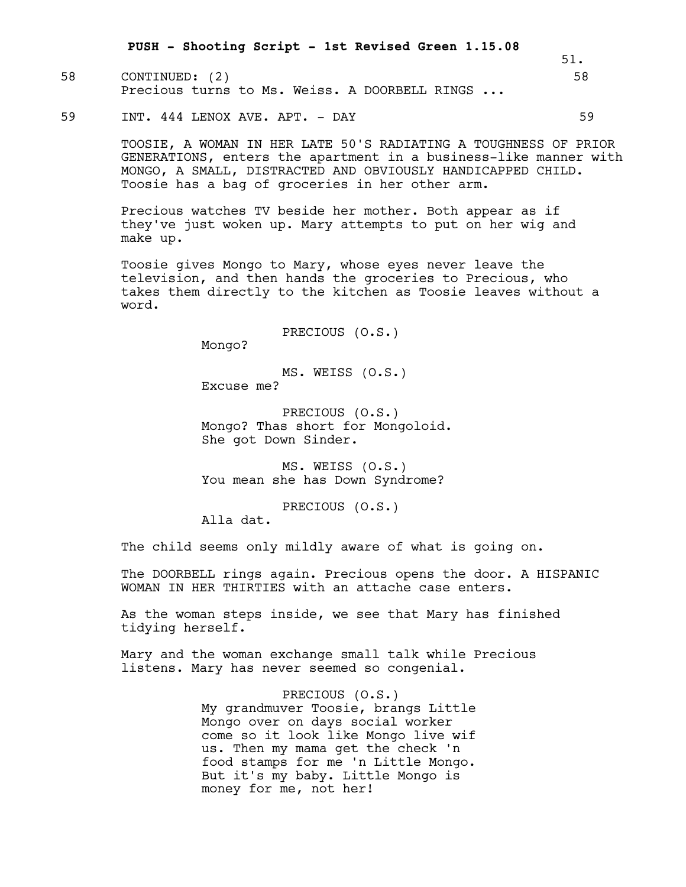58 CONTINUED: (2) 58

Precious turns to Ms. Weiss. A DOORBELL RINGS ...

59 INT. 444 LENOX AVE. APT. - DAY 59

TOOSIE, A WOMAN IN HER LATE 50'S RADIATING A TOUGHNESS OF PRIOR GENERATIONS, enters the apartment in a business-like manner with MONGO, A SMALL, DISTRACTED AND OBVIOUSLY HANDICAPPED CHILD. Toosie has a bag of groceries in her other arm.

Precious watches TV beside her mother. Both appear as if they've just woken up. Mary attempts to put on her wig and make up.

Toosie gives Mongo to Mary, whose eyes never leave the television, and then hands the groceries to Precious, who takes them directly to the kitchen as Toosie leaves without a word.

PRECIOUS (O.S.)
Mongo?

MS. WEISS (O.S.)
Excuse me?

PRECIOUS (O.S.)
Mongo? Thas short for Mongoloid. She got Down Sinder.

MS. WEISS (O.S.)
You mean she has Down Syndrome?

PRECIOUS (O.S.)
Alla dat.

The child seems only mildly aware of what is going on.

The DOORBELL rings again. Precious opens the door. A HISPANIC WOMAN IN HER THIRTIES with an attache case enters.

As the woman steps inside, we see that Mary has finished tidying herself.

Mary and the woman exchange small talk while Precious listens. Mary has never seemed so congenial.

PRECIOUS (O.S.)
My grandmuver Toosie, brangs Little Mongo over on days social worker come so it look like Mongo live wif us. Then my mama get the check 'n food stamps for me 'n Little Mongo. But it's my baby. Little Mongo is money for me, not her!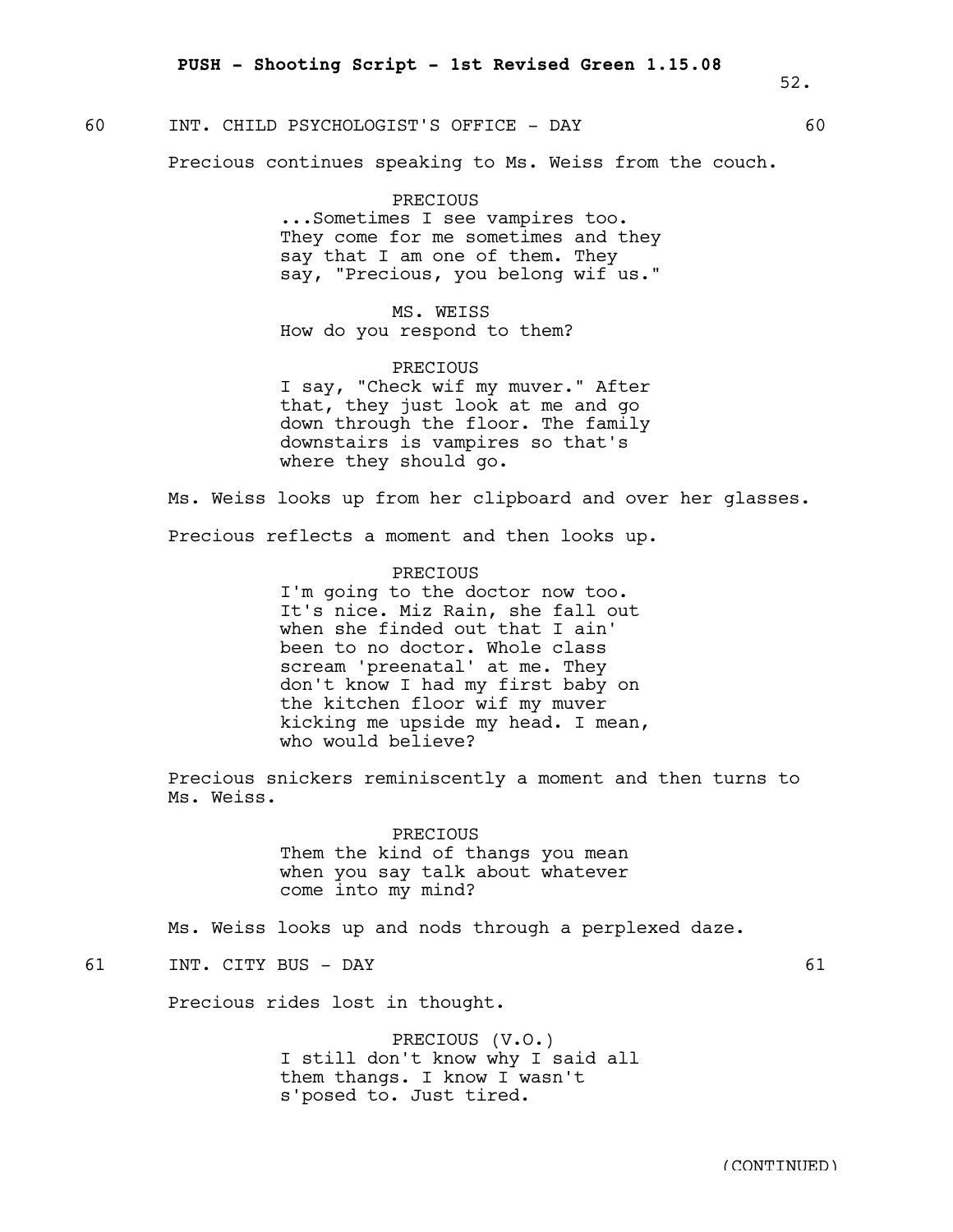60 INT. CHILD PSYCHOLOGIST'S OFFICE - DAY 60

Precious continues speaking to Ms. Weiss from the couch.

PRECIOUS
...Sometimes I see vampires too. They come for me sometimes and they say that I am one of them. They say, "Precious, you belong wif us."

MS. WEISS
How do you respond to them?

PRECIOUS
I say, "Check wif my muver." After that, they just look at me and go down through the floor. The family downstairs is vampires so that's where they should go.

Ms. Weiss looks up from her clipboard and over her glasses.

Precious reflects a moment and then looks up.

PRECIOUS
I'm going to the doctor now too. It's nice. Miz Rain, she fall out when she finded out that I ain' been to no doctor. Whole class scream 'preenatal' at me. They don't know I had my first baby on the kitchen floor wif my muver kicking me upside my head. I mean, who would believe?

Precious snickers reminiscently a moment and then turns to Ms. Weiss.

PRECIOUS
Them the kind of thangs you mean when you say talk about whatever come into my mind?

Ms. Weiss looks up and nods through a perplexed daze.

61 INT. CITY BUS - DAY 61

Precious rides lost in thought.

PRECIOUS (V.O.)
I still don't know why I said all them thangs. I know I wasn't s'posed to. Just tired.

(CONTINUED)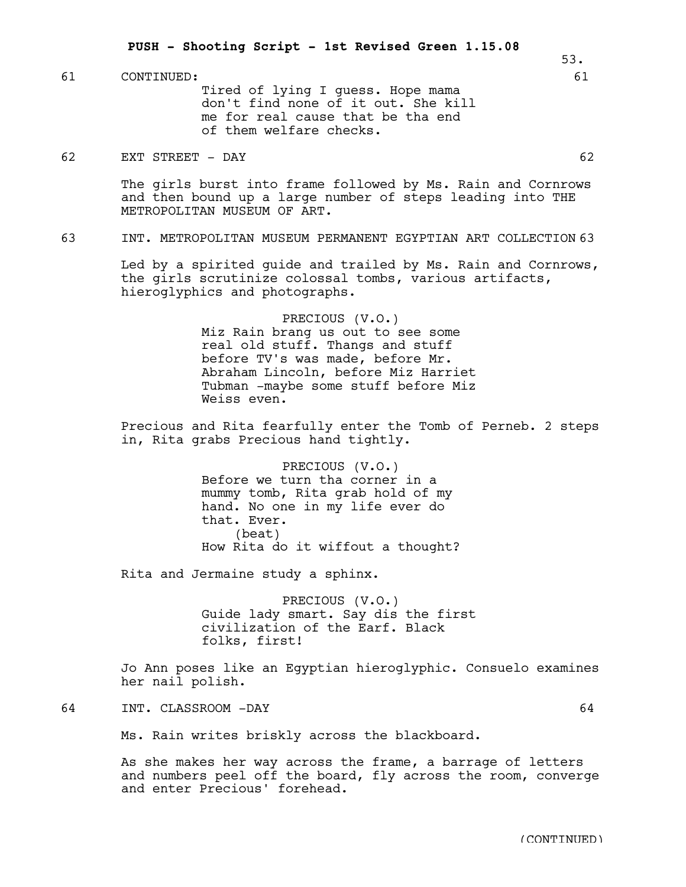61 CONTINUED: 61

Tired of lying I guess. Hope mama don't find none of it out. She kill me for real cause that be tha end of them welfare checks.

62 EXT STREET - DAY 62

The girls burst into frame followed by Ms. Rain and Cornrows and then bound up a large number of steps leading into THE METROPOLITAN MUSEUM OF ART.

63 INT. METROPOLITAN MUSEUM PERMANENT EGYPTIAN ART COLLECTION 63

Led by a spirited guide and trailed by Ms. Rain and Cornrows, the girls scrutinize colossal tombs, various artifacts, hieroglyphics and photographs.

PRECIOUS (V.O.)
Miz Rain brang us out to see some real old stuff. Thangs and stuff before TV's was made, before Mr. Abraham Lincoln, before Miz Harriet Tubman -maybe some stuff before Miz Weiss even.

Precious and Rita fearfully enter the Tomb of Perneb. 2 steps in, Rita grabs Precious hand tightly.

PRECIOUS (V.O.)
Before we turn tha corner in a mummy tomb, Rita grab hold of my hand. No one in my life ever do that. Ever.
(beat)
How Rita do it wiffout a thought?

Rita and Jermaine study a sphinx.

PRECIOUS (V.O.)
Guide lady smart. Say dis the first civilization of the Earf. Black folks, first!

Jo Ann poses like an Egyptian hieroglyphic. Consuelo examines her nail polish.

64 INT. CLASSROOM -DAY 64

Ms. Rain writes briskly across the blackboard.

As she makes her way across the frame, a barrage of letters and numbers peel off the board, fly across the room, converge and enter Precious' forehead.

(CONTINUED)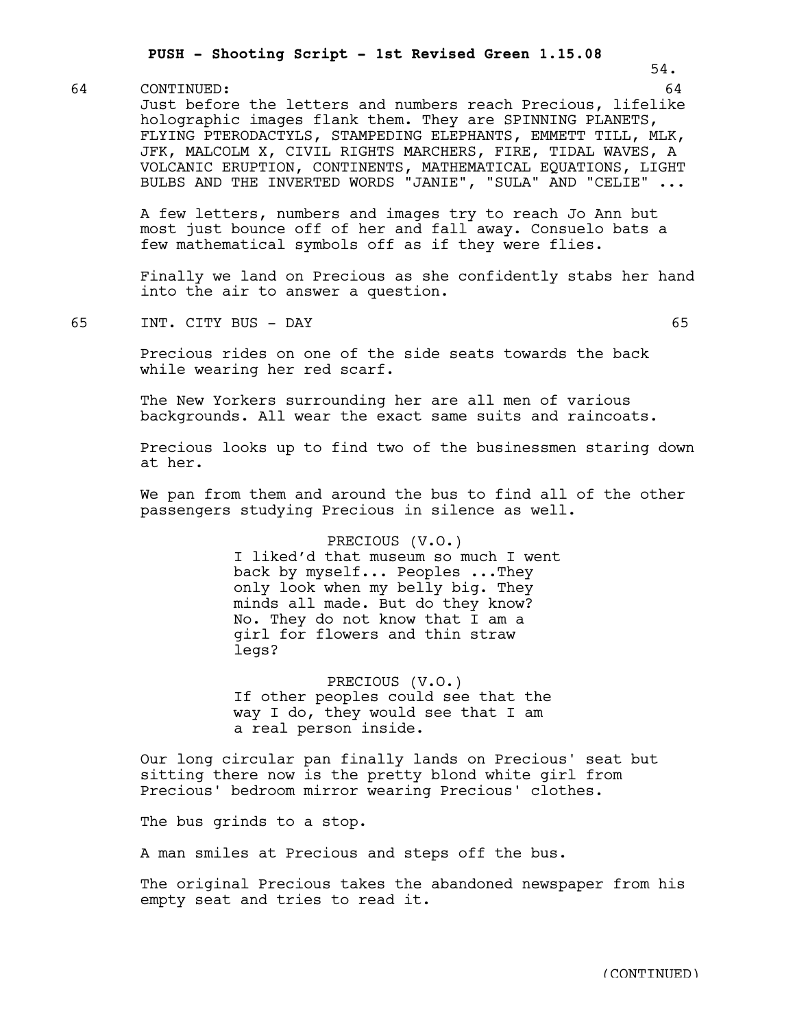64 CONTINUED: 64

Just before the letters and numbers reach Precious, lifelike holographic images flank them. They are SPINNING PLANETS, FLYING PTERODACTYLS, STAMPEDING ELEPHANTS, EMMETT TILL, MLK, JFK, MALCOLM X, CIVIL RIGHTS MARCHERS, FIRE, TIDAL WAVES, A VOLCANIC ERUPTION, CONTINENTS, MATHEMATICAL EQUATIONS, LIGHT BULBS AND THE INVERTED WORDS "JANIE", "SULA" AND "CELIE" ...

A few letters, numbers and images try to reach Jo Ann but most just bounce off of her and fall away. Consuelo bats a few mathematical symbols off as if they were flies.

Finally we land on Precious as she confidently stabs her hand into the air to answer a question.

65 INT. CITY BUS - DAY 65

Precious rides on one of the side seats towards the back while wearing her red scarf.

The New Yorkers surrounding her are all men of various backgrounds. All wear the exact same suits and raincoats.

Precious looks up to find two of the businessmen staring down at her.

We pan from them and around the bus to find all of the other passengers studying Precious in silence as well.

PRECIOUS (V.O.)
I liked'd that museum so much I went back by myself... Peoples ...They only look when my belly big. They minds all made. But do they know? No. They do not know that I am a girl for flowers and thin straw legs?

PRECIOUS (V.O.)
If other peoples could see that the way I do, they would see that I am a real person inside.

Our long circular pan finally lands on Precious' seat but sitting there now is the pretty blond white girl from Precious' bedroom mirror wearing Precious' clothes.

The bus grinds to a stop.

A man smiles at Precious and steps off the bus.

The original Precious takes the abandoned newspaper from his empty seat and tries to read it.

(CONTINUED)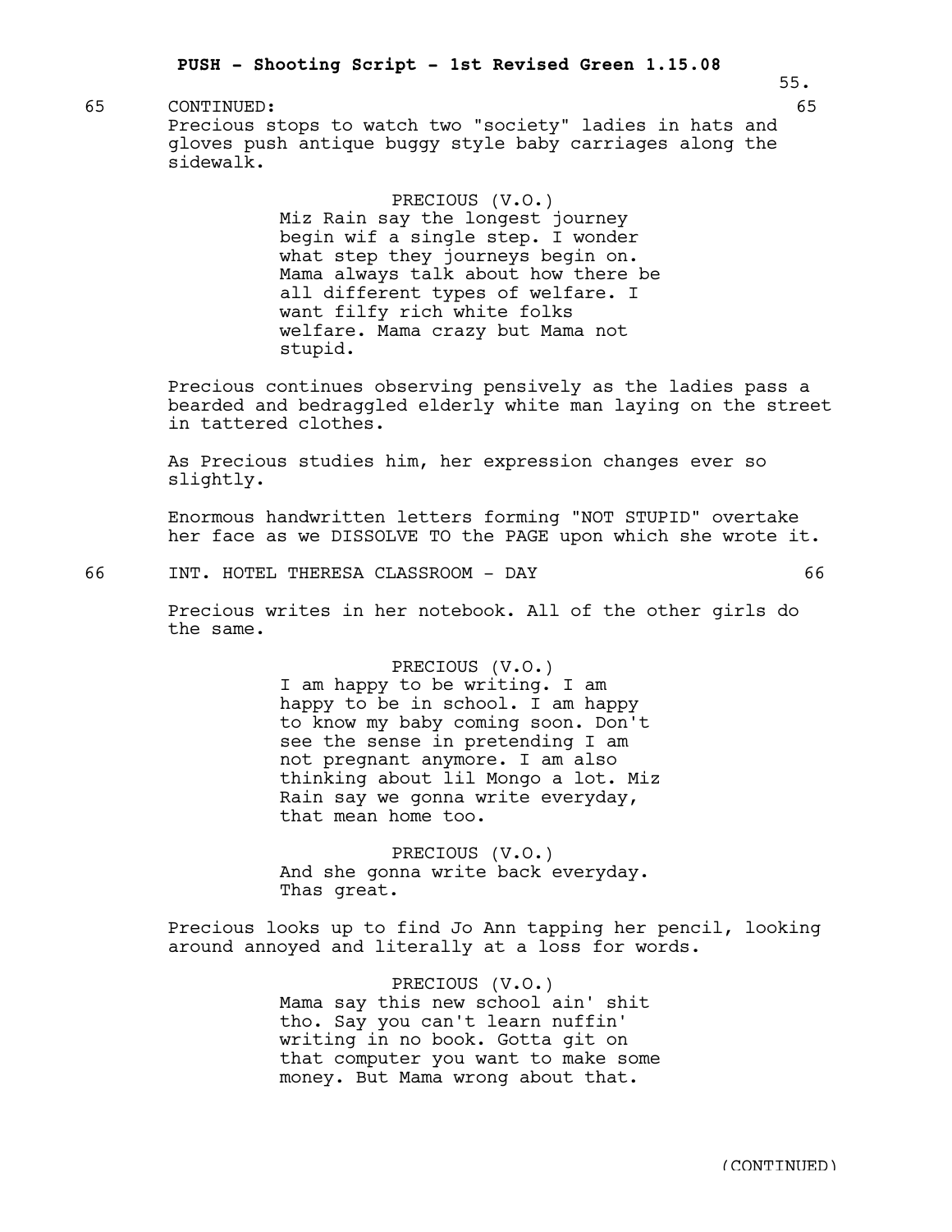65 CONTINUED: 65

Precious stops to watch two "society" ladies in hats and gloves push antique buggy style baby carriages along the sidewalk.

PRECIOUS (V.O.)
Miz Rain say the longest journey begin wif a single step. I wonder what step they journeys begin on. Mama always talk about how there be all different types of welfare. I want filfy rich white folks welfare. Mama crazy but Mama not stupid.

Precious continues observing pensively as the ladies pass a bearded and bedraggled elderly white man laying on the street in tattered clothes.

As Precious studies him, her expression changes ever so slightly.

Enormous handwritten letters forming "NOT STUPID" overtake her face as we DISSOLVE TO the PAGE upon which she wrote it.

66 INT. HOTEL THERESA CLASSROOM - DAY 66

Precious writes in her notebook. All of the other girls do the same.

PRECIOUS (V.O.)
I am happy to be writing. I am happy to be in school. I am happy to know my baby coming soon. Don't see the sense in pretending I am not pregnant anymore. I am also thinking about lil Mongo a lot. Miz Rain say we gonna write everyday, that mean home too.

PRECIOUS (V.O.)
And she gonna write back everyday. Thas great.

Precious looks up to find Jo Ann tapping her pencil, looking around annoyed and literally at a loss for words.

PRECIOUS (V.O.)
Mama say this new school ain' shit tho. Say you can't learn nuffin' writing in no book. Gotta git on that computer you want to make some money. But Mama wrong about that.

(CONTINUED)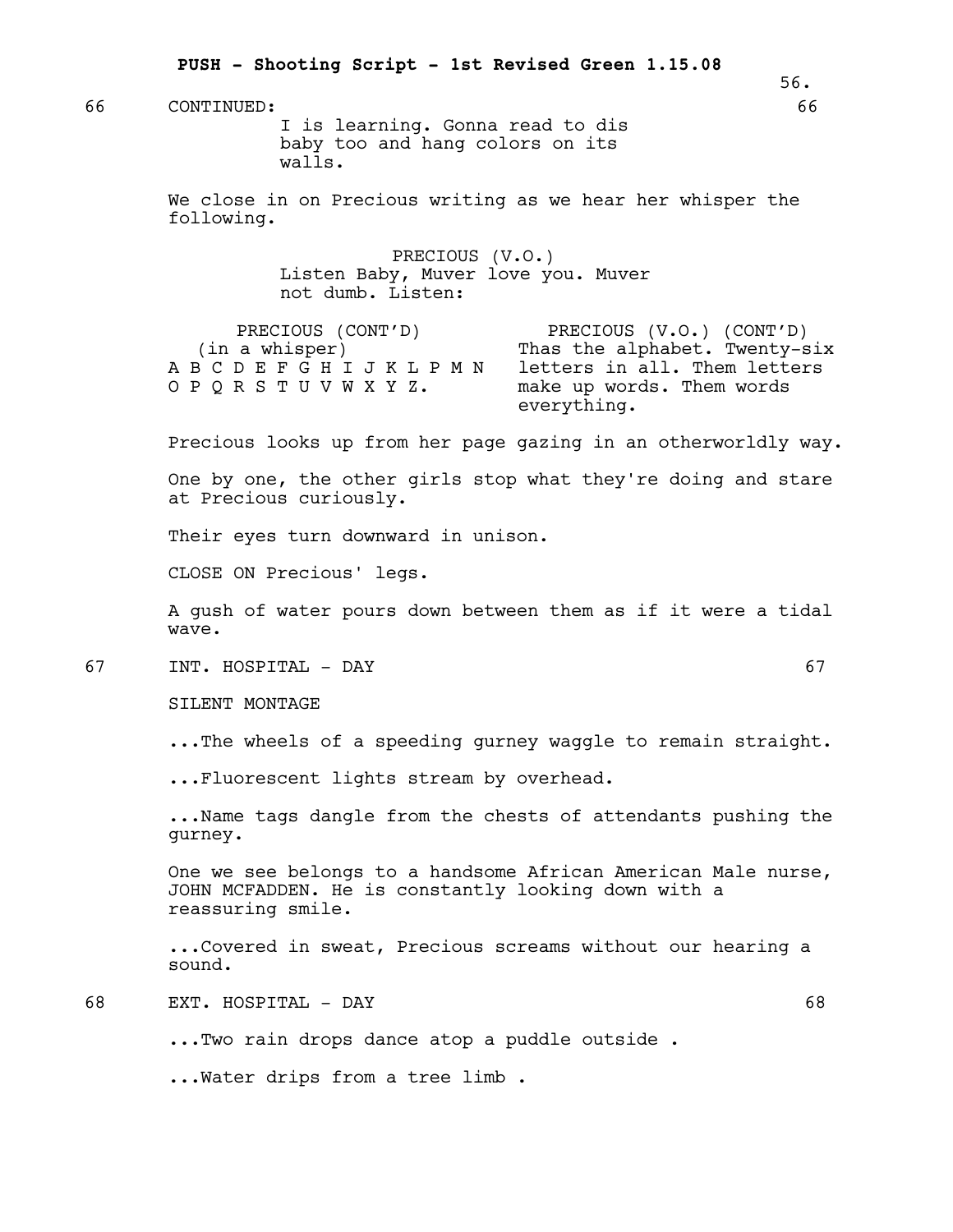66 CONTINUED: 66

I is learning. Gonna read to dis baby too and hang colors on its walls.

We close in on Precious writing as we hear her whisper the following.

PRECIOUS (V.O.)
Listen Baby, Muver love you. Muver not dumb. Listen:

PRECIOUS (CONT'D)
(in a whisper)
A B C D E F G H I J K L P M N O P Q R S T U V W X Y Z.

PRECIOUS (V.O.) (CONT'D)
Thas the alphabet. Twenty-six letters in all. Them letters make up words. Them words everything.

Precious looks up from her page gazing in an otherworldly way.

One by one, the other girls stop what they're doing and stare at Precious curiously.

Their eyes turn downward in unison.

CLOSE ON Precious' legs.

A gush of water pours down between them as if it were a tidal wave.

67 INT. HOSPITAL - DAY 67

SILENT MONTAGE

...The wheels of a speeding gurney waggle to remain straight.

...Fluorescent lights stream by overhead.

...Name tags dangle from the chests of attendants pushing the gurney.

One we see belongs to a handsome African American Male nurse, JOHN MCFADDEN. He is constantly looking down with a reassuring smile.

...Covered in sweat, Precious screams without our hearing a sound.

68 EXT. HOSPITAL - DAY 68

...Two rain drops dance atop a puddle outside .

...Water drips from a tree limb .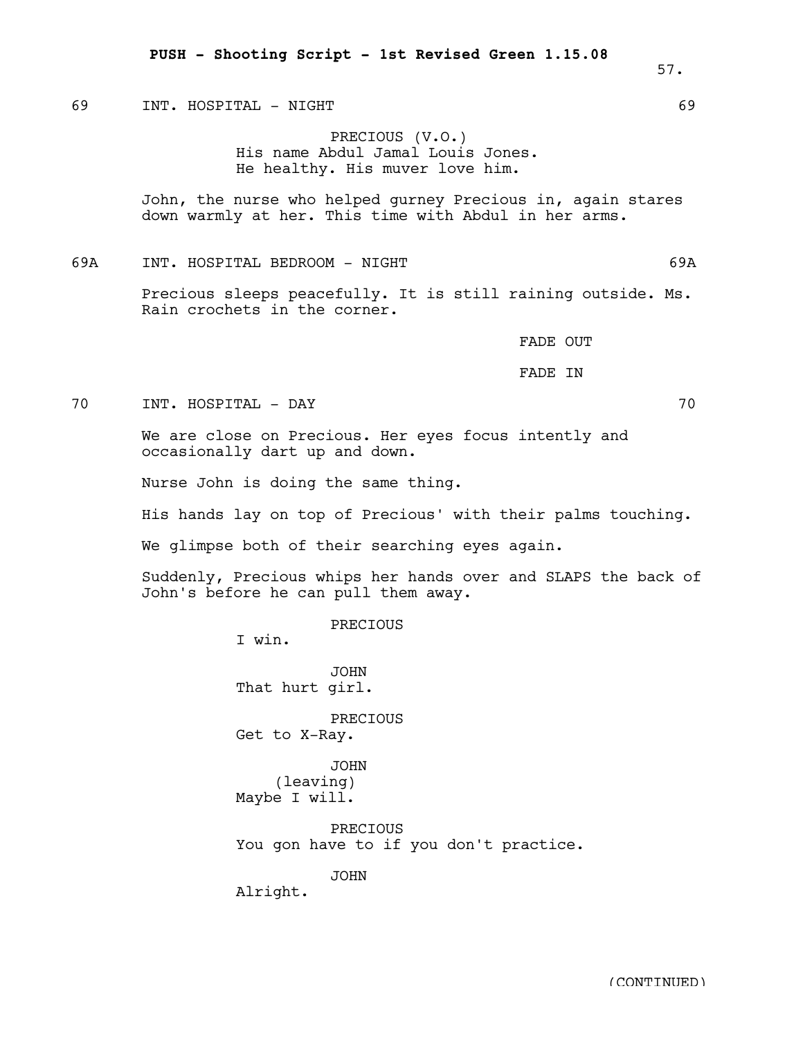69 INT. HOSPITAL - NIGHT 69

PRECIOUS (V.O.)
His name Abdul Jamal Louis Jones.
He healthy. His muver love him.

John, the nurse who helped gurney Precious in, again stares down warmly at her. This time with Abdul in her arms.

69A INT. HOSPITAL BEDROOM - NIGHT 69A

Precious sleeps peacefully. It is still raining outside. Ms. Rain crochets in the corner.

FADE OUT

FADE IN

70 INT. HOSPITAL - DAY 70

We are close on Precious. Her eyes focus intently and occasionally dart up and down.

Nurse John is doing the same thing.

His hands lay on top of Precious' with their palms touching.

We glimpse both of their searching eyes again.

Suddenly, Precious whips her hands over and SLAPS the back of John's before he can pull them away.

PRECIOUS
I win.

JOHN
That hurt girl.

PRECIOUS
Get to X-Ray.

JOHN
(leaving)
Maybe I will.

PRECIOUS
You gon have to if you don't practice.

JOHN
Alright.

(CONTINUED)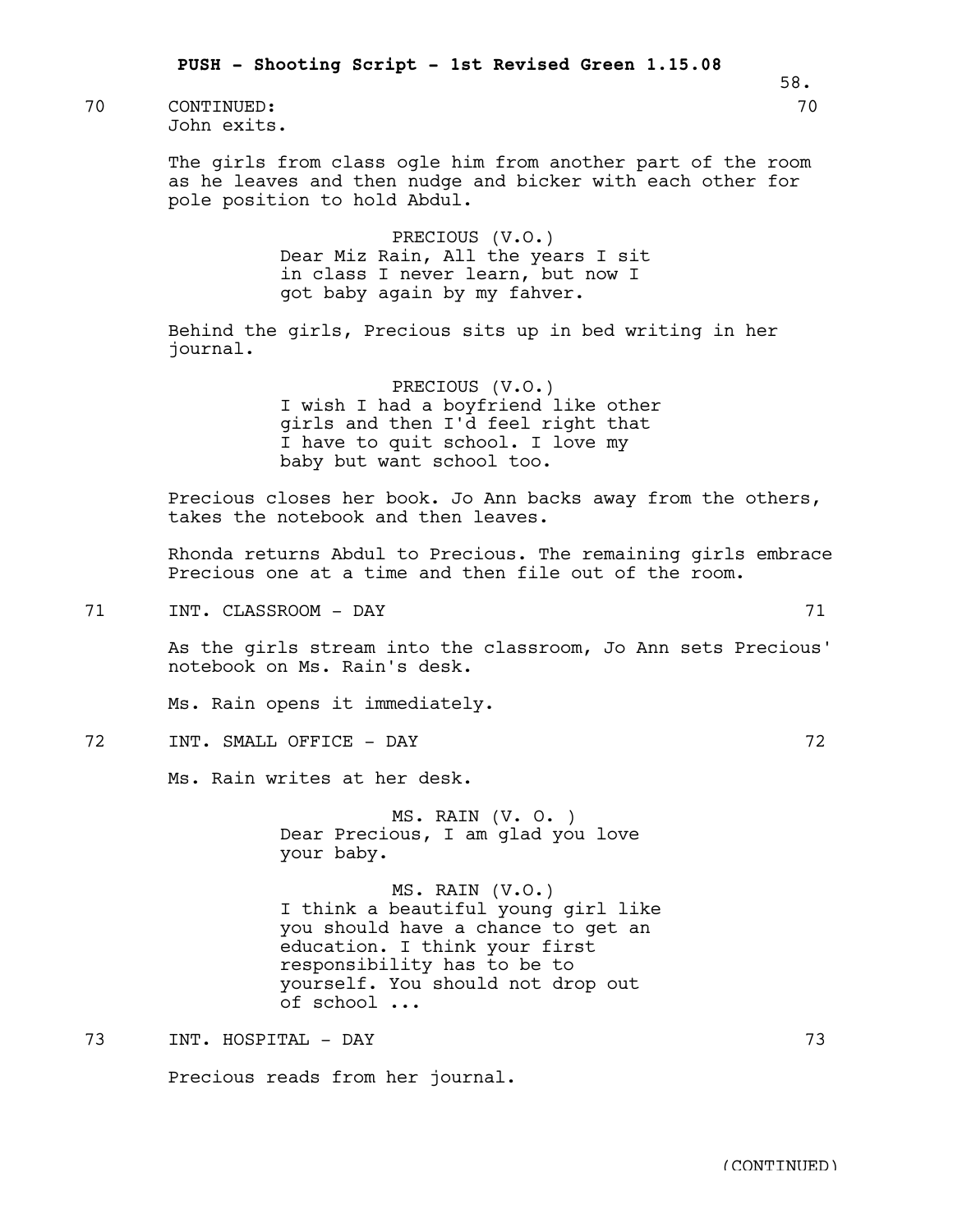70 CONTINUED: 70

John exits.

The girls from class ogle him from another part of the room as he leaves and then nudge and bicker with each other for pole position to hold Abdul.

PRECIOUS (V.O.)
Dear Miz Rain, All the years I sit in class I never learn, but now I got baby again by my fahver.

Behind the girls, Precious sits up in bed writing in her journal.

PRECIOUS (V.O.)
I wish I had a boyfriend like other girls and then I'd feel right that I have to quit school. I love my baby but want school too.

Precious closes her book. Jo Ann backs away from the others, takes the notebook and then leaves.

Rhonda returns Abdul to Precious. The remaining girls embrace Precious one at a time and then file out of the room.

71 INT. CLASSROOM - DAY 71

As the girls stream into the classroom, Jo Ann sets Precious' notebook on Ms. Rain's desk.

Ms. Rain opens it immediately.

72 INT. SMALL OFFICE - DAY 72

Ms. Rain writes at her desk.

MS. RAIN (V. O. )
Dear Precious, I am glad you love your baby.

MS. RAIN (V.O.)
I think a beautiful young girl like you should have a chance to get an education. I think your first responsibility has to be to yourself. You should not drop out of school ...

73 INT. HOSPITAL - DAY 73

Precious reads from her journal.

(CONTINUED)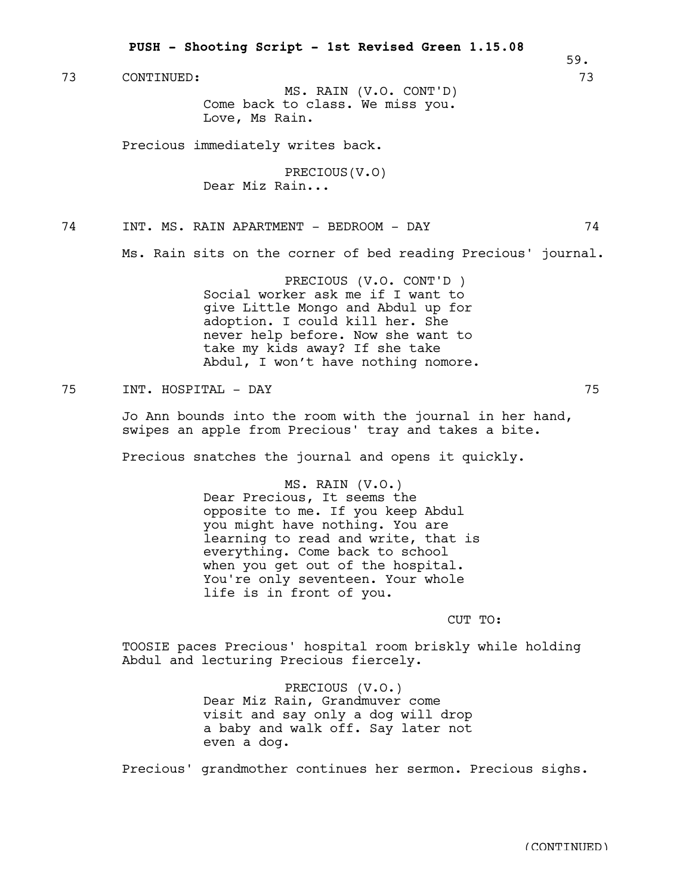73 CONTINUED: 73

MS. RAIN (V.O. CONT'D)
Come back to class. We miss you.
Love, Ms Rain.

Precious immediately writes back.

PRECIOUS(V.O)
Dear Miz Rain...

74 INT. MS. RAIN APARTMENT - BEDROOM - DAY 74

Ms. Rain sits on the corner of bed reading Precious' journal.

PRECIOUS (V.O. CONT'D )
Social worker ask me if I want to give Little Mongo and Abdul up for adoption. I could kill her. She never help before. Now she want to take my kids away? If she take Abdul, I won't have nothing nomore.

75 INT. HOSPITAL - DAY 75

Jo Ann bounds into the room with the journal in her hand, swipes an apple from Precious' tray and takes a bite.

Precious snatches the journal and opens it quickly.

MS. RAIN (V.O.)
Dear Precious, It seems the opposite to me. If you keep Abdul you might have nothing. You are learning to read and write, that is everything. Come back to school when you get out of the hospital. You're only seventeen. Your whole life is in front of you.

CUT TO:

TOOSIE paces Precious' hospital room briskly while holding Abdul and lecturing Precious fiercely.

PRECIOUS (V.O.)
Dear Miz Rain, Grandmuver come visit and say only a dog will drop a baby and walk off. Say later not even a dog.

Precious' grandmother continues her sermon. Precious sighs.

(CONTINUED)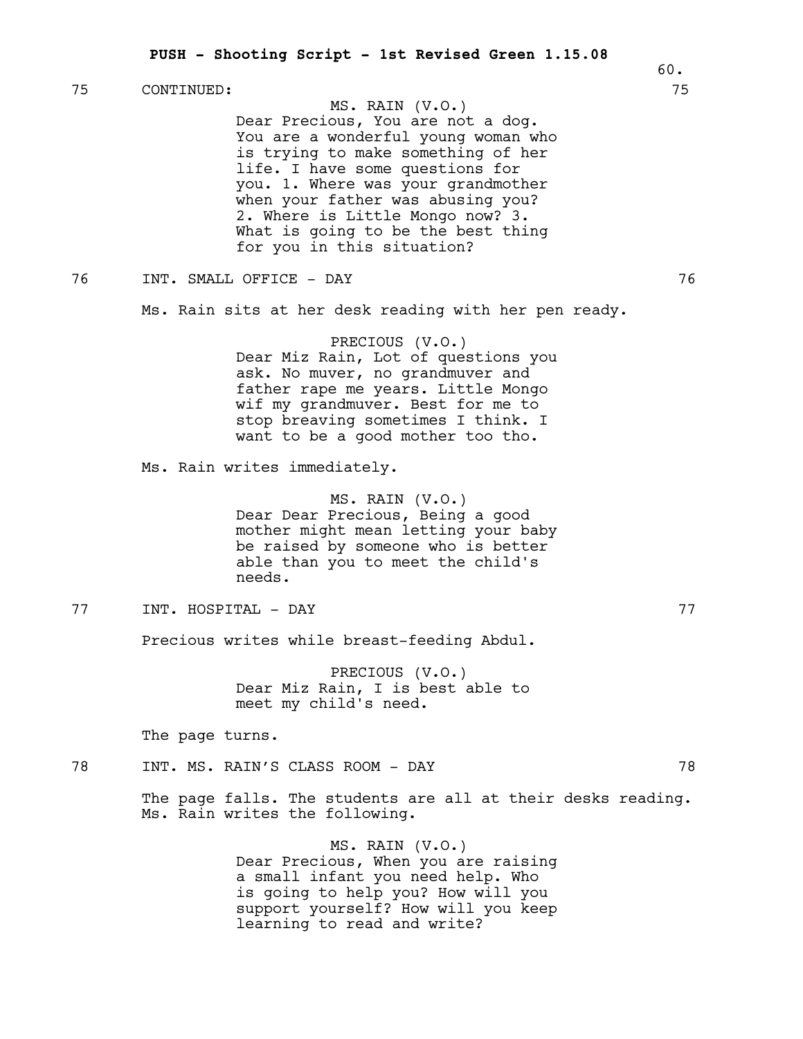75 CONTINUED: 75

MS. RAIN (V.O.)
Dear Precious, You are not a dog. You are a wonderful young woman who is trying to make something of her life. I have some questions for you. 1. Where was your grandmother when your father was abusing you? 2. Where is Little Mongo now? 3. What is going to be the best thing for you in this situation?

76 INT. SMALL OFFICE - DAY 76

Ms. Rain sits at her desk reading with her pen ready.

PRECIOUS (V.O.)
Dear Miz Rain, Lot of questions you ask. No muver, no grandmuver and father rape me years. Little Mongo wif my grandmuver. Best for me to stop breaving sometimes I think. I want to be a good mother too tho.

Ms. Rain writes immediately.

MS. RAIN (V.O.)
Dear Dear Precious, Being a good mother might mean letting your baby be raised by someone who is better able than you to meet the child's needs.

77 INT. HOSPITAL - DAY 77

Precious writes while breast-feeding Abdul.

PRECIOUS (V.O.)
Dear Miz Rain, I is best able to meet my child's need.

The page turns.

78 INT. MS. RAIN'S CLASS ROOM - DAY 78

The page falls. The students are all at their desks reading. Ms. Rain writes the following.

MS. RAIN (V.O.)
Dear Precious, When you are raising a small infant you need help. Who is going to help you? How will you support yourself? How will you keep learning to read and write?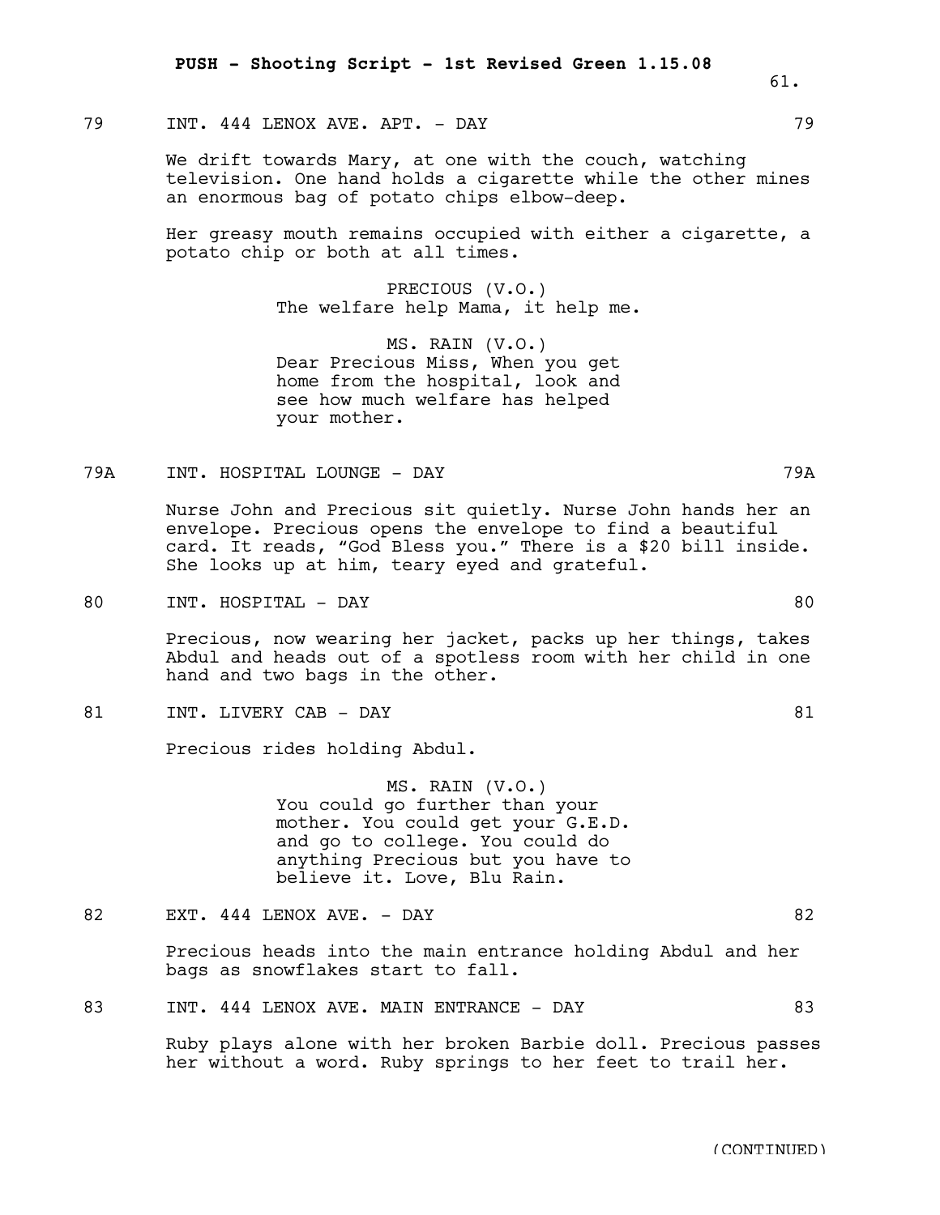79 INT. 444 LENOX AVE. APT. - DAY 79

We drift towards Mary, at one with the couch, watching television. One hand holds a cigarette while the other mines an enormous bag of potato chips elbow-deep.

Her greasy mouth remains occupied with either a cigarette, a potato chip or both at all times.

PRECIOUS (V.O.)
The welfare help Mama, it help me.

MS. RAIN (V.O.)
Dear Precious Miss, When you get home from the hospital, look and see how much welfare has helped your mother.

79A INT. HOSPITAL LOUNGE - DAY 79A

Nurse John and Precious sit quietly. Nurse John hands her an envelope. Precious opens the envelope to find a beautiful card. It reads, "God Bless you." There is a $20 bill inside. She looks up at him, teary eyed and grateful.

80 INT. HOSPITAL - DAY 80

Precious, now wearing her jacket, packs up her things, takes Abdul and heads out of a spotless room with her child in one hand and two bags in the other.

81 INT. LIVERY CAB - DAY 81

Precious rides holding Abdul.

MS. RAIN (V.O.)
You could go further than your mother. You could get your G.E.D. and go to college. You could do anything Precious but you have to believe it. Love, Blu Rain.

82 EXT. 444 LENOX AVE. - DAY 82

Precious heads into the main entrance holding Abdul and her bags as snowflakes start to fall.

83 INT. 444 LENOX AVE. MAIN ENTRANCE - DAY 83

Ruby plays alone with her broken Barbie doll. Precious passes her without a word. Ruby springs to her feet to trail her.

(CONTINUED)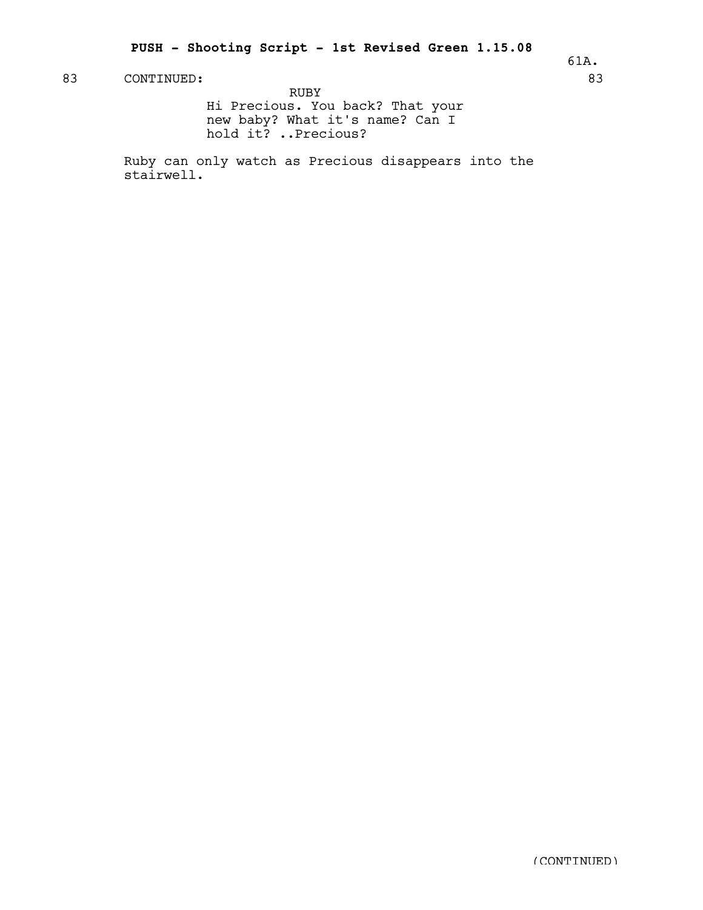83 CONTINUED: 83

RUBY
Hi Precious. You back? That your new baby? What it's name? Can I hold it? ..Precious?

Ruby can only watch as Precious disappears into the stairwell.

(CONTINUED)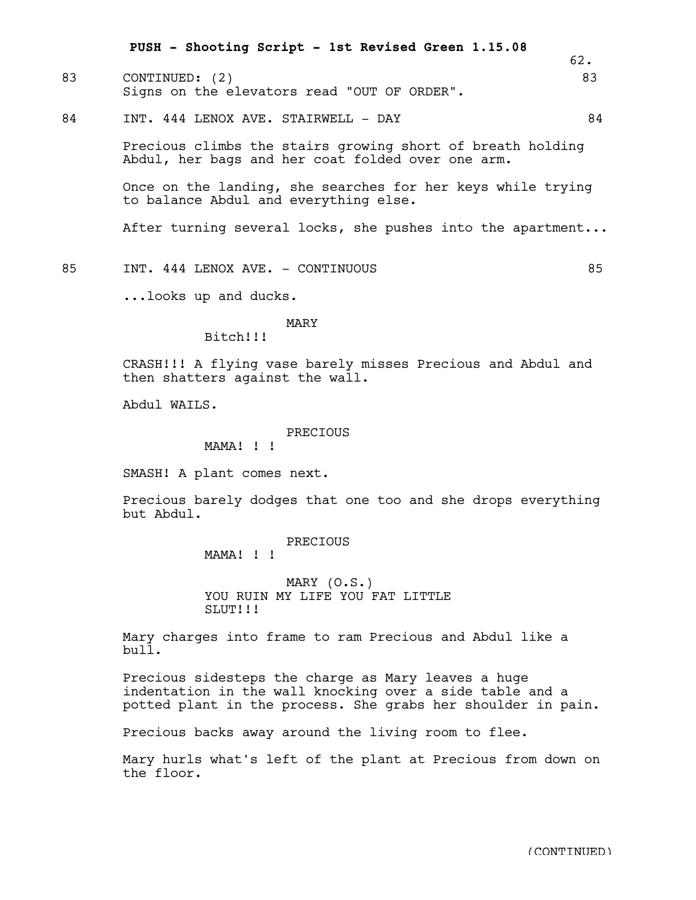83 CONTINUED: (2) 83

Signs on the elevators read "OUT OF ORDER".

84 INT. 444 LENOX AVE. STAIRWELL - DAY 84

Precious climbs the stairs growing short of breath holding Abdul, her bags and her coat folded over one arm.

Once on the landing, she searches for her keys while trying to balance Abdul and everything else.

After turning several locks, she pushes into the apartment...

85 INT. 444 LENOX AVE. - CONTINUOUS 85

...looks up and ducks.

MARY

Bitch!!!

CRASH!!! A flying vase barely misses Precious and Abdul and then shatters against the wall.

Abdul WAILS.

PRECIOUS

MAMA! ! !

SMASH! A plant comes next.

Precious barely dodges that one too and she drops everything but Abdul.

PRECIOUS

MAMA! ! !

MARY (O.S.)

YOU RUIN MY LIFE YOU FAT LITTLE SLUT!!!

Mary charges into frame to ram Precious and Abdul like a bull.

Precious sidesteps the charge as Mary leaves a huge indentation in the wall knocking over a side table and a potted plant in the process. She grabs her shoulder in pain.

Precious backs away around the living room to flee.

Mary hurls what's left of the plant at Precious from down on the floor.

(CONTINUED)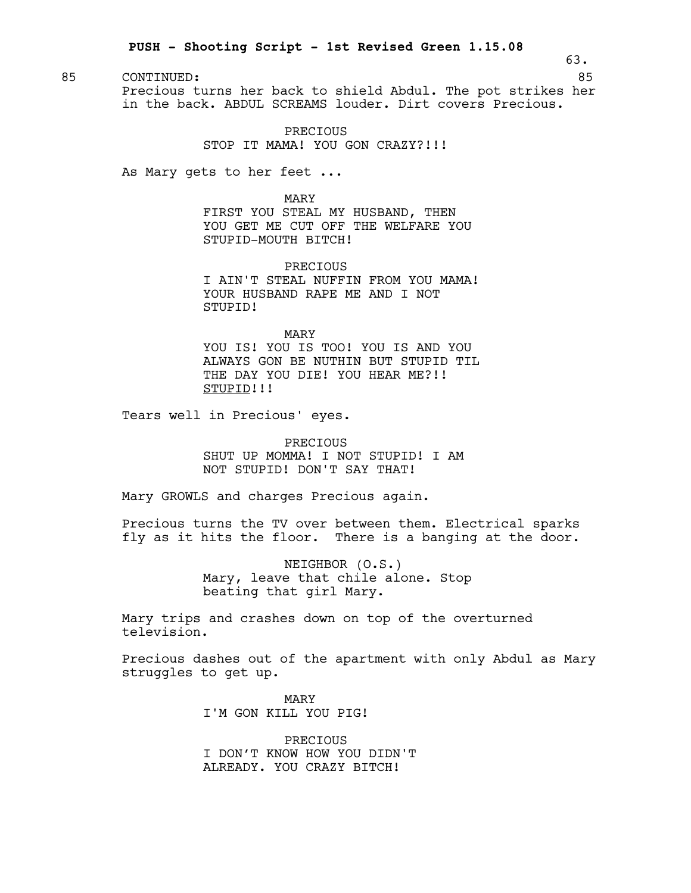85 CONTINUED: 85

Precious turns her back to shield Abdul. The pot strikes her in the back. ABDUL SCREAMS louder. Dirt covers Precious.

PRECIOUS
STOP IT MAMA! YOU GON CRAZY?!!!

As Mary gets to her feet ...

MARY
FIRST YOU STEAL MY HUSBAND, THEN YOU GET ME CUT OFF THE WELFARE YOU STUPID-MOUTH BITCH!

PRECIOUS
I AIN'T STEAL NUFFIN FROM YOU MAMA! YOUR HUSBAND RAPE ME AND I NOT STUPID!

MARY
YOU IS! YOU IS TOO! YOU IS AND YOU ALWAYS GON BE NUTHIN BUT STUPID TIL THE DAY YOU DIE! YOU HEAR ME?!! STUPID!!!

Tears well in Precious' eyes.

PRECIOUS
SHUT UP MOMMA! I NOT STUPID! I AM NOT STUPID! DON'T SAY THAT!

Mary GROWLS and charges Precious again.

Precious turns the TV over between them. Electrical sparks fly as it hits the floor. There is a banging at the door.

NEIGHBOR (O.S.)
Mary, leave that chile alone. Stop beating that girl Mary.

Mary trips and crashes down on top of the overturned television.

Precious dashes out of the apartment with only Abdul as Mary struggles to get up.

MARY
I'M GON KILL YOU PIG!

PRECIOUS
I DON'T KNOW HOW YOU DIDN'T ALREADY. YOU CRAZY BITCH!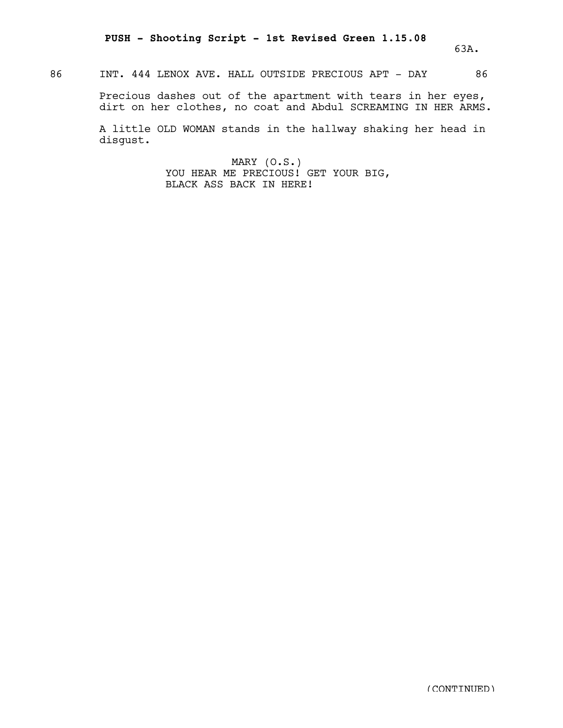86 INT. 444 LENOX AVE. HALL OUTSIDE PRECIOUS APT - DAY 86

Precious dashes out of the apartment with tears in her eyes, dirt on her clothes, no coat and Abdul SCREAMING IN HER ARMS.

A little OLD WOMAN stands in the hallway shaking her head in disgust.

MARY (O.S.)
YOU HEAR ME PRECIOUS! GET YOUR BIG, BLACK ASS BACK IN HERE!

(CONTINUED)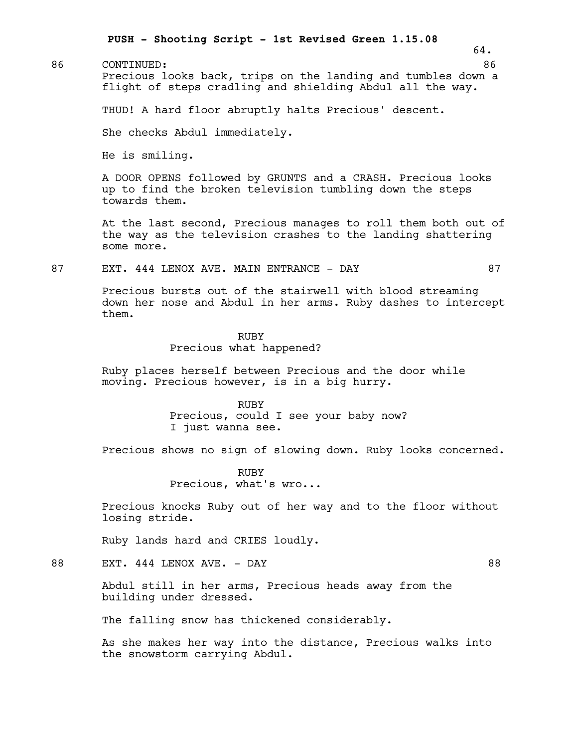86 CONTINUED: 86

Precious looks back, trips on the landing and tumbles down a flight of steps cradling and shielding Abdul all the way.

THUD! A hard floor abruptly halts Precious' descent.

She checks Abdul immediately.

He is smiling.

A DOOR OPENS followed by GRUNTS and a CRASH. Precious looks up to find the broken television tumbling down the steps towards them.

At the last second, Precious manages to roll them both out of the way as the television crashes to the landing shattering some more.

87 EXT. 444 LENOX AVE. MAIN ENTRANCE - DAY 87

Precious bursts out of the stairwell with blood streaming down her nose and Abdul in her arms. Ruby dashes to intercept them.

RUBY
Precious what happened?

Ruby places herself between Precious and the door while moving. Precious however, is in a big hurry.

RUBY
Precious, could I see your baby now?
I just wanna see.

Precious shows no sign of slowing down. Ruby looks concerned.

RUBY
Precious, what's wro...

Precious knocks Ruby out of her way and to the floor without losing stride.

Ruby lands hard and CRIES loudly.

88 EXT. 444 LENOX AVE. - DAY 88

Abdul still in her arms, Precious heads away from the building under dressed.

The falling snow has thickened considerably.

As she makes her way into the distance, Precious walks into the snowstorm carrying Abdul.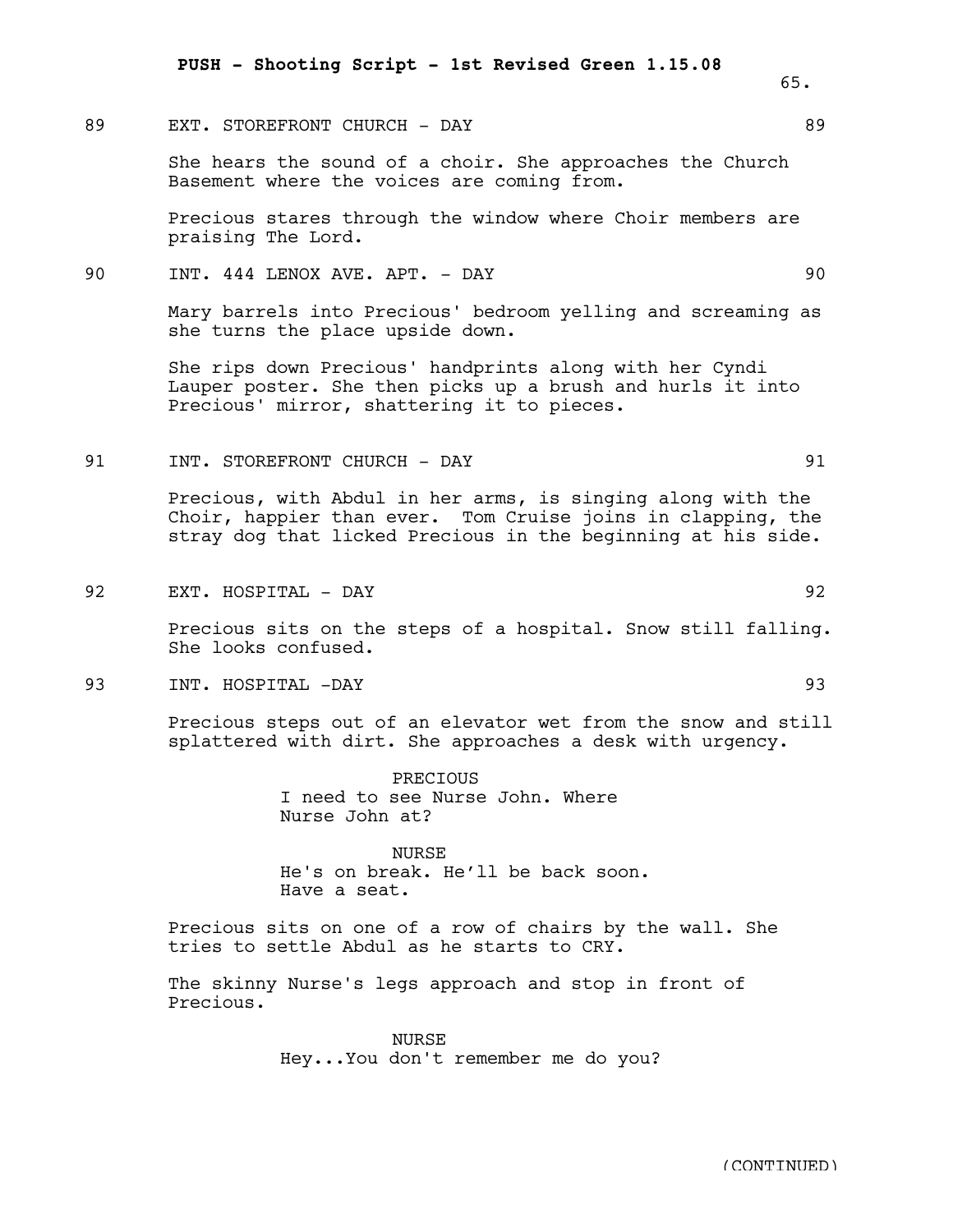89 EXT. STOREFRONT CHURCH - DAY 89

She hears the sound of a choir. She approaches the Church Basement where the voices are coming from.

Precious stares through the window where Choir members are praising The Lord.

90 INT. 444 LENOX AVE. APT. - DAY 90

Mary barrels into Precious' bedroom yelling and screaming as she turns the place upside down.

She rips down Precious' handprints along with her Cyndi Lauper poster. She then picks up a brush and hurls it into Precious' mirror, shattering it to pieces.

91 INT. STOREFRONT CHURCH - DAY 91

Precious, with Abdul in her arms, is singing along with the Choir, happier than ever. Tom Cruise joins in clapping, the stray dog that licked Precious in the beginning at his side.

92 EXT. HOSPITAL - DAY 92

Precious sits on the steps of a hospital. Snow still falling. She looks confused.

93 INT. HOSPITAL -DAY 93

Precious steps out of an elevator wet from the snow and still splattered with dirt. She approaches a desk with urgency.

PRECIOUS
I need to see Nurse John. Where Nurse John at?

NURSE
He's on break. He'll be back soon. Have a seat.

Precious sits on one of a row of chairs by the wall. She tries to settle Abdul as he starts to CRY.

The skinny Nurse's legs approach and stop in front of Precious.

NURSE
Hey...You don't remember me do you?

(CONTINUED)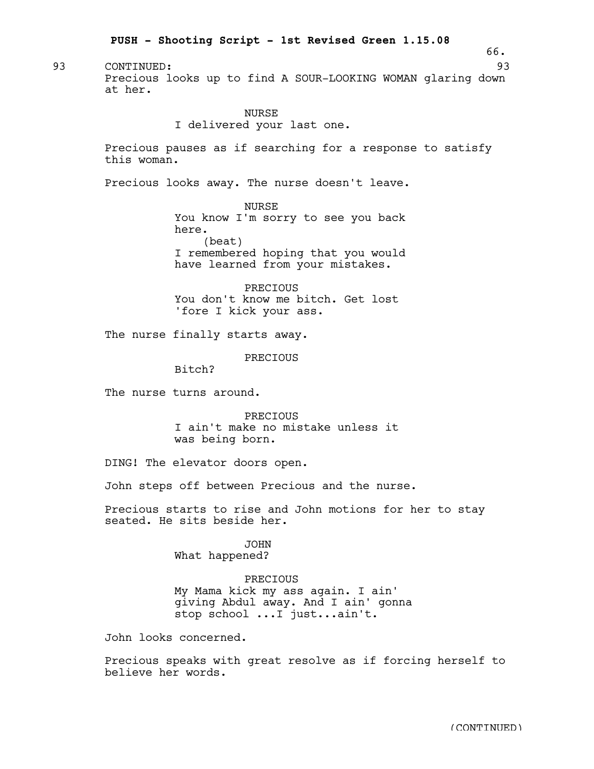93 CONTINUED: 93

Precious looks up to find A SOUR-LOOKING WOMAN glaring down at her.

NURSE
I delivered your last one.

Precious pauses as if searching for a response to satisfy this woman.

Precious looks away. The nurse doesn't leave.

NURSE
You know I'm sorry to see you back here.
(beat)
I remembered hoping that you would have learned from your mistakes.

PRECIOUS
You don't know me bitch. Get lost 'fore I kick your ass.

The nurse finally starts away.

PRECIOUS
Bitch?

The nurse turns around.

PRECIOUS
I ain't make no mistake unless it was being born.

DING! The elevator doors open.

John steps off between Precious and the nurse.

Precious starts to rise and John motions for her to stay seated. He sits beside her.

JOHN
What happened?

PRECIOUS
My Mama kick my ass again. I ain' giving Abdul away. And I ain' gonna stop school ...I just...ain't.

John looks concerned.

Precious speaks with great resolve as if forcing herself to believe her words.

(CONTINUED)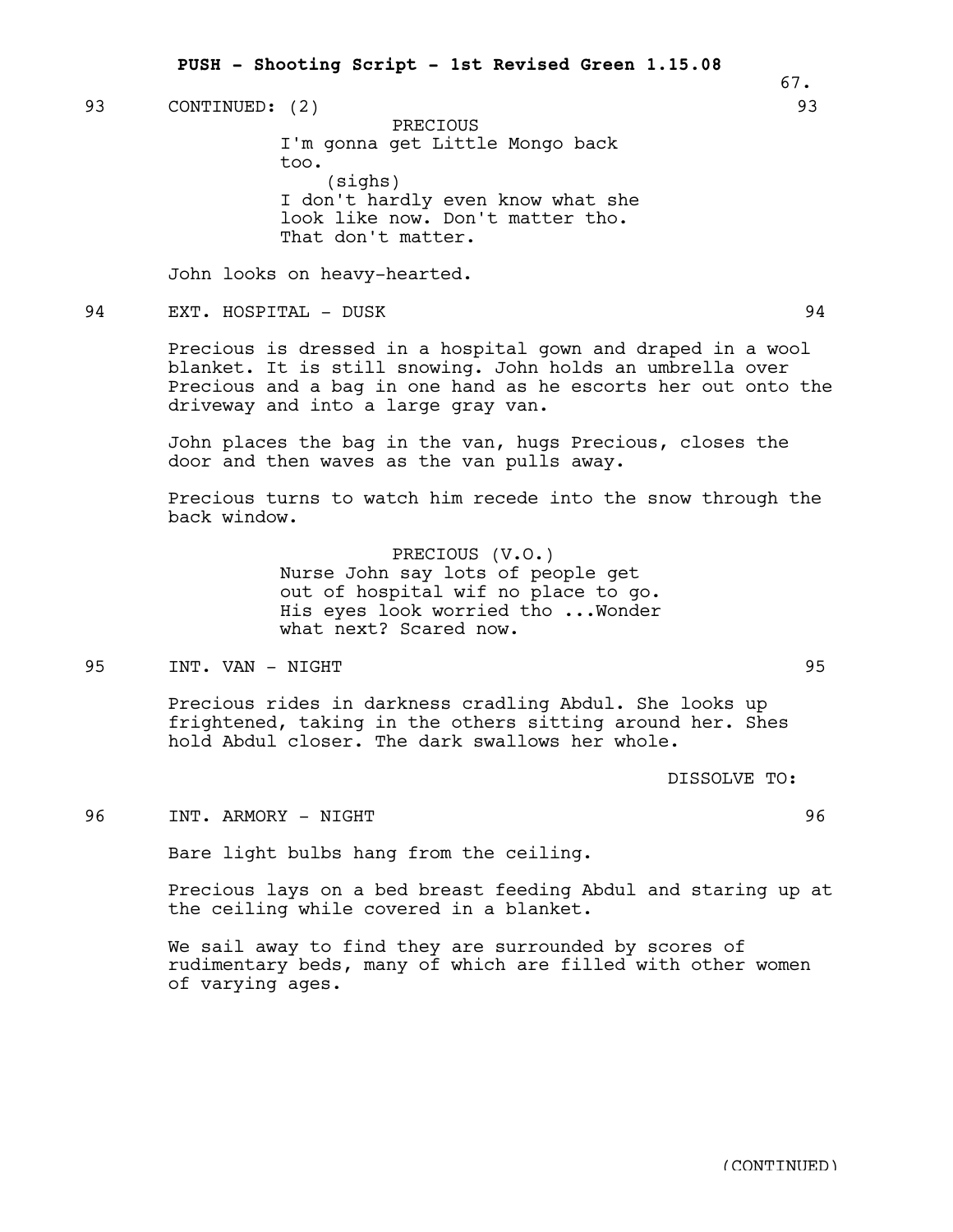93 CONTINUED: (2) 93

PRECIOUS
I'm gonna get Little Mongo back too.
(sighs)
I don't hardly even know what she look like now. Don't matter tho. That don't matter.

John looks on heavy-hearted.

94 EXT. HOSPITAL - DUSK 94

Precious is dressed in a hospital gown and draped in a wool blanket. It is still snowing. John holds an umbrella over Precious and a bag in one hand as he escorts her out onto the driveway and into a large gray van.

John places the bag in the van, hugs Precious, closes the door and then waves as the van pulls away.

Precious turns to watch him recede into the snow through the back window.

PRECIOUS (V.O.)
Nurse John say lots of people get out of hospital wif no place to go. His eyes look worried tho ...Wonder what next? Scared now.

95 INT. VAN - NIGHT 95

Precious rides in darkness cradling Abdul. She looks up frightened, taking in the others sitting around her. Shes hold Abdul closer. The dark swallows her whole.

DISSOLVE TO:

96 INT. ARMORY - NIGHT 96

Bare light bulbs hang from the ceiling.

Precious lays on a bed breast feeding Abdul and staring up at the ceiling while covered in a blanket.

We sail away to find they are surrounded by scores of rudimentary beds, many of which are filled with other women of varying ages.

(CONTINUED)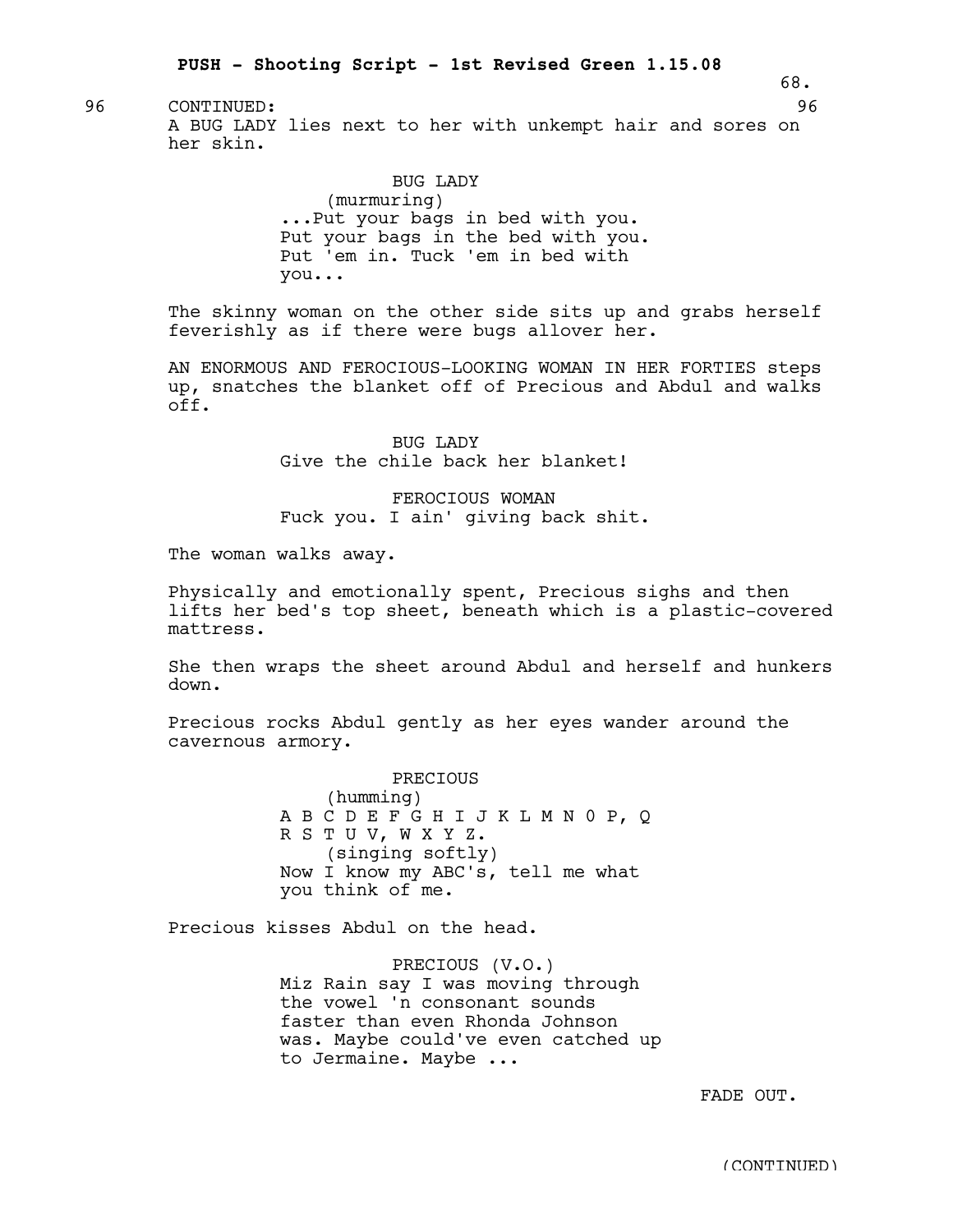96 CONTINUED: 96

A BUG LADY lies next to her with unkempt hair and sores on her skin.

BUG LADY
(murmuring)
...Put your bags in bed with you. Put your bags in the bed with you. Put 'em in. Tuck 'em in bed with you...

The skinny woman on the other side sits up and grabs herself feverishly as if there were bugs allover her.

AN ENORMOUS AND FEROCIOUS-LOOKING WOMAN IN HER FORTIES steps up, snatches the blanket off of Precious and Abdul and walks off.

BUG LADY
Give the chile back her blanket!

FEROCIOUS WOMAN
Fuck you. I ain' giving back shit.

The woman walks away.

Physically and emotionally spent, Precious sighs and then lifts her bed's top sheet, beneath which is a plastic-covered mattress.

She then wraps the sheet around Abdul and herself and hunkers down.

Precious rocks Abdul gently as her eyes wander around the cavernous armory.

PRECIOUS
(humming)
A B C D E F G H I J K L M N 0 P, Q R S T U V, W X Y Z.
(singing softly)
Now I know my ABC's, tell me what you think of me.

Precious kisses Abdul on the head.

PRECIOUS (V.O.)
Miz Rain say I was moving through the vowel 'n consonant sounds faster than even Rhonda Johnson was. Maybe could've even catched up to Jermaine. Maybe ...

FADE OUT.

(CONTINUED)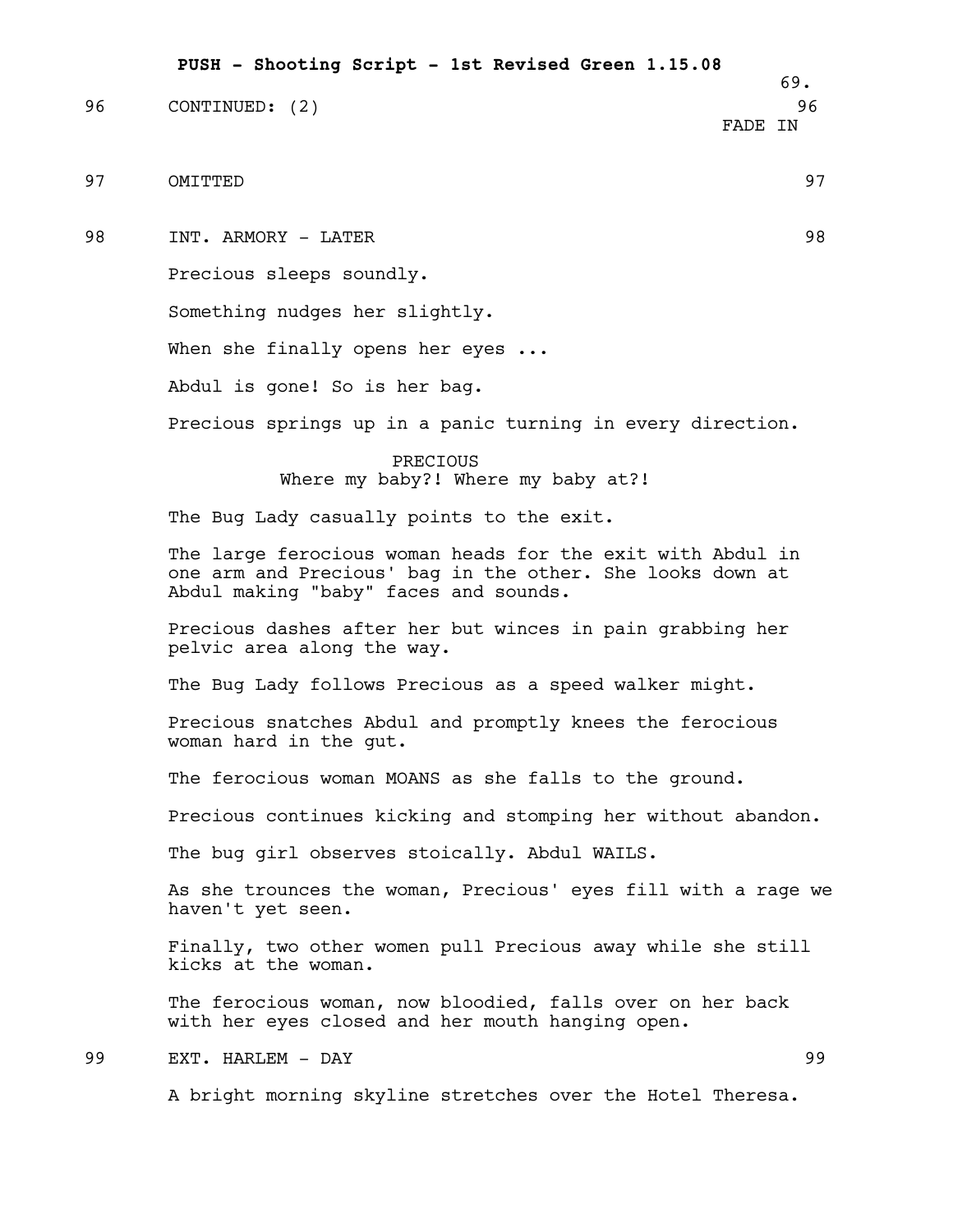96 CONTINUED: (2) 96

FADE IN

97 OMITTED 97

98 INT. ARMORY - LATER 98

Precious sleeps soundly.

Something nudges her slightly.

When she finally opens her eyes ...

Abdul is gone! So is her bag.

Precious springs up in a panic turning in every direction.

PRECIOUS
Where my baby?! Where my baby at?!

The Bug Lady casually points to the exit.

The large ferocious woman heads for the exit with Abdul in one arm and Precious' bag in the other. She looks down at Abdul making "baby" faces and sounds.

Precious dashes after her but winces in pain grabbing her pelvic area along the way.

The Bug Lady follows Precious as a speed walker might.

Precious snatches Abdul and promptly knees the ferocious woman hard in the gut.

The ferocious woman MOANS as she falls to the ground.

Precious continues kicking and stomping her without abandon.

The bug girl observes stoically. Abdul WAILS.

As she trounces the woman, Precious' eyes fill with a rage we haven't yet seen.

Finally, two other women pull Precious away while she still kicks at the woman.

The ferocious woman, now bloodied, falls over on her back with her eyes closed and her mouth hanging open.

99 EXT. HARLEM - DAY 99

A bright morning skyline stretches over the Hotel Theresa.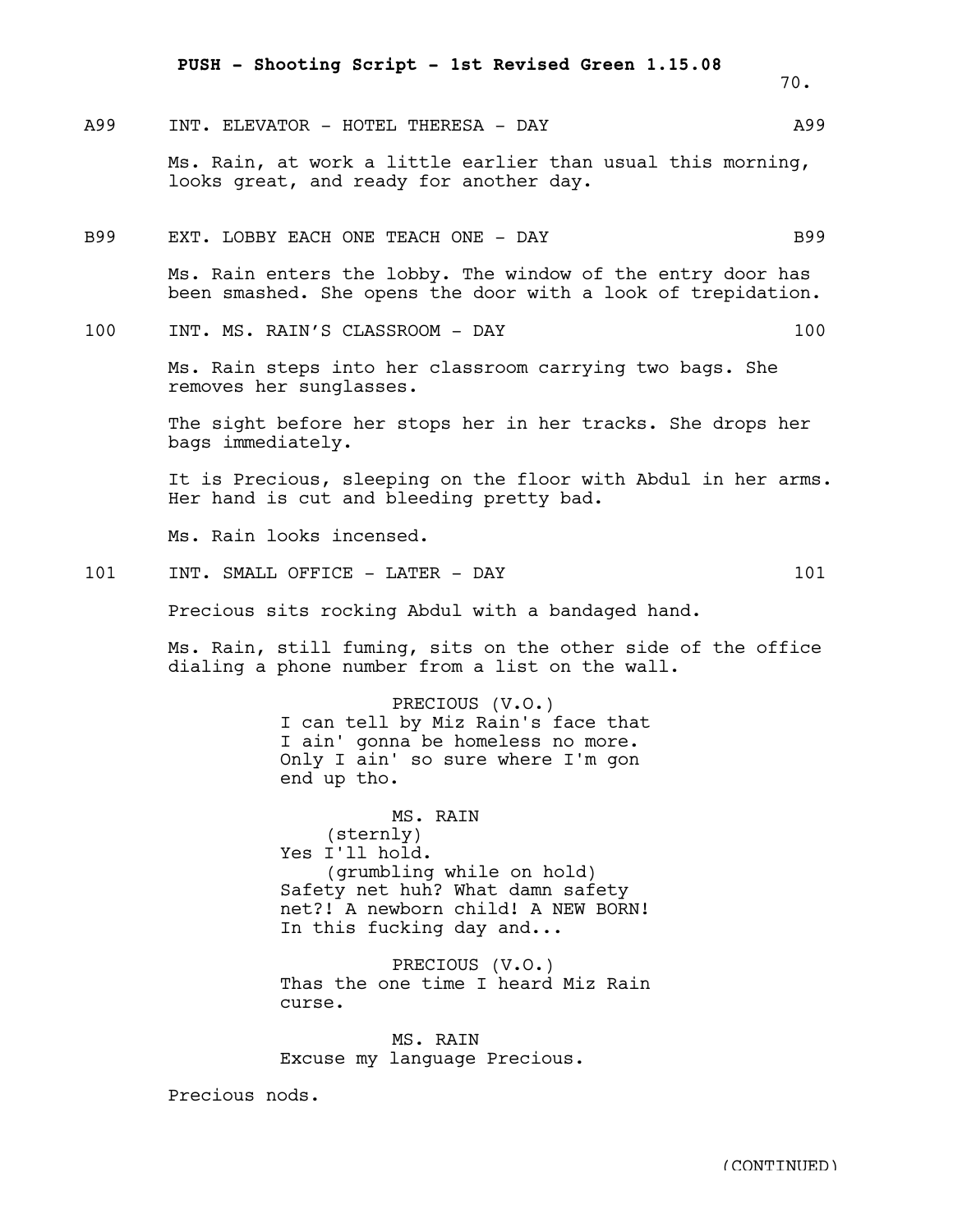A99 INT. ELEVATOR - HOTEL THERESA - DAY A99

Ms. Rain, at work a little earlier than usual this morning, looks great, and ready for another day.

B99 EXT. LOBBY EACH ONE TEACH ONE - DAY B99

Ms. Rain enters the lobby. The window of the entry door has been smashed. She opens the door with a look of trepidation.

100 INT. MS. RAIN'S CLASSROOM - DAY 100

Ms. Rain steps into her classroom carrying two bags. She removes her sunglasses.

The sight before her stops her in her tracks. She drops her bags immediately.

It is Precious, sleeping on the floor with Abdul in her arms. Her hand is cut and bleeding pretty bad.

Ms. Rain looks incensed.

101 INT. SMALL OFFICE - LATER - DAY 101

Precious sits rocking Abdul with a bandaged hand.

Ms. Rain, still fuming, sits on the other side of the office dialing a phone number from a list on the wall.

PRECIOUS (V.O.)
I can tell by Miz Rain's face that I ain' gonna be homeless no more. Only I ain' so sure where I'm gon end up tho.

MS. RAIN
(sternly)
Yes I'll hold.
(grumbling while on hold)
Safety net huh? What damn safety net?! A newborn child! A NEW BORN! In this fucking day and...

PRECIOUS (V.O.)
Thas the one time I heard Miz Rain curse.

MS. RAIN
Excuse my language Precious.

Precious nods.

(CONTINUED)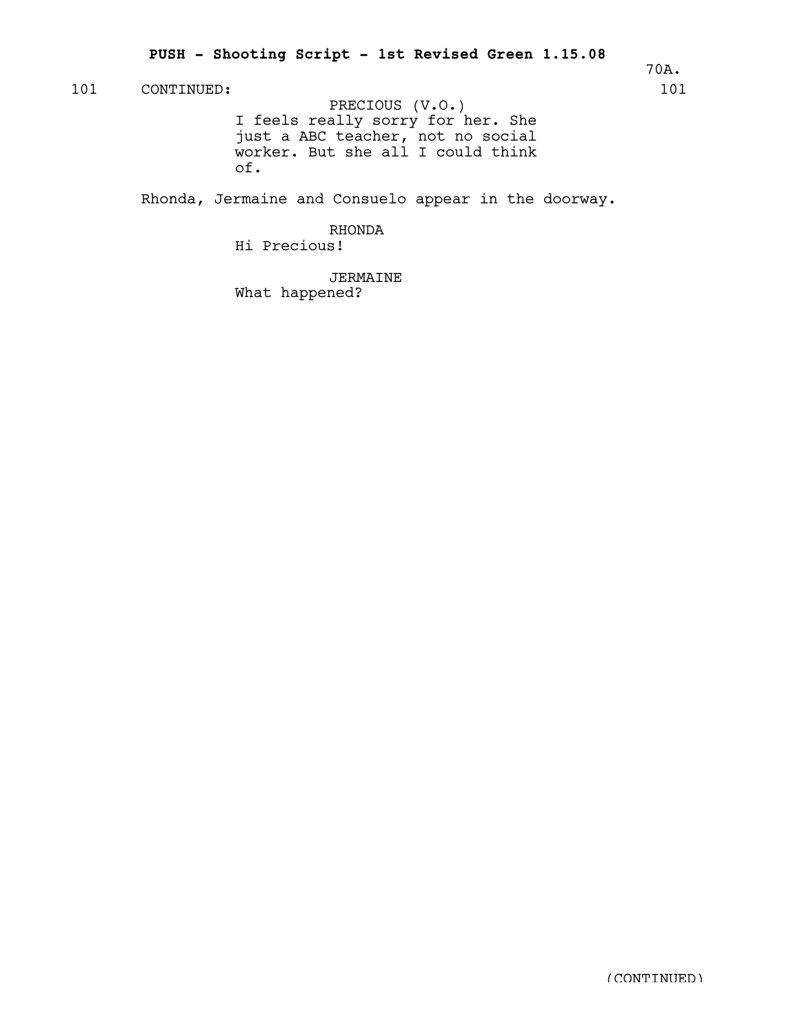101 CONTINUED: 101

PRECIOUS (V.O.)
I feels really sorry for her. She just a ABC teacher, not no social worker. But she all I could think of.

Rhonda, Jermaine and Consuelo appear in the doorway.

RHONDA
Hi Precious!

JERMAINE
What happened?

(CONTINUED)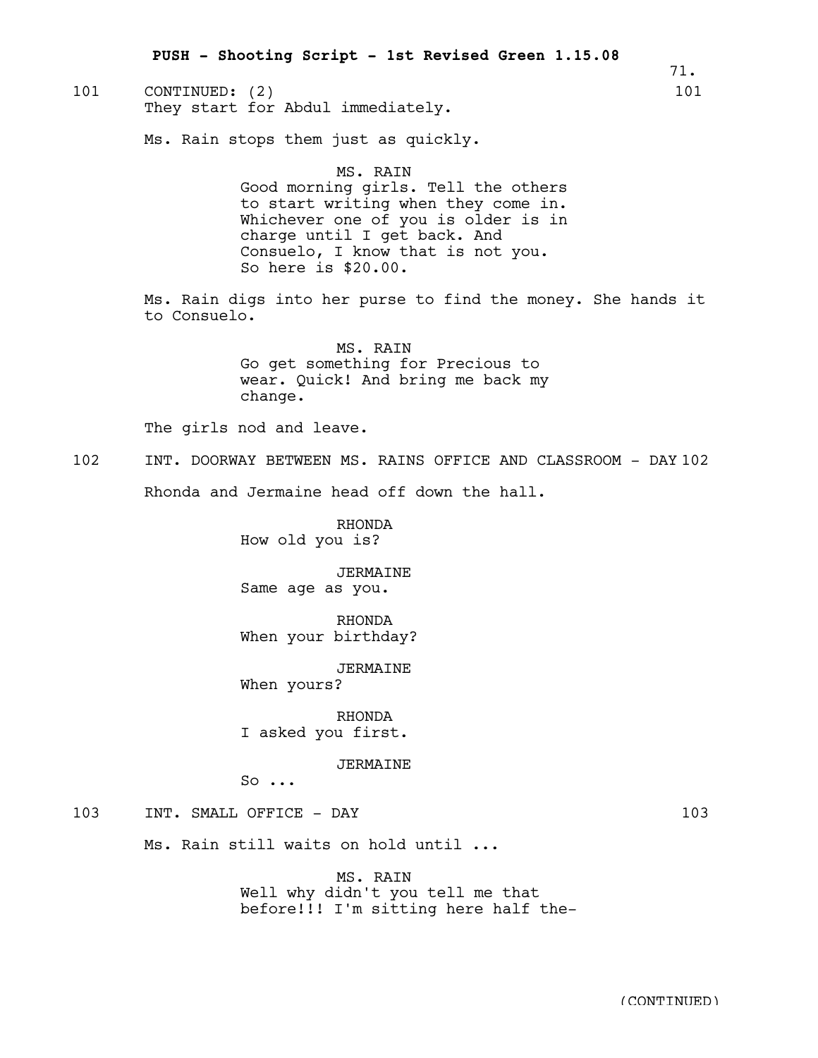101 CONTINUED: (2) 101

They start for Abdul immediately.

Ms. Rain stops them just as quickly.

MS. RAIN
Good morning girls. Tell the others to start writing when they come in. Whichever one of you is older is in charge until I get back. And Consuelo, I know that is not you. So here is $20.00.

Ms. Rain digs into her purse to find the money. She hands it to Consuelo.

MS. RAIN
Go get something for Precious to wear. Quick! And bring me back my change.

The girls nod and leave.

102 INT. DOORWAY BETWEEN MS. RAINS OFFICE AND CLASSROOM - DAY 102

Rhonda and Jermaine head off down the hall.

RHONDA
How old you is?

JERMAINE
Same age as you.

RHONDA
When your birthday?

JERMAINE
When yours?

RHONDA
I asked you first.

JERMAINE
So ...

103 INT. SMALL OFFICE - DAY 103

Ms. Rain still waits on hold until ...

MS. RAIN
Well why didn't you tell me that before!!! I'm sitting here half the-

(CONTINUED)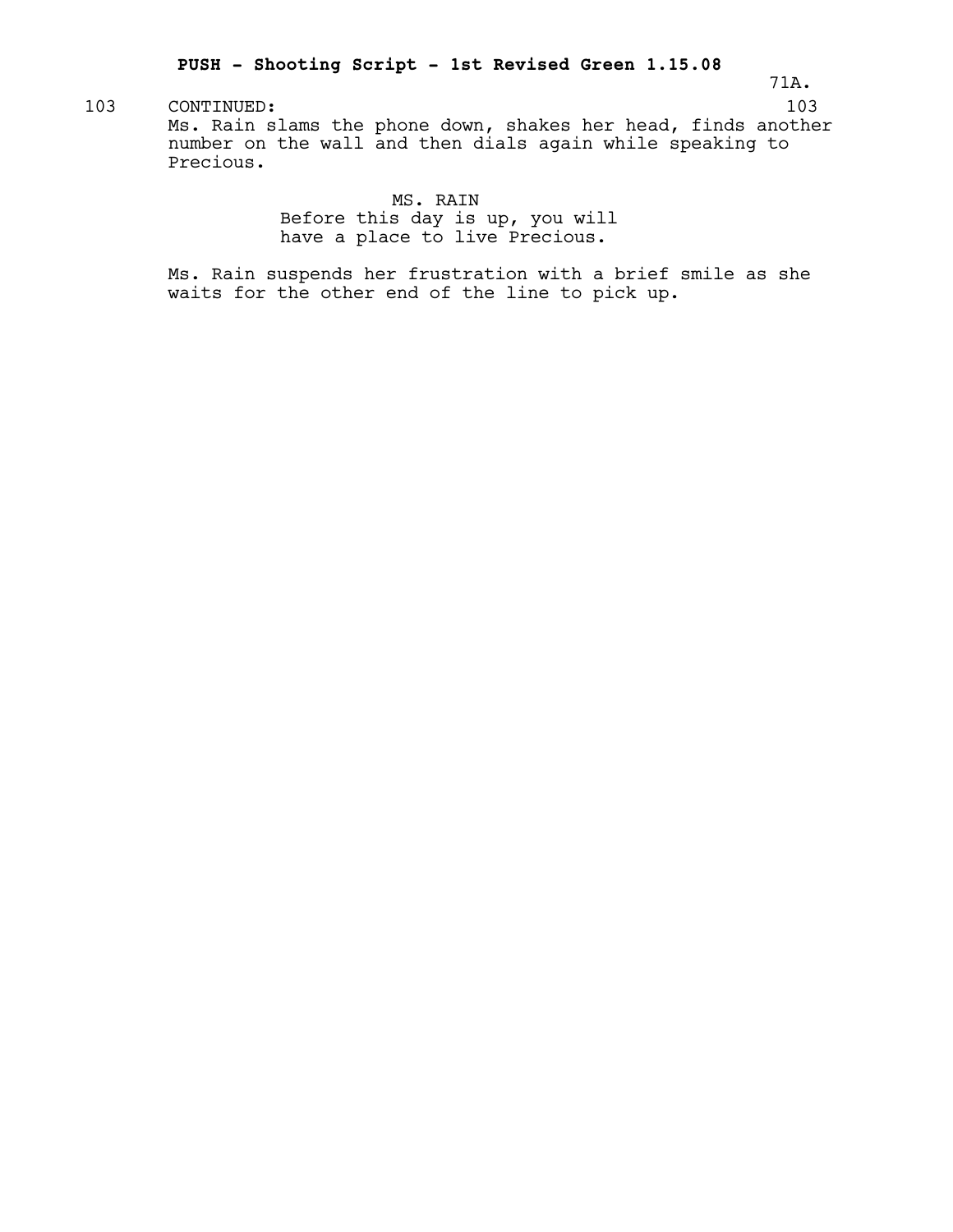103 CONTINUED: 103

Ms. Rain slams the phone down, shakes her head, finds another number on the wall and then dials again while speaking to Precious.

MS. RAIN
Before this day is up, you will have a place to live Precious.

Ms. Rain suspends her frustration with a brief smile as she waits for the other end of the line to pick up.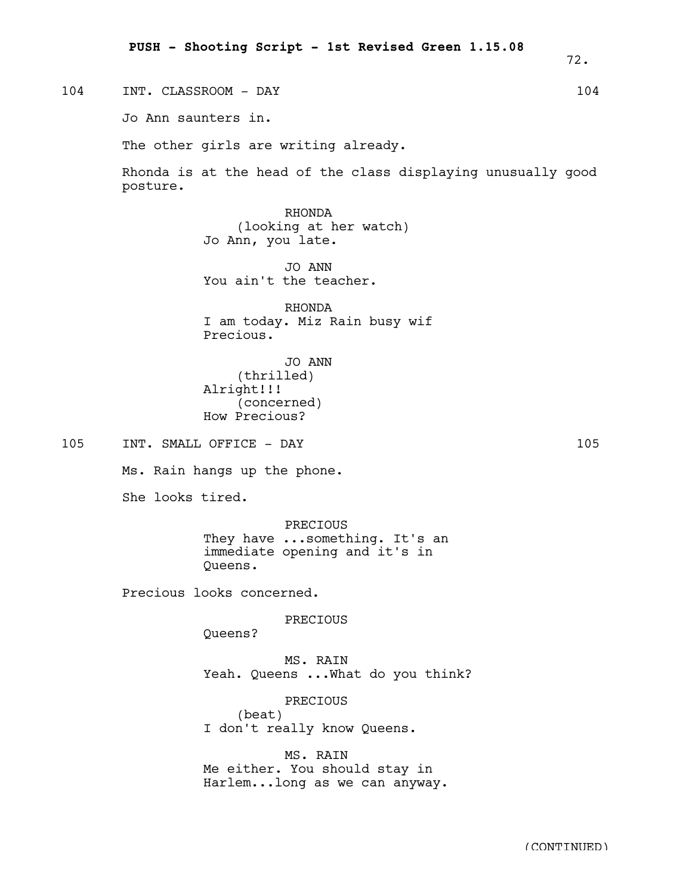104 INT. CLASSROOM - DAY 104

Jo Ann saunters in.

The other girls are writing already.

Rhonda is at the head of the class displaying unusually good posture.

RHONDA
(looking at her watch)
Jo Ann, you late.

JO ANN
You ain't the teacher.

RHONDA
I am today. Miz Rain busy wif Precious.

JO ANN
(thrilled)
Alright!!!
(concerned)
How Precious?

105 INT. SMALL OFFICE - DAY 105

Ms. Rain hangs up the phone.

She looks tired.

PRECIOUS
They have ...something. It's an immediate opening and it's in Queens.

Precious looks concerned.

PRECIOUS
Queens?

MS. RAIN
Yeah. Queens ...What do you think?

PRECIOUS
(beat)
I don't really know Queens.

MS. RAIN
Me either. You should stay in Harlem...long as we can anyway.

(CONTINUED)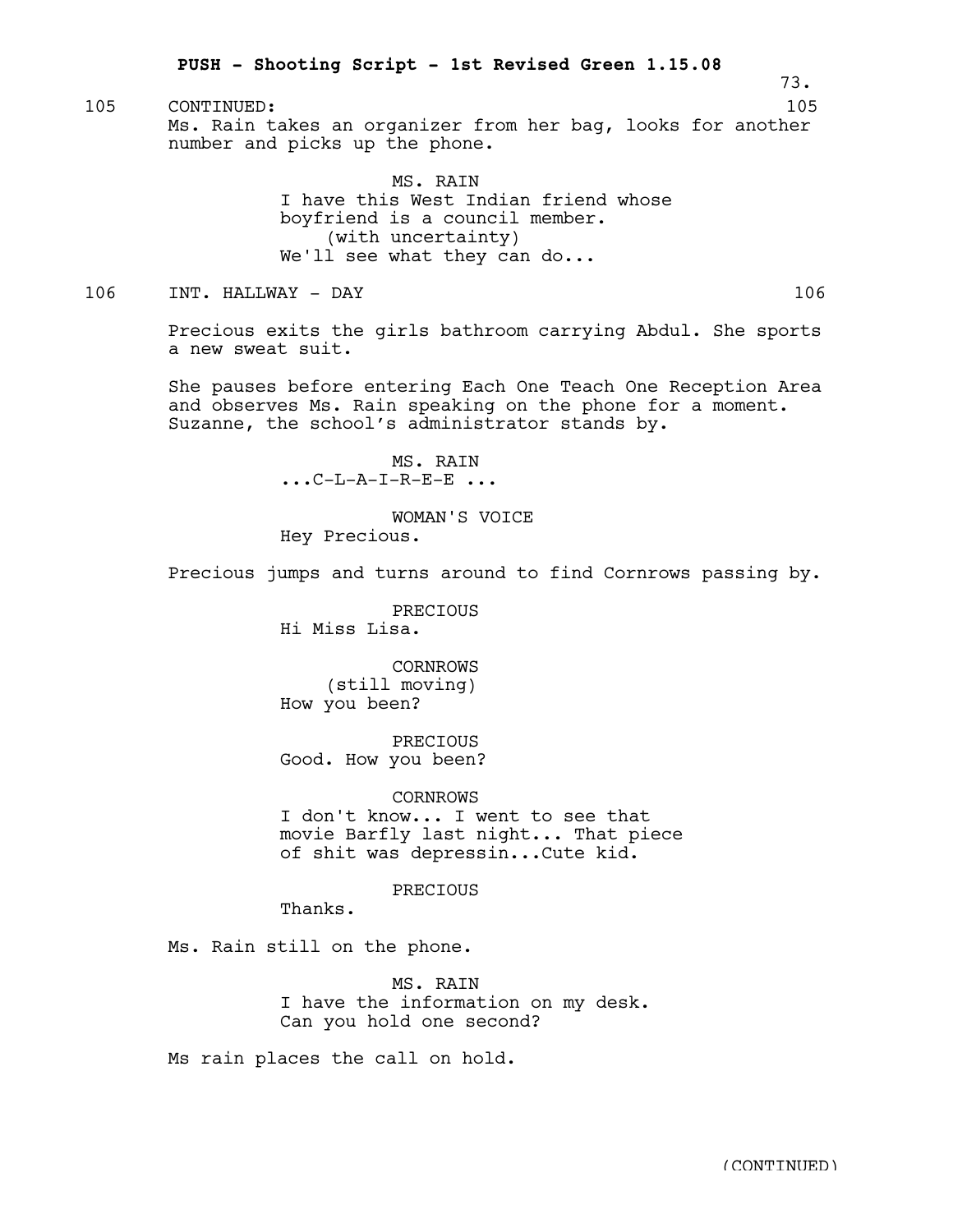105 CONTINUED: 105

Ms. Rain takes an organizer from her bag, looks for another number and picks up the phone.

MS. RAIN
I have this West Indian friend whose boyfriend is a council member.
(with uncertainty)
We'll see what they can do...

106 INT. HALLWAY - DAY 106

Precious exits the girls bathroom carrying Abdul. She sports a new sweat suit.

She pauses before entering Each One Teach One Reception Area and observes Ms. Rain speaking on the phone for a moment. Suzanne, the school's administrator stands by.

MS. RAIN
...C-L-A-I-R-E-E ...

WOMAN'S VOICE
Hey Precious.

Precious jumps and turns around to find Cornrows passing by.

PRECIOUS
Hi Miss Lisa.

CORNROWS
(still moving)
How you been?

PRECIOUS
Good. How you been?

CORNROWS
I don't know... I went to see that movie Barfly last night... That piece of shit was depressin...Cute kid.

PRECIOUS
Thanks.

Ms. Rain still on the phone.

MS. RAIN
I have the information on my desk. Can you hold one second?

Ms rain places the call on hold.

(CONTINUED)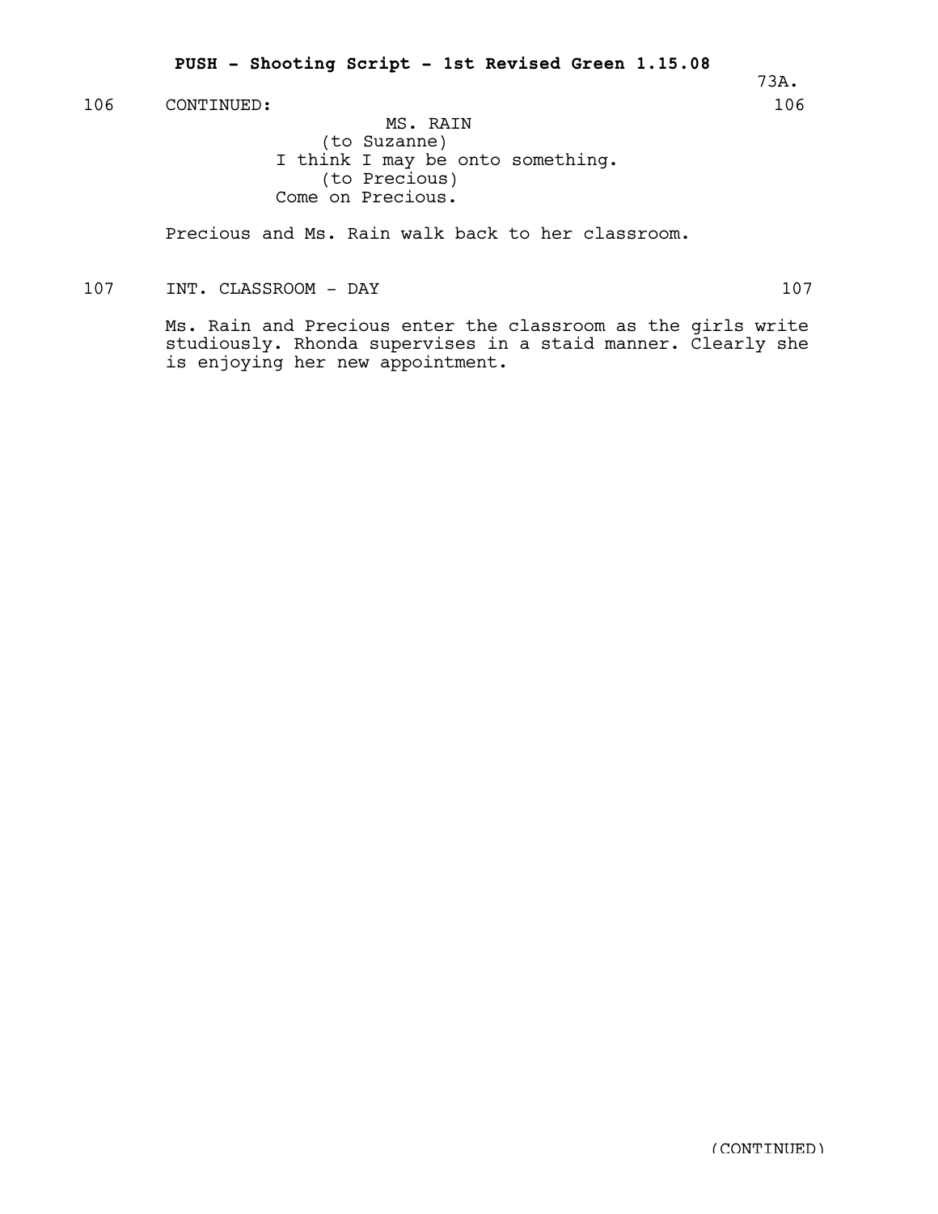106 CONTINUED: 106

MS. RAIN
(to Suzanne)
I think I may be onto something.
(to Precious)
Come on Precious.

Precious and Ms. Rain walk back to her classroom.

107 INT. CLASSROOM - DAY 107

Ms. Rain and Precious enter the classroom as the girls write studiously. Rhonda supervises in a staid manner. Clearly she is enjoying her new appointment.

(CONTINUED)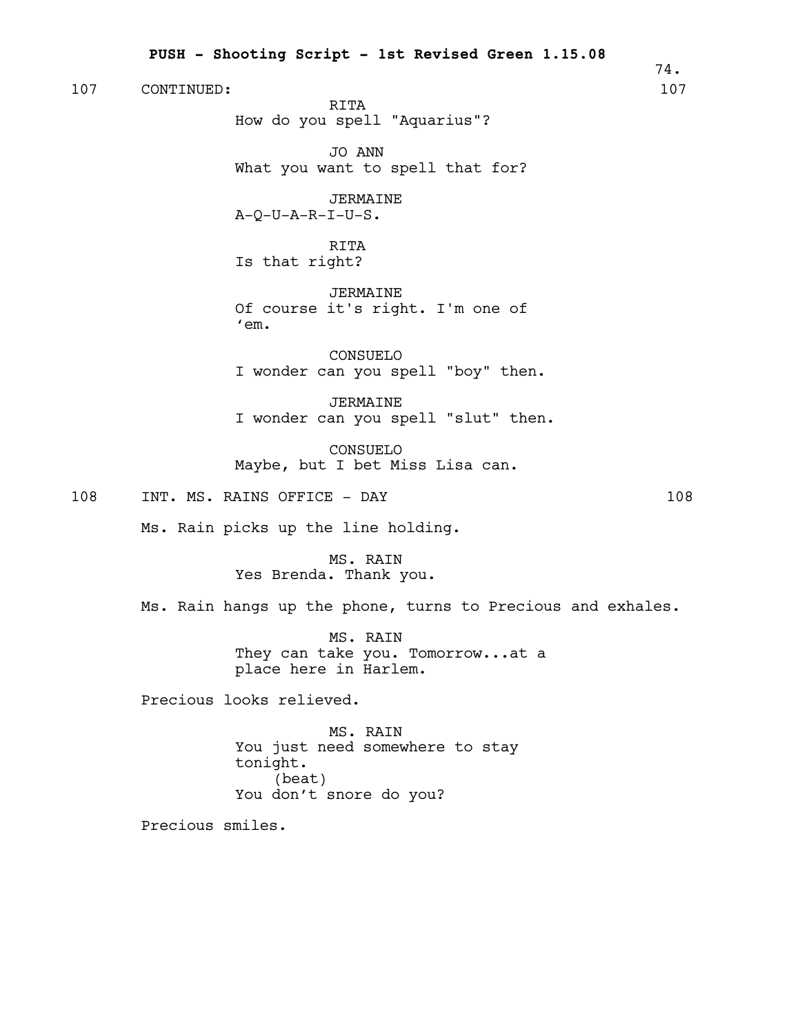107 CONTINUED: 107

RITA
How do you spell "Aquarius"?

JO ANN
What you want to spell that for?

JERMAINE
A-Q-U-A-R-I-U-S.

RITA
Is that right?

JERMAINE
Of course it's right. I'm one of 'em.

CONSUELO
I wonder can you spell "boy" then.

JERMAINE
I wonder can you spell "slut" then.

CONSUELO
Maybe, but I bet Miss Lisa can.

108 INT. MS. RAINS OFFICE - DAY 108

Ms. Rain picks up the line holding.

MS. RAIN
Yes Brenda. Thank you.

Ms. Rain hangs up the phone, turns to Precious and exhales.

MS. RAIN
They can take you. Tomorrow...at a place here in Harlem.

Precious looks relieved.

MS. RAIN
You just need somewhere to stay tonight.
(beat)
You don't snore do you?

Precious smiles.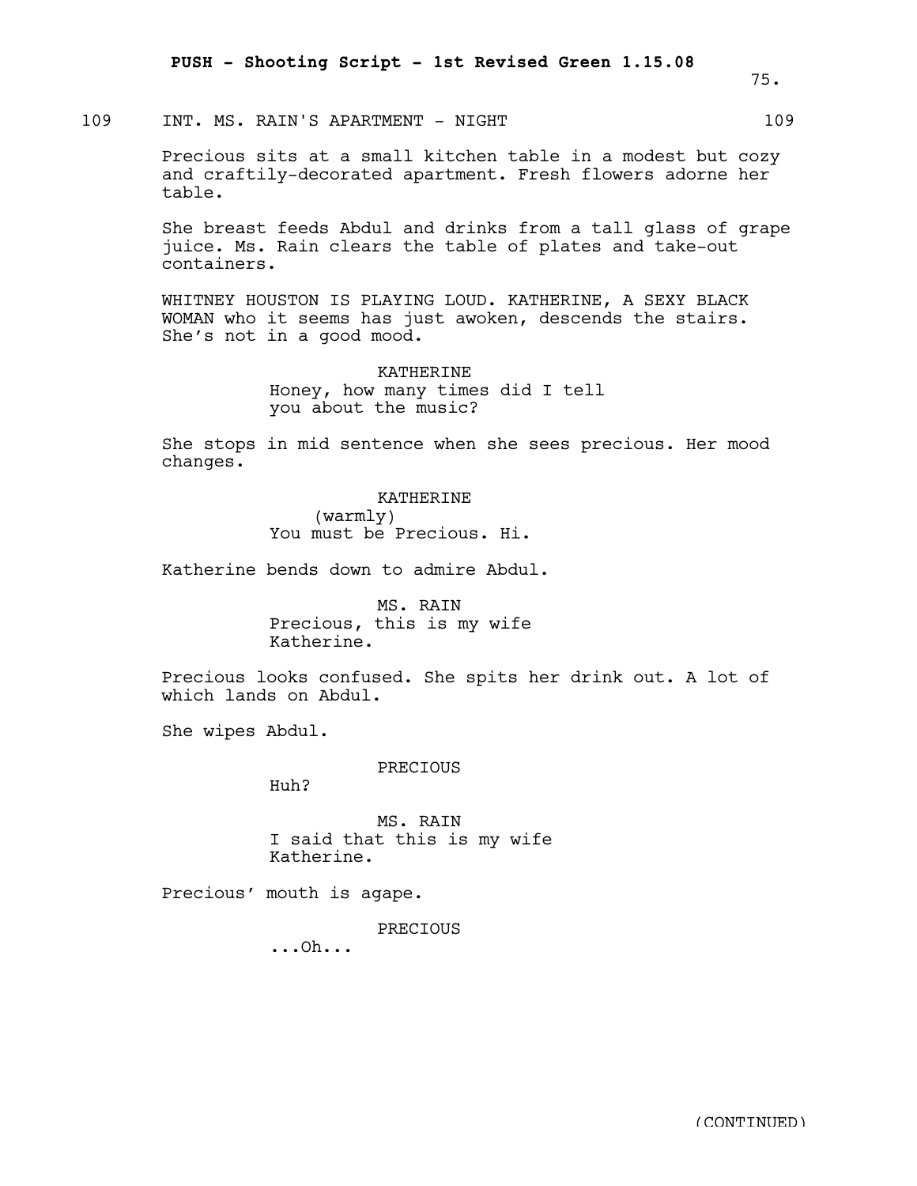109 INT. MS. RAIN'S APARTMENT - NIGHT 109

Precious sits at a small kitchen table in a modest but cozy and craftily-decorated apartment. Fresh flowers adorne her table.

She breast feeds Abdul and drinks from a tall glass of grape juice. Ms. Rain clears the table of plates and take-out containers.

WHITNEY HOUSTON IS PLAYING LOUD. KATHERINE, A SEXY BLACK WOMAN who it seems has just awoken, descends the stairs. She's not in a good mood.

KATHERINE
Honey, how many times did I tell you about the music?

She stops in mid sentence when she sees precious. Her mood changes.

KATHERINE
(warmly)
You must be Precious. Hi.

Katherine bends down to admire Abdul.

MS. RAIN
Precious, this is my wife Katherine.

Precious looks confused. She spits her drink out. A lot of which lands on Abdul.

She wipes Abdul.

PRECIOUS
Huh?

MS. RAIN
I said that this is my wife Katherine.

Precious' mouth is agape.

PRECIOUS
...Oh...

(CONTINUED)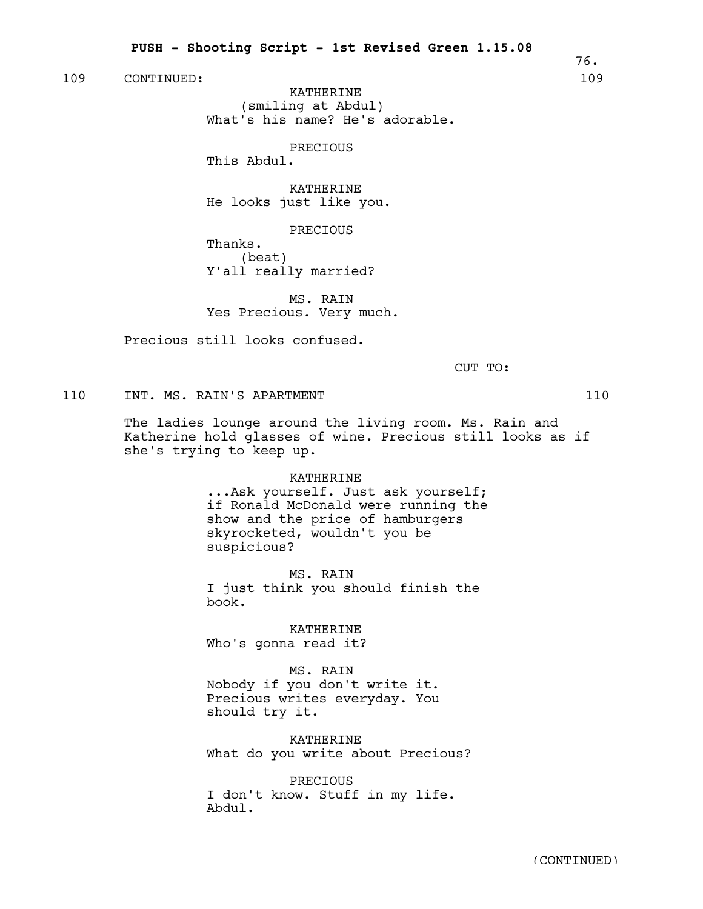109 CONTINUED: 109

KATHERINE
(smiling at Abdul)
What's his name? He's adorable.

PRECIOUS
This Abdul.

KATHERINE
He looks just like you.

PRECIOUS
Thanks.
(beat)
Y'all really married?

MS. RAIN
Yes Precious. Very much.

Precious still looks confused.

CUT TO:

110 INT. MS. RAIN'S APARTMENT 110

The ladies lounge around the living room. Ms. Rain and Katherine hold glasses of wine. Precious still looks as if she's trying to keep up.

KATHERINE
...Ask yourself. Just ask yourself; if Ronald McDonald were running the show and the price of hamburgers skyrocketed, wouldn't you be suspicious?

MS. RAIN
I just think you should finish the book.

KATHERINE
Who's gonna read it?

MS. RAIN
Nobody if you don't write it. Precious writes everyday. You should try it.

KATHERINE
What do you write about Precious?

PRECIOUS
I don't know. Stuff in my life. Abdul.

(CONTINUED)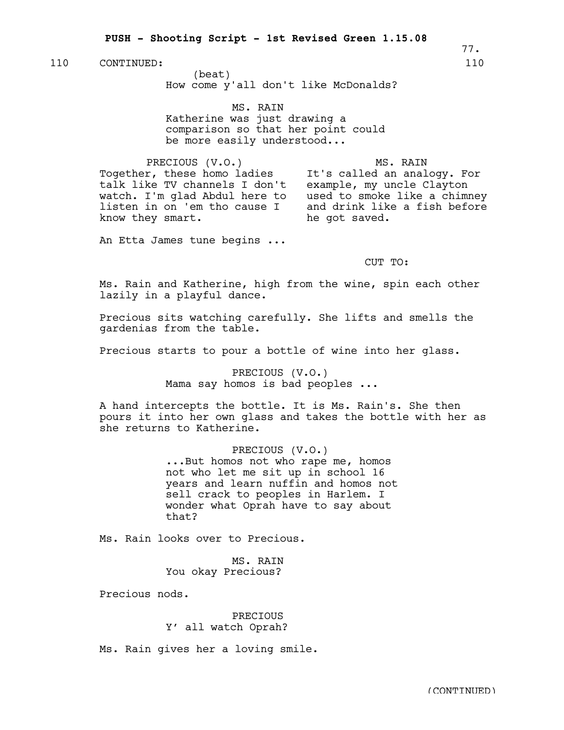110 CONTINUED: 110

(beat)
How come y'all don't like McDonalds?

MS. RAIN
Katherine was just drawing a comparison so that her point could be more easily understood...

PRECIOUS (V.O.)
Together, these homo ladies talk like TV channels I don't watch. I'm glad Abdul here to listen in on 'em tho cause I know they smart.

MS. RAIN
It's called an analogy. For example, my uncle Clayton used to smoke like a chimney and drink like a fish before he got saved.

An Etta James tune begins ...

CUT TO:

Ms. Rain and Katherine, high from the wine, spin each other lazily in a playful dance.

Precious sits watching carefully. She lifts and smells the gardenias from the table.

Precious starts to pour a bottle of wine into her glass.

PRECIOUS (V.O.)
Mama say homos is bad peoples ...

A hand intercepts the bottle. It is Ms. Rain's. She then pours it into her own glass and takes the bottle with her as she returns to Katherine.

PRECIOUS (V.O.)
...But homos not who rape me, homos not who let me sit up in school 16 years and learn nuffin and homos not sell crack to peoples in Harlem. I wonder what Oprah have to say about that?

Ms. Rain looks over to Precious.

MS. RAIN
You okay Precious?

Precious nods.

PRECIOUS
Y' all watch Oprah?

Ms. Rain gives her a loving smile.

(CONTINUED)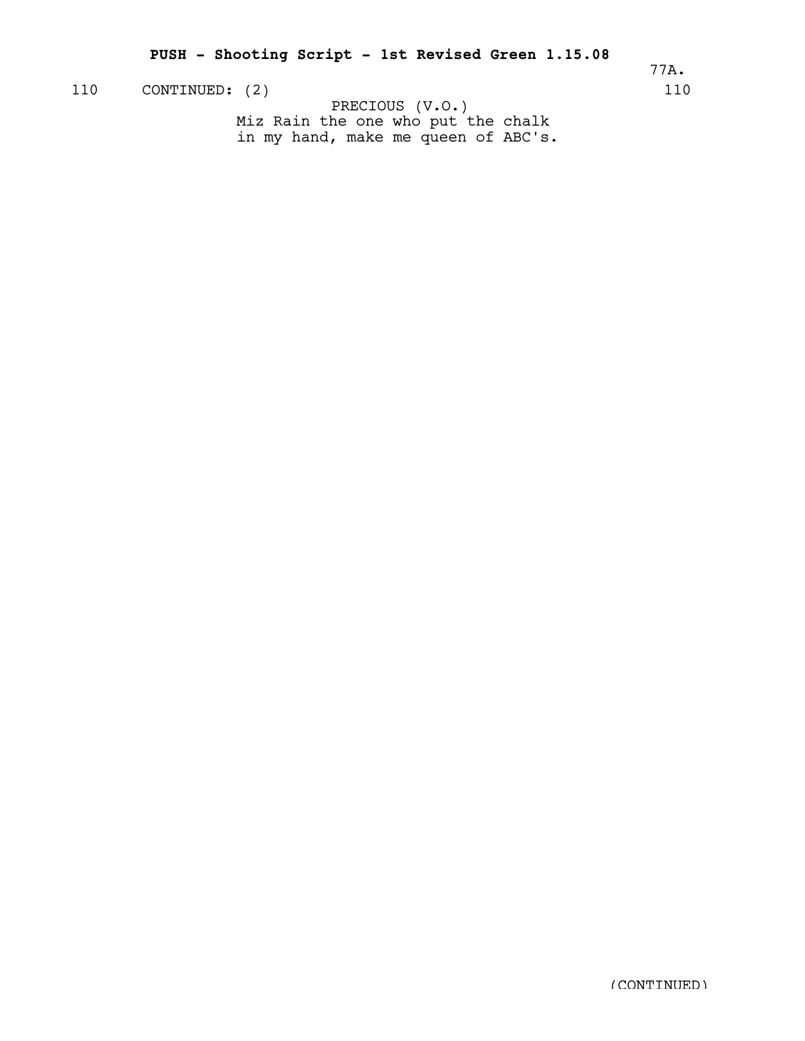110 CONTINUED: (2) 110

PRECIOUS (V.O.)
Miz Rain the one who put the chalk
in my hand, make me queen of ABC's.

(CONTINUED)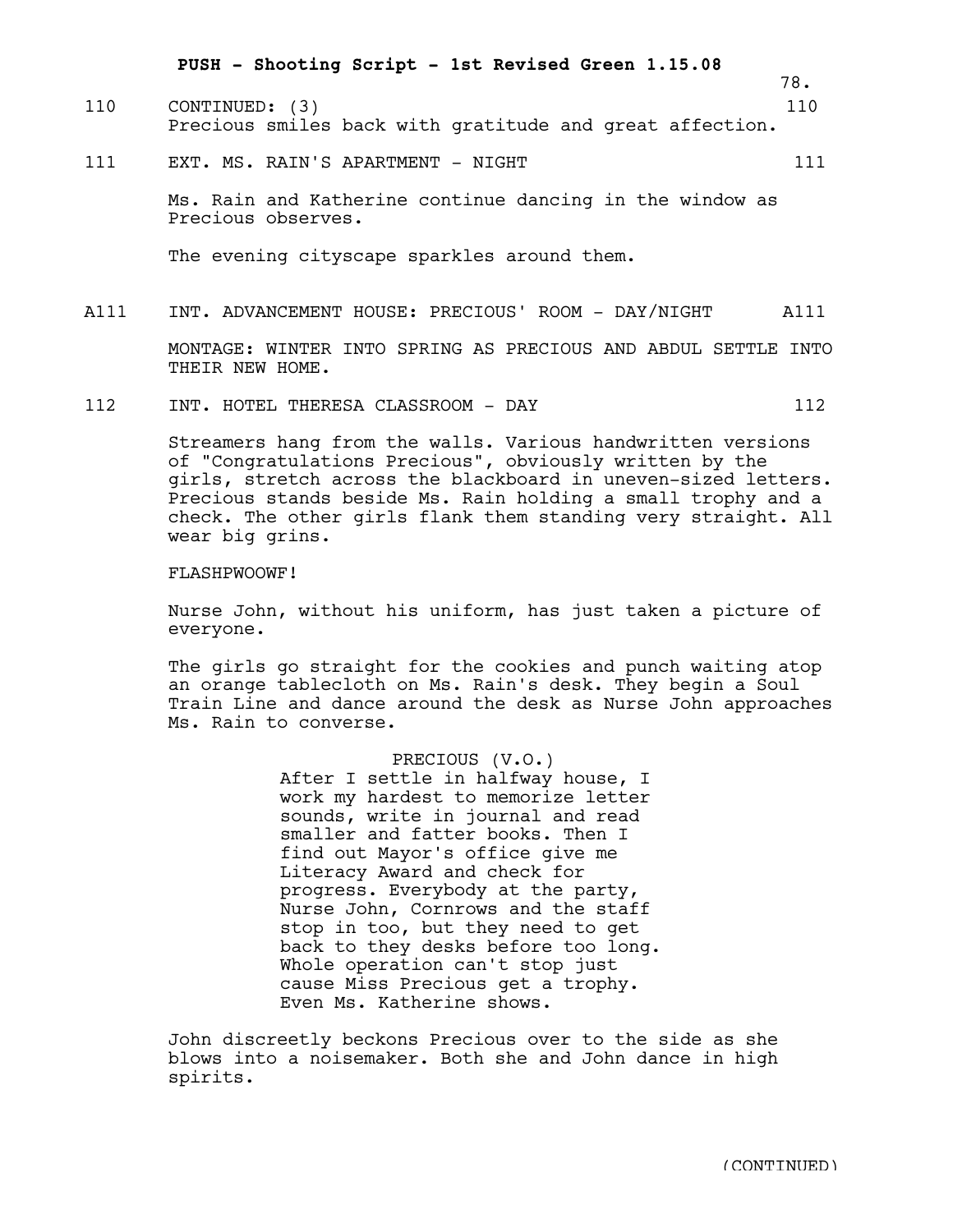110 CONTINUED: (3) 110

Precious smiles back with gratitude and great affection.

111 EXT. MS. RAIN'S APARTMENT - NIGHT 111

Ms. Rain and Katherine continue dancing in the window as Precious observes.

The evening cityscape sparkles around them.

A111 INT. ADVANCEMENT HOUSE: PRECIOUS' ROOM - DAY/NIGHT A111

MONTAGE: WINTER INTO SPRING AS PRECIOUS AND ABDUL SETTLE INTO THEIR NEW HOME.

112 INT. HOTEL THERESA CLASSROOM - DAY 112

Streamers hang from the walls. Various handwritten versions of "Congratulations Precious", obviously written by the girls, stretch across the blackboard in uneven-sized letters. Precious stands beside Ms. Rain holding a small trophy and a check. The other girls flank them standing very straight. All wear big grins.

FLASHPWOOWF!

Nurse John, without his uniform, has just taken a picture of everyone.

The girls go straight for the cookies and punch waiting atop an orange tablecloth on Ms. Rain's desk. They begin a Soul Train Line and dance around the desk as Nurse John approaches Ms. Rain to converse.

PRECIOUS (V.O.)
After I settle in halfway house, I work my hardest to memorize letter sounds, write in journal and read smaller and fatter books. Then I find out Mayor's office give me Literacy Award and check for progress. Everybody at the party, Nurse John, Cornrows and the staff stop in too, but they need to get back to they desks before too long. Whole operation can't stop just cause Miss Precious get a trophy. Even Ms. Katherine shows.

John discreetly beckons Precious over to the side as she blows into a noisemaker. Both she and John dance in high spirits.

(CONTINUED)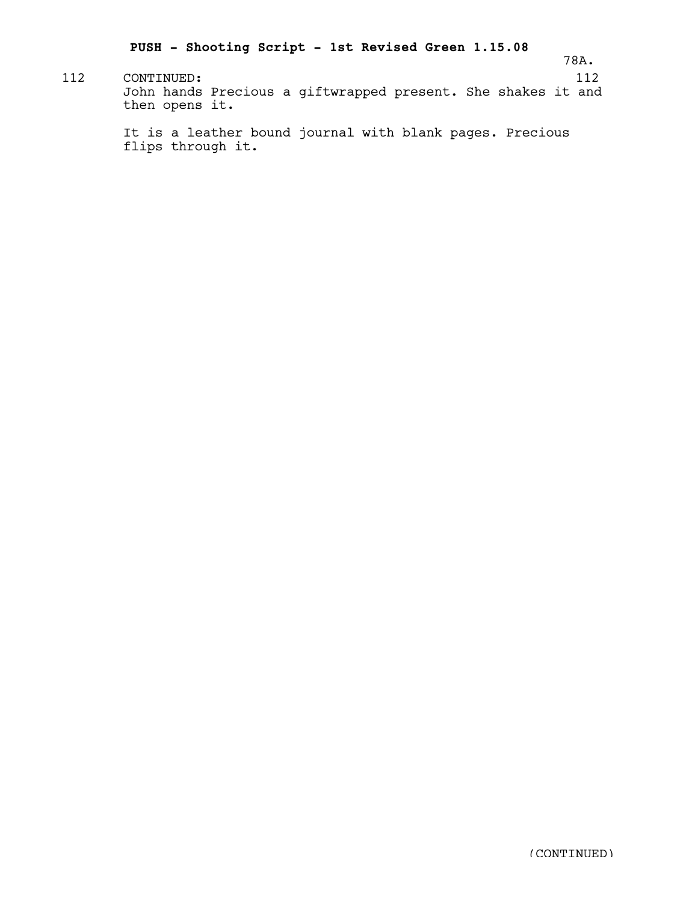112 CONTINUED: 112

John hands Precious a giftwrapped present. She shakes it and then opens it.

It is a leather bound journal with blank pages. Precious flips through it.

(CONTINUED)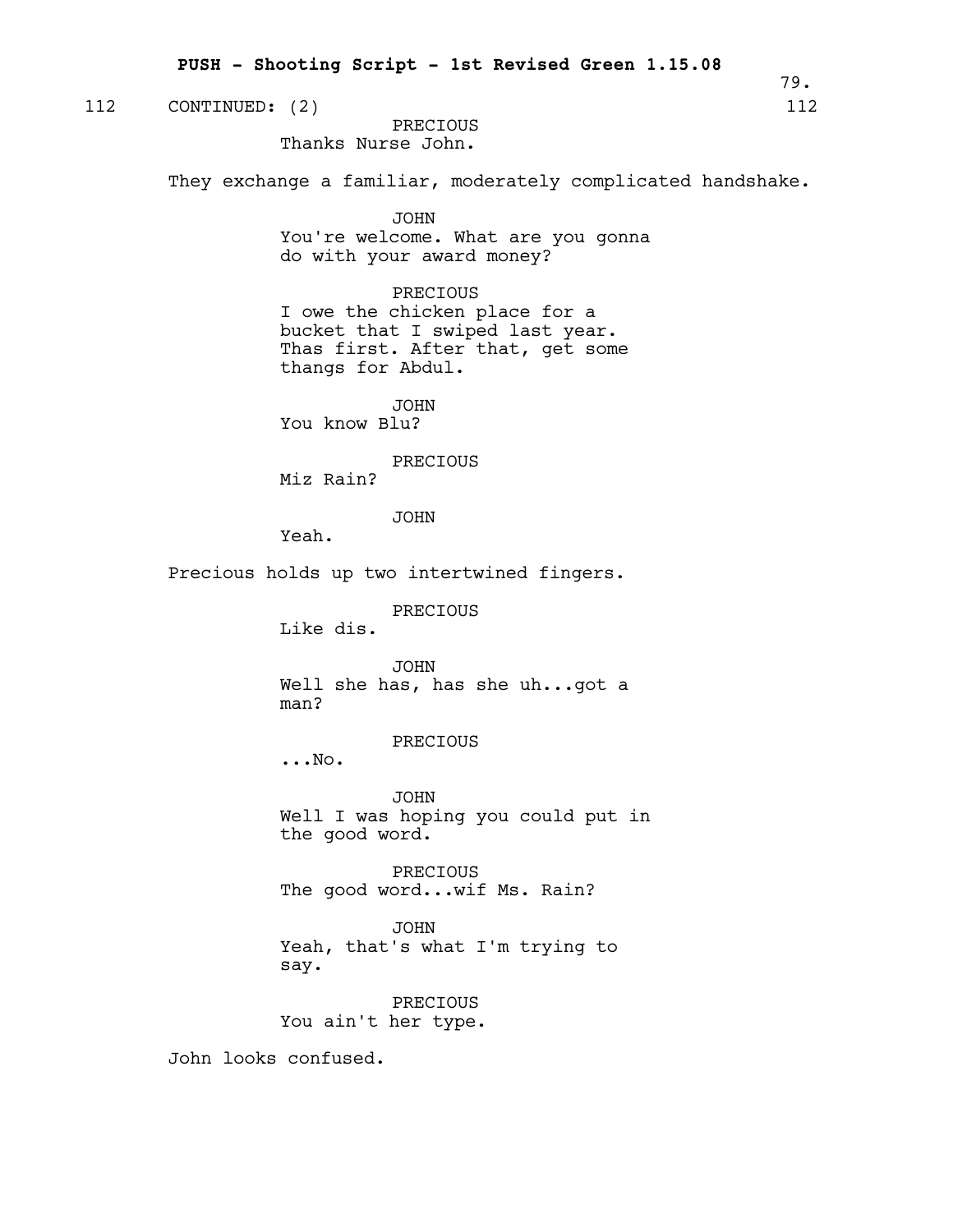112 CONTINUED: (2) 112

PRECIOUS
Thanks Nurse John.

They exchange a familiar, moderately complicated handshake.

JOHN
You're welcome. What are you gonna do with your award money?

PRECIOUS
I owe the chicken place for a bucket that I swiped last year. Thas first. After that, get some thangs for Abdul.

JOHN
You know Blu?

PRECIOUS
Miz Rain?

JOHN
Yeah.

Precious holds up two intertwined fingers.

PRECIOUS
Like dis.

JOHN
Well she has, has she uh...got a man?

PRECIOUS
...No.

JOHN
Well I was hoping you could put in the good word.

PRECIOUS
The good word...wif Ms. Rain?

JOHN
Yeah, that's what I'm trying to say.

PRECIOUS
You ain't her type.

John looks confused.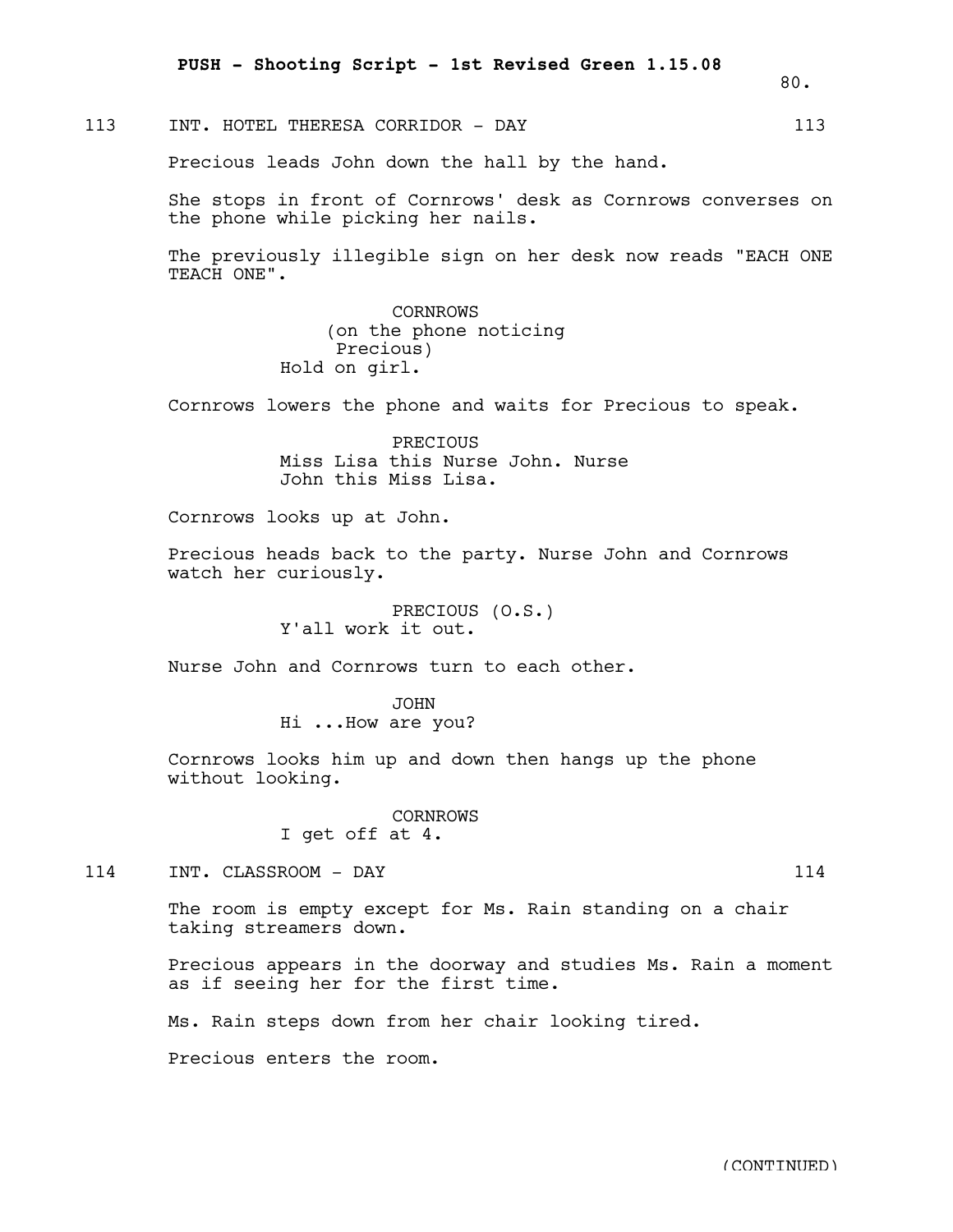113 INT. HOTEL THERESA CORRIDOR - DAY 113

Precious leads John down the hall by the hand.

She stops in front of Cornrows' desk as Cornrows converses on the phone while picking her nails.

The previously illegible sign on her desk now reads "EACH ONE TEACH ONE".

CORNROWS
(on the phone noticing Precious)
Hold on girl.

Cornrows lowers the phone and waits for Precious to speak.

PRECIOUS
Miss Lisa this Nurse John. Nurse John this Miss Lisa.

Cornrows looks up at John.

Precious heads back to the party. Nurse John and Cornrows watch her curiously.

PRECIOUS (O.S.)
Y'all work it out.

Nurse John and Cornrows turn to each other.

JOHN
Hi ...How are you?

Cornrows looks him up and down then hangs up the phone without looking.

CORNROWS
I get off at 4.

114 INT. CLASSROOM - DAY 114

The room is empty except for Ms. Rain standing on a chair taking streamers down.

Precious appears in the doorway and studies Ms. Rain a moment as if seeing her for the first time.

Ms. Rain steps down from her chair looking tired.

Precious enters the room.

(CONTINUED)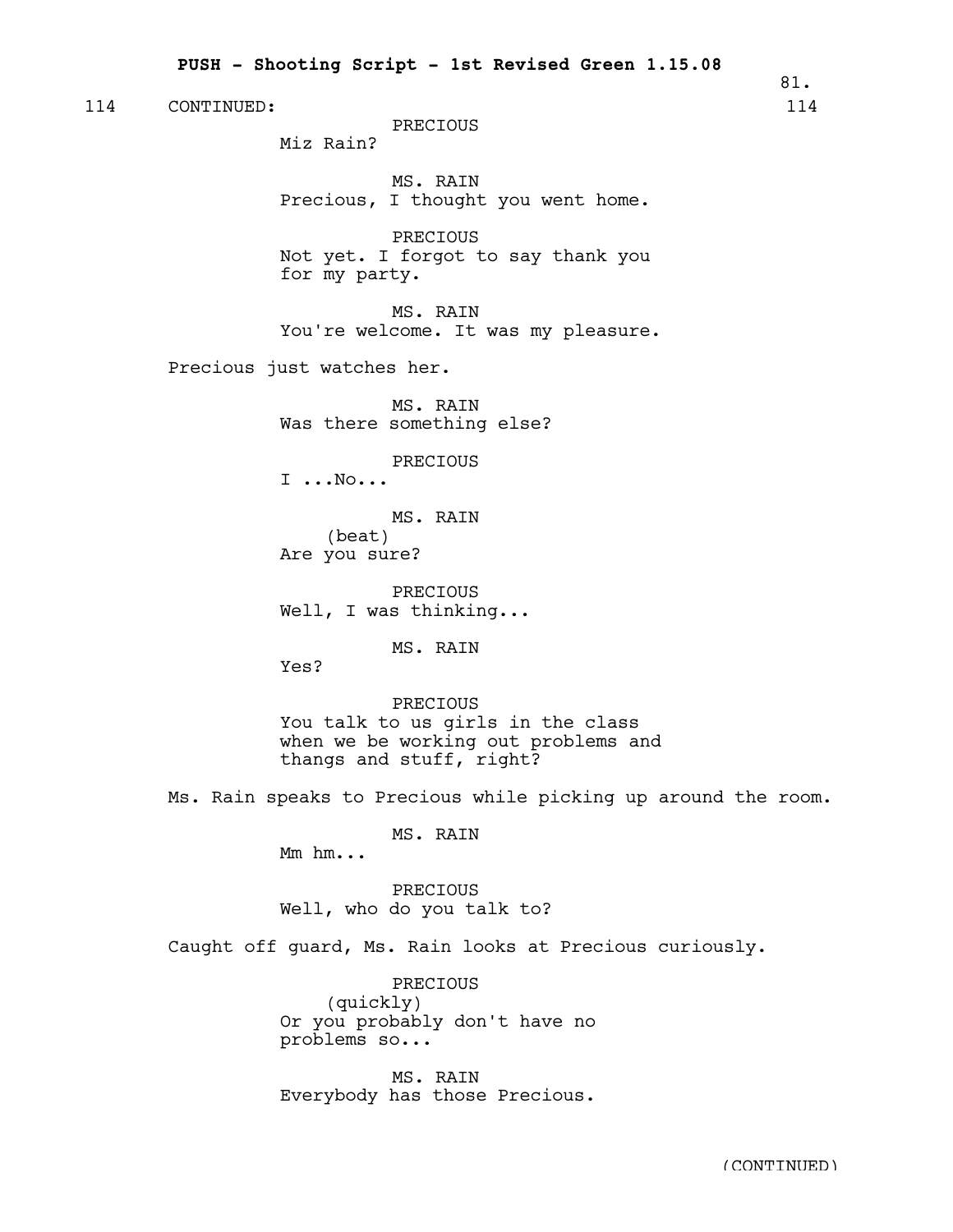114 CONTINUED: 114

PRECIOUS
Miz Rain?

MS. RAIN
Precious, I thought you went home.

PRECIOUS
Not yet. I forgot to say thank you for my party.

MS. RAIN
You're welcome. It was my pleasure.

Precious just watches her.

MS. RAIN
Was there something else?

PRECIOUS
I ...No...

MS. RAIN
(beat)
Are you sure?

PRECIOUS
Well, I was thinking...

MS. RAIN
Yes?

PRECIOUS
You talk to us girls in the class when we be working out problems and thangs and stuff, right?

Ms. Rain speaks to Precious while picking up around the room.

MS. RAIN
Mm hm...

PRECIOUS
Well, who do you talk to?

Caught off guard, Ms. Rain looks at Precious curiously.

PRECIOUS
(quickly)
Or you probably don't have no problems so...

MS. RAIN
Everybody has those Precious.

(CONTINUED)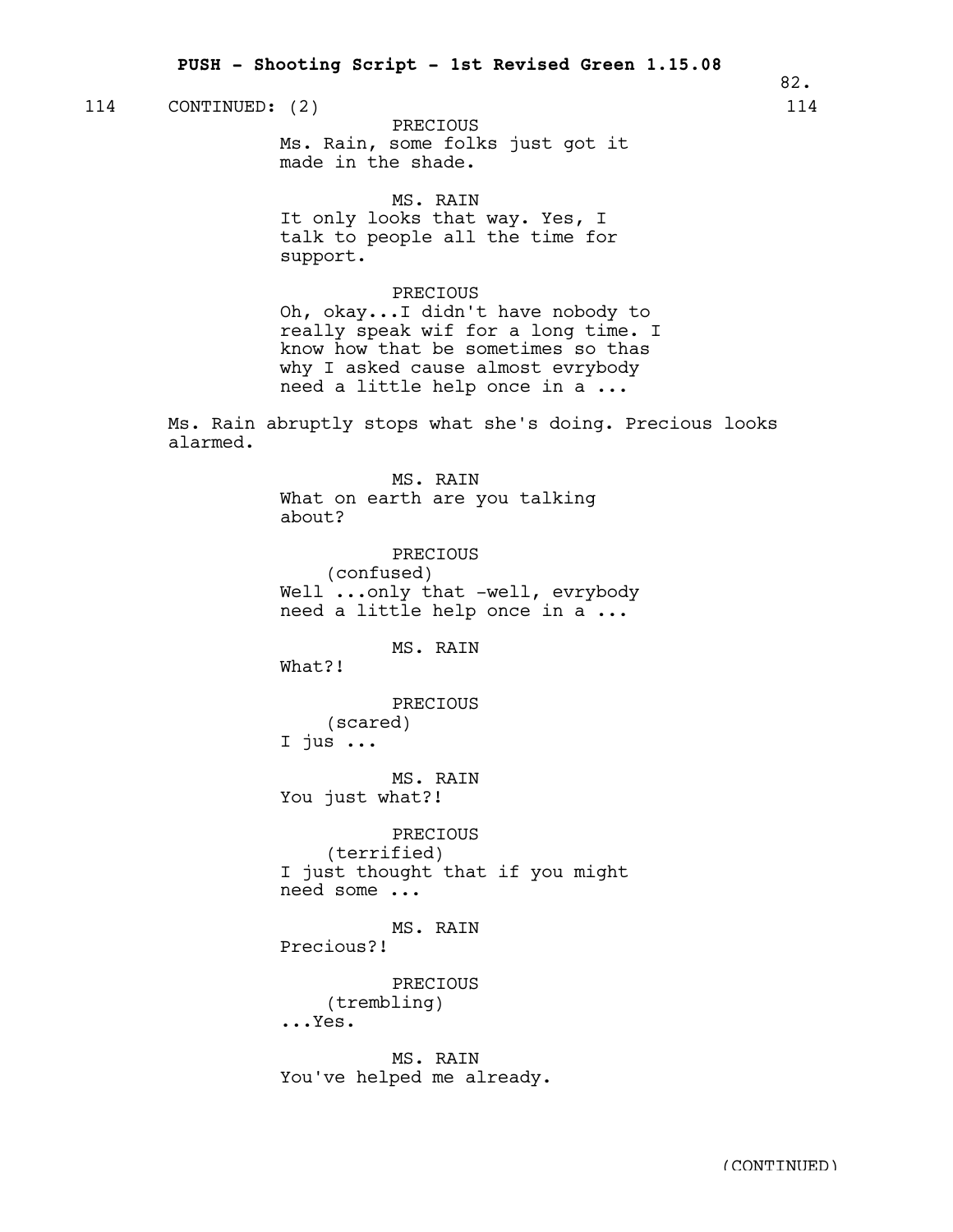114 CONTINUED: (2) 114

PRECIOUS
Ms. Rain, some folks just got it made in the shade.

MS. RAIN
It only looks that way. Yes, I talk to people all the time for support.

PRECIOUS
Oh, okay...I didn't have nobody to really speak wif for a long time. I know how that be sometimes so thas why I asked cause almost evrybody need a little help once in a ...

Ms. Rain abruptly stops what she's doing. Precious looks alarmed.

MS. RAIN
What on earth are you talking about?

PRECIOUS
(confused)
Well ...only that -well, evrybody need a little help once in a ...

MS. RAIN
What?!

PRECIOUS
(scared)
I jus ...

MS. RAIN
You just what?!

PRECIOUS
(terrified)
I just thought that if you might need some ...

MS. RAIN
Precious?!

PRECIOUS
(trembling)
...Yes.

MS. RAIN
You've helped me already.

(CONTINUED)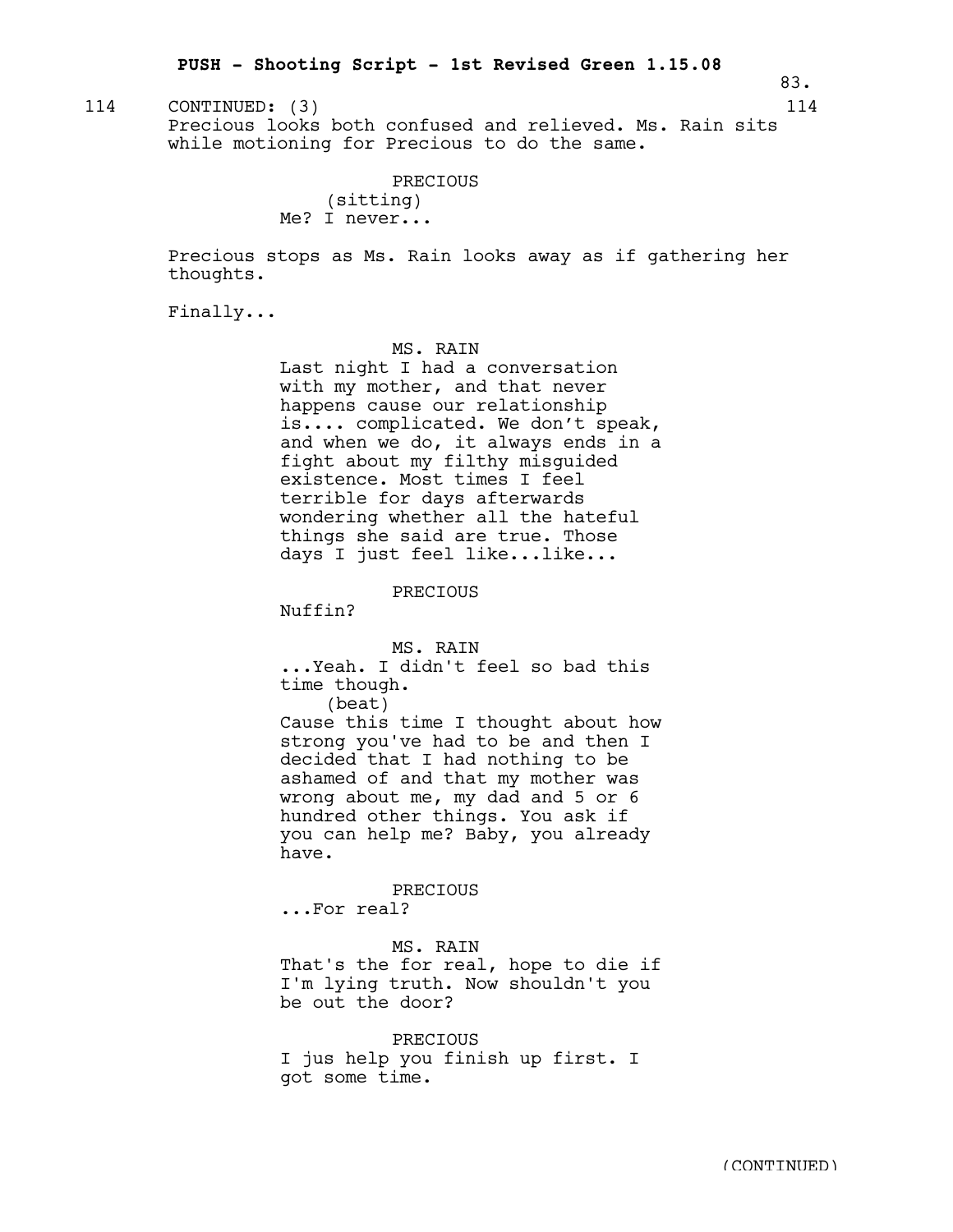114 CONTINUED: (3) 114

Precious looks both confused and relieved. Ms. Rain sits while motioning for Precious to do the same.

PRECIOUS
(sitting)
Me? I never...

Precious stops as Ms. Rain looks away as if gathering her thoughts.

Finally...

MS. RAIN
Last night I had a conversation with my mother, and that never happens cause our relationship is.... complicated. We don't speak, and when we do, it always ends in a fight about my filthy misguided existence. Most times I feel terrible for days afterwards wondering whether all the hateful things she said are true. Those days I just feel like...like...

PRECIOUS
Nuffin?

MS. RAIN
...Yeah. I didn't feel so bad this time though.
(beat)
Cause this time I thought about how strong you've had to be and then I decided that I had nothing to be ashamed of and that my mother was wrong about me, my dad and 5 or 6 hundred other things. You ask if you can help me? Baby, you already have.

PRECIOUS
...For real?

MS. RAIN
That's the for real, hope to die if I'm lying truth. Now shouldn't you be out the door?

PRECIOUS
I jus help you finish up first. I got some time.

(CONTINUED)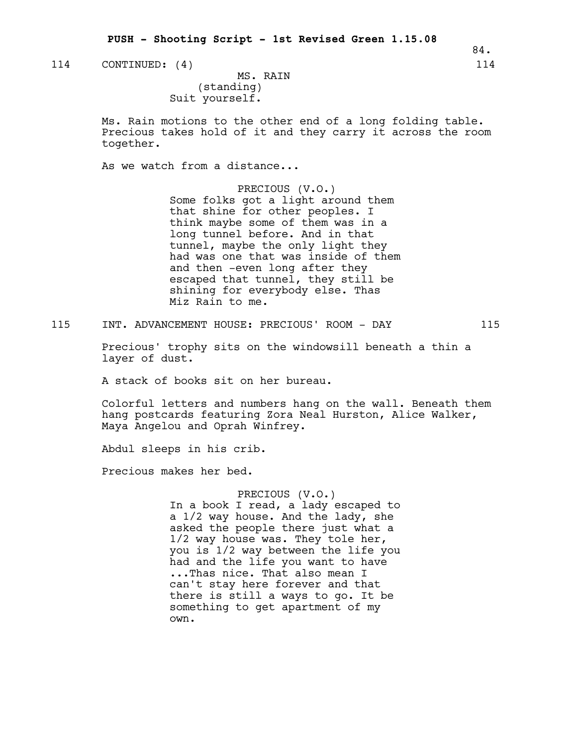114 CONTINUED: (4) 114

MS. RAIN
(standing)
Suit yourself.

Ms. Rain motions to the other end of a long folding table. Precious takes hold of it and they carry it across the room together.

As we watch from a distance...

PRECIOUS (V.O.)
Some folks got a light around them that shine for other peoples. I think maybe some of them was in a long tunnel before. And in that tunnel, maybe the only light they had was one that was inside of them and then -even long after they escaped that tunnel, they still be shining for everybody else. Thas Miz Rain to me.

115 INT. ADVANCEMENT HOUSE: PRECIOUS' ROOM - DAY 115

Precious' trophy sits on the windowsill beneath a thin a layer of dust.

A stack of books sit on her bureau.

Colorful letters and numbers hang on the wall. Beneath them hang postcards featuring Zora Neal Hurston, Alice Walker, Maya Angelou and Oprah Winfrey.

Abdul sleeps in his crib.

Precious makes her bed.

PRECIOUS (V.O.)
In a book I read, a lady escaped to a 1/2 way house. And the lady, she asked the people there just what a 1/2 way house was. They tole her, you is 1/2 way between the life you had and the life you want to have ...Thas nice. That also mean I can't stay here forever and that there is still a ways to go. It be something to get apartment of my own.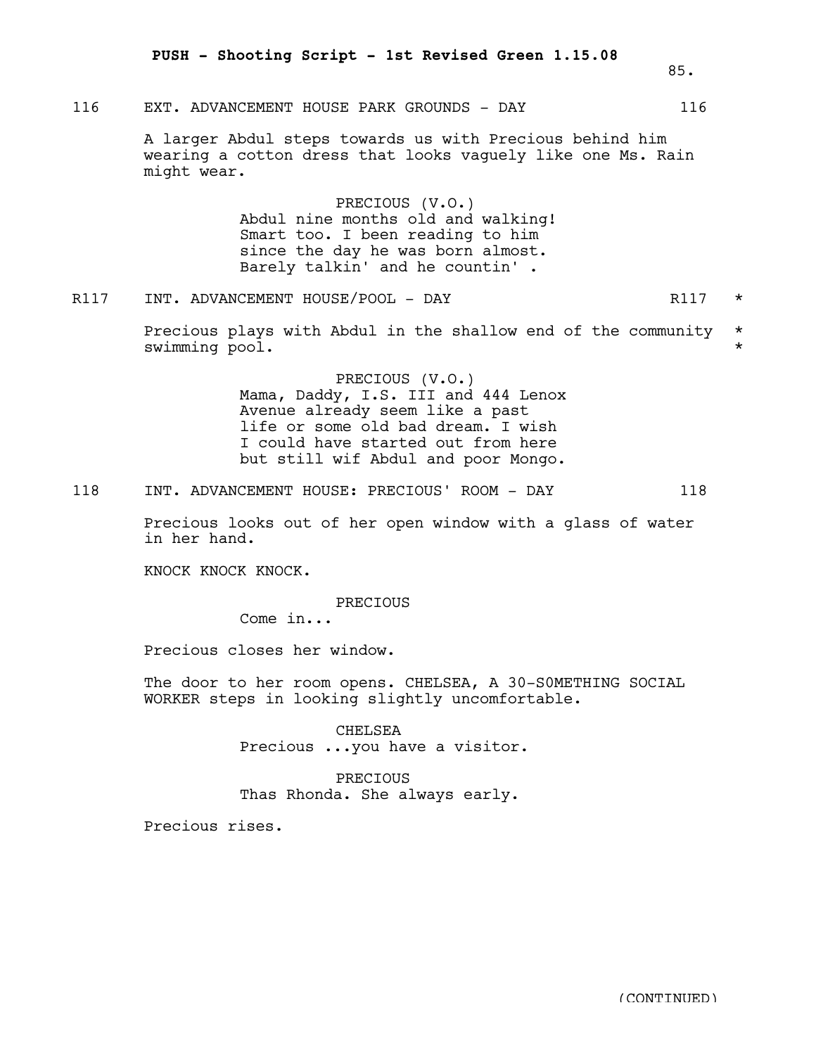116 EXT. ADVANCEMENT HOUSE PARK GROUNDS - DAY 116

A larger Abdul steps towards us with Precious behind him wearing a cotton dress that looks vaguely like one Ms. Rain might wear.

PRECIOUS (V.O.)
Abdul nine months old and walking! Smart too. I been reading to him since the day he was born almost. Barely talkin' and he countin' .

R117 INT. ADVANCEMENT HOUSE/POOL - DAY R117 *

Precious plays with Abdul in the shallow end of the community swimming pool. * *

PRECIOUS (V.O.)
Mama, Daddy, I.S. III and 444 Lenox Avenue already seem like a past life or some old bad dream. I wish I could have started out from here but still wif Abdul and poor Mongo.

118 INT. ADVANCEMENT HOUSE: PRECIOUS' ROOM - DAY 118

Precious looks out of her open window with a glass of water in her hand.

KNOCK KNOCK KNOCK.

PRECIOUS
Come in...

Precious closes her window.

The door to her room opens. CHELSEA, A 30-S0METHING SOCIAL WORKER steps in looking slightly uncomfortable.

CHELSEA
Precious ...you have a visitor.

PRECIOUS
Thas Rhonda. She always early.

Precious rises.

(CONTINUED)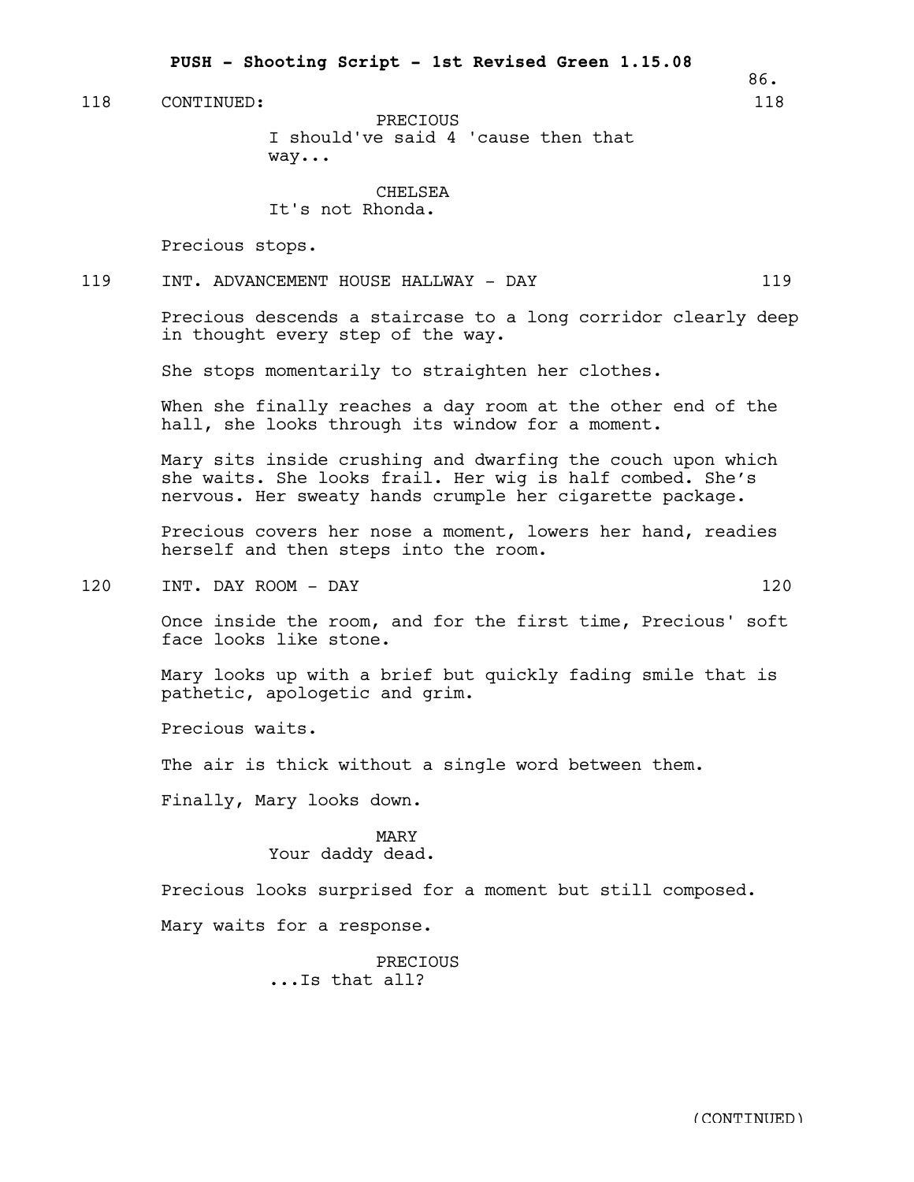118 CONTINUED: 118

PRECIOUS
I should've said 4 'cause then that way...

CHELSEA
It's not Rhonda.

Precious stops.

119 INT. ADVANCEMENT HOUSE HALLWAY - DAY 119

Precious descends a staircase to a long corridor clearly deep in thought every step of the way.

She stops momentarily to straighten her clothes.

When she finally reaches a day room at the other end of the hall, she looks through its window for a moment.

Mary sits inside crushing and dwarfing the couch upon which she waits. She looks frail. Her wig is half combed. She's nervous. Her sweaty hands crumple her cigarette package.

Precious covers her nose a moment, lowers her hand, readies herself and then steps into the room.

120 INT. DAY ROOM - DAY 120

Once inside the room, and for the first time, Precious' soft face looks like stone.

Mary looks up with a brief but quickly fading smile that is pathetic, apologetic and grim.

Precious waits.

The air is thick without a single word between them.

Finally, Mary looks down.

MARY
Your daddy dead.

Precious looks surprised for a moment but still composed.

Mary waits for a response.

PRECIOUS
...Is that all?

(CONTINUED)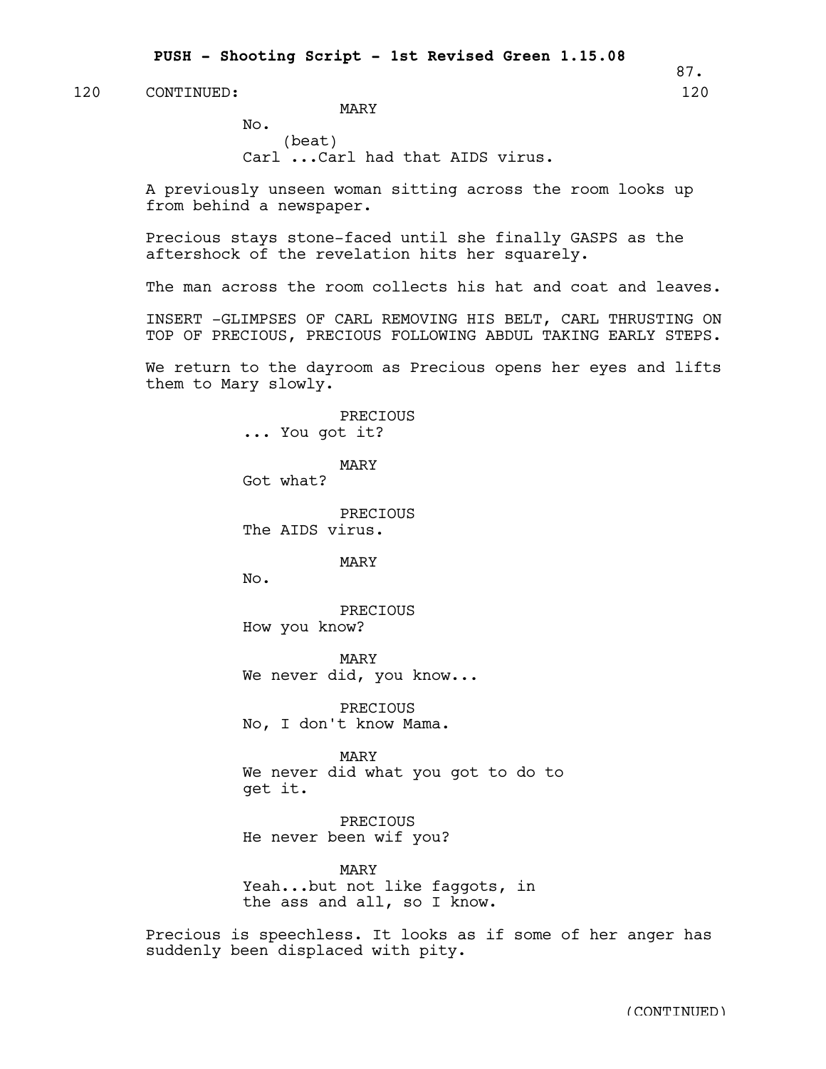120 CONTINUED: 120

MARY
No.
(beat)
Carl ...Carl had that AIDS virus.

A previously unseen woman sitting across the room looks up from behind a newspaper.

Precious stays stone-faced until she finally GASPS as the aftershock of the revelation hits her squarely.

The man across the room collects his hat and coat and leaves.

INSERT -GLIMPSES OF CARL REMOVING HIS BELT, CARL THRUSTING ON TOP OF PRECIOUS, PRECIOUS FOLLOWING ABDUL TAKING EARLY STEPS.

We return to the dayroom as Precious opens her eyes and lifts them to Mary slowly.

PRECIOUS
... You got it?

MARY
Got what?

PRECIOUS
The AIDS virus.

MARY
No.

PRECIOUS
How you know?

MARY
We never did, you know...

PRECIOUS
No, I don't know Mama.

MARY
We never did what you got to do to get it.

PRECIOUS
He never been wif you?

MARY
Yeah...but not like faggots, in the ass and all, so I know.

Precious is speechless. It looks as if some of her anger has suddenly been displaced with pity.

(CONTINUED)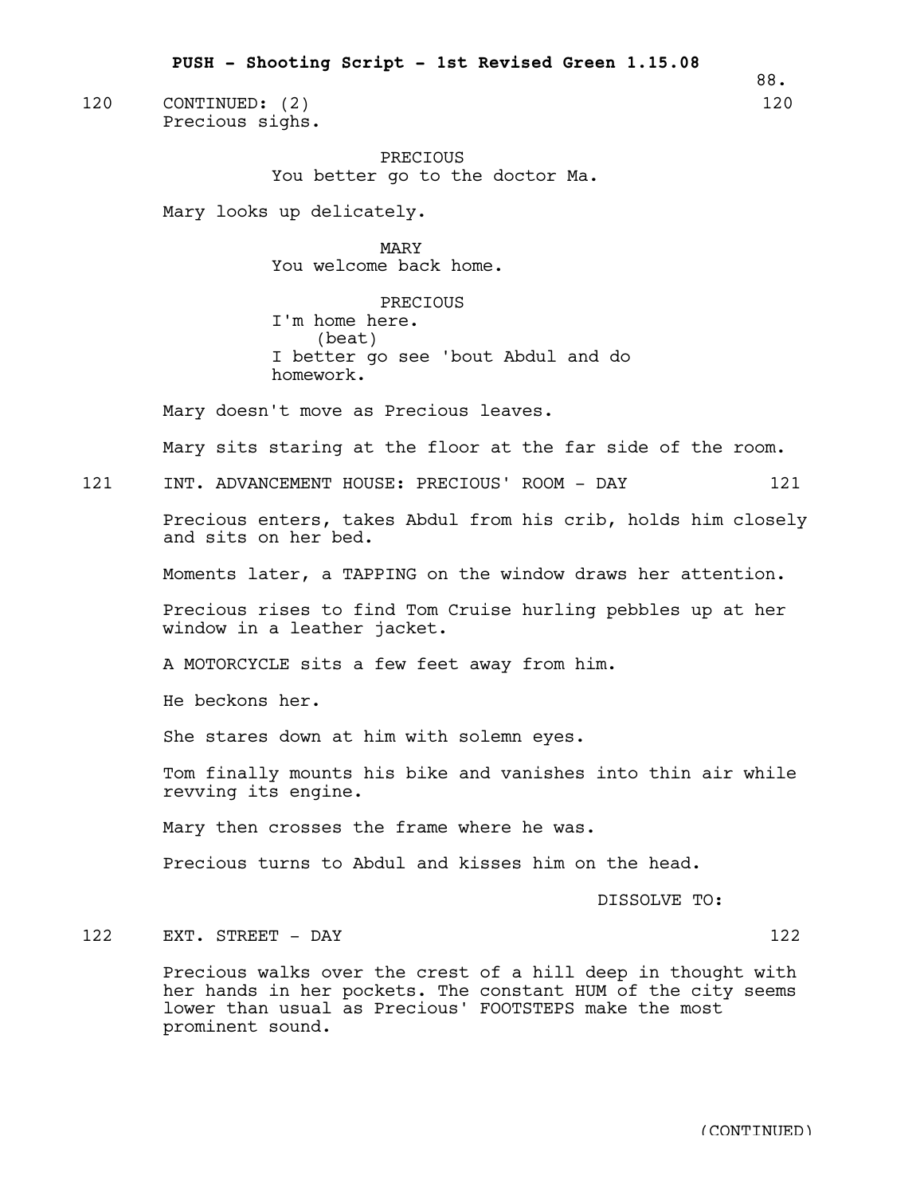120 CONTINUED: (2) 120

Precious sighs.

PRECIOUS
You better go to the doctor Ma.

Mary looks up delicately.

MARY
You welcome back home.

PRECIOUS
I'm home here.
(beat)
I better go see 'bout Abdul and do homework.

Mary doesn't move as Precious leaves.

Mary sits staring at the floor at the far side of the room.

121 INT. ADVANCEMENT HOUSE: PRECIOUS' ROOM - DAY 121

Precious enters, takes Abdul from his crib, holds him closely and sits on her bed.

Moments later, a TAPPING on the window draws her attention.

Precious rises to find Tom Cruise hurling pebbles up at her window in a leather jacket.

A MOTORCYCLE sits a few feet away from him.

He beckons her.

She stares down at him with solemn eyes.

Tom finally mounts his bike and vanishes into thin air while revving its engine.

Mary then crosses the frame where he was.

Precious turns to Abdul and kisses him on the head.

DISSOLVE TO:

122 EXT. STREET - DAY 122

Precious walks over the crest of a hill deep in thought with her hands in her pockets. The constant HUM of the city seems lower than usual as Precious' FOOTSTEPS make the most prominent sound.

(CONTINUED)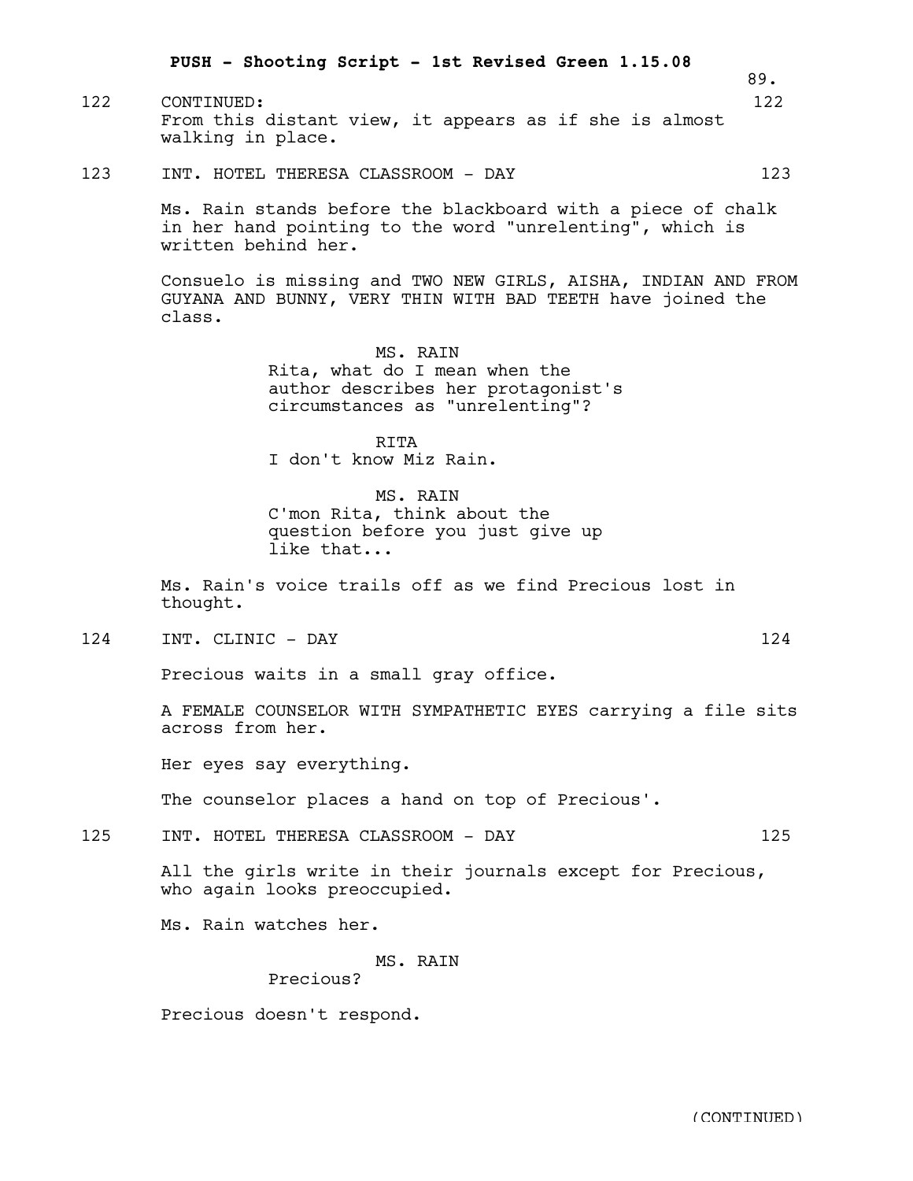122 CONTINUED: 122

From this distant view, it appears as if she is almost walking in place.

123 INT. HOTEL THERESA CLASSROOM - DAY 123

Ms. Rain stands before the blackboard with a piece of chalk in her hand pointing to the word "unrelenting", which is written behind her.

Consuelo is missing and TWO NEW GIRLS, AISHA, INDIAN AND FROM GUYANA AND BUNNY, VERY THIN WITH BAD TEETH have joined the class.

MS. RAIN
Rita, what do I mean when the author describes her protagonist's circumstances as "unrelenting"?

RITA
I don't know Miz Rain.

MS. RAIN
C'mon Rita, think about the question before you just give up like that...

Ms. Rain's voice trails off as we find Precious lost in thought.

124 INT. CLINIC - DAY 124

Precious waits in a small gray office.

A FEMALE COUNSELOR WITH SYMPATHETIC EYES carrying a file sits across from her.

Her eyes say everything.

The counselor places a hand on top of Precious'.

125 INT. HOTEL THERESA CLASSROOM - DAY 125

All the girls write in their journals except for Precious, who again looks preoccupied.

Ms. Rain watches her.

MS. RAIN
Precious?

Precious doesn't respond.

(CONTINUED)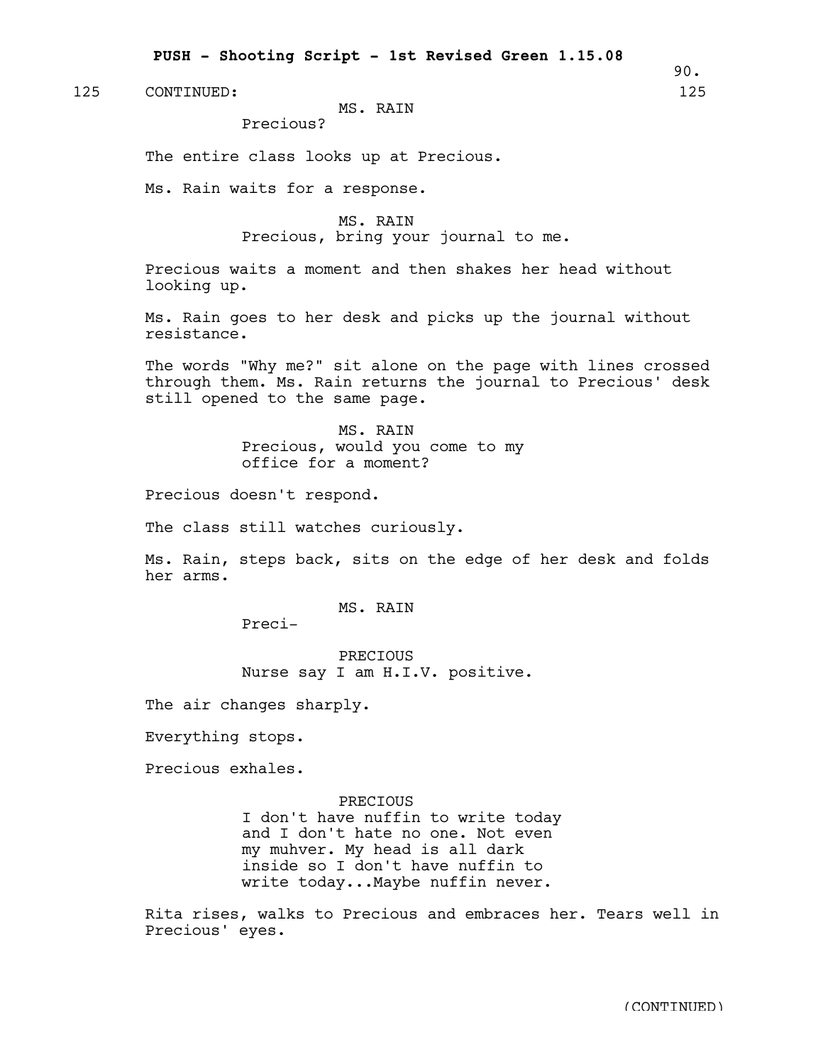125 CONTINUED: 125

MS. RAIN
Precious?

The entire class looks up at Precious.

Ms. Rain waits for a response.

MS. RAIN
Precious, bring your journal to me.

Precious waits a moment and then shakes her head without looking up.

Ms. Rain goes to her desk and picks up the journal without resistance.

The words "Why me?" sit alone on the page with lines crossed through them. Ms. Rain returns the journal to Precious' desk still opened to the same page.

MS. RAIN
Precious, would you come to my office for a moment?

Precious doesn't respond.

The class still watches curiously.

Ms. Rain, steps back, sits on the edge of her desk and folds her arms.

MS. RAIN
Preci-

PRECIOUS
Nurse say I am H.I.V. positive.

The air changes sharply.

Everything stops.

Precious exhales.

PRECIOUS
I don't have nuffin to write today and I don't hate no one. Not even my muhver. My head is all dark inside so I don't have nuffin to write today...Maybe nuffin never.

Rita rises, walks to Precious and embraces her. Tears well in Precious' eyes.

(CONTINUED)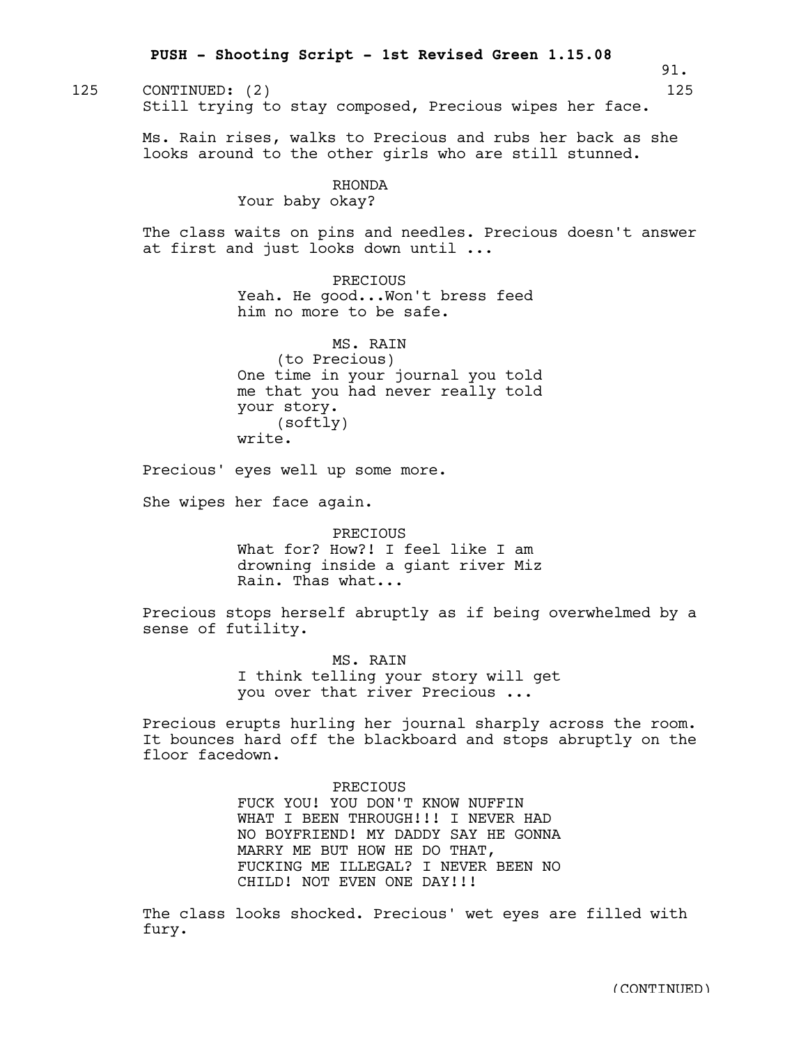125 CONTINUED: (2) 125

Still trying to stay composed, Precious wipes her face.

Ms. Rain rises, walks to Precious and rubs her back as she looks around to the other girls who are still stunned.

RHONDA
Your baby okay?

The class waits on pins and needles. Precious doesn't answer at first and just looks down until ...

PRECIOUS
Yeah. He good...Won't bress feed him no more to be safe.

MS. RAIN
(to Precious)
One time in your journal you told me that you had never really told your story.
(softly)
write.

Precious' eyes well up some more.

She wipes her face again.

PRECIOUS
What for? How?! I feel like I am drowning inside a giant river Miz Rain. Thas what...

Precious stops herself abruptly as if being overwhelmed by a sense of futility.

MS. RAIN
I think telling your story will get you over that river Precious ...

Precious erupts hurling her journal sharply across the room. It bounces hard off the blackboard and stops abruptly on the floor facedown.

PRECIOUS
FUCK YOU! YOU DON'T KNOW NUFFIN WHAT I BEEN THROUGH!!! I NEVER HAD NO BOYFRIEND! MY DADDY SAY HE GONNA MARRY ME BUT HOW HE DO THAT, FUCKING ME ILLEGAL? I NEVER BEEN NO CHILD! NOT EVEN ONE DAY!!!

The class looks shocked. Precious' wet eyes are filled with fury.

(CONTINUED)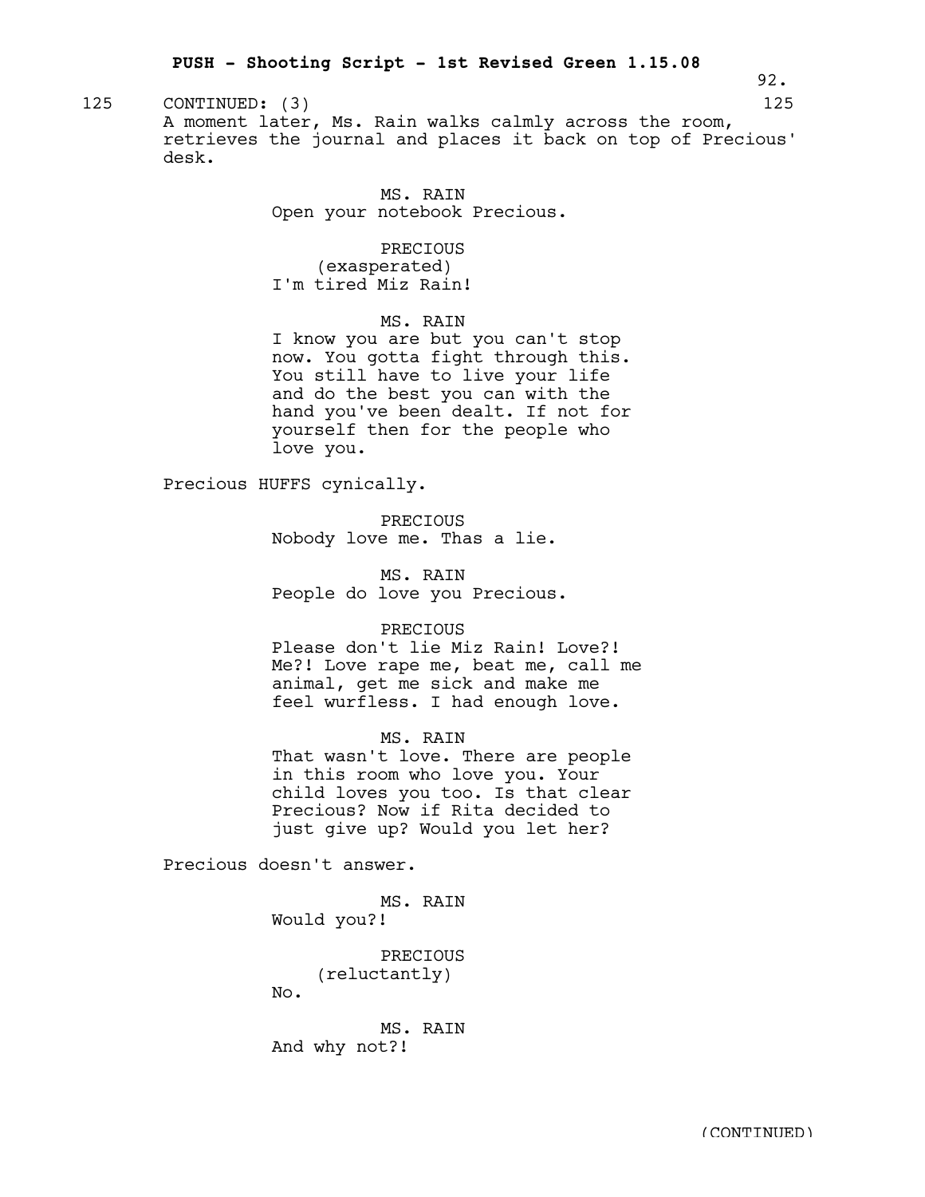125 CONTINUED: (3) 125

A moment later, Ms. Rain walks calmly across the room, retrieves the journal and places it back on top of Precious' desk.

MS. RAIN
Open your notebook Precious.

PRECIOUS
(exasperated)
I'm tired Miz Rain!

MS. RAIN
I know you are but you can't stop now. You gotta fight through this. You still have to live your life and do the best you can with the hand you've been dealt. If not for yourself then for the people who love you.

Precious HUFFS cynically.

PRECIOUS
Nobody love me. Thas a lie.

MS. RAIN
People do love you Precious.

PRECIOUS
Please don't lie Miz Rain! Love?! Me?! Love rape me, beat me, call me animal, get me sick and make me feel wurfless. I had enough love.

MS. RAIN
That wasn't love. There are people in this room who love you. Your child loves you too. Is that clear Precious? Now if Rita decided to just give up? Would you let her?

Precious doesn't answer.

MS. RAIN
Would you?!

PRECIOUS
(reluctantly)
No.

MS. RAIN
And why not?!

(CONTINUED)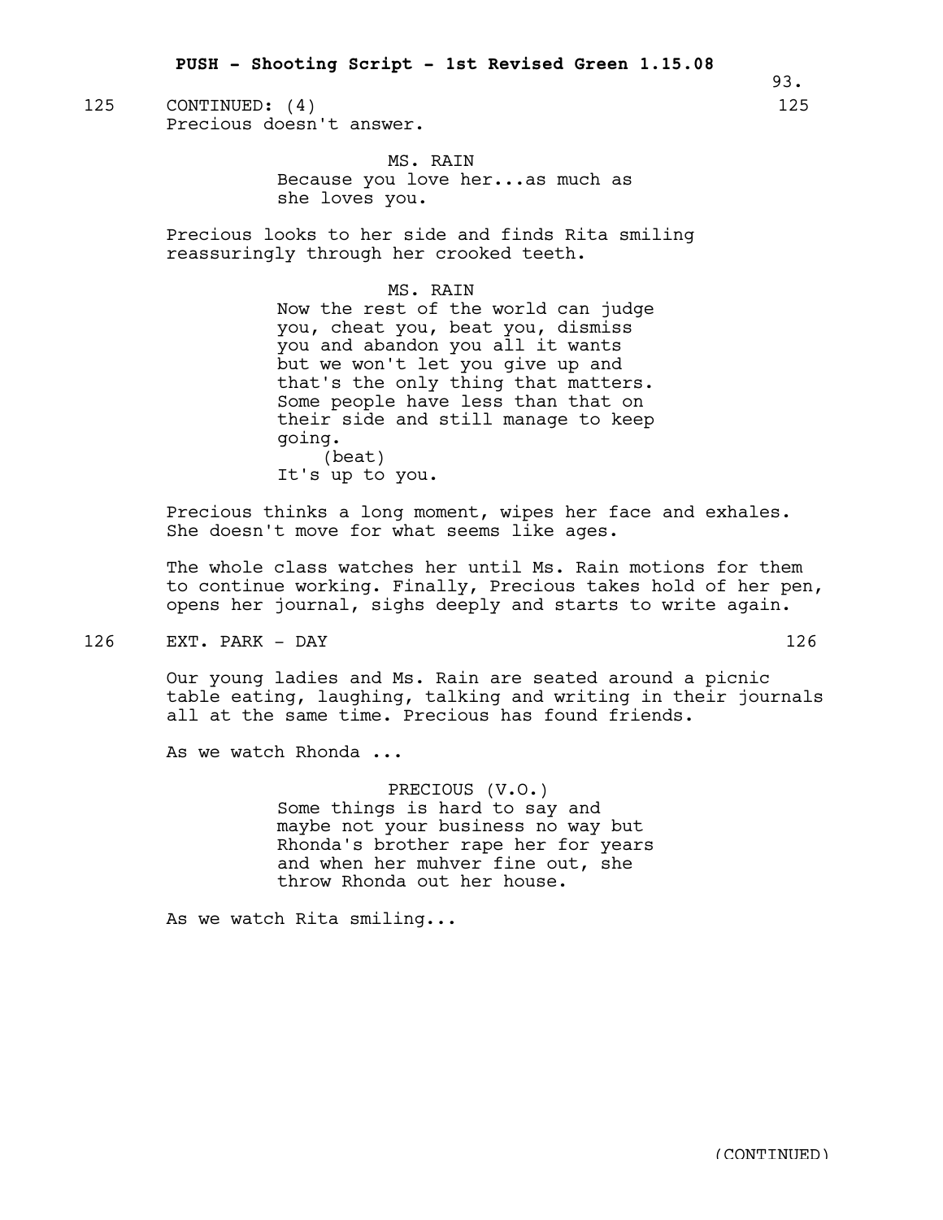125 CONTINUED: (4) 125

Precious doesn't answer.

MS. RAIN
Because you love her...as much as she loves you.

Precious looks to her side and finds Rita smiling reassuringly through her crooked teeth.

MS. RAIN
Now the rest of the world can judge you, cheat you, beat you, dismiss you and abandon you all it wants but we won't let you give up and that's the only thing that matters. Some people have less than that on their side and still manage to keep going.
(beat)
It's up to you.

Precious thinks a long moment, wipes her face and exhales. She doesn't move for what seems like ages.

The whole class watches her until Ms. Rain motions for them to continue working. Finally, Precious takes hold of her pen, opens her journal, sighs deeply and starts to write again.

126 EXT. PARK - DAY 126

Our young ladies and Ms. Rain are seated around a picnic table eating, laughing, talking and writing in their journals all at the same time. Precious has found friends.

As we watch Rhonda ...

PRECIOUS (V.O.)
Some things is hard to say and maybe not your business no way but Rhonda's brother rape her for years and when her muhver fine out, she throw Rhonda out her house.

As we watch Rita smiling...

(CONTINUED)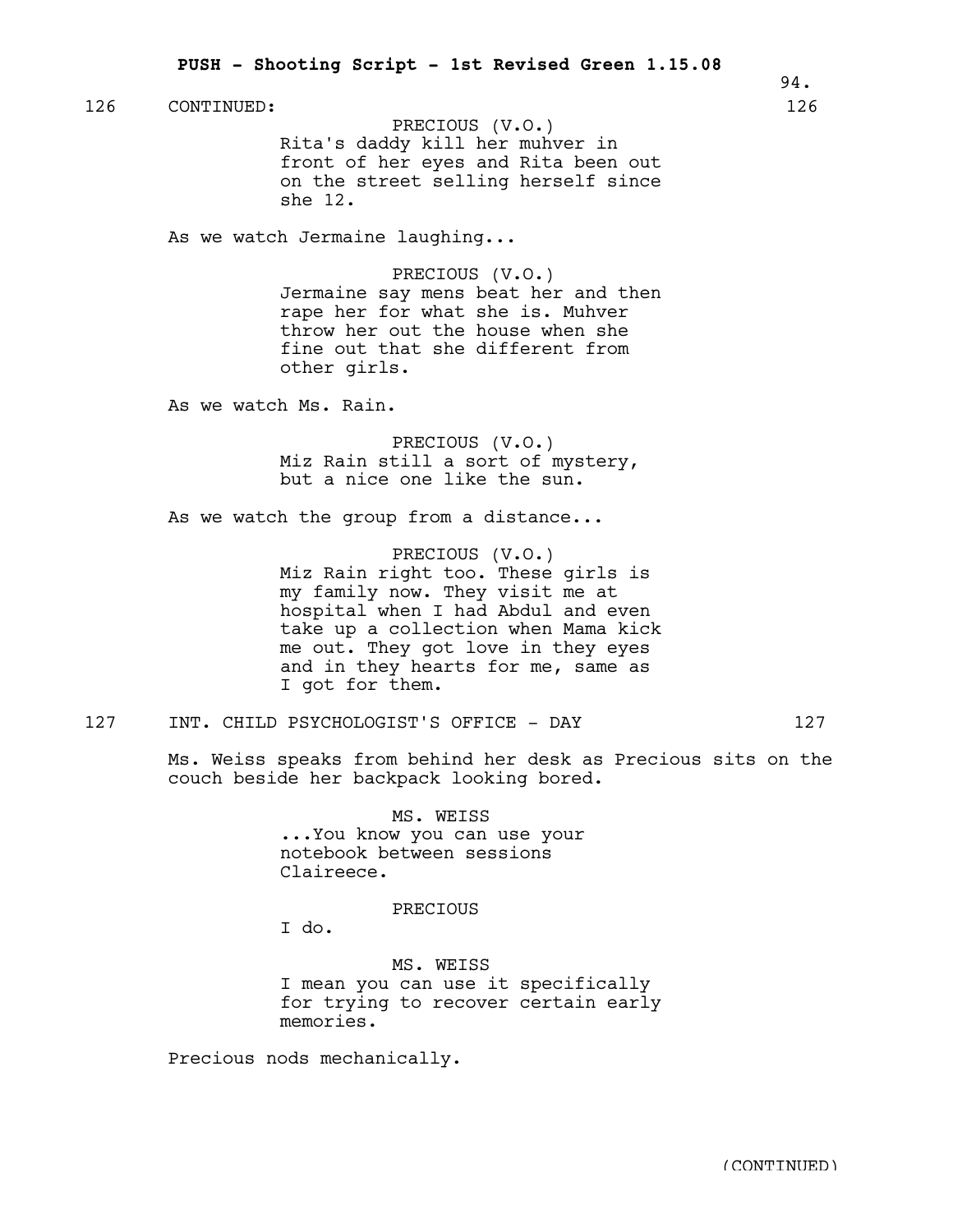126 CONTINUED: 126

PRECIOUS (V.O.)
Rita's daddy kill her muhver in front of her eyes and Rita been out on the street selling herself since she 12.

As we watch Jermaine laughing...

PRECIOUS (V.O.)
Jermaine say mens beat her and then rape her for what she is. Muhver throw her out the house when she fine out that she different from other girls.

As we watch Ms. Rain.

PRECIOUS (V.O.)
Miz Rain still a sort of mystery, but a nice one like the sun.

As we watch the group from a distance...

PRECIOUS (V.O.)
Miz Rain right too. These girls is my family now. They visit me at hospital when I had Abdul and even take up a collection when Mama kick me out. They got love in they eyes and in they hearts for me, same as I got for them.

127 INT. CHILD PSYCHOLOGIST'S OFFICE - DAY 127

Ms. Weiss speaks from behind her desk as Precious sits on the couch beside her backpack looking bored.

MS. WEISS
...You know you can use your notebook between sessions Claireece.

PRECIOUS
I do.

MS. WEISS
I mean you can use it specifically for trying to recover certain early memories.

Precious nods mechanically.

(CONTINUED)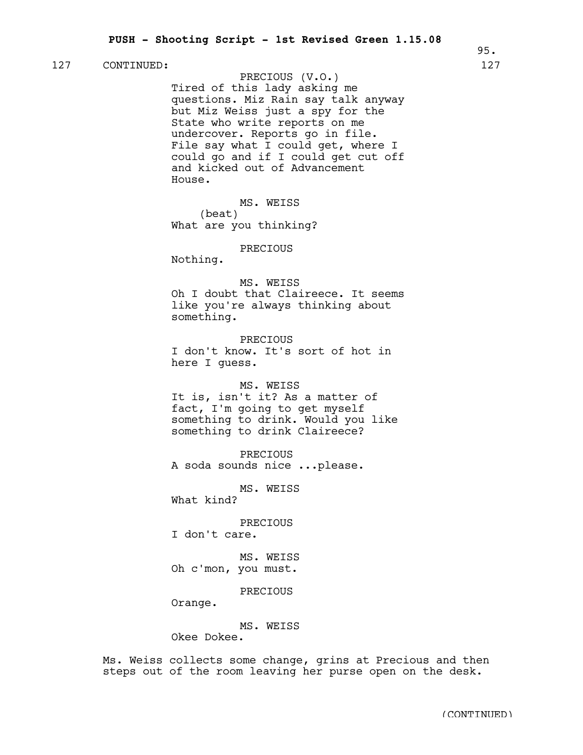127 CONTINUED: 127

PRECIOUS (V.O.)
Tired of this lady asking me questions. Miz Rain say talk anyway but Miz Weiss just a spy for the State who write reports on me undercover. Reports go in file. File say what I could get, where I could go and if I could get cut off and kicked out of Advancement House.

MS. WEISS
(beat)
What are you thinking?

PRECIOUS
Nothing.

MS. WEISS
Oh I doubt that Claireece. It seems like you're always thinking about something.

PRECIOUS
I don't know. It's sort of hot in here I guess.

MS. WEISS
It is, isn't it? As a matter of fact, I'm going to get myself something to drink. Would you like something to drink Claireece?

PRECIOUS
A soda sounds nice ...please.

MS. WEISS
What kind?

PRECIOUS
I don't care.

MS. WEISS
Oh c'mon, you must.

PRECIOUS
Orange.

MS. WEISS
Okee Dokee.

Ms. Weiss collects some change, grins at Precious and then steps out of the room leaving her purse open on the desk.

(CONTINUED)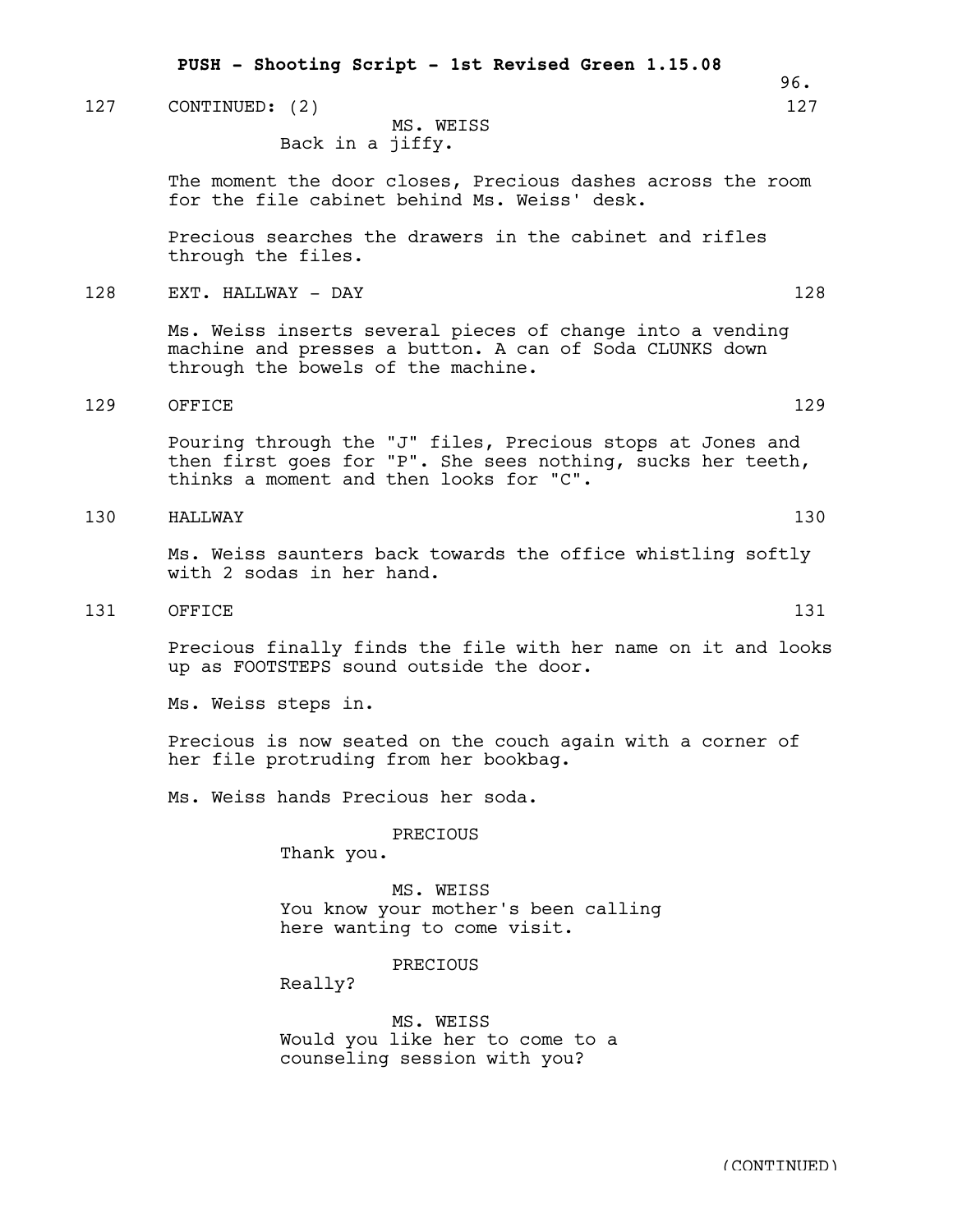127 CONTINUED: (2) 127

MS. WEISS
Back in a jiffy.

The moment the door closes, Precious dashes across the room for the file cabinet behind Ms. Weiss' desk.

Precious searches the drawers in the cabinet and rifles through the files.

128 EXT. HALLWAY - DAY 128

Ms. Weiss inserts several pieces of change into a vending machine and presses a button. A can of Soda CLUNKS down through the bowels of the machine.

129 OFFICE 129

Pouring through the "J" files, Precious stops at Jones and then first goes for "P". She sees nothing, sucks her teeth, thinks a moment and then looks for "C".

130 HALLWAY 130

Ms. Weiss saunters back towards the office whistling softly with 2 sodas in her hand.

131 OFFICE 131

Precious finally finds the file with her name on it and looks up as FOOTSTEPS sound outside the door.

Ms. Weiss steps in.

Precious is now seated on the couch again with a corner of her file protruding from her bookbag.

Ms. Weiss hands Precious her soda.

PRECIOUS
Thank you.

MS. WEISS
You know your mother's been calling here wanting to come visit.

PRECIOUS
Really?

MS. WEISS
Would you like her to come to a counseling session with you?

(CONTINUED)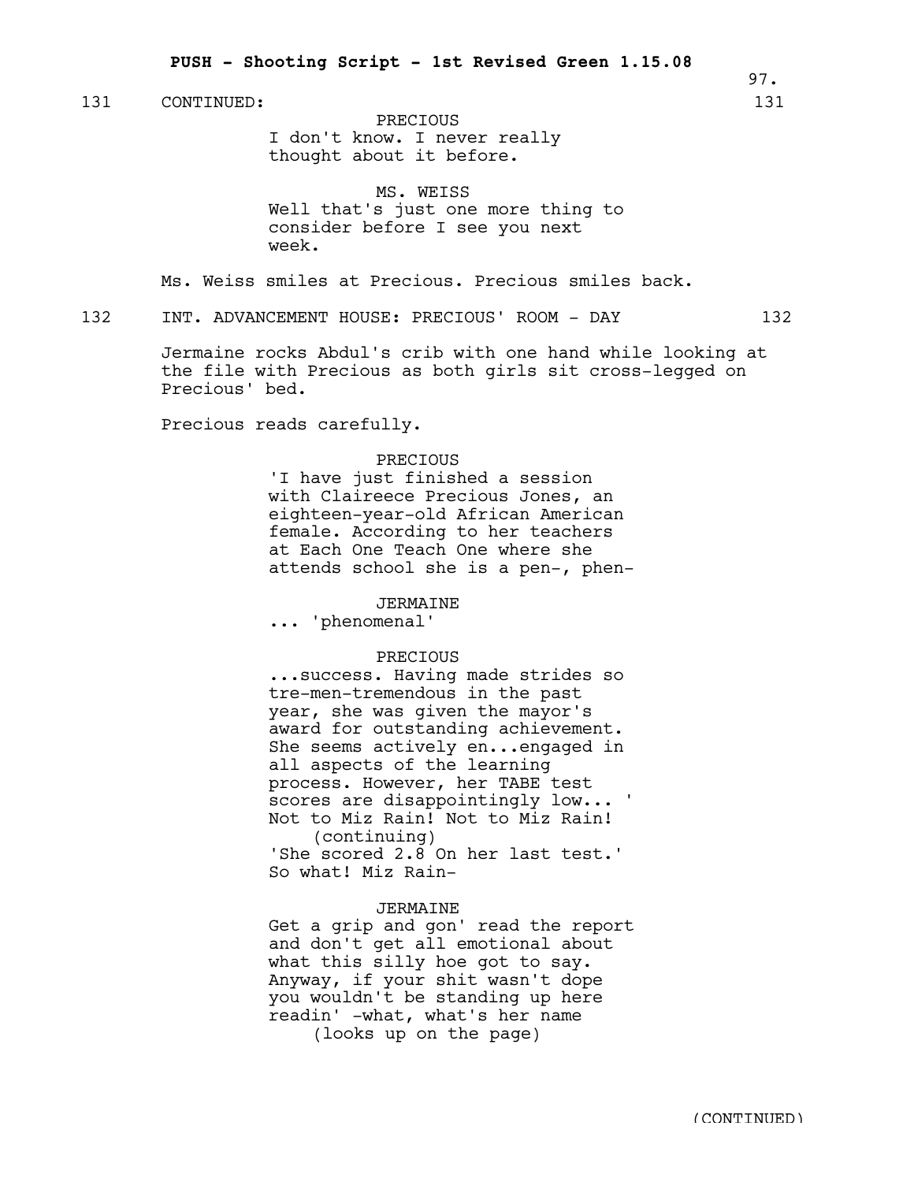131 CONTINUED: 131

PRECIOUS
I don't know. I never really thought about it before.

MS. WEISS
Well that's just one more thing to consider before I see you next week.

Ms. Weiss smiles at Precious. Precious smiles back.

132 INT. ADVANCEMENT HOUSE: PRECIOUS' ROOM - DAY 132

Jermaine rocks Abdul's crib with one hand while looking at the file with Precious as both girls sit cross-legged on Precious' bed.

Precious reads carefully.

PRECIOUS
'I have just finished a session with Claireece Precious Jones, an eighteen-year-old African American female. According to her teachers at Each One Teach One where she attends school she is a pen-, phen-

JERMAINE
... 'phenomenal'

PRECIOUS
...success. Having made strides so tre-men-tremendous in the past year, she was given the mayor's award for outstanding achievement. She seems actively en...engaged in all aspects of the learning process. However, her TABE test scores are disappointingly low... ' Not to Miz Rain! Not to Miz Rain!
(continuing)
'She scored 2.8 On her last test.' So what! Miz Rain-

JERMAINE
Get a grip and gon' read the report and don't get all emotional about what this silly hoe got to say. Anyway, if your shit wasn't dope you wouldn't be standing up here readin' -what, what's her name
(looks up on the page)

(CONTINUED)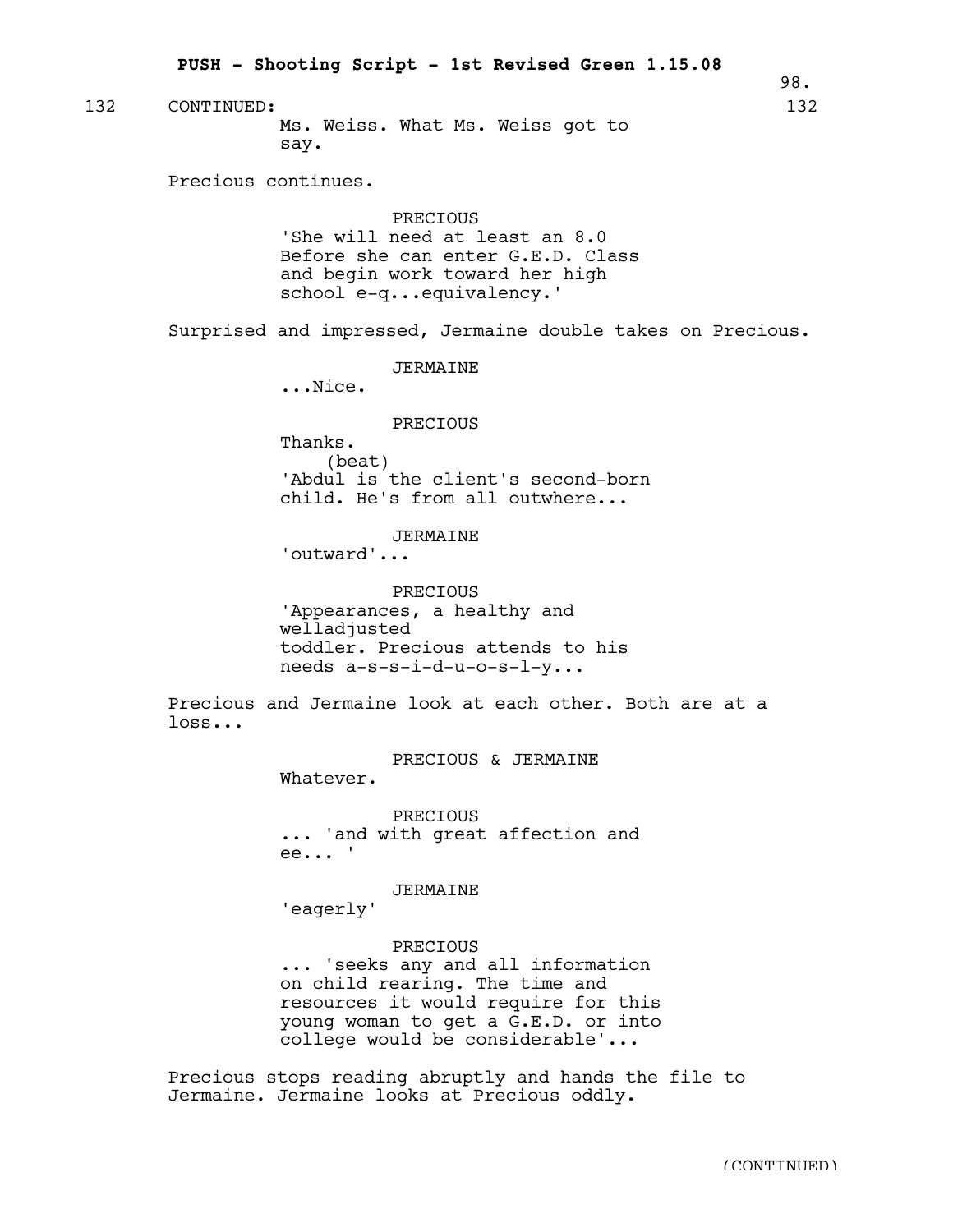132 CONTINUED: 132

Ms. Weiss. What Ms. Weiss got to say.

Precious continues.

PRECIOUS
'She will need at least an 8.0 Before she can enter G.E.D. Class and begin work toward her high school e-q...equivalency.'

Surprised and impressed, Jermaine double takes on Precious.

JERMAINE
...Nice.

PRECIOUS
Thanks.
(beat)
'Abdul is the client's second-born child. He's from all outwhere...

JERMAINE
'outward'...

PRECIOUS
'Appearances, a healthy and welladjusted toddler. Precious attends to his needs a-s-s-i-d-u-o-s-l-y...

Precious and Jermaine look at each other. Both are at a loss...

PRECIOUS & JERMAINE
Whatever.

PRECIOUS
... 'and with great affection and ee... '

JERMAINE
'eagerly'

PRECIOUS
... 'seeks any and all information on child rearing. The time and resources it would require for this young woman to get a G.E.D. or into college would be considerable'...

Precious stops reading abruptly and hands the file to Jermaine. Jermaine looks at Precious oddly.

(CONTINUED)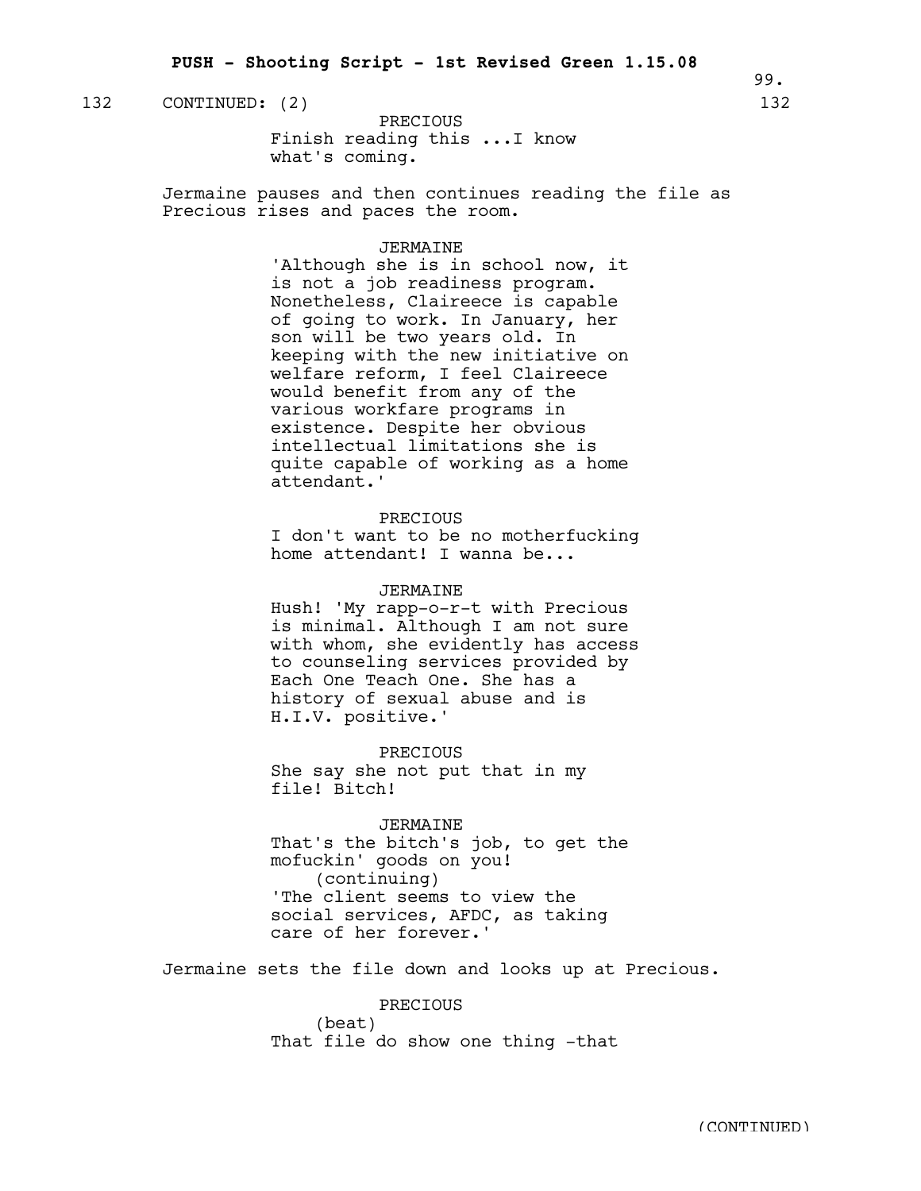132 CONTINUED: (2) 132

PRECIOUS
Finish reading this ...I know what's coming.

Jermaine pauses and then continues reading the file as Precious rises and paces the room.

JERMAINE
'Although she is in school now, it is not a job readiness program. Nonetheless, Claireece is capable of going to work. In January, her son will be two years old. In keeping with the new initiative on welfare reform, I feel Claireece would benefit from any of the various workfare programs in existence. Despite her obvious intellectual limitations she is quite capable of working as a home attendant.'

PRECIOUS
I don't want to be no motherfucking home attendant! I wanna be...

JERMAINE
Hush! 'My rapp-o-r-t with Precious is minimal. Although I am not sure with whom, she evidently has access to counseling services provided by Each One Teach One. She has a history of sexual abuse and is H.I.V. positive.'

PRECIOUS
She say she not put that in my file! Bitch!

JERMAINE
That's the bitch's job, to get the mofuckin' goods on you!
(continuing)
'The client seems to view the social services, AFDC, as taking care of her forever.'

Jermaine sets the file down and looks up at Precious.

PRECIOUS
(beat)
That file do show one thing -that

(CONTINUED)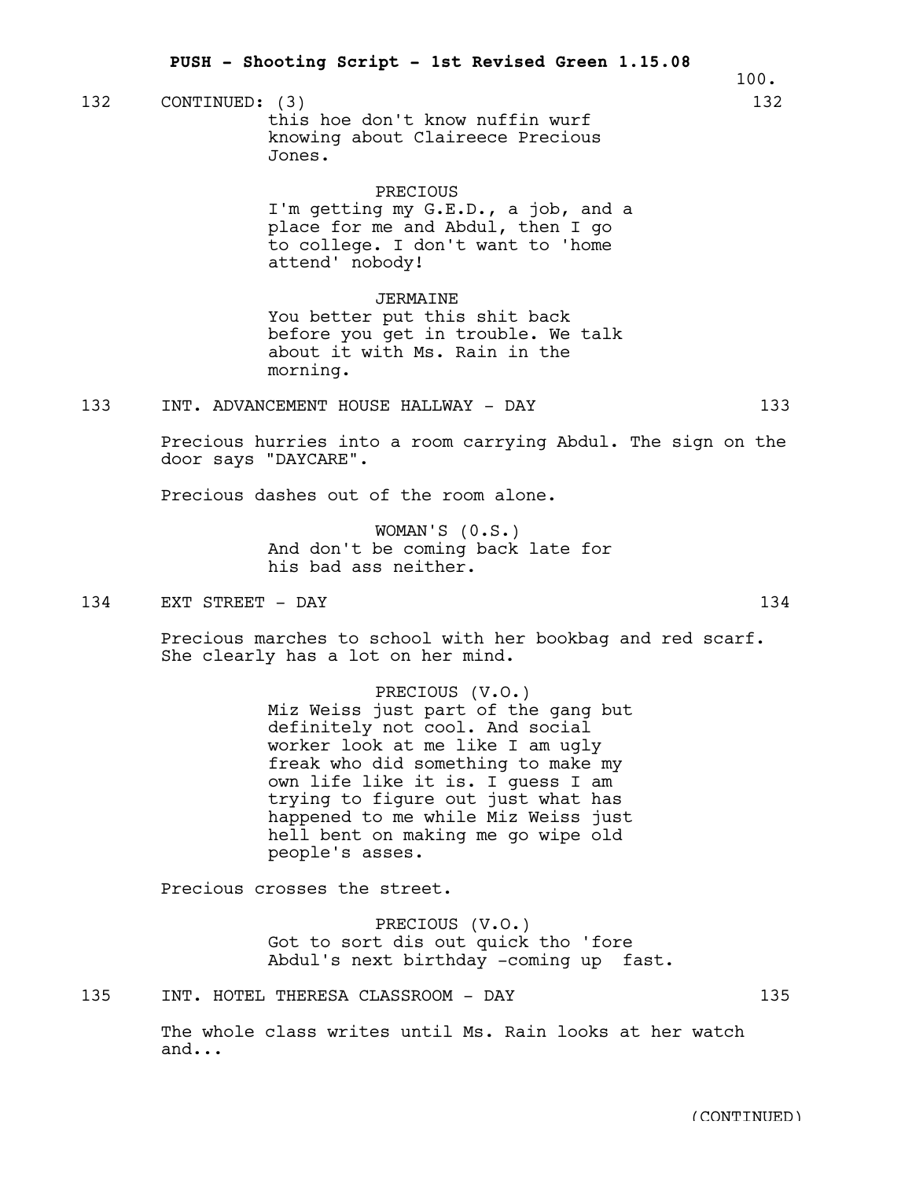132 CONTINUED: (3) 132

this hoe don't know nuffin wurf knowing about Claireece Precious Jones.

PRECIOUS
I'm getting my G.E.D., a job, and a place for me and Abdul, then I go to college. I don't want to 'home attend' nobody!

JERMAINE
You better put this shit back before you get in trouble. We talk about it with Ms. Rain in the morning.

133 INT. ADVANCEMENT HOUSE HALLWAY - DAY 133

Precious hurries into a room carrying Abdul. The sign on the door says "DAYCARE".

Precious dashes out of the room alone.

WOMAN'S (O.S.)
And don't be coming back late for his bad ass neither.

134 EXT STREET - DAY 134

Precious marches to school with her bookbag and red scarf. She clearly has a lot on her mind.

PRECIOUS (V.O.)
Miz Weiss just part of the gang but definitely not cool. And social worker look at me like I am ugly freak who did something to make my own life like it is. I guess I am trying to figure out just what has happened to me while Miz Weiss just hell bent on making me go wipe old people's asses.

Precious crosses the street.

PRECIOUS (V.O.)
Got to sort dis out quick tho 'fore Abdul's next birthday -coming up fast.

135 INT. HOTEL THERESA CLASSROOM - DAY 135

The whole class writes until Ms. Rain looks at her watch and...

(CONTINUED)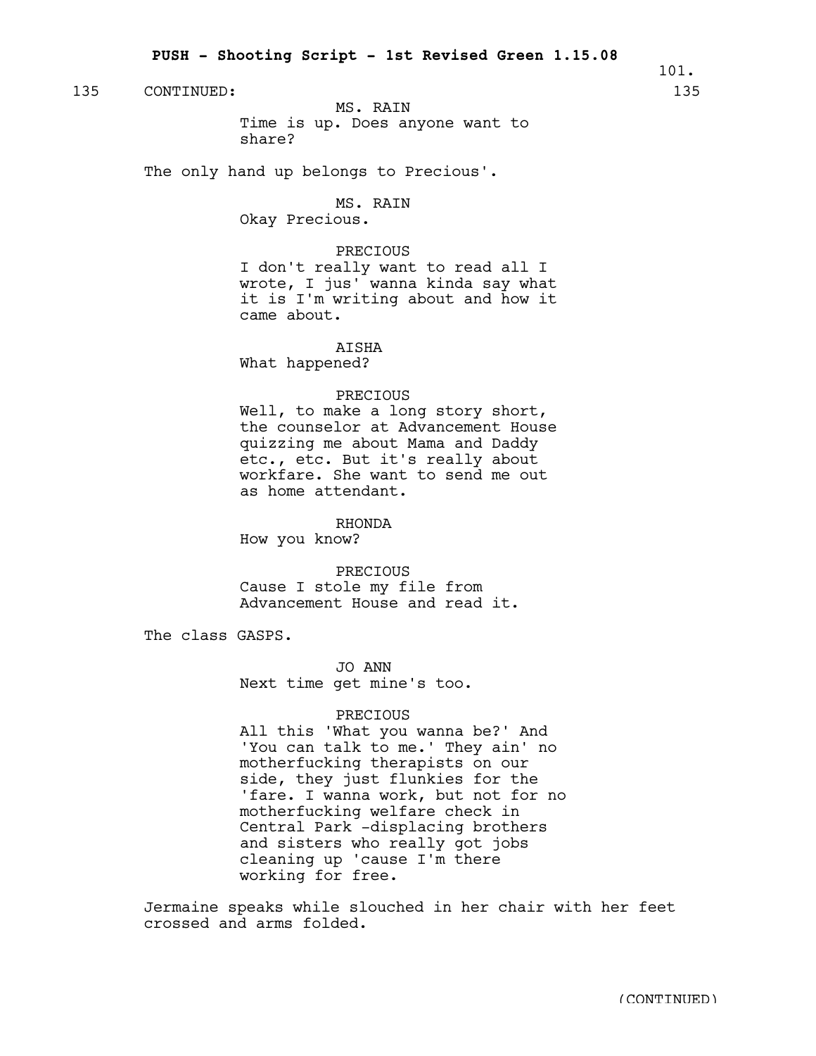135 CONTINUED: 135

MS. RAIN
Time is up. Does anyone want to share?

The only hand up belongs to Precious'.

MS. RAIN
Okay Precious.

PRECIOUS
I don't really want to read all I wrote, I jus' wanna kinda say what it is I'm writing about and how it came about.

AISHA
What happened?

PRECIOUS
Well, to make a long story short, the counselor at Advancement House quizzing me about Mama and Daddy etc., etc. But it's really about workfare. She want to send me out as home attendant.

RHONDA
How you know?

PRECIOUS
Cause I stole my file from Advancement House and read it.

The class GASPS.

JO ANN
Next time get mine's too.

PRECIOUS
All this 'What you wanna be?' And 'You can talk to me.' They ain' no motherfucking therapists on our side, they just flunkies for the 'fare. I wanna work, but not for no motherfucking welfare check in Central Park -displacing brothers and sisters who really got jobs cleaning up 'cause I'm there working for free.

Jermaine speaks while slouched in her chair with her feet crossed and arms folded.

(CONTINUED)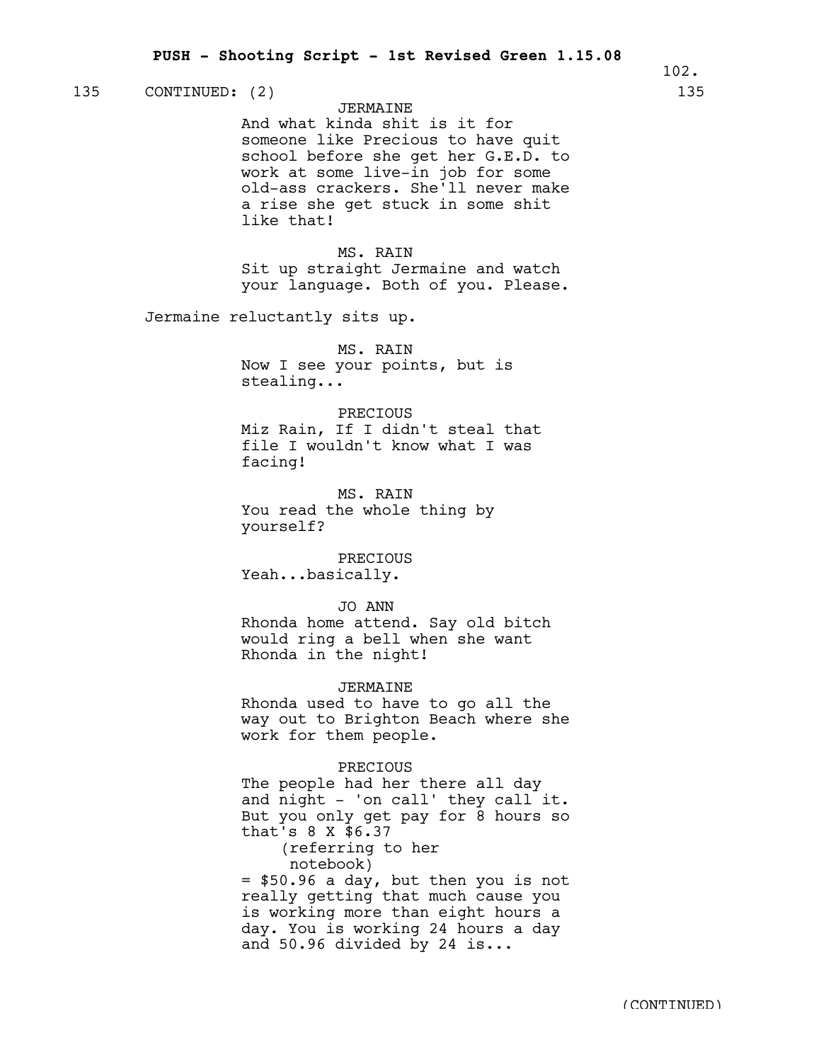135 CONTINUED: (2) 135

JERMAINE
And what kinda shit is it for someone like Precious to have quit school before she get her G.E.D. to work at some live-in job for some old-ass crackers. She'll never make a rise she get stuck in some shit like that!

MS. RAIN
Sit up straight Jermaine and watch your language. Both of you. Please.

Jermaine reluctantly sits up.

MS. RAIN
Now I see your points, but is stealing...

PRECIOUS
Miz Rain, If I didn't steal that file I wouldn't know what I was facing!

MS. RAIN
You read the whole thing by yourself?

PRECIOUS
Yeah...basically.

JO ANN
Rhonda home attend. Say old bitch would ring a bell when she want Rhonda in the night!

JERMAINE
Rhonda used to have to go all the way out to Brighton Beach where she work for them people.

PRECIOUS
The people had her there all day and night - 'on call' they call it. But you only get pay for 8 hours so that's 8 X $6.37
(referring to her notebook)
= $50.96 a day, but then you is not really getting that much cause you is working more than eight hours a day. You is working 24 hours a day and 50.96 divided by 24 is...

(CONTINUED)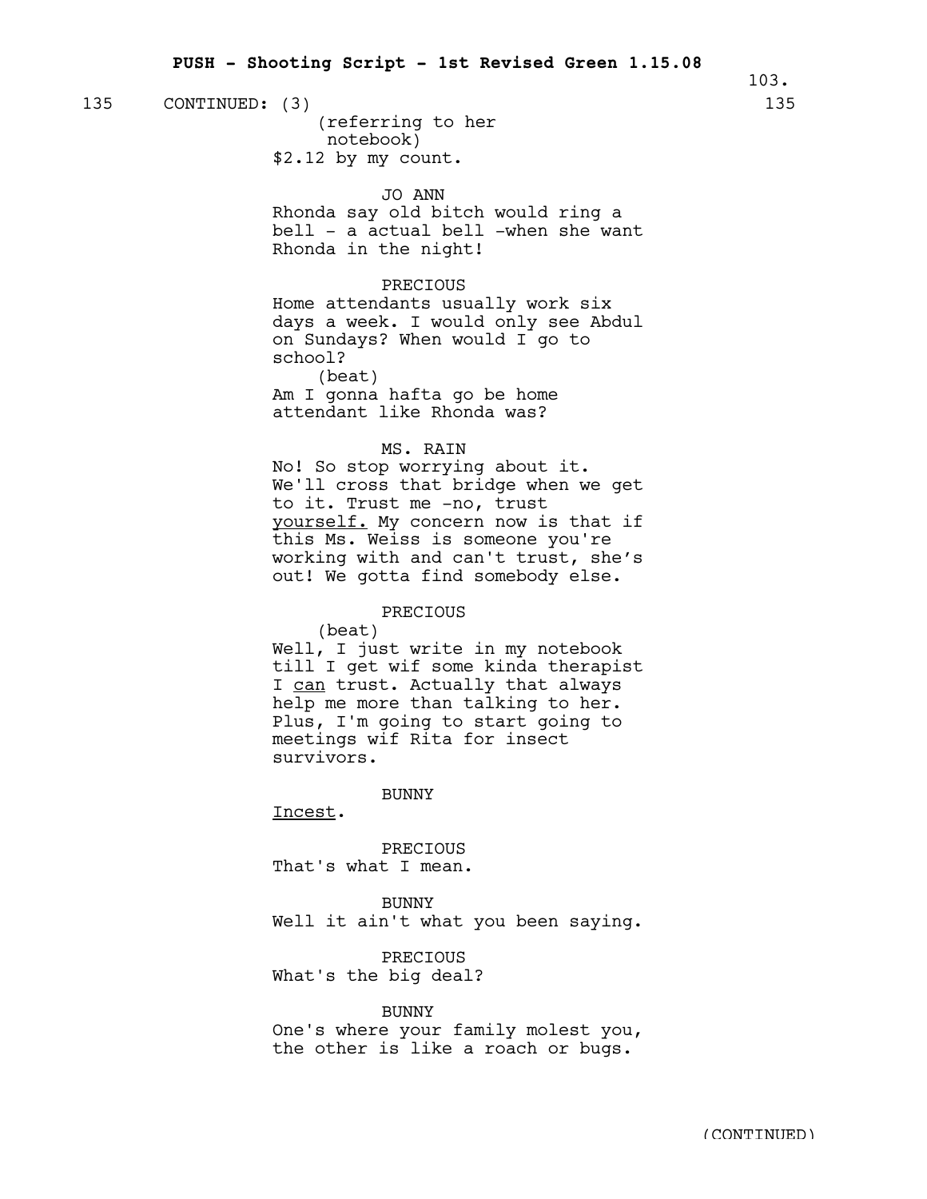135 CONTINUED: (3) 135

(referring to her notebook)
$2.12 by my count.

JO ANN
Rhonda say old bitch would ring a bell - a actual bell -when she want Rhonda in the night!

PRECIOUS
Home attendants usually work six days a week. I would only see Abdul on Sundays? When would I go to school?
(beat)
Am I gonna hafta go be home attendant like Rhonda was?

MS. RAIN
No! So stop worrying about it. We'll cross that bridge when we get to it. Trust me -no, trust yourself. My concern now is that if this Ms. Weiss is someone you're working with and can't trust, she's out! We gotta find somebody else.

PRECIOUS
(beat)
Well, I just write in my notebook till I get wif some kinda therapist I can trust. Actually that always help me more than talking to her. Plus, I'm going to start going to meetings wif Rita for insect survivors.

BUNNY
Incest.

PRECIOUS
That's what I mean.

BUNNY
Well it ain't what you been saying.

PRECIOUS
What's the big deal?

BUNNY
One's where your family molest you, the other is like a roach or bugs.

(CONTINUED)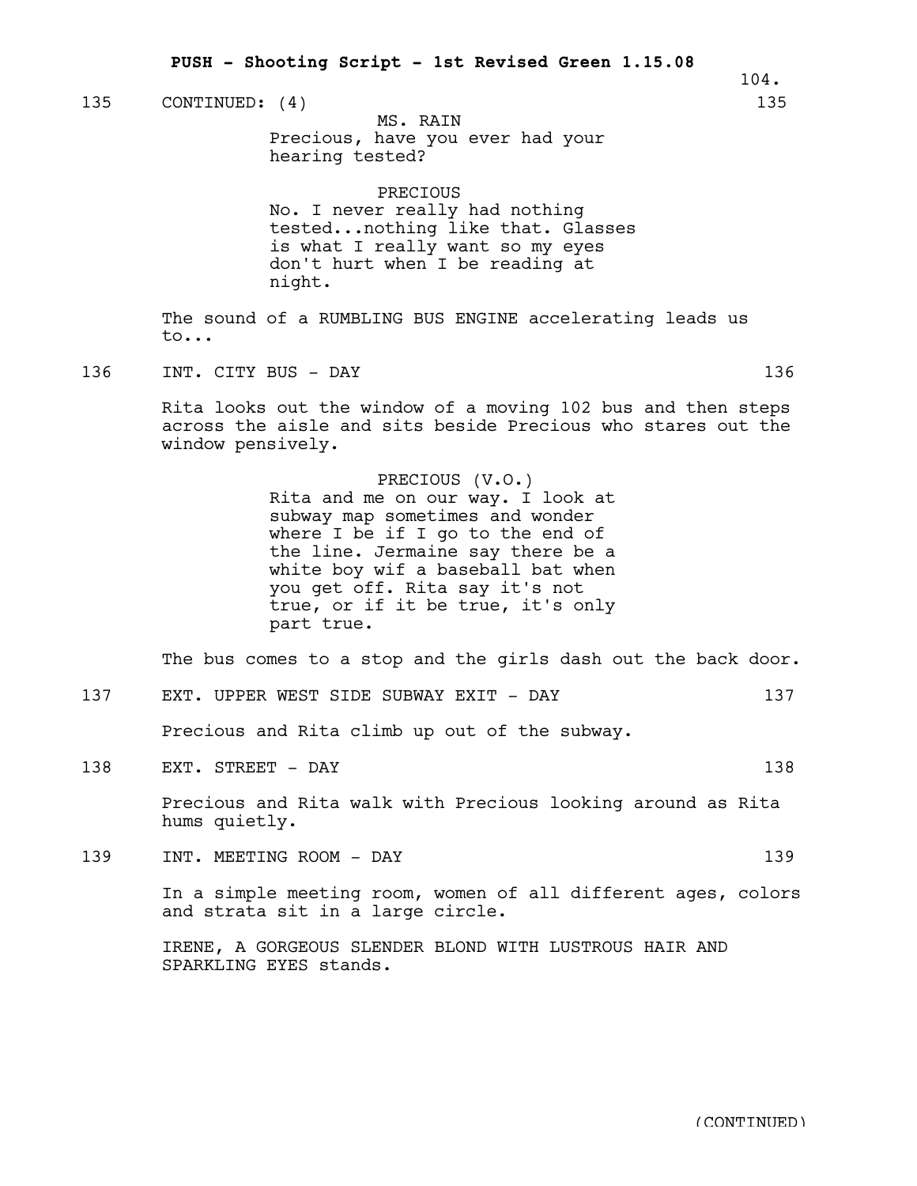135 CONTINUED: (4) 135

MS. RAIN
Precious, have you ever had your hearing tested?

PRECIOUS
No. I never really had nothing tested...nothing like that. Glasses is what I really want so my eyes don't hurt when I be reading at night.

The sound of a RUMBLING BUS ENGINE accelerating leads us to...

136 INT. CITY BUS - DAY 136

Rita looks out the window of a moving 102 bus and then steps across the aisle and sits beside Precious who stares out the window pensively.

PRECIOUS (V.O.)
Rita and me on our way. I look at subway map sometimes and wonder where I be if I go to the end of the line. Jermaine say there be a white boy wif a baseball bat when you get off. Rita say it's not true, or if it be true, it's only part true.

The bus comes to a stop and the girls dash out the back door.

137 EXT. UPPER WEST SIDE SUBWAY EXIT - DAY 137

Precious and Rita climb up out of the subway.

138 EXT. STREET - DAY 138

Precious and Rita walk with Precious looking around as Rita hums quietly.

139 INT. MEETING ROOM - DAY 139

In a simple meeting room, women of all different ages, colors and strata sit in a large circle.

IRENE, A GORGEOUS SLENDER BLOND WITH LUSTROUS HAIR AND SPARKLING EYES stands.

(CONTINUED)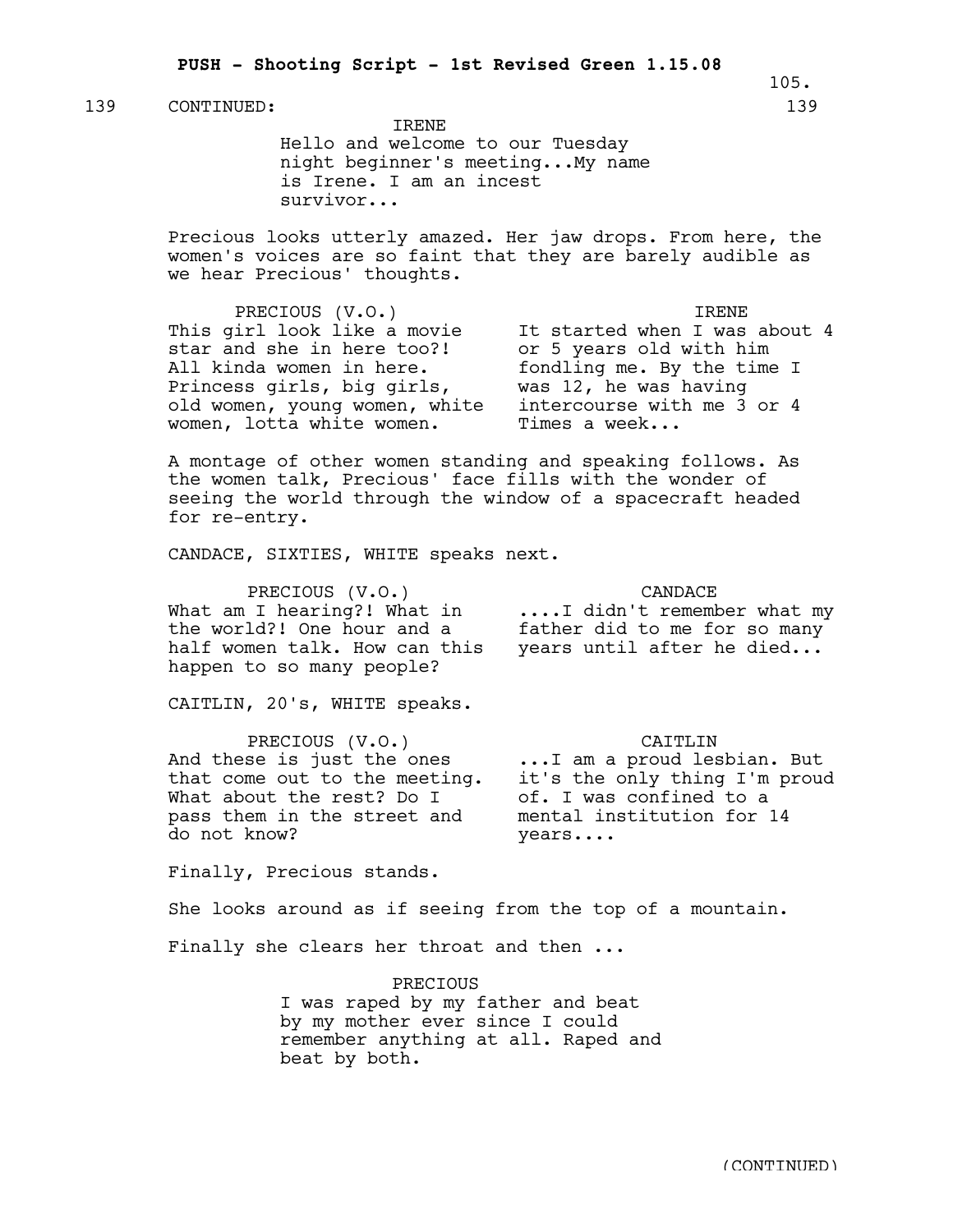139 CONTINUED: 139

IRENE
Hello and welcome to our Tuesday night beginner's meeting...My name is Irene. I am an incest survivor...

Precious looks utterly amazed. Her jaw drops. From here, the women's voices are so faint that they are barely audible as we hear Precious' thoughts.

PRECIOUS (V.O.)
This girl look like a movie star and she in here too?! All kinda women in here. Princess girls, big girls, old women, young women, white women, lotta white women.

IRENE
It started when I was about 4 or 5 years old with him fondling me. By the time I was 12, he was having intercourse with me 3 or 4 Times a week...

A montage of other women standing and speaking follows. As the women talk, Precious' face fills with the wonder of seeing the world through the window of a spacecraft headed for re-entry.

CANDACE, SIXTIES, WHITE speaks next.

PRECIOUS (V.O.)
What am I hearing?! What in the world?! One hour and a half women talk. How can this happen to so many people?

CANDACE
....I didn't remember what my father did to me for so many years until after he died...

CAITLIN, 20's, WHITE speaks.

PRECIOUS (V.O.)
And these is just the ones that come out to the meeting. What about the rest? Do I pass them in the street and do not know?

CAITLIN
...I am a proud lesbian. But it's the only thing I'm proud of. I was confined to a mental institution for 14 years....

Finally, Precious stands.

She looks around as if seeing from the top of a mountain.

Finally she clears her throat and then ...

PRECIOUS
I was raped by my father and beat by my mother ever since I could remember anything at all. Raped and beat by both.

(CONTINUED)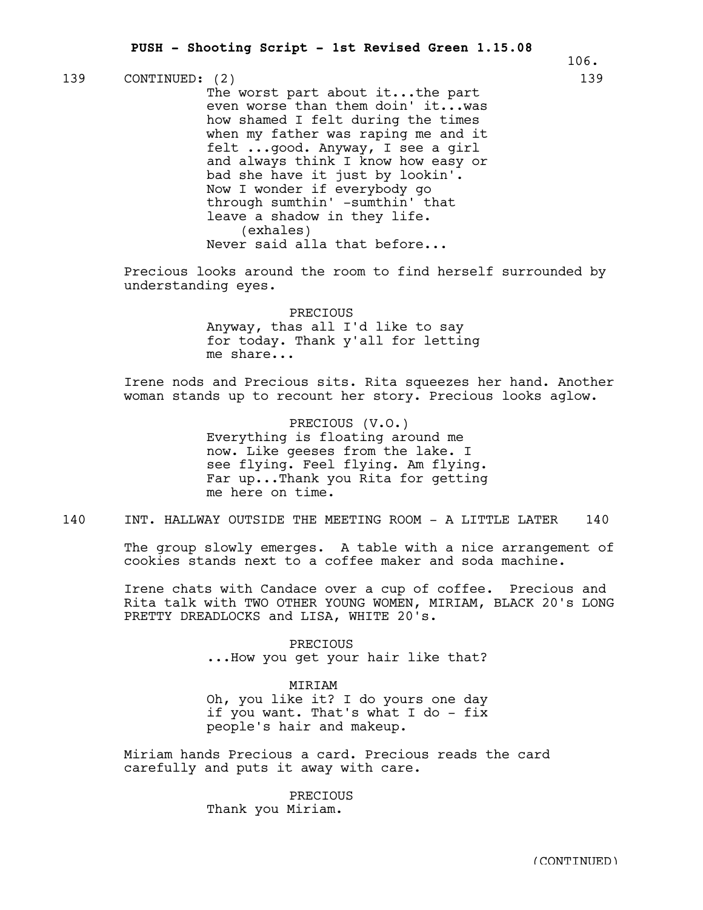139 CONTINUED: (2) 139

The worst part about it...the part even worse than them doin' it...was how shamed I felt during the times when my father was raping me and it felt ...good. Anyway, I see a girl and always think I know how easy or bad she have it just by lookin'. Now I wonder if everybody go through sumthin' -sumthin' that leave a shadow in they life.
(exhales)
Never said alla that before...

Precious looks around the room to find herself surrounded by understanding eyes.

PRECIOUS
Anyway, thas all I'd like to say for today. Thank y'all for letting me share...

Irene nods and Precious sits. Rita squeezes her hand. Another woman stands up to recount her story. Precious looks aglow.

PRECIOUS (V.O.)
Everything is floating around me now. Like geeses from the lake. I see flying. Feel flying. Am flying. Far up...Thank you Rita for getting me here on time.

140 INT. HALLWAY OUTSIDE THE MEETING ROOM - A LITTLE LATER 140

The group slowly emerges. A table with a nice arrangement of cookies stands next to a coffee maker and soda machine.

Irene chats with Candace over a cup of coffee. Precious and Rita talk with TWO OTHER YOUNG WOMEN, MIRIAM, BLACK 20's LONG PRETTY DREADLOCKS and LISA, WHITE 20's.

PRECIOUS
...How you get your hair like that?

MIRIAM
Oh, you like it? I do yours one day if you want. That's what I do - fix people's hair and makeup.

Miriam hands Precious a card. Precious reads the card carefully and puts it away with care.

PRECIOUS
Thank you Miriam.

(CONTINUED)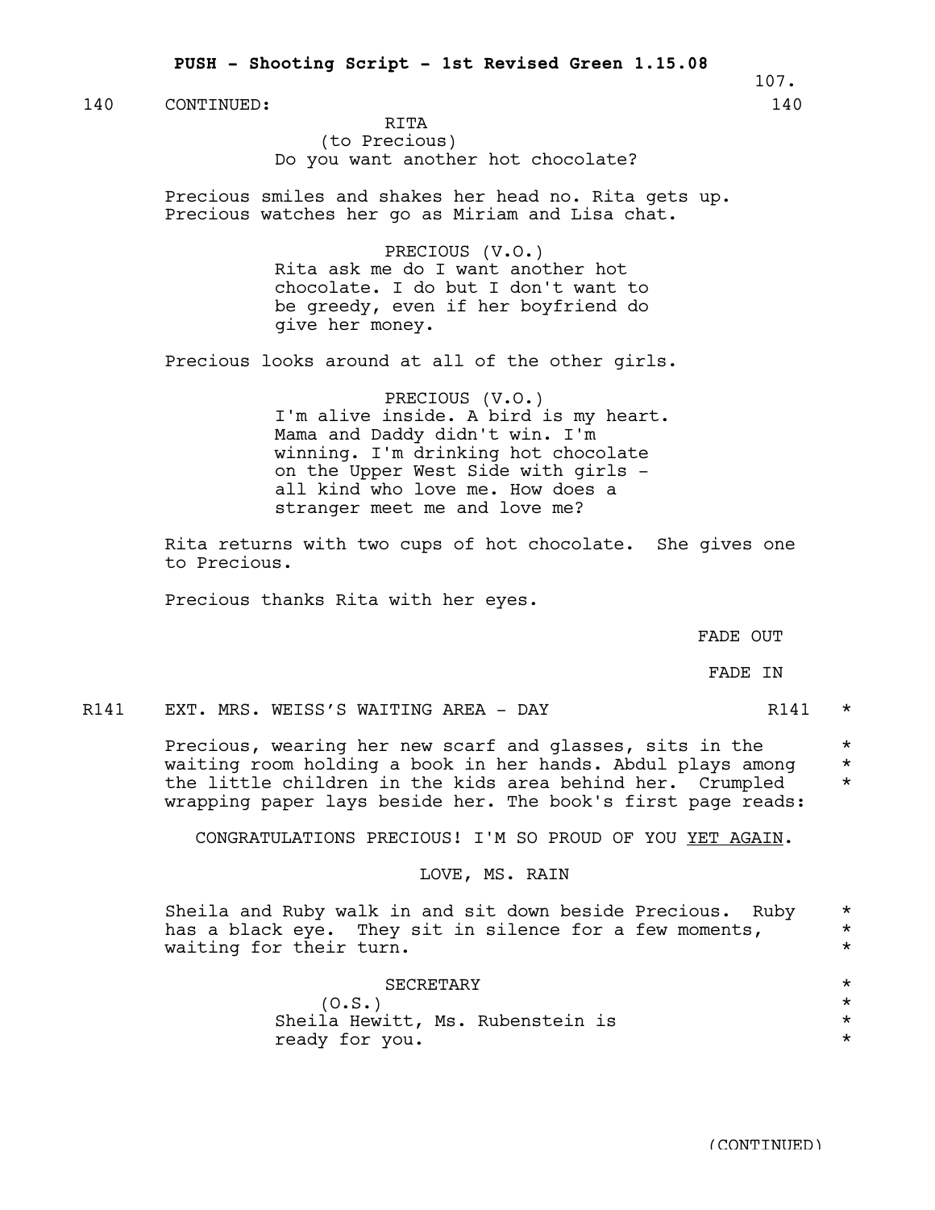140 CONTINUED: 140

RITA
(to Precious)
Do you want another hot chocolate?

Precious smiles and shakes her head no. Rita gets up. Precious watches her go as Miriam and Lisa chat.

PRECIOUS (V.O.)
Rita ask me do I want another hot chocolate. I do but I don't want to be greedy, even if her boyfriend do give her money.

Precious looks around at all of the other girls.

PRECIOUS (V.O.)
I'm alive inside. A bird is my heart. Mama and Daddy didn't win. I'm winning. I'm drinking hot chocolate on the Upper West Side with girls - all kind who love me. How does a stranger meet me and love me?

Rita returns with two cups of hot chocolate. She gives one to Precious.

Precious thanks Rita with her eyes.

FADE OUT

FADE IN

R141 EXT. MRS. WEISS'S WAITING AREA - DAY R141 *

Precious, wearing her new scarf and glasses, sits in the waiting room holding a book in her hands. Abdul plays among the little children in the kids area behind her. Crumpled wrapping paper lays beside her. The book's first page reads: * * *

CONGRATULATIONS PRECIOUS! I'M SO PROUD OF YOU YET AGAIN.

LOVE, MS. RAIN

Sheila and Ruby walk in and sit down beside Precious. Ruby has a black eye. They sit in silence for a few moments, waiting for their turn. * * *

SECRETARY *
(O.S.) *
Sheila Hewitt, Ms. Rubenstein is ready for you. * *

(CONTINUED)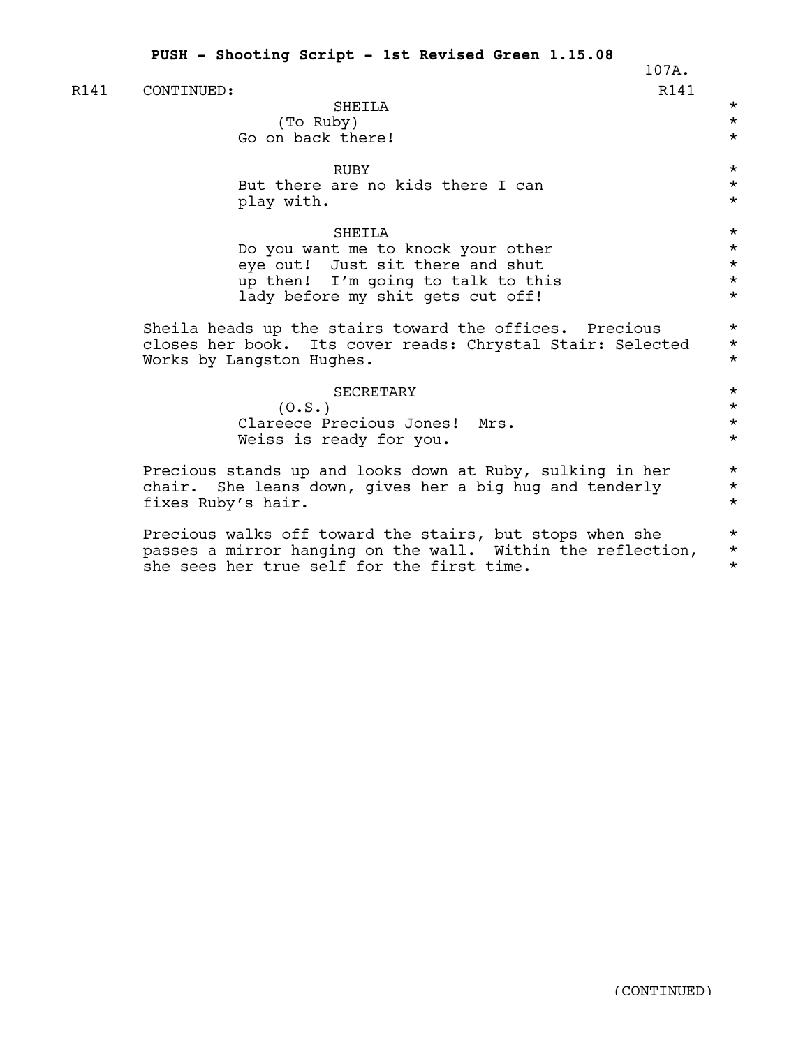R141 CONTINUED: R141

SHEILA
(To Ruby)
Go on back there!

RUBY
But there are no kids there I can play with.

SHEILA
Do you want me to knock your other eye out! Just sit there and shut up then! I'm going to talk to this lady before my shit gets cut off!

Sheila heads up the stairs toward the offices. Precious closes her book. Its cover reads: Chrystal Stair: Selected Works by Langston Hughes.

SECRETARY
(O.S.)
Clareece Precious Jones! Mrs. Weiss is ready for you.

Precious stands up and looks down at Ruby, sulking in her chair. She leans down, gives her a big hug and tenderly fixes Ruby's hair.

Precious walks off toward the stairs, but stops when she passes a mirror hanging on the wall. Within the reflection, she sees her true self for the first time.

(CONTINUED)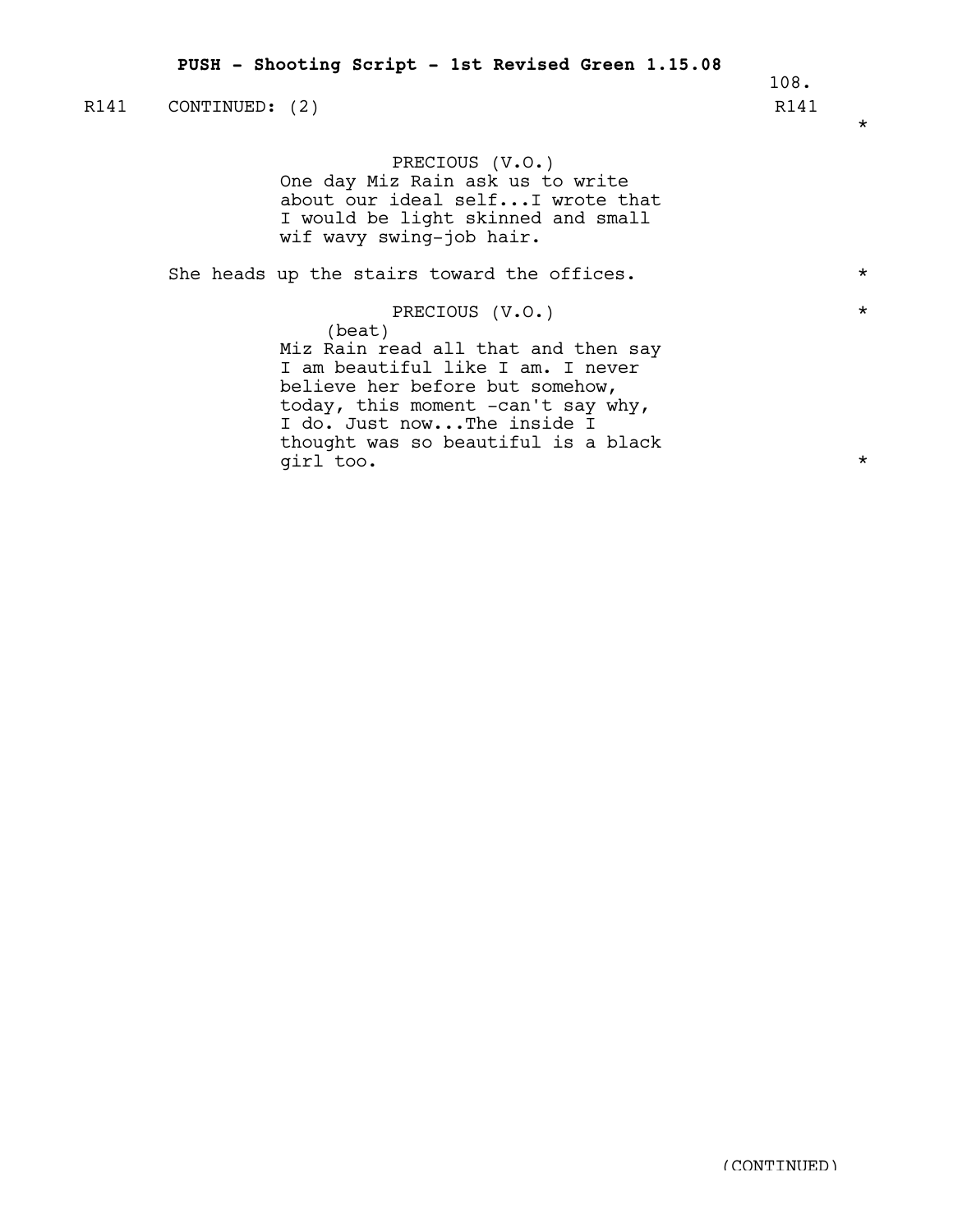R141 CONTINUED: (2) R141

PRECIOUS (V.O.)
One day Miz Rain ask us to write about our ideal self...I wrote that I would be light skinned and small wif wavy swing-job hair.

She heads up the stairs toward the offices.

PRECIOUS (V.O.)
(beat)
Miz Rain read all that and then say I am beautiful like I am. I never believe her before but somehow, today, this moment -can't say why, I do. Just now...The inside I thought was so beautiful is a black girl too.

(CONTINUED)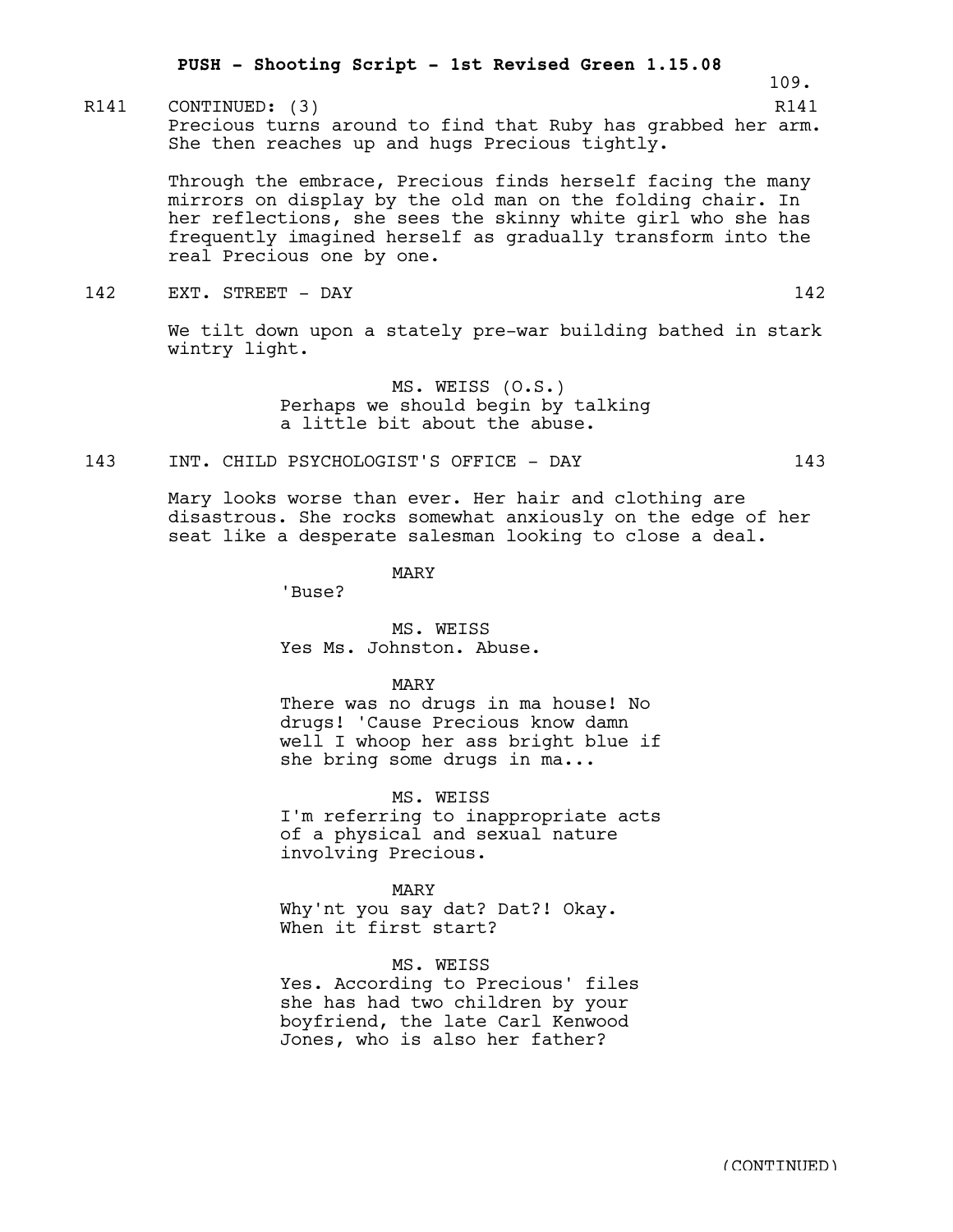R141 CONTINUED: (3) R141

Precious turns around to find that Ruby has grabbed her arm. She then reaches up and hugs Precious tightly.

Through the embrace, Precious finds herself facing the many mirrors on display by the old man on the folding chair. In her reflections, she sees the skinny white girl who she has frequently imagined herself as gradually transform into the real Precious one by one.

142 EXT. STREET - DAY 142

We tilt down upon a stately pre-war building bathed in stark wintry light.

MS. WEISS (O.S.)
Perhaps we should begin by talking a little bit about the abuse.

143 INT. CHILD PSYCHOLOGIST'S OFFICE - DAY 143

Mary looks worse than ever. Her hair and clothing are disastrous. She rocks somewhat anxiously on the edge of her seat like a desperate salesman looking to close a deal.

MARY
'Buse?

MS. WEISS
Yes Ms. Johnston. Abuse.

MARY
There was no drugs in ma house! No drugs! 'Cause Precious know damn well I whoop her ass bright blue if she bring some drugs in ma...

MS. WEISS
I'm referring to inappropriate acts of a physical and sexual nature involving Precious.

MARY
Why'nt you say dat? Dat?! Okay. When it first start?

MS. WEISS
Yes. According to Precious' files she has had two children by your boyfriend, the late Carl Kenwood Jones, who is also her father?

(CONTINUED)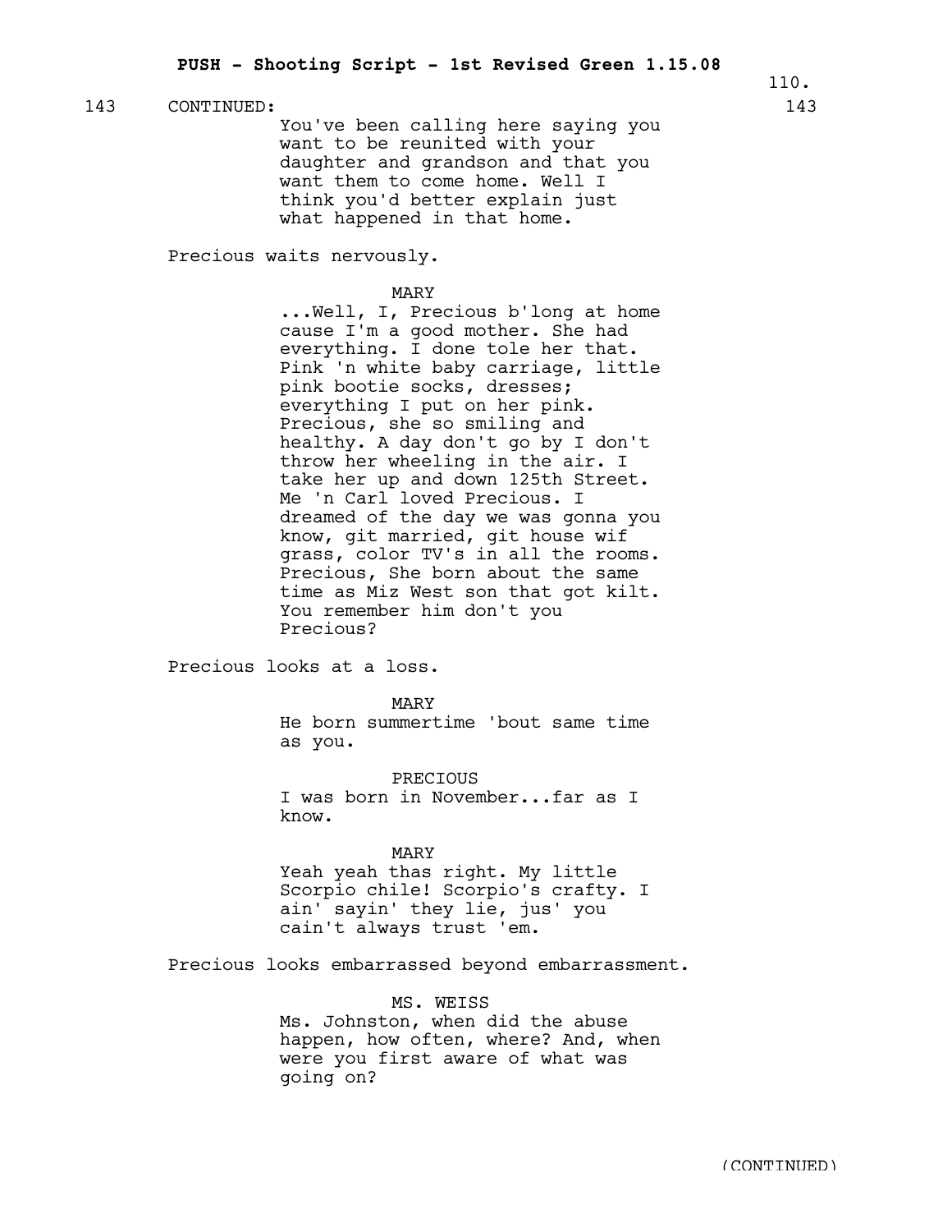143 CONTINUED: 143

You've been calling here saying you want to be reunited with your daughter and grandson and that you want them to come home. Well I think you'd better explain just what happened in that home.

Precious waits nervously.

MARY

...Well, I, Precious b'long at home cause I'm a good mother. She had everything. I done tole her that. Pink 'n white baby carriage, little pink bootie socks, dresses; everything I put on her pink. Precious, she so smiling and healthy. A day don't go by I don't throw her wheeling in the air. I take her up and down 125th Street. Me 'n Carl loved Precious. I dreamed of the day we was gonna you know, git married, git house wif grass, color TV's in all the rooms. Precious, She born about the same time as Miz West son that got kilt. You remember him don't you Precious?

Precious looks at a loss.

MARY

He born summertime 'bout same time as you.

PRECIOUS

I was born in November...far as I know.

MARY

Yeah yeah thas right. My little Scorpio chile! Scorpio's crafty. I ain' sayin' they lie, jus' you cain't always trust 'em.

Precious looks embarrassed beyond embarrassment.

MS. WEISS

Ms. Johnston, when did the abuse happen, how often, where? And, when were you first aware of what was going on?

(CONTINUED)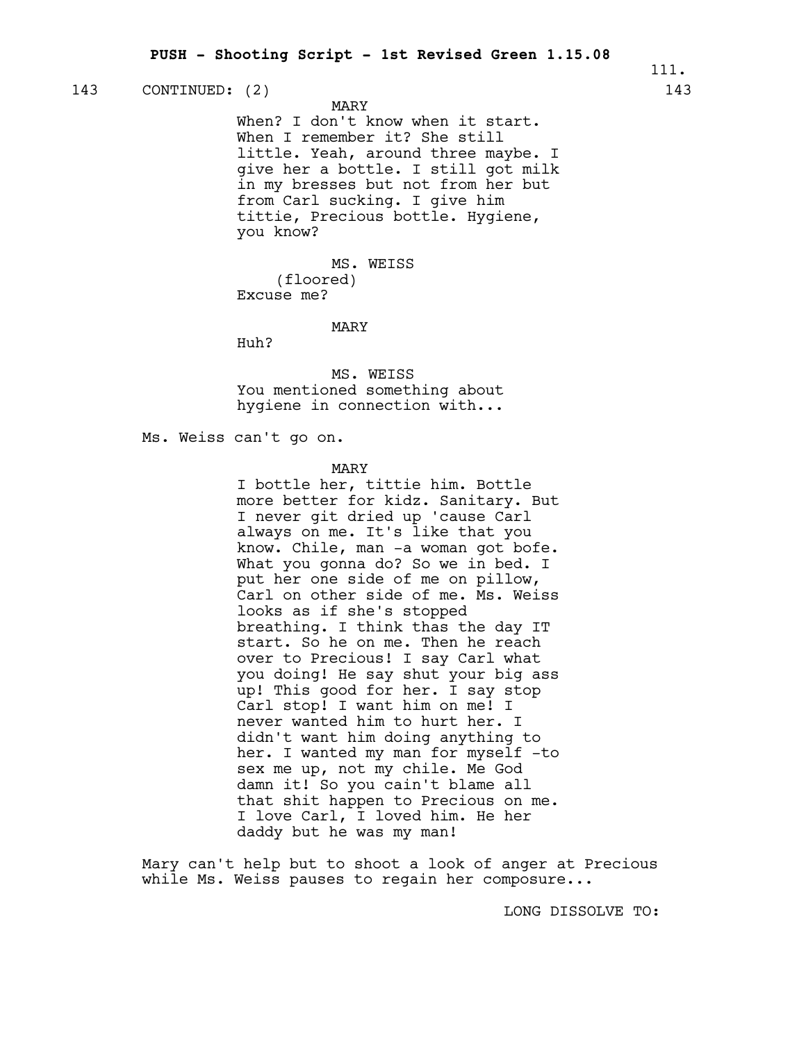143 CONTINUED: (2) 143

MARY
When? I don't know when it start. When I remember it? She still little. Yeah, around three maybe. I give her a bottle. I still got milk in my bresses but not from her but from Carl sucking. I give him tittie, Precious bottle. Hygiene, you know?

MS. WEISS
(floored)
Excuse me?

MARY
Huh?

MS. WEISS
You mentioned something about hygiene in connection with...

Ms. Weiss can't go on.

MARY
I bottle her, tittie him. Bottle more better for kidz. Sanitary. But I never git dried up 'cause Carl always on me. It's like that you know. Chile, man -a woman got bofe. What you gonna do? So we in bed. I put her one side of me on pillow, Carl on other side of me. Ms. Weiss looks as if she's stopped breathing. I think thas the day IT start. So he on me. Then he reach over to Precious! I say Carl what you doing! He say shut your big ass up! This good for her. I say stop Carl stop! I want him on me! I never wanted him to hurt her. I didn't want him doing anything to her. I wanted my man for myself -to sex me up, not my chile. Me God damn it! So you cain't blame all that shit happen to Precious on me. I love Carl, I loved him. He her daddy but he was my man!

Mary can't help but to shoot a look of anger at Precious while Ms. Weiss pauses to regain her composure...

LONG DISSOLVE TO: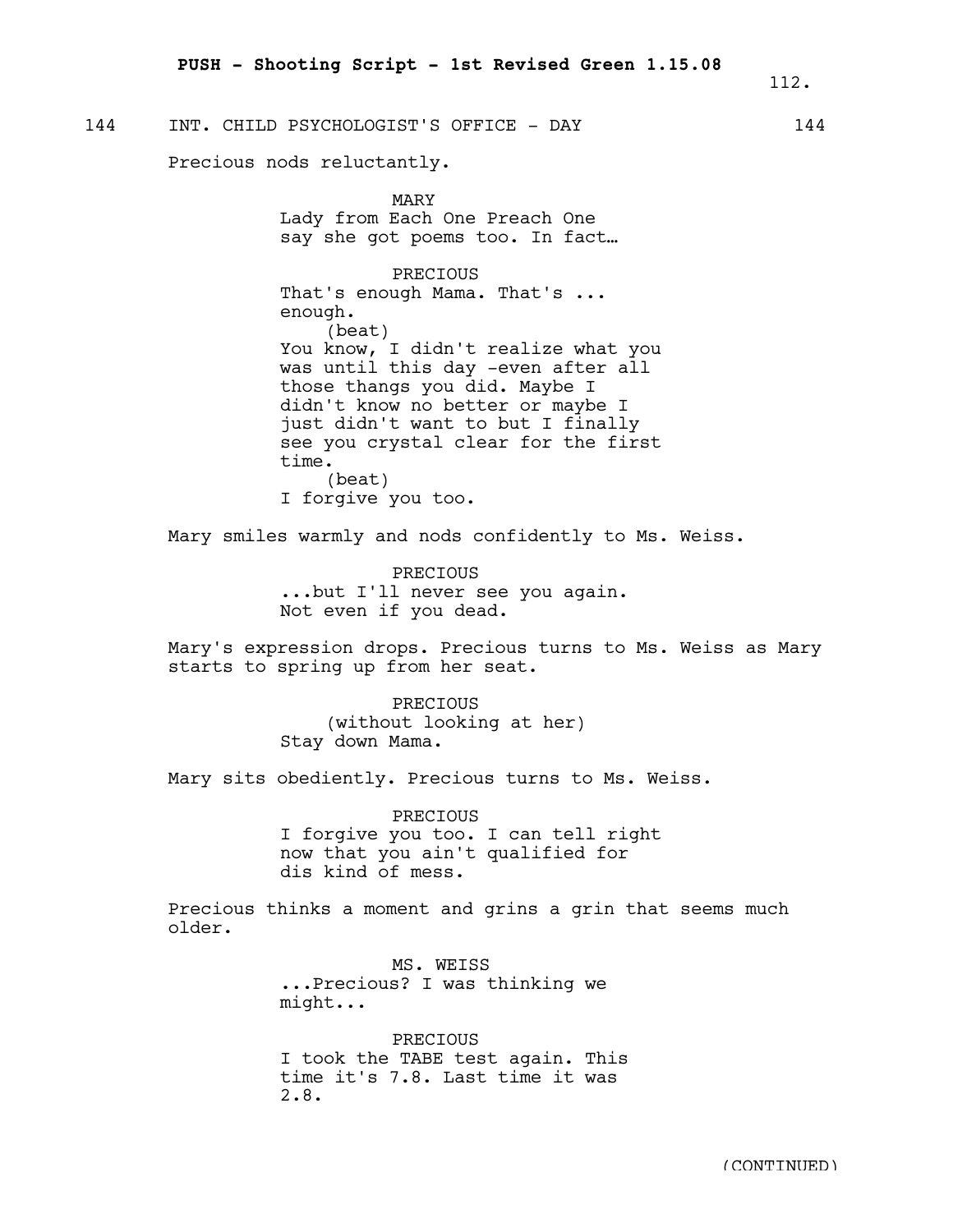144 INT. CHILD PSYCHOLOGIST'S OFFICE - DAY 144

Precious nods reluctantly.

MARY
Lady from Each One Preach One say she got poems too. In fact…

PRECIOUS
That's enough Mama. That's ... enough.
(beat)
You know, I didn't realize what you was until this day -even after all those thangs you did. Maybe I didn't know no better or maybe I just didn't want to but I finally see you crystal clear for the first time.
(beat)
I forgive you too.

Mary smiles warmly and nods confidently to Ms. Weiss.

PRECIOUS
...but I'll never see you again. Not even if you dead.

Mary's expression drops. Precious turns to Ms. Weiss as Mary starts to spring up from her seat.

PRECIOUS
(without looking at her)
Stay down Mama.

Mary sits obediently. Precious turns to Ms. Weiss.

PRECIOUS
I forgive you too. I can tell right now that you ain't qualified for dis kind of mess.

Precious thinks a moment and grins a grin that seems much older.

MS. WEISS
...Precious? I was thinking we might...

PRECIOUS
I took the TABE test again. This time it's 7.8. Last time it was 2.8.

(CONTINUED)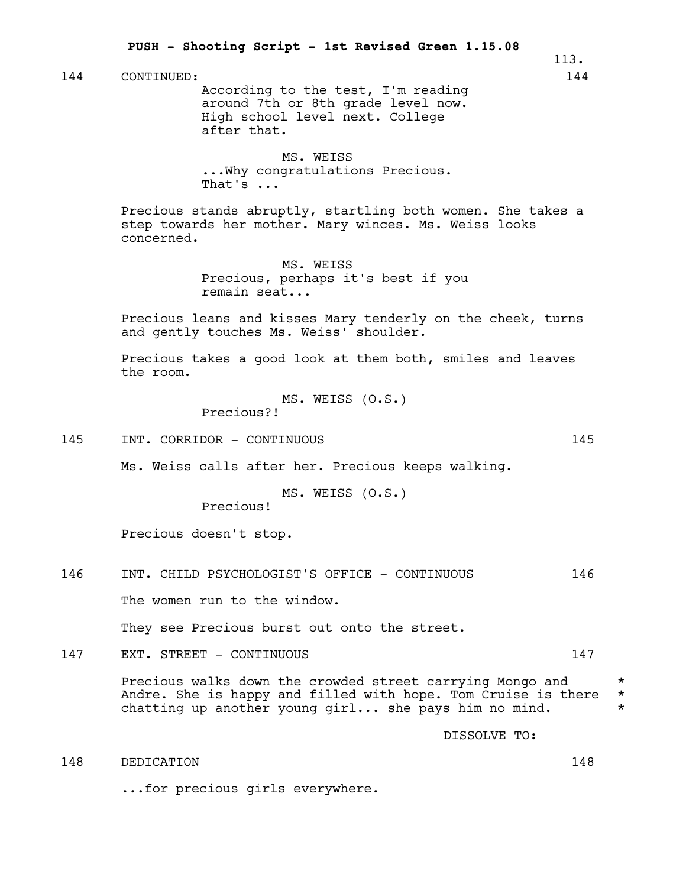144 CONTINUED: 144

According to the test, I'm reading around 7th or 8th grade level now. High school level next. College after that.

MS. WEISS

...Why congratulations Precious. That's ...

Precious stands abruptly, startling both women. She takes a step towards her mother. Mary winces. Ms. Weiss looks concerned.

MS. WEISS

Precious, perhaps it's best if you remain seat...

Precious leans and kisses Mary tenderly on the cheek, turns and gently touches Ms. Weiss' shoulder.

Precious takes a good look at them both, smiles and leaves the room.

MS. WEISS (O.S.)

Precious?!

145 INT. CORRIDOR - CONTINUOUS 145

Ms. Weiss calls after her. Precious keeps walking.

MS. WEISS (O.S.)

Precious!

Precious doesn't stop.

146 INT. CHILD PSYCHOLOGIST'S OFFICE - CONTINUOUS 146

The women run to the window.

They see Precious burst out onto the street.

147 EXT. STREET - CONTINUOUS 147

Precious walks down the crowded street carrying Mongo and Andre. She is happy and filled with hope. Tom Cruise is there chatting up another young girl... she pays him no mind. *

DISSOLVE TO:

148 DEDICATION 148

...for precious girls everywhere.